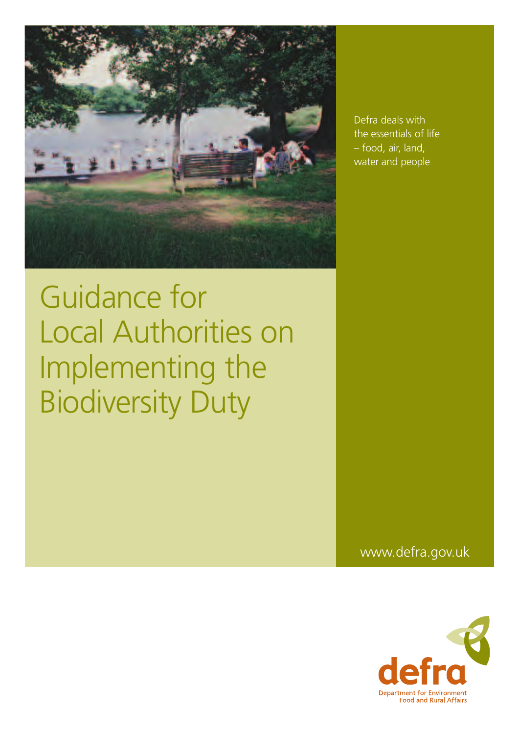# Guidance for Local Authorities on Implementing the Biodiversity Duty

Defra deals with the essentials of life – food, air, land, water and people

www.defra.gov.uk

defra

Department for Environment Food and Rural Affairs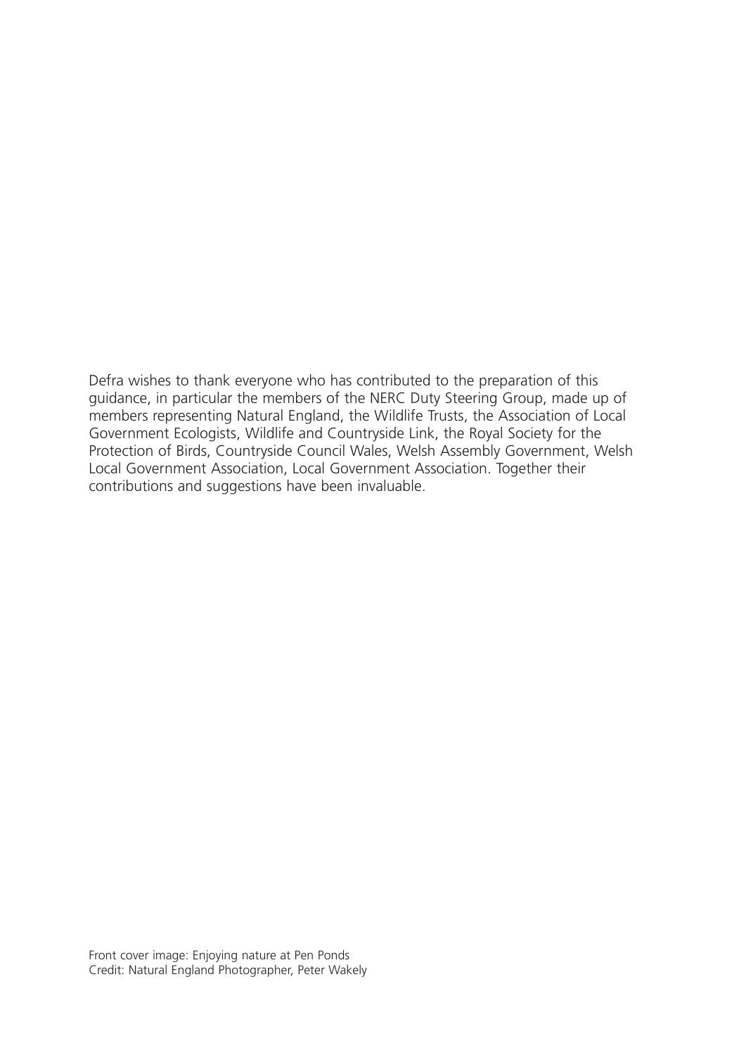Defra wishes to thank everyone who has contributed to the preparation of this guidance, in particular the members of the NERC Duty Steering Group, made up of members representing Natural England, the Wildlife Trusts, the Association of Local Government Ecologists, Wildlife and Countryside Link, the Royal Society for the Protection of Birds, Countryside Council Wales, Welsh Assembly Government, Welsh Local Government Association, Local Government Association. Together their contributions and suggestions have been invaluable.

Front cover image: Enjoying nature at Pen Ponds
Credit: Natural England Photographer, Peter Wakely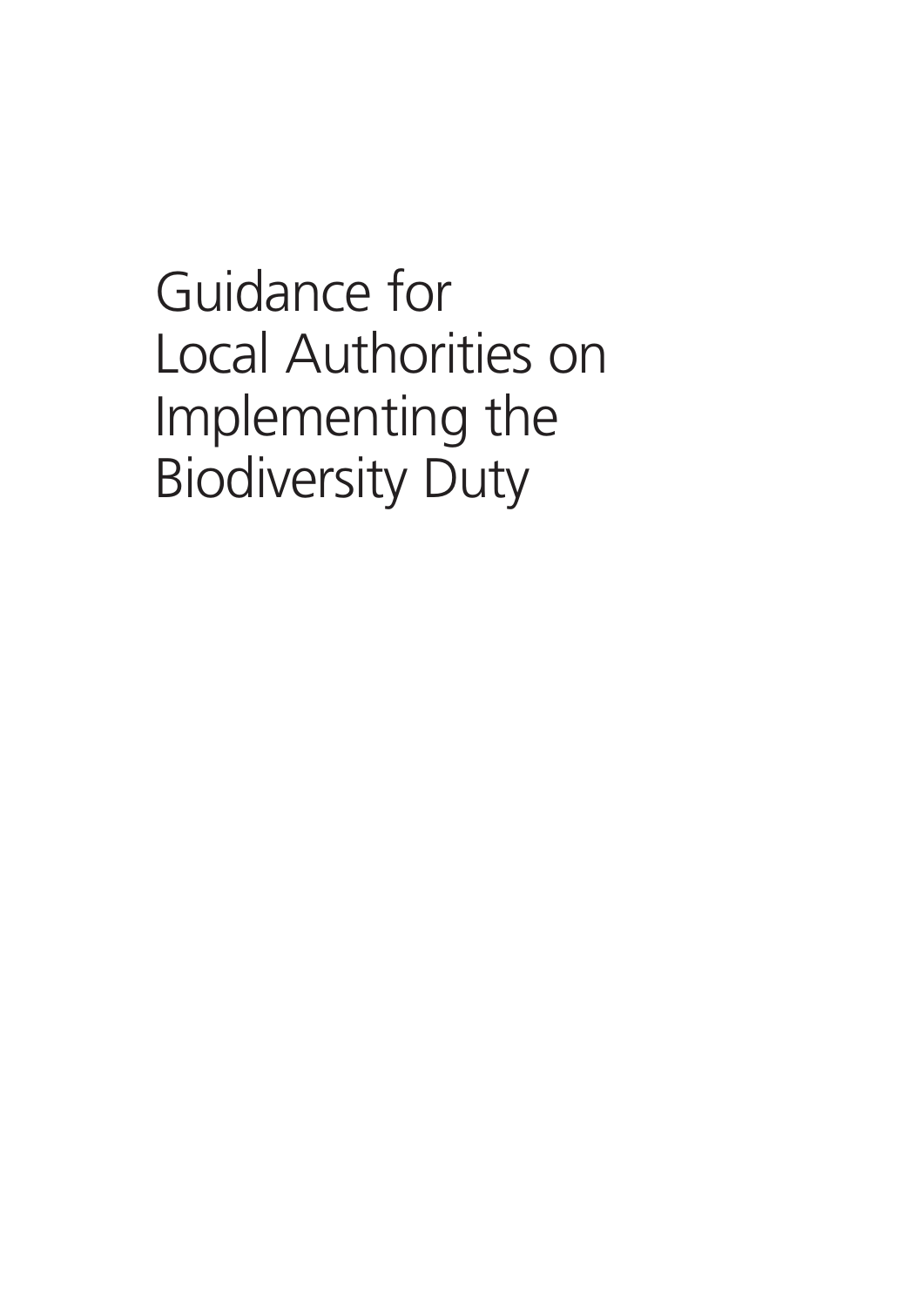# Guidance for Local Authorities on Implementing the Biodiversity Duty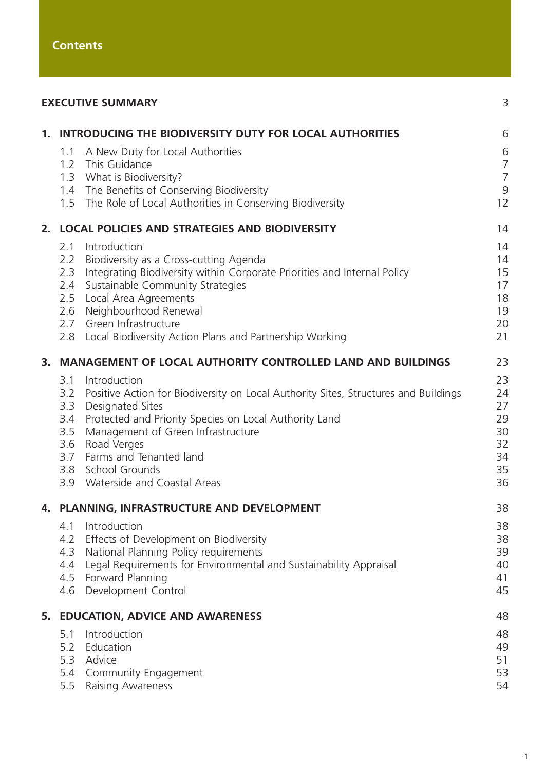# Contents

| | |
|---|---|
| **EXECUTIVE SUMMARY** | 3 |
| **1. INTRODUCING THE BIODIVERSITY DUTY FOR LOCAL AUTHORITIES** | 6 |
| 1.1 A New Duty for Local Authorities | 6 |
| 1.2 This Guidance | 7 |
| 1.3 What is Biodiversity? | 7 |
| 1.4 The Benefits of Conserving Biodiversity | 9 |
| 1.5 The Role of Local Authorities in Conserving Biodiversity | 12 |
| **2. LOCAL POLICIES AND STRATEGIES AND BIODIVERSITY** | 14 |
| 2.1 Introduction | 14 |
| 2.2 Biodiversity as a Cross-cutting Agenda | 14 |
| 2.3 Integrating Biodiversity within Corporate Priorities and Internal Policy | 15 |
| 2.4 Sustainable Community Strategies | 17 |
| 2.5 Local Area Agreements | 18 |
| 2.6 Neighbourhood Renewal | 19 |
| 2.7 Green Infrastructure | 20 |
| 2.8 Local Biodiversity Action Plans and Partnership Working | 21 |
| **3. MANAGEMENT OF LOCAL AUTHORITY CONTROLLED LAND AND BUILDINGS** | 23 |
| 3.1 Introduction | 23 |
| 3.2 Positive Action for Biodiversity on Local Authority Sites, Structures and Buildings | 24 |
| 3.3 Designated Sites | 27 |
| 3.4 Protected and Priority Species on Local Authority Land | 29 |
| 3.5 Management of Green Infrastructure | 30 |
| 3.6 Road Verges | 32 |
| 3.7 Farms and Tenanted land | 34 |
| 3.8 School Grounds | 35 |
| 3.9 Waterside and Coastal Areas | 36 |
| **4. PLANNING, INFRASTRUCTURE AND DEVELOPMENT** | 38 |
| 4.1 Introduction | 38 |
| 4.2 Effects of Development on Biodiversity | 38 |
| 4.3 National Planning Policy requirements | 39 |
| 4.4 Legal Requirements for Environmental and Sustainability Appraisal | 40 |
| 4.5 Forward Planning | 41 |
| 4.6 Development Control | 45 |
| **5. EDUCATION, ADVICE AND AWARENESS** | 48 |
| 5.1 Introduction | 48 |
| 5.2 Education | 49 |
| 5.3 Advice | 51 |
| 5.4 Community Engagement | 53 |
| 5.5 Raising Awareness | 54 |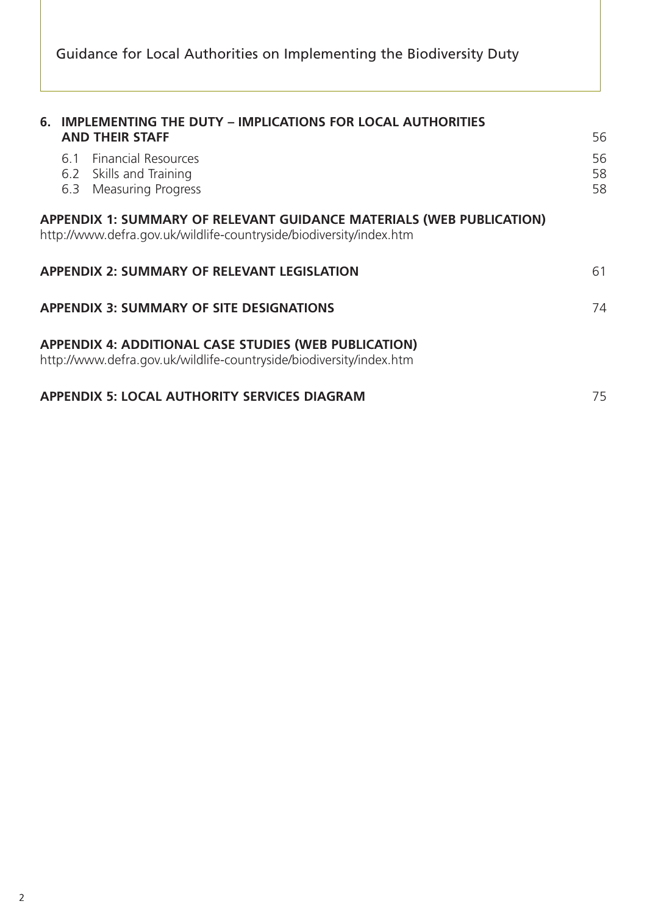**6. IMPLEMENTING THE DUTY – IMPLICATIONS FOR LOCAL AUTHORITIES AND THEIR STAFF** 56

- 6.1 Financial Resources 56
- 6.2 Skills and Training 58
- 6.3 Measuring Progress 58

**APPENDIX 1: SUMMARY OF RELEVANT GUIDANCE MATERIALS (WEB PUBLICATION)**
http://www.defra.gov.uk/wildlife-countryside/biodiversity/index.htm

**APPENDIX 2: SUMMARY OF RELEVANT LEGISLATION** 61

**APPENDIX 3: SUMMARY OF SITE DESIGNATIONS** 74

**APPENDIX 4: ADDITIONAL CASE STUDIES (WEB PUBLICATION)**
http://www.defra.gov.uk/wildlife-countryside/biodiversity/index.htm

**APPENDIX 5: LOCAL AUTHORITY SERVICES DIAGRAM** 75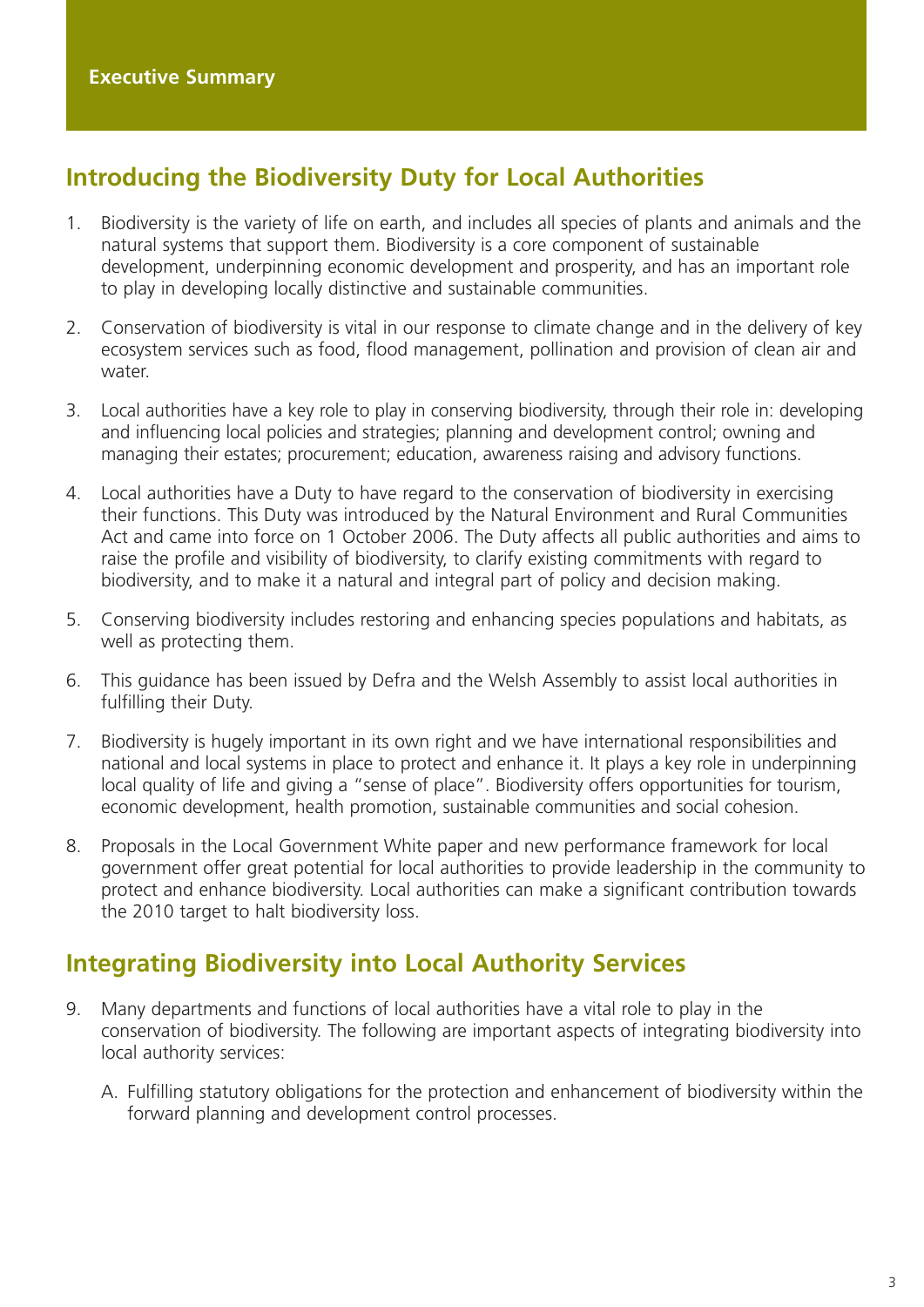**Executive Summary**

## Introducing the Biodiversity Duty for Local Authorities

1. Biodiversity is the variety of life on earth, and includes all species of plants and animals and the natural systems that support them. Biodiversity is a core component of sustainable development, underpinning economic development and prosperity, and has an important role to play in developing locally distinctive and sustainable communities.

2. Conservation of biodiversity is vital in our response to climate change and in the delivery of key ecosystem services such as food, flood management, pollination and provision of clean air and water.

3. Local authorities have a key role to play in conserving biodiversity, through their role in: developing and influencing local policies and strategies; planning and development control; owning and managing their estates; procurement; education, awareness raising and advisory functions.

4. Local authorities have a Duty to have regard to the conservation of biodiversity in exercising their functions. This Duty was introduced by the Natural Environment and Rural Communities Act and came into force on 1 October 2006. The Duty affects all public authorities and aims to raise the profile and visibility of biodiversity, to clarify existing commitments with regard to biodiversity, and to make it a natural and integral part of policy and decision making.

5. Conserving biodiversity includes restoring and enhancing species populations and habitats, as well as protecting them.

6. This guidance has been issued by Defra and the Welsh Assembly to assist local authorities in fulfilling their Duty.

7. Biodiversity is hugely important in its own right and we have international responsibilities and national and local systems in place to protect and enhance it. It plays a key role in underpinning local quality of life and giving a "sense of place". Biodiversity offers opportunities for tourism, economic development, health promotion, sustainable communities and social cohesion.

8. Proposals in the Local Government White paper and new performance framework for local government offer great potential for local authorities to provide leadership in the community to protect and enhance biodiversity. Local authorities can make a significant contribution towards the 2010 target to halt biodiversity loss.

## Integrating Biodiversity into Local Authority Services

9. Many departments and functions of local authorities have a vital role to play in the conservation of biodiversity. The following are important aspects of integrating biodiversity into local authority services:

   A. Fulfilling statutory obligations for the protection and enhancement of biodiversity within the forward planning and development control processes.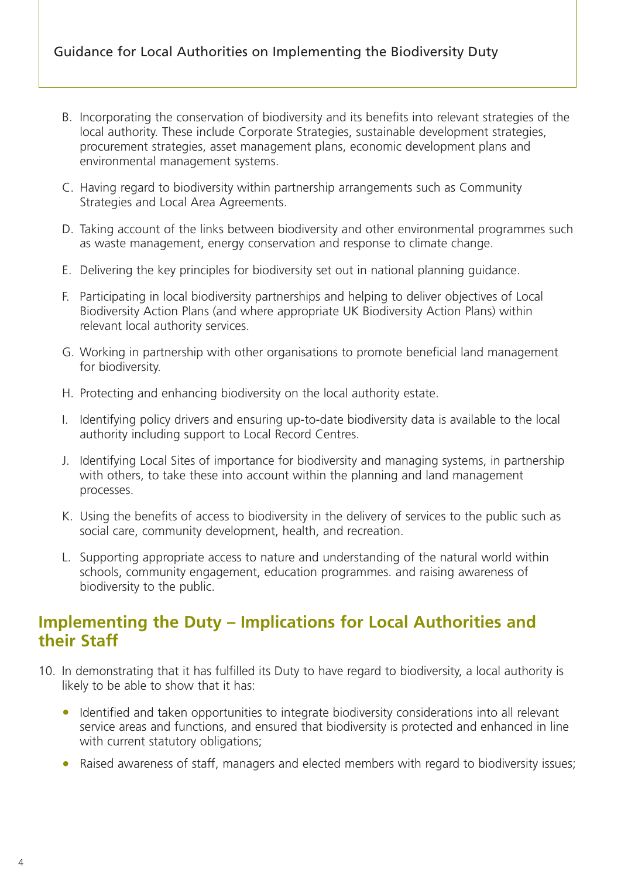B. Incorporating the conservation of biodiversity and its benefits into relevant strategies of the local authority. These include Corporate Strategies, sustainable development strategies, procurement strategies, asset management plans, economic development plans and environmental management systems.

C. Having regard to biodiversity within partnership arrangements such as Community Strategies and Local Area Agreements.

D. Taking account of the links between biodiversity and other environmental programmes such as waste management, energy conservation and response to climate change.

E. Delivering the key principles for biodiversity set out in national planning guidance.

F. Participating in local biodiversity partnerships and helping to deliver objectives of Local Biodiversity Action Plans (and where appropriate UK Biodiversity Action Plans) within relevant local authority services.

G. Working in partnership with other organisations to promote beneficial land management for biodiversity.

H. Protecting and enhancing biodiversity on the local authority estate.

I. Identifying policy drivers and ensuring up-to-date biodiversity data is available to the local authority including support to Local Record Centres.

J. Identifying Local Sites of importance for biodiversity and managing systems, in partnership with others, to take these into account within the planning and land management processes.

K. Using the benefits of access to biodiversity in the delivery of services to the public such as social care, community development, health, and recreation.

L. Supporting appropriate access to nature and understanding of the natural world within schools, community engagement, education programmes. and raising awareness of biodiversity to the public.

## Implementing the Duty – Implications for Local Authorities and their Staff

10. In demonstrating that it has fulfilled its Duty to have regard to biodiversity, a local authority is likely to be able to show that it has:

- Identified and taken opportunities to integrate biodiversity considerations into all relevant service areas and functions, and ensured that biodiversity is protected and enhanced in line with current statutory obligations;
- Raised awareness of staff, managers and elected members with regard to biodiversity issues;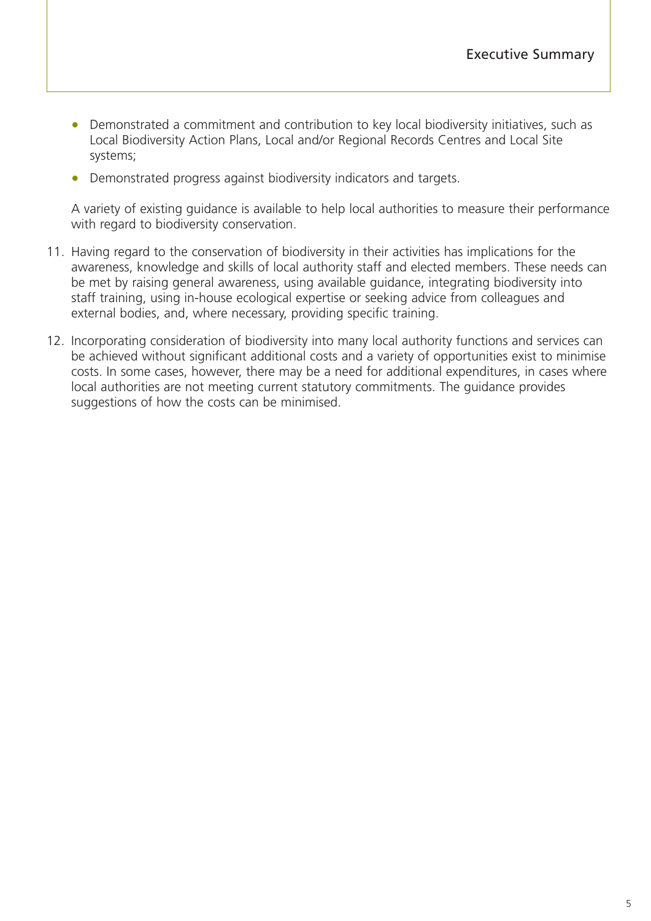- Demonstrated a commitment and contribution to key local biodiversity initiatives, such as Local Biodiversity Action Plans, Local and/or Regional Records Centres and Local Site systems;
- Demonstrated progress against biodiversity indicators and targets.

A variety of existing guidance is available to help local authorities to measure their performance with regard to biodiversity conservation.

11. Having regard to the conservation of biodiversity in their activities has implications for the awareness, knowledge and skills of local authority staff and elected members. These needs can be met by raising general awareness, using available guidance, integrating biodiversity into staff training, using in-house ecological expertise or seeking advice from colleagues and external bodies, and, where necessary, providing specific training.
12. Incorporating consideration of biodiversity into many local authority functions and services can be achieved without significant additional costs and a variety of opportunities exist to minimise costs. In some cases, however, there may be a need for additional expenditures, in cases where local authorities are not meeting current statutory commitments. The guidance provides suggestions of how the costs can be minimised.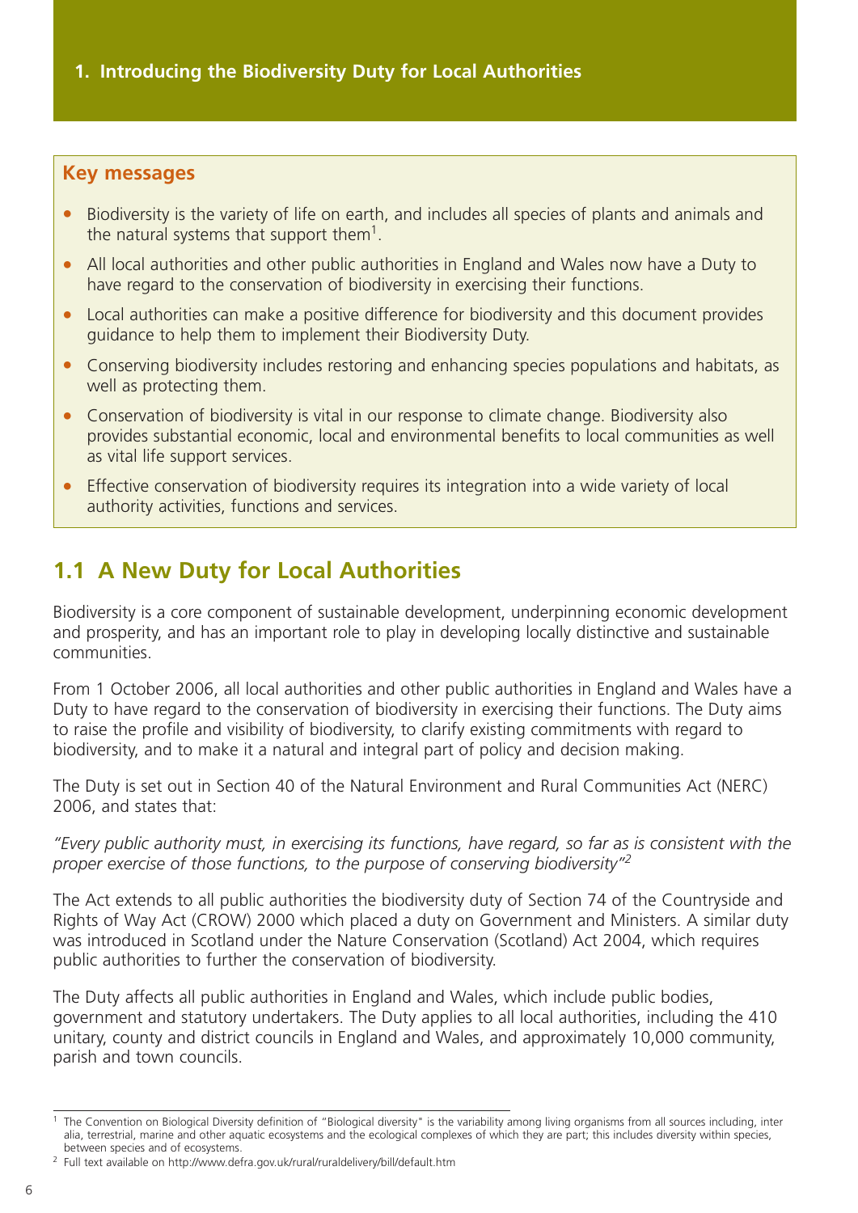# 1. Introducing the Biodiversity Duty for Local Authorities

**Key messages**

- Biodiversity is the variety of life on earth, and includes all species of plants and animals and the natural systems that support them[1].
- All local authorities and other public authorities in England and Wales now have a Duty to have regard to the conservation of biodiversity in exercising their functions.
- Local authorities can make a positive difference for biodiversity and this document provides guidance to help them to implement their Biodiversity Duty.
- Conserving biodiversity includes restoring and enhancing species populations and habitats, as well as protecting them.
- Conservation of biodiversity is vital in our response to climate change. Biodiversity also provides substantial economic, local and environmental benefits to local communities as well as vital life support services.
- Effective conservation of biodiversity requires its integration into a wide variety of local authority activities, functions and services.

## 1.1 A New Duty for Local Authorities

Biodiversity is a core component of sustainable development, underpinning economic development and prosperity, and has an important role to play in developing locally distinctive and sustainable communities.

From 1 October 2006, all local authorities and other public authorities in England and Wales have a Duty to have regard to the conservation of biodiversity in exercising their functions. The Duty aims to raise the profile and visibility of biodiversity, to clarify existing commitments with regard to biodiversity, and to make it a natural and integral part of policy and decision making.

The Duty is set out in Section 40 of the Natural Environment and Rural Communities Act (NERC) 2006, and states that:

*"Every public authority must, in exercising its functions, have regard, so far as is consistent with the proper exercise of those functions, to the purpose of conserving biodiversity"*[2]

The Act extends to all public authorities the biodiversity duty of Section 74 of the Countryside and Rights of Way Act (CROW) 2000 which placed a duty on Government and Ministers. A similar duty was introduced in Scotland under the Nature Conservation (Scotland) Act 2004, which requires public authorities to further the conservation of biodiversity.

The Duty affects all public authorities in England and Wales, which include public bodies, government and statutory undertakers. The Duty applies to all local authorities, including the 410 unitary, county and district councils in England and Wales, and approximately 10,000 community, parish and town councils.

---

[1] The Convention on Biological Diversity definition of "Biological diversity" is the variability among living organisms from all sources including, inter alia, terrestrial, marine and other aquatic ecosystems and the ecological complexes of which they are part; this includes diversity within species, between species and of ecosystems.

[2] Full text available on http://www.defra.gov.uk/rural/ruraldelivery/bill/default.htm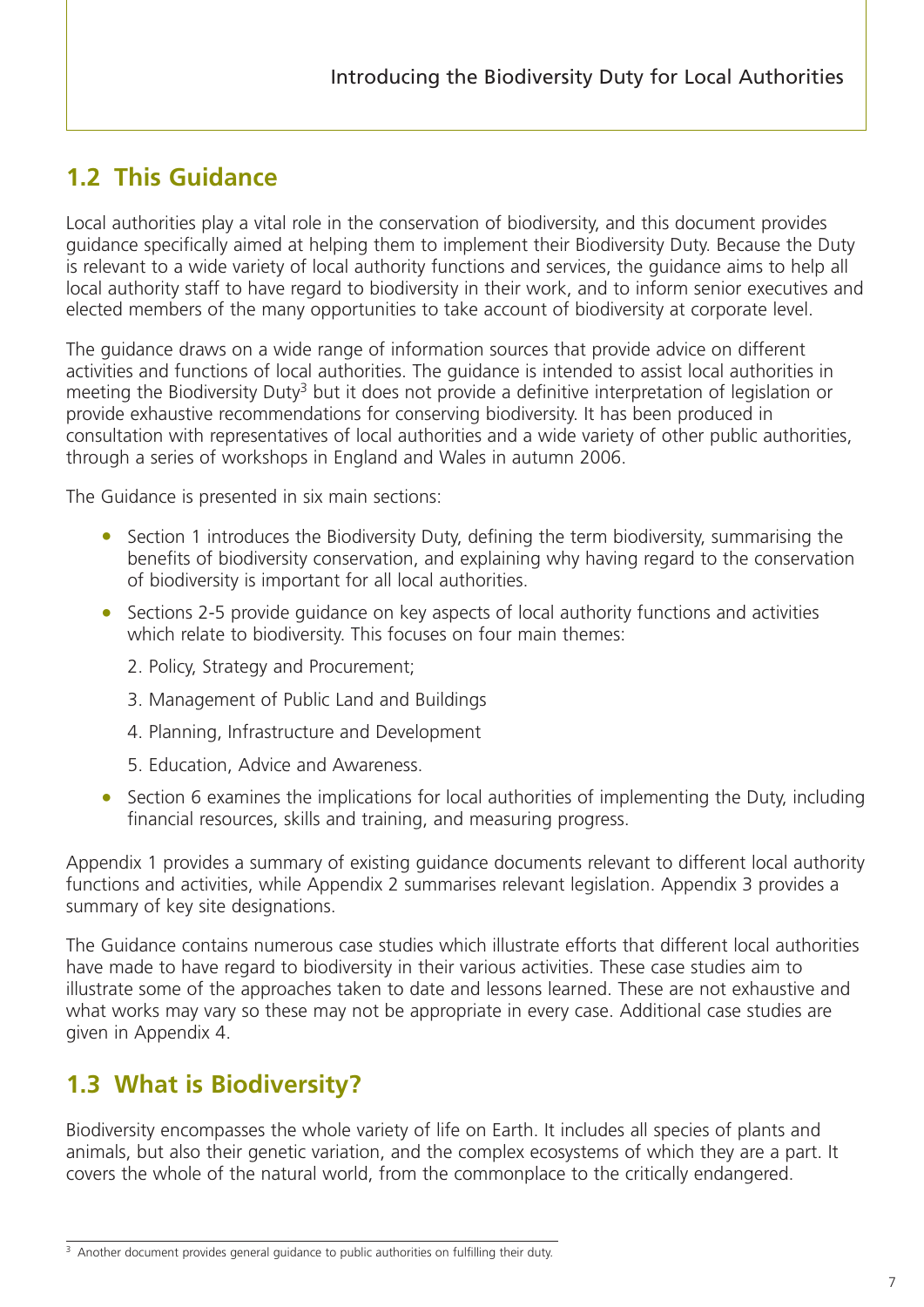## 1.2 This Guidance

Local authorities play a vital role in the conservation of biodiversity, and this document provides guidance specifically aimed at helping them to implement their Biodiversity Duty. Because the Duty is relevant to a wide variety of local authority functions and services, the guidance aims to help all local authority staff to have regard to biodiversity in their work, and to inform senior executives and elected members of the many opportunities to take account of biodiversity at corporate level.

The guidance draws on a wide range of information sources that provide advice on different activities and functions of local authorities. The guidance is intended to assist local authorities in meeting the Biodiversity Duty[3] but it does not provide a definitive interpretation of legislation or provide exhaustive recommendations for conserving biodiversity. It has been produced in consultation with representatives of local authorities and a wide variety of other public authorities, through a series of workshops in England and Wales in autumn 2006.

The Guidance is presented in six main sections:

- Section 1 introduces the Biodiversity Duty, defining the term biodiversity, summarising the benefits of biodiversity conservation, and explaining why having regard to the conservation of biodiversity is important for all local authorities.
- Sections 2-5 provide guidance on key aspects of local authority functions and activities which relate to biodiversity. This focuses on four main themes:

  2. Policy, Strategy and Procurement;

  3. Management of Public Land and Buildings

  4. Planning, Infrastructure and Development

  5. Education, Advice and Awareness.
- Section 6 examines the implications for local authorities of implementing the Duty, including financial resources, skills and training, and measuring progress.

Appendix 1 provides a summary of existing guidance documents relevant to different local authority functions and activities, while Appendix 2 summarises relevant legislation. Appendix 3 provides a summary of key site designations.

The Guidance contains numerous case studies which illustrate efforts that different local authorities have made to have regard to biodiversity in their various activities. These case studies aim to illustrate some of the approaches taken to date and lessons learned. These are not exhaustive and what works may vary so these may not be appropriate in every case. Additional case studies are given in Appendix 4.

## 1.3 What is Biodiversity?

Biodiversity encompasses the whole variety of life on Earth. It includes all species of plants and animals, but also their genetic variation, and the complex ecosystems of which they are a part. It covers the whole of the natural world, from the commonplace to the critically endangered.

[3] Another document provides general guidance to public authorities on fulfilling their duty.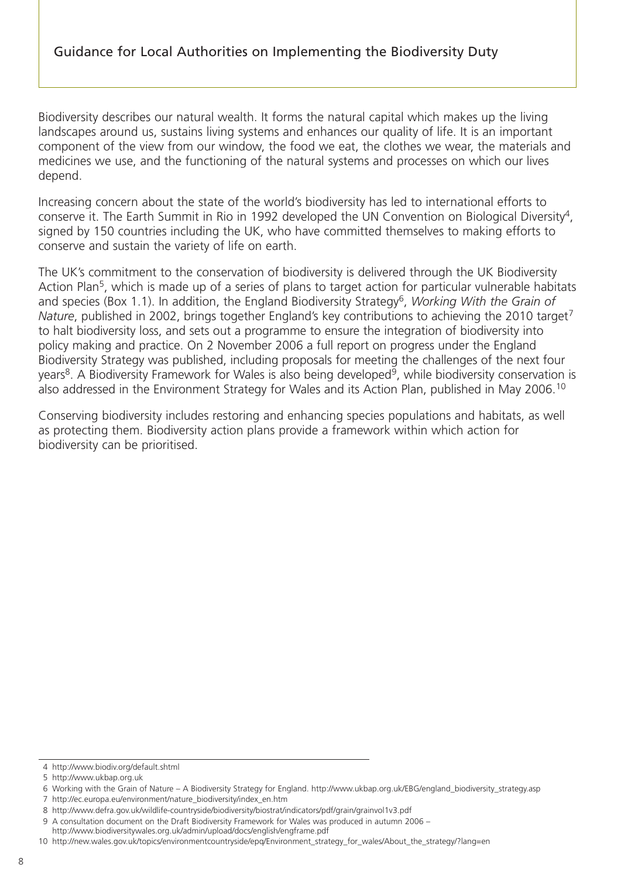Biodiversity describes our natural wealth. It forms the natural capital which makes up the living landscapes around us, sustains living systems and enhances our quality of life. It is an important component of the view from our window, the food we eat, the clothes we wear, the materials and medicines we use, and the functioning of the natural systems and processes on which our lives depend.

Increasing concern about the state of the world's biodiversity has led to international efforts to conserve it. The Earth Summit in Rio in 1992 developed the UN Convention on Biological Diversity[4], signed by 150 countries including the UK, who have committed themselves to making efforts to conserve and sustain the variety of life on earth.

The UK's commitment to the conservation of biodiversity is delivered through the UK Biodiversity Action Plan[5], which is made up of a series of plans to target action for particular vulnerable habitats and species (Box 1.1). In addition, the England Biodiversity Strategy[6], *Working With the Grain of Nature*, published in 2002, brings together England's key contributions to achieving the 2010 target[7] to halt biodiversity loss, and sets out a programme to ensure the integration of biodiversity into policy making and practice. On 2 November 2006 a full report on progress under the England Biodiversity Strategy was published, including proposals for meeting the challenges of the next four years[8]. A Biodiversity Framework for Wales is also being developed[9], while biodiversity conservation is also addressed in the Environment Strategy for Wales and its Action Plan, published in May 2006.[10]

Conserving biodiversity includes restoring and enhancing species populations and habitats, as well as protecting them. Biodiversity action plans provide a framework within which action for biodiversity can be prioritised.

---

4 http://www.biodiv.org/default.shtml

5 http://www.ukbap.org.uk

6 Working with the Grain of Nature – A Biodiversity Strategy for England. http://www.ukbap.org.uk/EBG/england_biodiversity_strategy.asp

7 http://ec.europa.eu/environment/nature_biodiversity/index_en.htm

8 http://www.defra.gov.uk/wildlife-countryside/biodiversity/biostrat/indicators/pdf/grain/grainvol1v3.pdf

9 A consultation document on the Draft Biodiversity Framework for Wales was produced in autumn 2006 – http://www.biodiversitywales.org.uk/admin/upload/docs/english/engframe.pdf

10 http://new.wales.gov.uk/topics/environmentcountryside/epq/Environment_strategy_for_wales/About_the_strategy/?lang=en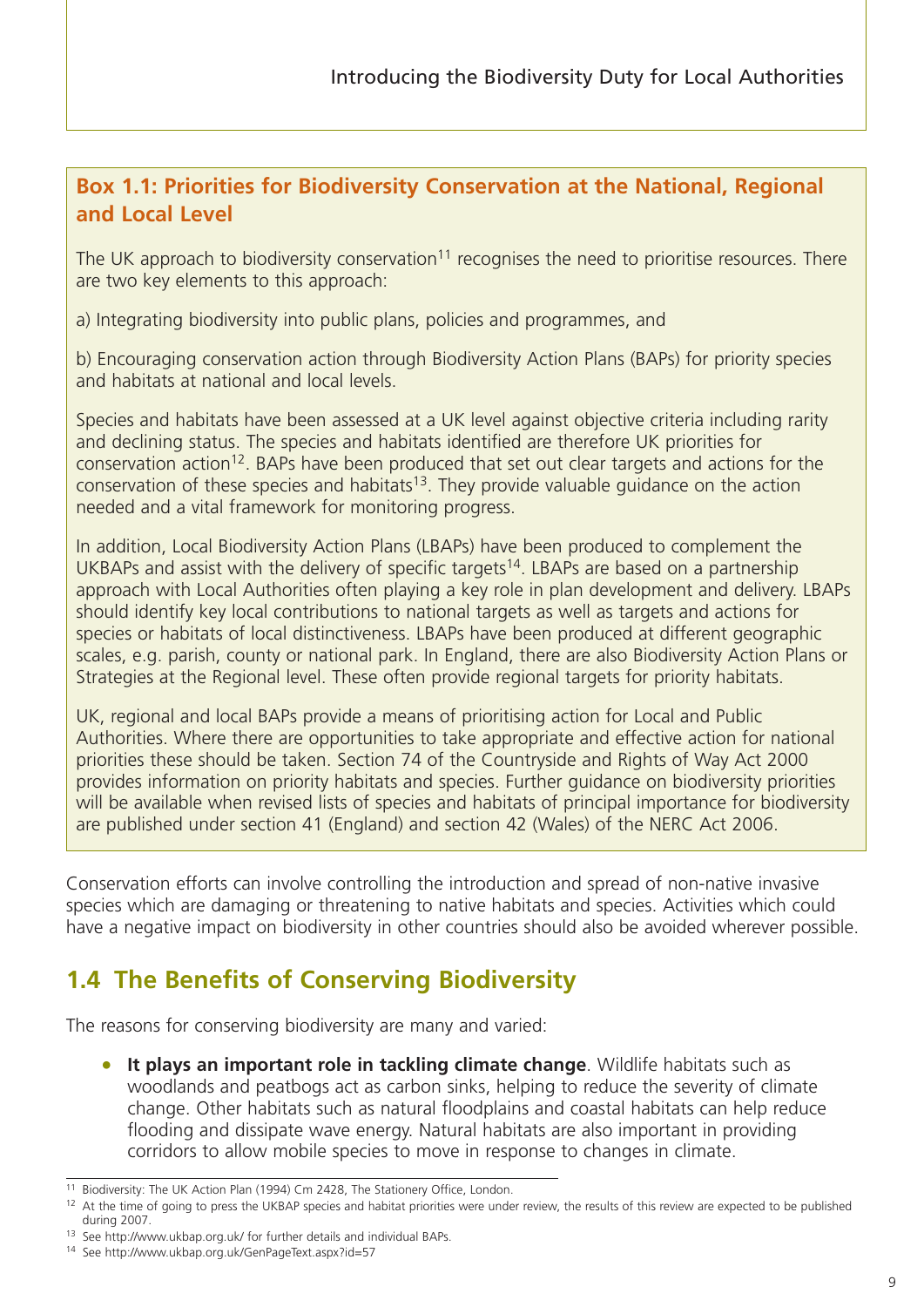### Box 1.1: Priorities for Biodiversity Conservation at the National, Regional and Local Level

The UK approach to biodiversity conservation[11] recognises the need to prioritise resources. There are two key elements to this approach:

a) Integrating biodiversity into public plans, policies and programmes, and

b) Encouraging conservation action through Biodiversity Action Plans (BAPs) for priority species and habitats at national and local levels.

Species and habitats have been assessed at a UK level against objective criteria including rarity and declining status. The species and habitats identified are therefore UK priorities for conservation action[12]. BAPs have been produced that set out clear targets and actions for the conservation of these species and habitats[13]. They provide valuable guidance on the action needed and a vital framework for monitoring progress.

In addition, Local Biodiversity Action Plans (LBAPs) have been produced to complement the UKBAPs and assist with the delivery of specific targets[14]. LBAPs are based on a partnership approach with Local Authorities often playing a key role in plan development and delivery. LBAPs should identify key local contributions to national targets as well as targets and actions for species or habitats of local distinctiveness. LBAPs have been produced at different geographic scales, e.g. parish, county or national park. In England, there are also Biodiversity Action Plans or Strategies at the Regional level. These often provide regional targets for priority habitats.

UK, regional and local BAPs provide a means of prioritising action for Local and Public Authorities. Where there are opportunities to take appropriate and effective action for national priorities these should be taken. Section 74 of the Countryside and Rights of Way Act 2000 provides information on priority habitats and species. Further guidance on biodiversity priorities will be available when revised lists of species and habitats of principal importance for biodiversity are published under section 41 (England) and section 42 (Wales) of the NERC Act 2006.

Conservation efforts can involve controlling the introduction and spread of non-native invasive species which are damaging or threatening to native habitats and species. Activities which could have a negative impact on biodiversity in other countries should also be avoided wherever possible.

## 1.4 The Benefits of Conserving Biodiversity

The reasons for conserving biodiversity are many and varied:

- **It plays an important role in tackling climate change**. Wildlife habitats such as woodlands and peatbogs act as carbon sinks, helping to reduce the severity of climate change. Other habitats such as natural floodplains and coastal habitats can help reduce flooding and dissipate wave energy. Natural habitats are also important in providing corridors to allow mobile species to move in response to changes in climate.

---

[11] Biodiversity: The UK Action Plan (1994) Cm 2428, The Stationery Office, London.

[12] At the time of going to press the UKBAP species and habitat priorities were under review, the results of this review are expected to be published during 2007.

[13] See http://www.ukbap.org.uk/ for further details and individual BAPs.

[14] See http://www.ukbap.org.uk/GenPageText.aspx?id=57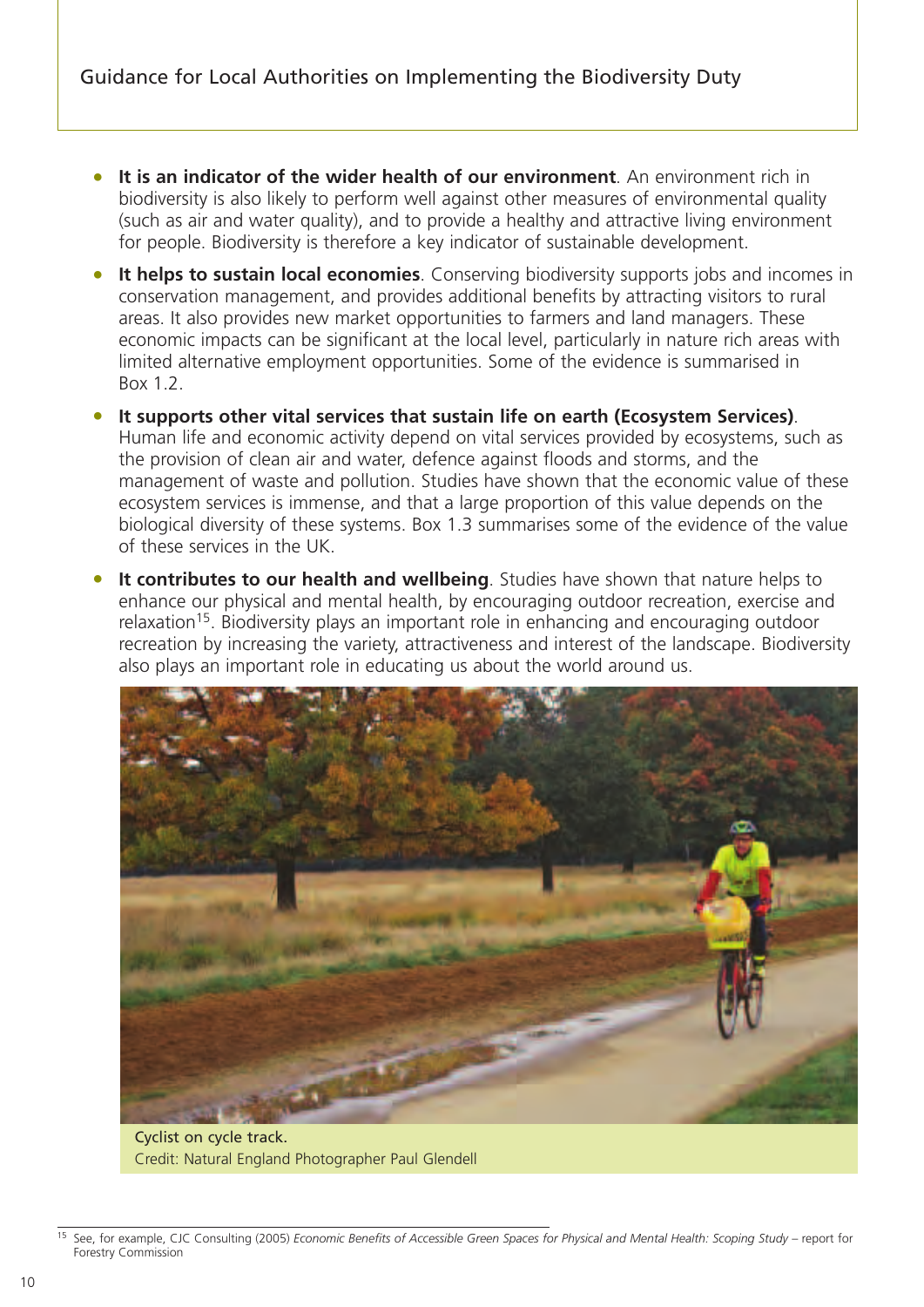- **It is an indicator of the wider health of our environment**. An environment rich in biodiversity is also likely to perform well against other measures of environmental quality (such as air and water quality), and to provide a healthy and attractive living environment for people. Biodiversity is therefore a key indicator of sustainable development.
- **It helps to sustain local economies**. Conserving biodiversity supports jobs and incomes in conservation management, and provides additional benefits by attracting visitors to rural areas. It also provides new market opportunities to farmers and land managers. These economic impacts can be significant at the local level, particularly in nature rich areas with limited alternative employment opportunities. Some of the evidence is summarised in Box 1.2.
- **It supports other vital services that sustain life on earth (Ecosystem Services)**. Human life and economic activity depend on vital services provided by ecosystems, such as the provision of clean air and water, defence against floods and storms, and the management of waste and pollution. Studies have shown that the economic value of these ecosystem services is immense, and that a large proportion of this value depends on the biological diversity of these systems. Box 1.3 summarises some of the evidence of the value of these services in the UK.
- **It contributes to our health and wellbeing**. Studies have shown that nature helps to enhance our physical and mental health, by encouraging outdoor recreation, exercise and relaxation[15]. Biodiversity plays an important role in enhancing and encouraging outdoor recreation by increasing the variety, attractiveness and interest of the landscape. Biodiversity also plays an important role in educating us about the world around us.

Cyclist on cycle track.
Credit: Natural England Photographer Paul Glendell

[15] See, for example, CJC Consulting (2005) *Economic Benefits of Accessible Green Spaces for Physical and Mental Health: Scoping Study* – report for Forestry Commission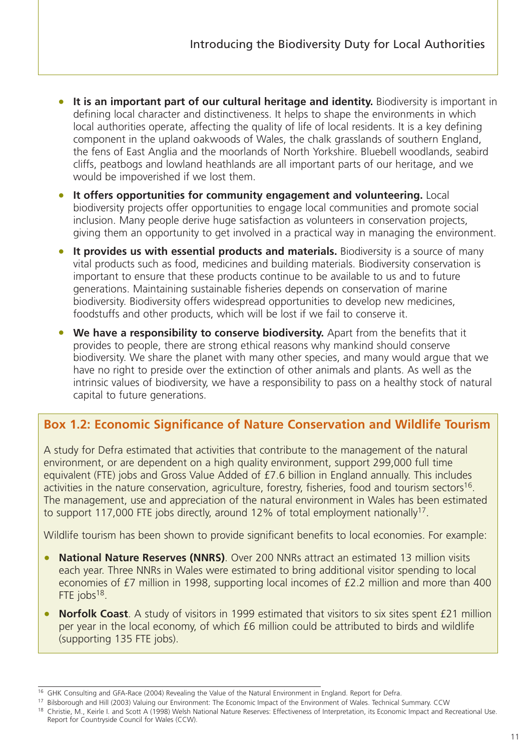- **It is an important part of our cultural heritage and identity.** Biodiversity is important in defining local character and distinctiveness. It helps to shape the environments in which local authorities operate, affecting the quality of life of local residents. It is a key defining component in the upland oakwoods of Wales, the chalk grasslands of southern England, the fens of East Anglia and the moorlands of North Yorkshire. Bluebell woodlands, seabird cliffs, peatbogs and lowland heathlands are all important parts of our heritage, and we would be impoverished if we lost them.
- **It offers opportunities for community engagement and volunteering.** Local biodiversity projects offer opportunities to engage local communities and promote social inclusion. Many people derive huge satisfaction as volunteers in conservation projects, giving them an opportunity to get involved in a practical way in managing the environment.
- **It provides us with essential products and materials.** Biodiversity is a source of many vital products such as food, medicines and building materials. Biodiversity conservation is important to ensure that these products continue to be available to us and to future generations. Maintaining sustainable fisheries depends on conservation of marine biodiversity. Biodiversity offers widespread opportunities to develop new medicines, foodstuffs and other products, which will be lost if we fail to conserve it.
- **We have a responsibility to conserve biodiversity.** Apart from the benefits that it provides to people, there are strong ethical reasons why mankind should conserve biodiversity. We share the planet with many other species, and many would argue that we have no right to preside over the extinction of other animals and plants. As well as the intrinsic values of biodiversity, we have a responsibility to pass on a healthy stock of natural capital to future generations.

### Box 1.2: Economic Significance of Nature Conservation and Wildlife Tourism

A study for Defra estimated that activities that contribute to the management of the natural environment, or are dependent on a high quality environment, support 299,000 full time equivalent (FTE) jobs and Gross Value Added of £7.6 billion in England annually. This includes activities in the nature conservation, agriculture, forestry, fisheries, food and tourism sectors[16]. The management, use and appreciation of the natural environment in Wales has been estimated to support 117,000 FTE jobs directly, around 12% of total employment nationally[17].

Wildlife tourism has been shown to provide significant benefits to local economies. For example:

- **National Nature Reserves (NNRS)**. Over 200 NNRs attract an estimated 13 million visits each year. Three NNRs in Wales were estimated to bring additional visitor spending to local economies of £7 million in 1998, supporting local incomes of £2.2 million and more than 400 FTE jobs[18].
- **Norfolk Coast**. A study of visitors in 1999 estimated that visitors to six sites spent £21 million per year in the local economy, of which £6 million could be attributed to birds and wildlife (supporting 135 FTE jobs).

---

[16] GHK Consulting and GFA-Race (2004) Revealing the Value of the Natural Environment in England. Report for Defra.

[17] Bilsborough and Hill (2003) Valuing our Environment: The Economic Impact of the Environment of Wales. Technical Summary. CCW

[18] Christie, M., Keirle I. and Scott A (1998) Welsh National Nature Reserves: Effectiveness of Interpretation, its Economic Impact and Recreational Use. Report for Countryside Council for Wales (CCW).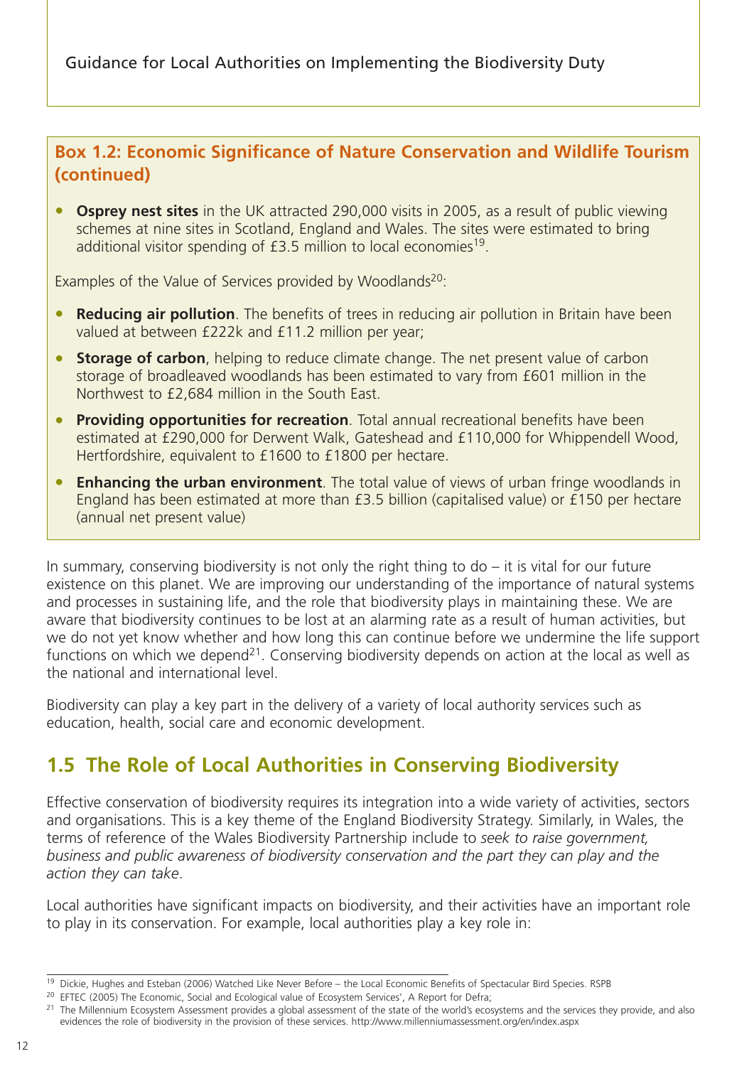**Box 1.2: Economic Significance of Nature Conservation and Wildlife Tourism (continued)**

- **Osprey nest sites** in the UK attracted 290,000 visits in 2005, as a result of public viewing schemes at nine sites in Scotland, England and Wales. The sites were estimated to bring additional visitor spending of £3.5 million to local economies[19].

Examples of the Value of Services provided by Woodlands[20]:

- **Reducing air pollution**. The benefits of trees in reducing air pollution in Britain have been valued at between £222k and £11.2 million per year;
- **Storage of carbon**, helping to reduce climate change. The net present value of carbon storage of broadleaved woodlands has been estimated to vary from £601 million in the Northwest to £2,684 million in the South East.
- **Providing opportunities for recreation**. Total annual recreational benefits have been estimated at £290,000 for Derwent Walk, Gateshead and £110,000 for Whippendell Wood, Hertfordshire, equivalent to £1600 to £1800 per hectare.
- **Enhancing the urban environment**. The total value of views of urban fringe woodlands in England has been estimated at more than £3.5 billion (capitalised value) or £150 per hectare (annual net present value)

In summary, conserving biodiversity is not only the right thing to do – it is vital for our future existence on this planet. We are improving our understanding of the importance of natural systems and processes in sustaining life, and the role that biodiversity plays in maintaining these. We are aware that biodiversity continues to be lost at an alarming rate as a result of human activities, but we do not yet know whether and how long this can continue before we undermine the life support functions on which we depend[21]. Conserving biodiversity depends on action at the local as well as the national and international level.

Biodiversity can play a key part in the delivery of a variety of local authority services such as education, health, social care and economic development.

## 1.5 The Role of Local Authorities in Conserving Biodiversity

Effective conservation of biodiversity requires its integration into a wide variety of activities, sectors and organisations. This is a key theme of the England Biodiversity Strategy. Similarly, in Wales, the terms of reference of the Wales Biodiversity Partnership include to *seek to raise government, business and public awareness of biodiversity conservation and the part they can play and the action they can take*.

Local authorities have significant impacts on biodiversity, and their activities have an important role to play in its conservation. For example, local authorities play a key role in:

---

[19] Dickie, Hughes and Esteban (2006) Watched Like Never Before – the Local Economic Benefits of Spectacular Bird Species. RSPB

[20] EFTEC (2005) The Economic, Social and Ecological value of Ecosystem Services', A Report for Defra;

[21] The Millennium Ecosystem Assessment provides a global assessment of the state of the world's ecosystems and the services they provide, and also evidences the role of biodiversity in the provision of these services. http://www.millenniumassessment.org/en/index.aspx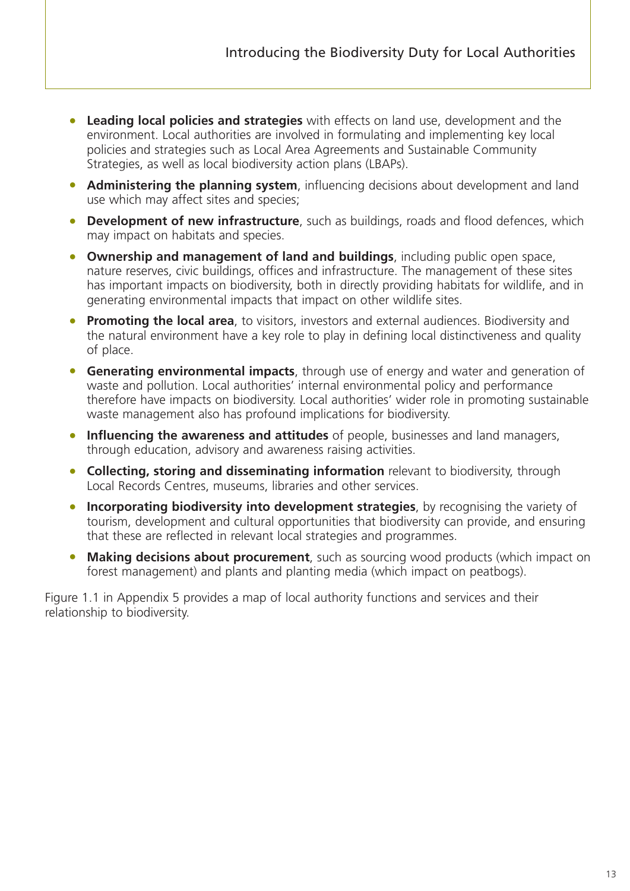- **Leading local policies and strategies** with effects on land use, development and the environment. Local authorities are involved in formulating and implementing key local policies and strategies such as Local Area Agreements and Sustainable Community Strategies, as well as local biodiversity action plans (LBAPs).
- **Administering the planning system**, influencing decisions about development and land use which may affect sites and species;
- **Development of new infrastructure**, such as buildings, roads and flood defences, which may impact on habitats and species.
- **Ownership and management of land and buildings**, including public open space, nature reserves, civic buildings, offices and infrastructure. The management of these sites has important impacts on biodiversity, both in directly providing habitats for wildlife, and in generating environmental impacts that impact on other wildlife sites.
- **Promoting the local area**, to visitors, investors and external audiences. Biodiversity and the natural environment have a key role to play in defining local distinctiveness and quality of place.
- **Generating environmental impacts**, through use of energy and water and generation of waste and pollution. Local authorities' internal environmental policy and performance therefore have impacts on biodiversity. Local authorities' wider role in promoting sustainable waste management also has profound implications for biodiversity.
- **Influencing the awareness and attitudes** of people, businesses and land managers, through education, advisory and awareness raising activities.
- **Collecting, storing and disseminating information** relevant to biodiversity, through Local Records Centres, museums, libraries and other services.
- **Incorporating biodiversity into development strategies**, by recognising the variety of tourism, development and cultural opportunities that biodiversity can provide, and ensuring that these are reflected in relevant local strategies and programmes.
- **Making decisions about procurement**, such as sourcing wood products (which impact on forest management) and plants and planting media (which impact on peatbogs).

Figure 1.1 in Appendix 5 provides a map of local authority functions and services and their relationship to biodiversity.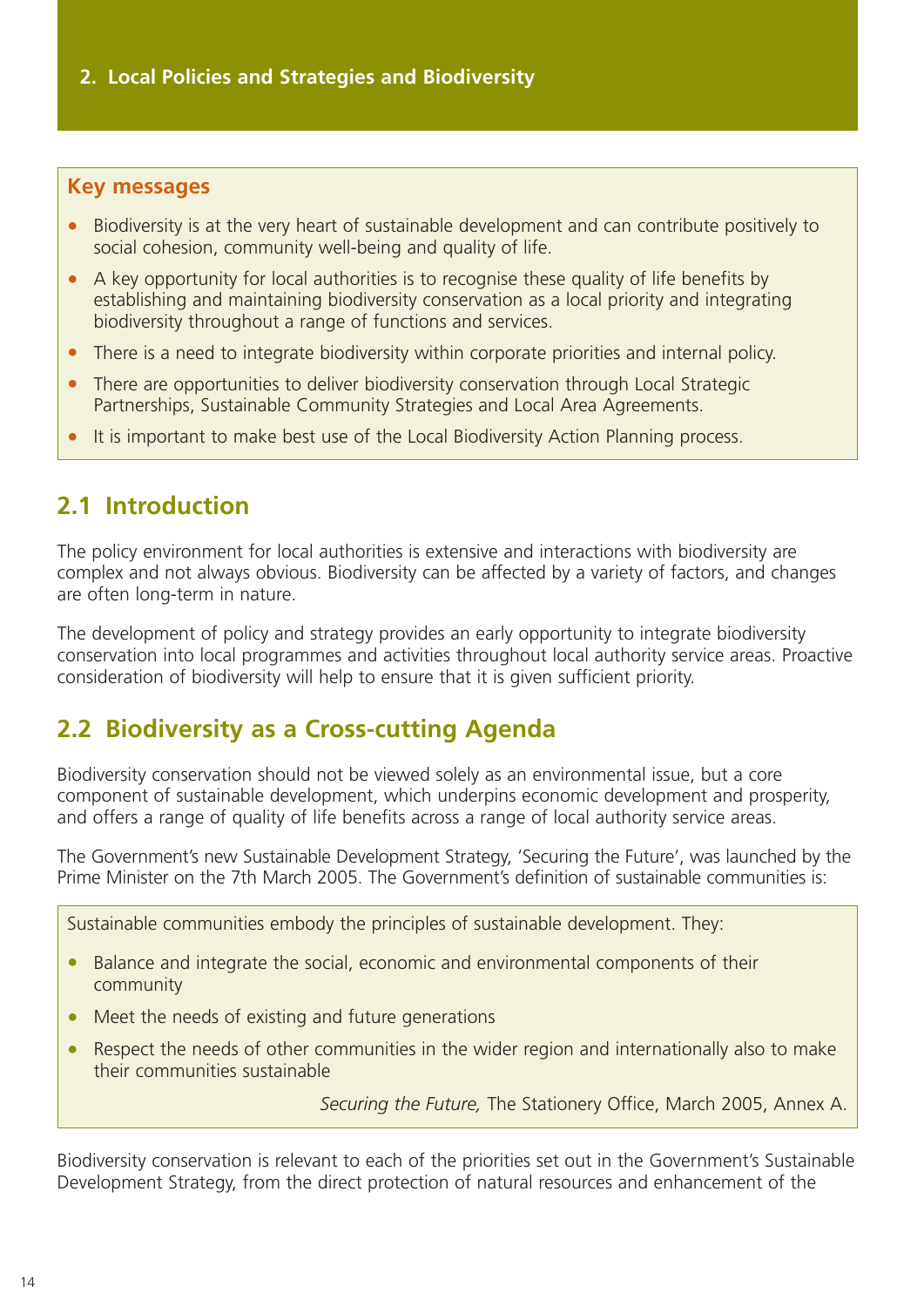## 2. Local Policies and Strategies and Biodiversity

**Key messages**

- Biodiversity is at the very heart of sustainable development and can contribute positively to social cohesion, community well-being and quality of life.
- A key opportunity for local authorities is to recognise these quality of life benefits by establishing and maintaining biodiversity conservation as a local priority and integrating biodiversity throughout a range of functions and services.
- There is a need to integrate biodiversity within corporate priorities and internal policy.
- There are opportunities to deliver biodiversity conservation through Local Strategic Partnerships, Sustainable Community Strategies and Local Area Agreements.
- It is important to make best use of the Local Biodiversity Action Planning process.

### 2.1 Introduction

The policy environment for local authorities is extensive and interactions with biodiversity are complex and not always obvious. Biodiversity can be affected by a variety of factors, and changes are often long-term in nature.

The development of policy and strategy provides an early opportunity to integrate biodiversity conservation into local programmes and activities throughout local authority service areas. Proactive consideration of biodiversity will help to ensure that it is given sufficient priority.

### 2.2 Biodiversity as a Cross-cutting Agenda

Biodiversity conservation should not be viewed solely as an environmental issue, but a core component of sustainable development, which underpins economic development and prosperity, and offers a range of quality of life benefits across a range of local authority service areas.

The Government's new Sustainable Development Strategy, 'Securing the Future', was launched by the Prime Minister on the 7th March 2005. The Government's definition of sustainable communities is:

> Sustainable communities embody the principles of sustainable development. They:
>
> - Balance and integrate the social, economic and environmental components of their community
> - Meet the needs of existing and future generations
> - Respect the needs of other communities in the wider region and internationally also to make their communities sustainable
>
> *Securing the Future,* The Stationery Office, March 2005, Annex A.

Biodiversity conservation is relevant to each of the priorities set out in the Government's Sustainable Development Strategy, from the direct protection of natural resources and enhancement of the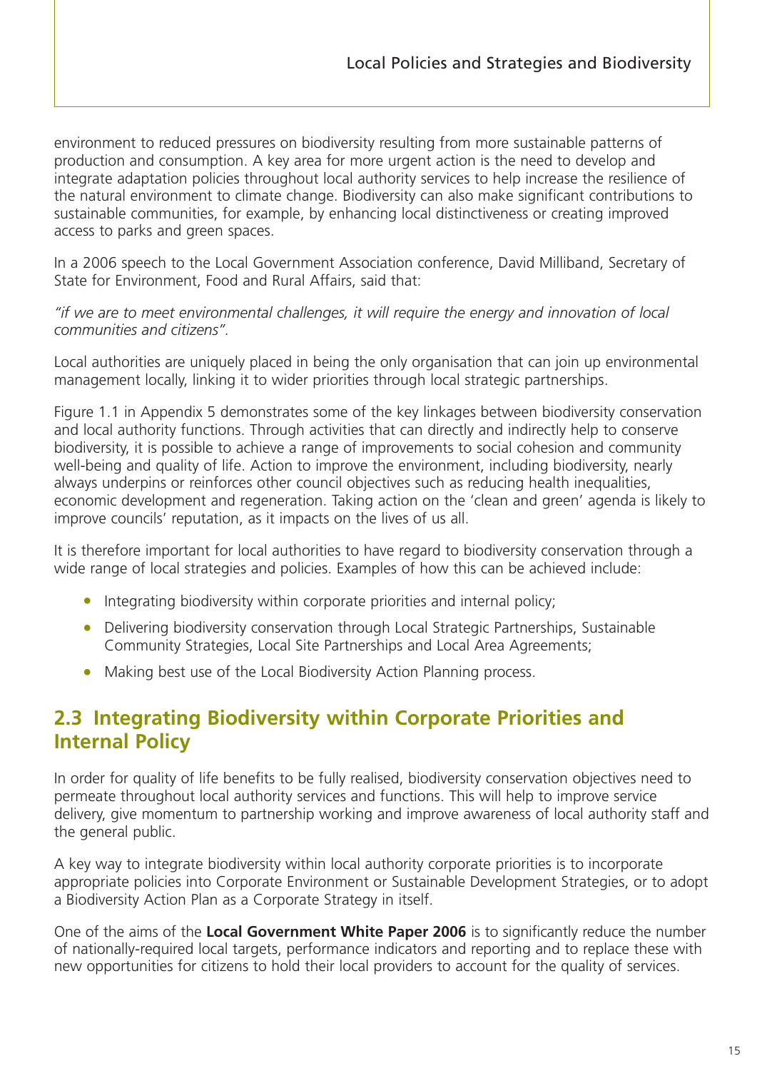environment to reduced pressures on biodiversity resulting from more sustainable patterns of production and consumption. A key area for more urgent action is the need to develop and integrate adaptation policies throughout local authority services to help increase the resilience of the natural environment to climate change. Biodiversity can also make significant contributions to sustainable communities, for example, by enhancing local distinctiveness or creating improved access to parks and green spaces.

In a 2006 speech to the Local Government Association conference, David Milliband, Secretary of State for Environment, Food and Rural Affairs, said that:

*"if we are to meet environmental challenges, it will require the energy and innovation of local communities and citizens".*

Local authorities are uniquely placed in being the only organisation that can join up environmental management locally, linking it to wider priorities through local strategic partnerships.

Figure 1.1 in Appendix 5 demonstrates some of the key linkages between biodiversity conservation and local authority functions. Through activities that can directly and indirectly help to conserve biodiversity, it is possible to achieve a range of improvements to social cohesion and community well-being and quality of life. Action to improve the environment, including biodiversity, nearly always underpins or reinforces other council objectives such as reducing health inequalities, economic development and regeneration. Taking action on the 'clean and green' agenda is likely to improve councils' reputation, as it impacts on the lives of us all.

It is therefore important for local authorities to have regard to biodiversity conservation through a wide range of local strategies and policies. Examples of how this can be achieved include:

- Integrating biodiversity within corporate priorities and internal policy;
- Delivering biodiversity conservation through Local Strategic Partnerships, Sustainable Community Strategies, Local Site Partnerships and Local Area Agreements;
- Making best use of the Local Biodiversity Action Planning process.

## 2.3 Integrating Biodiversity within Corporate Priorities and Internal Policy

In order for quality of life benefits to be fully realised, biodiversity conservation objectives need to permeate throughout local authority services and functions. This will help to improve service delivery, give momentum to partnership working and improve awareness of local authority staff and the general public.

A key way to integrate biodiversity within local authority corporate priorities is to incorporate appropriate policies into Corporate Environment or Sustainable Development Strategies, or to adopt a Biodiversity Action Plan as a Corporate Strategy in itself.

One of the aims of the **Local Government White Paper 2006** is to significantly reduce the number of nationally-required local targets, performance indicators and reporting and to replace these with new opportunities for citizens to hold their local providers to account for the quality of services.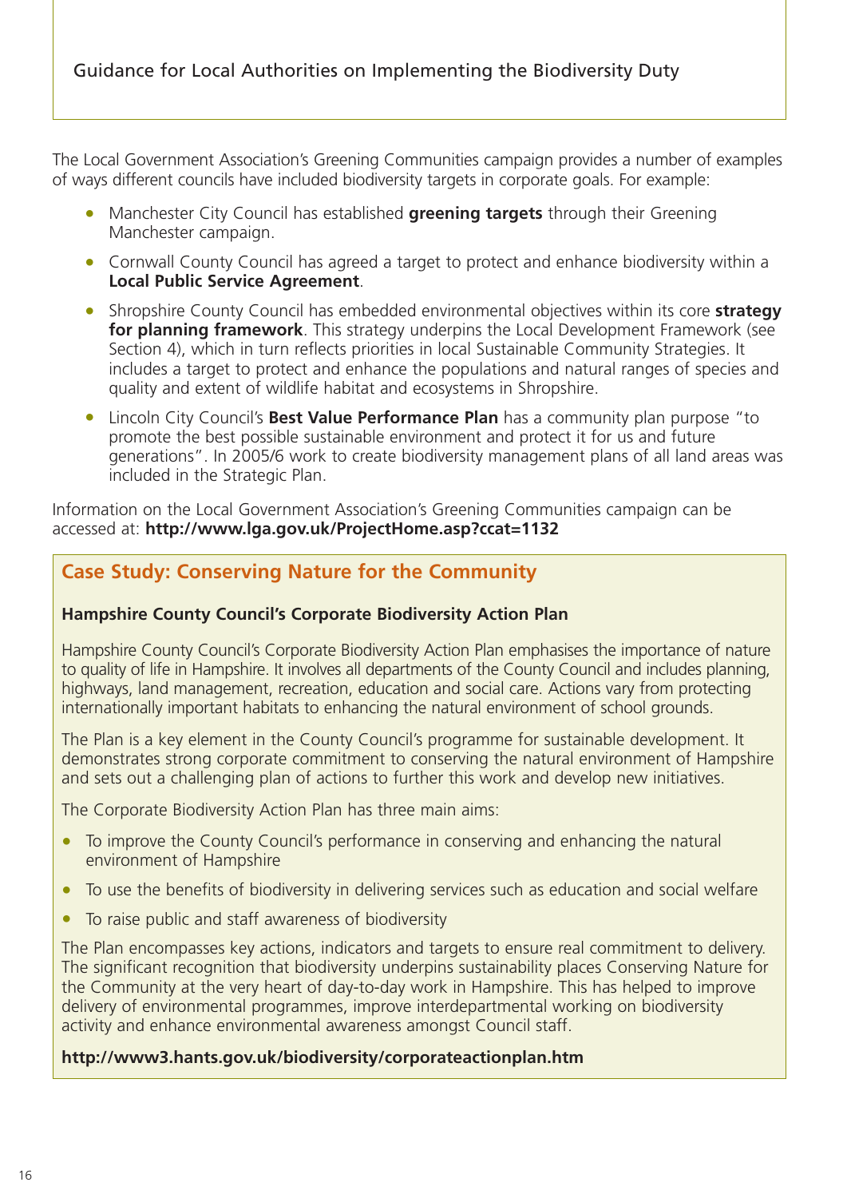The Local Government Association's Greening Communities campaign provides a number of examples of ways different councils have included biodiversity targets in corporate goals. For example:

- Manchester City Council has established **greening targets** through their Greening Manchester campaign.
- Cornwall County Council has agreed a target to protect and enhance biodiversity within a **Local Public Service Agreement**.
- Shropshire County Council has embedded environmental objectives within its core **strategy for planning framework**. This strategy underpins the Local Development Framework (see Section 4), which in turn reflects priorities in local Sustainable Community Strategies. It includes a target to protect and enhance the populations and natural ranges of species and quality and extent of wildlife habitat and ecosystems in Shropshire.
- Lincoln City Council's **Best Value Performance Plan** has a community plan purpose "to promote the best possible sustainable environment and protect it for us and future generations". In 2005/6 work to create biodiversity management plans of all land areas was included in the Strategic Plan.

Information on the Local Government Association's Greening Communities campaign can be accessed at: **http://www.lga.gov.uk/ProjectHome.asp?ccat=1132**

## Case Study: Conserving Nature for the Community

**Hampshire County Council's Corporate Biodiversity Action Plan**

Hampshire County Council's Corporate Biodiversity Action Plan emphasises the importance of nature to quality of life in Hampshire. It involves all departments of the County Council and includes planning, highways, land management, recreation, education and social care. Actions vary from protecting internationally important habitats to enhancing the natural environment of school grounds.

The Plan is a key element in the County Council's programme for sustainable development. It demonstrates strong corporate commitment to conserving the natural environment of Hampshire and sets out a challenging plan of actions to further this work and develop new initiatives.

The Corporate Biodiversity Action Plan has three main aims:

- To improve the County Council's performance in conserving and enhancing the natural environment of Hampshire
- To use the benefits of biodiversity in delivering services such as education and social welfare
- To raise public and staff awareness of biodiversity

The Plan encompasses key actions, indicators and targets to ensure real commitment to delivery. The significant recognition that biodiversity underpins sustainability places Conserving Nature for the Community at the very heart of day-to-day work in Hampshire. This has helped to improve delivery of environmental programmes, improve interdepartmental working on biodiversity activity and enhance environmental awareness amongst Council staff.

**http://www3.hants.gov.uk/biodiversity/corporateactionplan.htm**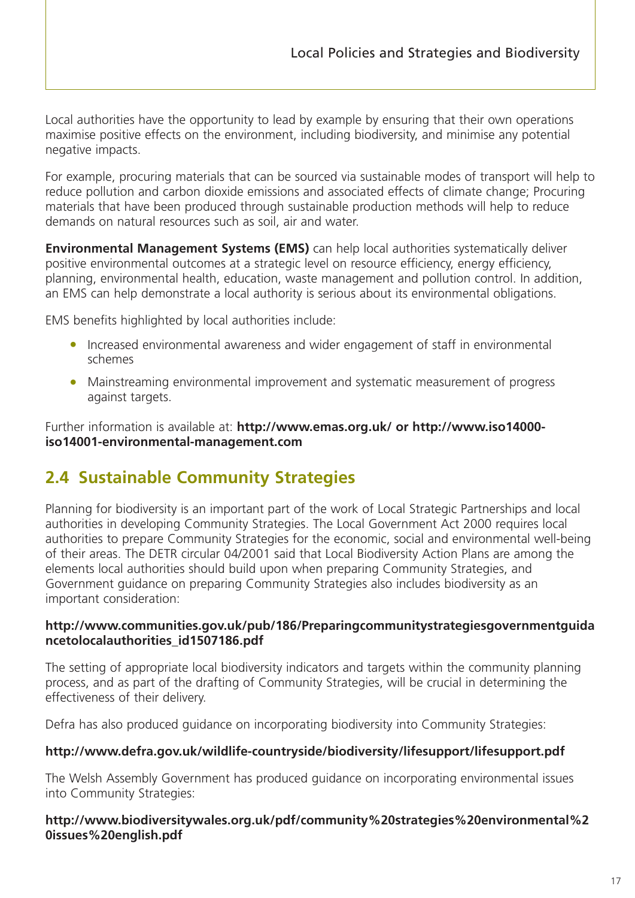Local authorities have the opportunity to lead by example by ensuring that their own operations maximise positive effects on the environment, including biodiversity, and minimise any potential negative impacts.

For example, procuring materials that can be sourced via sustainable modes of transport will help to reduce pollution and carbon dioxide emissions and associated effects of climate change; Procuring materials that have been produced through sustainable production methods will help to reduce demands on natural resources such as soil, air and water.

**Environmental Management Systems (EMS)** can help local authorities systematically deliver positive environmental outcomes at a strategic level on resource efficiency, energy efficiency, planning, environmental health, education, waste management and pollution control. In addition, an EMS can help demonstrate a local authority is serious about its environmental obligations.

EMS benefits highlighted by local authorities include:

- Increased environmental awareness and wider engagement of staff in environmental schemes
- Mainstreaming environmental improvement and systematic measurement of progress against targets.

Further information is available at: **http://www.emas.org.uk/ or http://www.iso14000-iso14001-environmental-management.com**

## 2.4 Sustainable Community Strategies

Planning for biodiversity is an important part of the work of Local Strategic Partnerships and local authorities in developing Community Strategies. The Local Government Act 2000 requires local authorities to prepare Community Strategies for the economic, social and environmental well-being of their areas. The DETR circular 04/2001 said that Local Biodiversity Action Plans are among the elements local authorities should build upon when preparing Community Strategies, and Government guidance on preparing Community Strategies also includes biodiversity as an important consideration:

**http://www.communities.gov.uk/pub/186/Preparingcommunitystrategiesgovernmentguidancetolocalauthorities_id1507186.pdf**

The setting of appropriate local biodiversity indicators and targets within the community planning process, and as part of the drafting of Community Strategies, will be crucial in determining the effectiveness of their delivery.

Defra has also produced guidance on incorporating biodiversity into Community Strategies:

**http://www.defra.gov.uk/wildlife-countryside/biodiversity/lifesupport/lifesupport.pdf**

The Welsh Assembly Government has produced guidance on incorporating environmental issues into Community Strategies:

**http://www.biodiversitywales.org.uk/pdf/community%20strategies%20environmental%20issues%20english.pdf**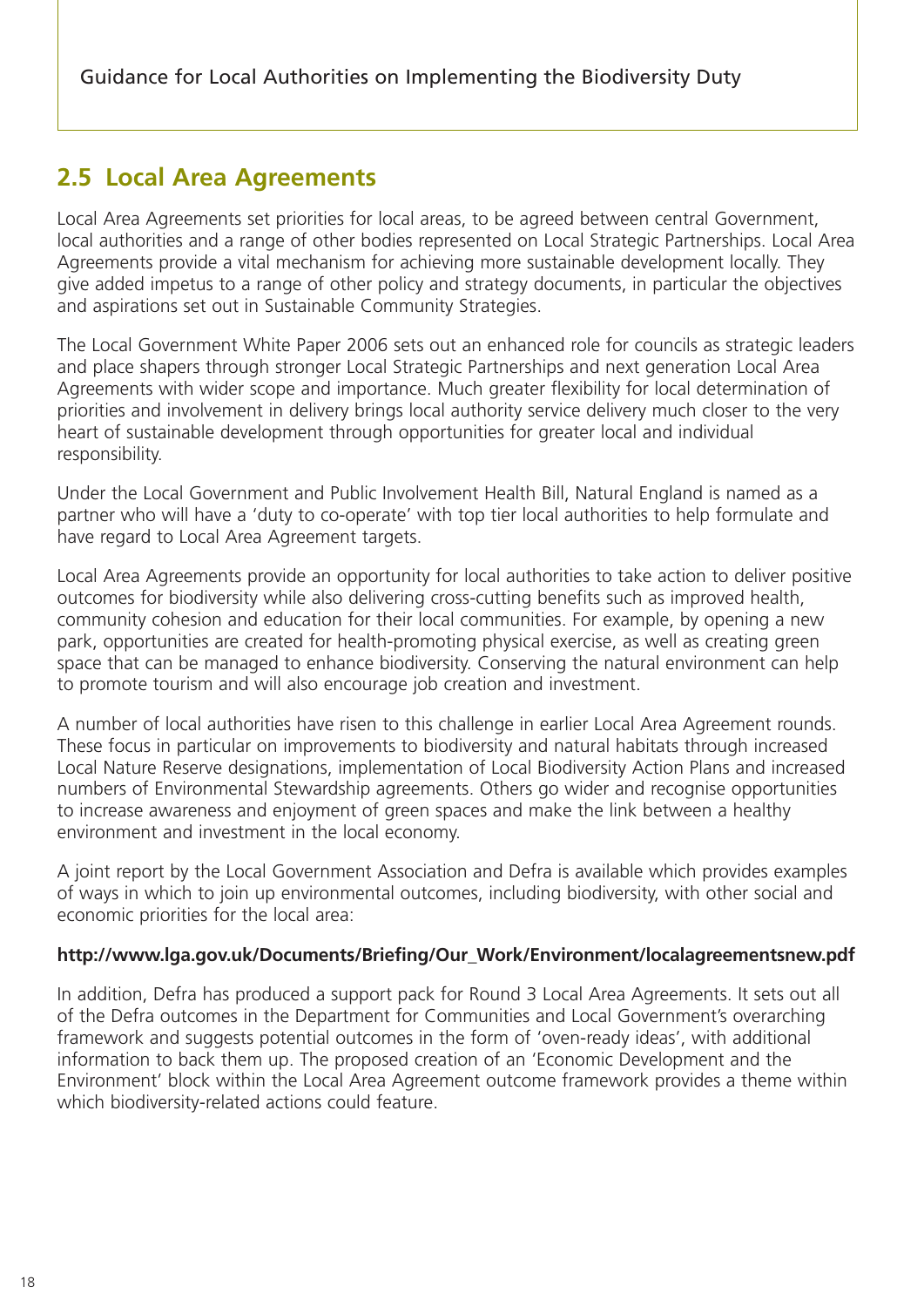## 2.5 Local Area Agreements

Local Area Agreements set priorities for local areas, to be agreed between central Government, local authorities and a range of other bodies represented on Local Strategic Partnerships. Local Area Agreements provide a vital mechanism for achieving more sustainable development locally. They give added impetus to a range of other policy and strategy documents, in particular the objectives and aspirations set out in Sustainable Community Strategies.

The Local Government White Paper 2006 sets out an enhanced role for councils as strategic leaders and place shapers through stronger Local Strategic Partnerships and next generation Local Area Agreements with wider scope and importance. Much greater flexibility for local determination of priorities and involvement in delivery brings local authority service delivery much closer to the very heart of sustainable development through opportunities for greater local and individual responsibility.

Under the Local Government and Public Involvement Health Bill, Natural England is named as a partner who will have a 'duty to co-operate' with top tier local authorities to help formulate and have regard to Local Area Agreement targets.

Local Area Agreements provide an opportunity for local authorities to take action to deliver positive outcomes for biodiversity while also delivering cross-cutting benefits such as improved health, community cohesion and education for their local communities. For example, by opening a new park, opportunities are created for health-promoting physical exercise, as well as creating green space that can be managed to enhance biodiversity. Conserving the natural environment can help to promote tourism and will also encourage job creation and investment.

A number of local authorities have risen to this challenge in earlier Local Area Agreement rounds. These focus in particular on improvements to biodiversity and natural habitats through increased Local Nature Reserve designations, implementation of Local Biodiversity Action Plans and increased numbers of Environmental Stewardship agreements. Others go wider and recognise opportunities to increase awareness and enjoyment of green spaces and make the link between a healthy environment and investment in the local economy.

A joint report by the Local Government Association and Defra is available which provides examples of ways in which to join up environmental outcomes, including biodiversity, with other social and economic priorities for the local area:

**http://www.lga.gov.uk/Documents/Briefing/Our_Work/Environment/localagreementsnew.pdf**

In addition, Defra has produced a support pack for Round 3 Local Area Agreements. It sets out all of the Defra outcomes in the Department for Communities and Local Government's overarching framework and suggests potential outcomes in the form of 'oven-ready ideas', with additional information to back them up. The proposed creation of an 'Economic Development and the Environment' block within the Local Area Agreement outcome framework provides a theme within which biodiversity-related actions could feature.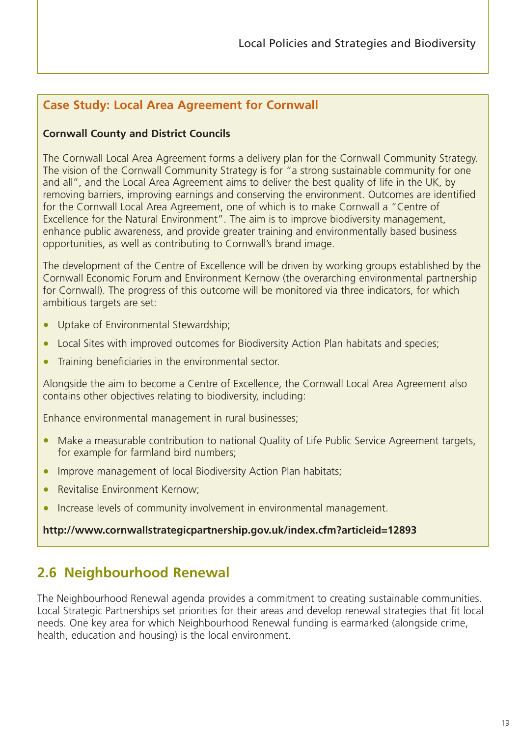### Case Study: Local Area Agreement for Cornwall

**Cornwall County and District Councils**

The Cornwall Local Area Agreement forms a delivery plan for the Cornwall Community Strategy. The vision of the Cornwall Community Strategy is for "a strong sustainable community for one and all", and the Local Area Agreement aims to deliver the best quality of life in the UK, by removing barriers, improving earnings and conserving the environment. Outcomes are identified for the Cornwall Local Area Agreement, one of which is to make Cornwall a "Centre of Excellence for the Natural Environment". The aim is to improve biodiversity management, enhance public awareness, and provide greater training and environmentally based business opportunities, as well as contributing to Cornwall's brand image.

The development of the Centre of Excellence will be driven by working groups established by the Cornwall Economic Forum and Environment Kernow (the overarching environmental partnership for Cornwall). The progress of this outcome will be monitored via three indicators, for which ambitious targets are set:

- Uptake of Environmental Stewardship;
- Local Sites with improved outcomes for Biodiversity Action Plan habitats and species;
- Training beneficiaries in the environmental sector.

Alongside the aim to become a Centre of Excellence, the Cornwall Local Area Agreement also contains other objectives relating to biodiversity, including:

Enhance environmental management in rural businesses;

- Make a measurable contribution to national Quality of Life Public Service Agreement targets, for example for farmland bird numbers;
- Improve management of local Biodiversity Action Plan habitats;
- Revitalise Environment Kernow;
- Increase levels of community involvement in environmental management.

**http://www.cornwallstrategicpartnership.gov.uk/index.cfm?articleid=12893**

## 2.6 Neighbourhood Renewal

The Neighbourhood Renewal agenda provides a commitment to creating sustainable communities. Local Strategic Partnerships set priorities for their areas and develop renewal strategies that fit local needs. One key area for which Neighbourhood Renewal funding is earmarked (alongside crime, health, education and housing) is the local environment.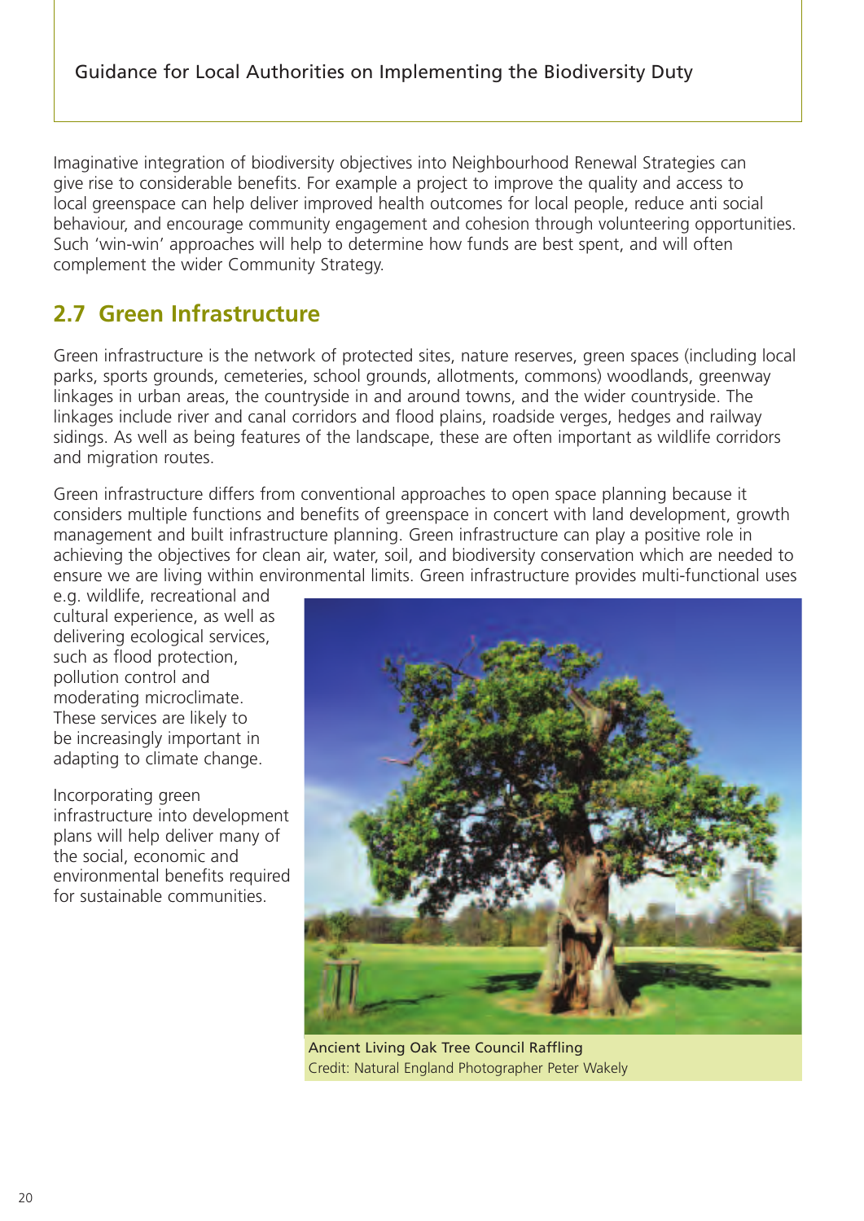Imaginative integration of biodiversity objectives into Neighbourhood Renewal Strategies can give rise to considerable benefits. For example a project to improve the quality and access to local greenspace can help deliver improved health outcomes for local people, reduce anti social behaviour, and encourage community engagement and cohesion through volunteering opportunities. Such 'win-win' approaches will help to determine how funds are best spent, and will often complement the wider Community Strategy.

## 2.7 Green Infrastructure

Green infrastructure is the network of protected sites, nature reserves, green spaces (including local parks, sports grounds, cemeteries, school grounds, allotments, commons) woodlands, greenway linkages in urban areas, the countryside in and around towns, and the wider countryside. The linkages include river and canal corridors and flood plains, roadside verges, hedges and railway sidings. As well as being features of the landscape, these are often important as wildlife corridors and migration routes.

Green infrastructure differs from conventional approaches to open space planning because it considers multiple functions and benefits of greenspace in concert with land development, growth management and built infrastructure planning. Green infrastructure can play a positive role in achieving the objectives for clean air, water, soil, and biodiversity conservation which are needed to ensure we are living within environmental limits. Green infrastructure provides multi-functional uses e.g. wildlife, recreational and cultural experience, as well as delivering ecological services, such as flood protection, pollution control and moderating microclimate. These services are likely to be increasingly important in adapting to climate change.

Incorporating green infrastructure into development plans will help deliver many of the social, economic and environmental benefits required for sustainable communities.

Ancient Living Oak Tree Council Raffling
Credit: Natural England Photographer Peter Wakely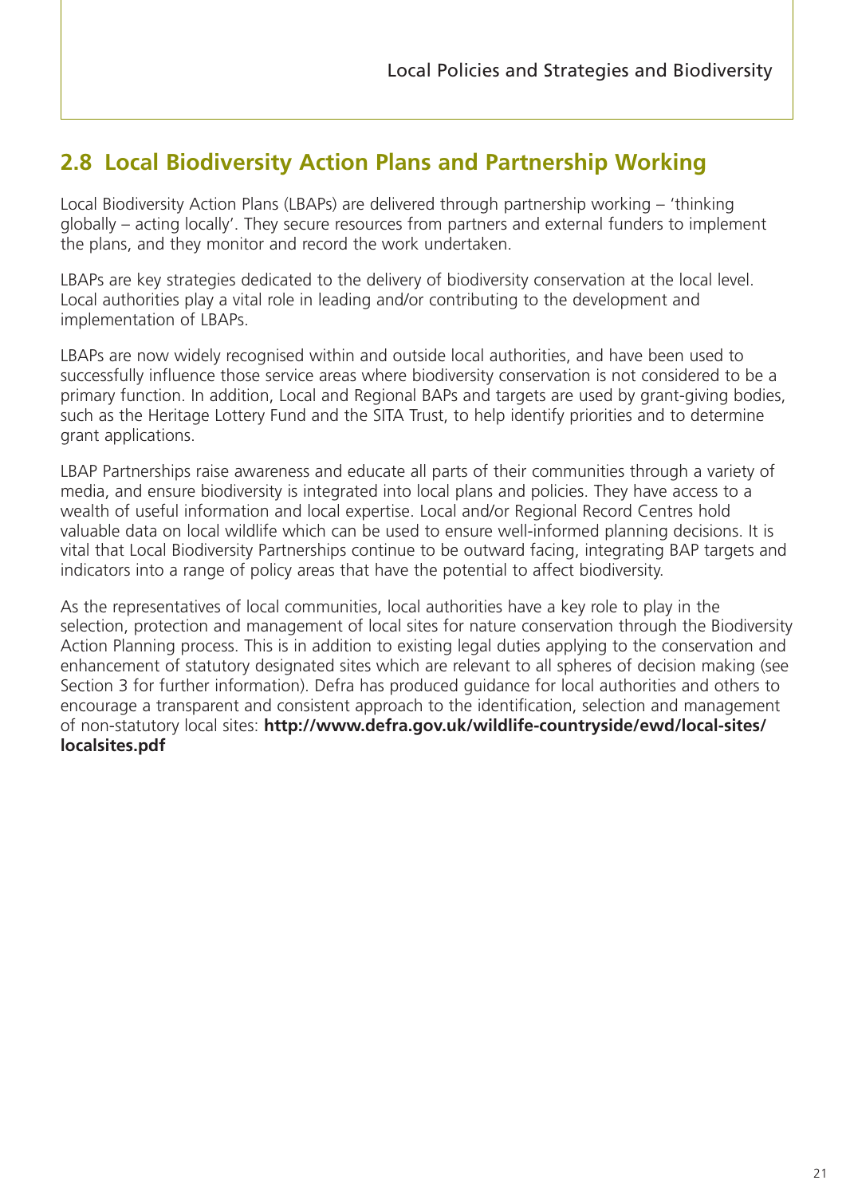## 2.8 Local Biodiversity Action Plans and Partnership Working

Local Biodiversity Action Plans (LBAPs) are delivered through partnership working – 'thinking globally – acting locally'. They secure resources from partners and external funders to implement the plans, and they monitor and record the work undertaken.

LBAPs are key strategies dedicated to the delivery of biodiversity conservation at the local level. Local authorities play a vital role in leading and/or contributing to the development and implementation of LBAPs.

LBAPs are now widely recognised within and outside local authorities, and have been used to successfully influence those service areas where biodiversity conservation is not considered to be a primary function. In addition, Local and Regional BAPs and targets are used by grant-giving bodies, such as the Heritage Lottery Fund and the SITA Trust, to help identify priorities and to determine grant applications.

LBAP Partnerships raise awareness and educate all parts of their communities through a variety of media, and ensure biodiversity is integrated into local plans and policies. They have access to a wealth of useful information and local expertise. Local and/or Regional Record Centres hold valuable data on local wildlife which can be used to ensure well-informed planning decisions. It is vital that Local Biodiversity Partnerships continue to be outward facing, integrating BAP targets and indicators into a range of policy areas that have the potential to affect biodiversity.

As the representatives of local communities, local authorities have a key role to play in the selection, protection and management of local sites for nature conservation through the Biodiversity Action Planning process. This is in addition to existing legal duties applying to the conservation and enhancement of statutory designated sites which are relevant to all spheres of decision making (see Section 3 for further information). Defra has produced guidance for local authorities and others to encourage a transparent and consistent approach to the identification, selection and management of non-statutory local sites: **http://www.defra.gov.uk/wildlife-countryside/ewd/local-sites/localsites.pdf**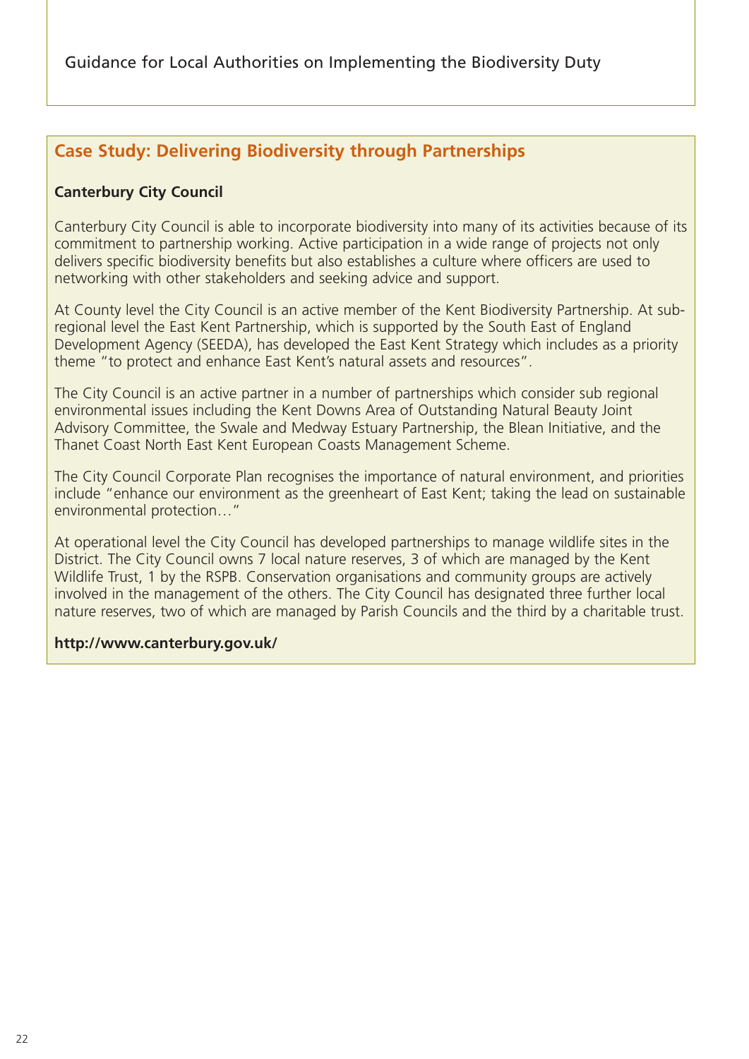## Case Study: Delivering Biodiversity through Partnerships

**Canterbury City Council**

Canterbury City Council is able to incorporate biodiversity into many of its activities because of its commitment to partnership working. Active participation in a wide range of projects not only delivers specific biodiversity benefits but also establishes a culture where officers are used to networking with other stakeholders and seeking advice and support.

At County level the City Council is an active member of the Kent Biodiversity Partnership. At sub-regional level the East Kent Partnership, which is supported by the South East of England Development Agency (SEEDA), has developed the East Kent Strategy which includes as a priority theme "to protect and enhance East Kent's natural assets and resources".

The City Council is an active partner in a number of partnerships which consider sub regional environmental issues including the Kent Downs Area of Outstanding Natural Beauty Joint Advisory Committee, the Swale and Medway Estuary Partnership, the Blean Initiative, and the Thanet Coast North East Kent European Coasts Management Scheme.

The City Council Corporate Plan recognises the importance of natural environment, and priorities include "enhance our environment as the greenheart of East Kent; taking the lead on sustainable environmental protection…"

At operational level the City Council has developed partnerships to manage wildlife sites in the District. The City Council owns 7 local nature reserves, 3 of which are managed by the Kent Wildlife Trust, 1 by the RSPB. Conservation organisations and community groups are actively involved in the management of the others. The City Council has designated three further local nature reserves, two of which are managed by Parish Councils and the third by a charitable trust.

**http://www.canterbury.gov.uk/**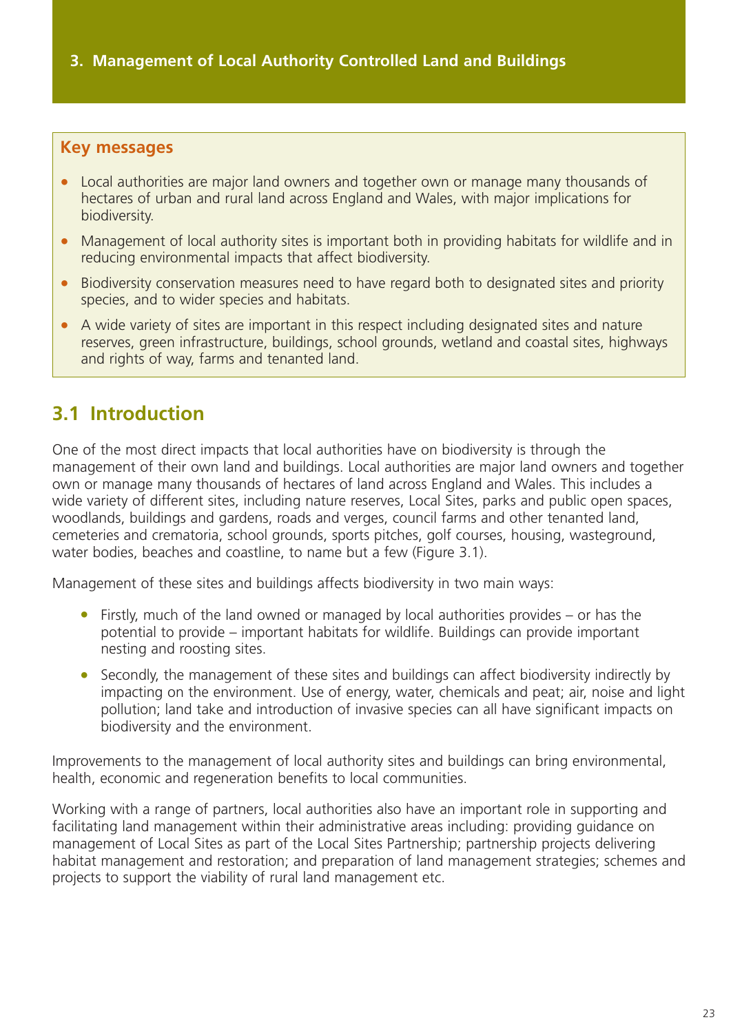# 3. Management of Local Authority Controlled Land and Buildings

**Key messages**

- Local authorities are major land owners and together own or manage many thousands of hectares of urban and rural land across England and Wales, with major implications for biodiversity.
- Management of local authority sites is important both in providing habitats for wildlife and in reducing environmental impacts that affect biodiversity.
- Biodiversity conservation measures need to have regard both to designated sites and priority species, and to wider species and habitats.
- A wide variety of sites are important in this respect including designated sites and nature reserves, green infrastructure, buildings, school grounds, wetland and coastal sites, highways and rights of way, farms and tenanted land.

## 3.1 Introduction

One of the most direct impacts that local authorities have on biodiversity is through the management of their own land and buildings. Local authorities are major land owners and together own or manage many thousands of hectares of land across England and Wales. This includes a wide variety of different sites, including nature reserves, Local Sites, parks and public open spaces, woodlands, buildings and gardens, roads and verges, council farms and other tenanted land, cemeteries and crematoria, school grounds, sports pitches, golf courses, housing, wasteground, water bodies, beaches and coastline, to name but a few (Figure 3.1).

Management of these sites and buildings affects biodiversity in two main ways:

- Firstly, much of the land owned or managed by local authorities provides – or has the potential to provide – important habitats for wildlife. Buildings can provide important nesting and roosting sites.
- Secondly, the management of these sites and buildings can affect biodiversity indirectly by impacting on the environment. Use of energy, water, chemicals and peat; air, noise and light pollution; land take and introduction of invasive species can all have significant impacts on biodiversity and the environment.

Improvements to the management of local authority sites and buildings can bring environmental, health, economic and regeneration benefits to local communities.

Working with a range of partners, local authorities also have an important role in supporting and facilitating land management within their administrative areas including: providing guidance on management of Local Sites as part of the Local Sites Partnership; partnership projects delivering habitat management and restoration; and preparation of land management strategies; schemes and projects to support the viability of rural land management etc.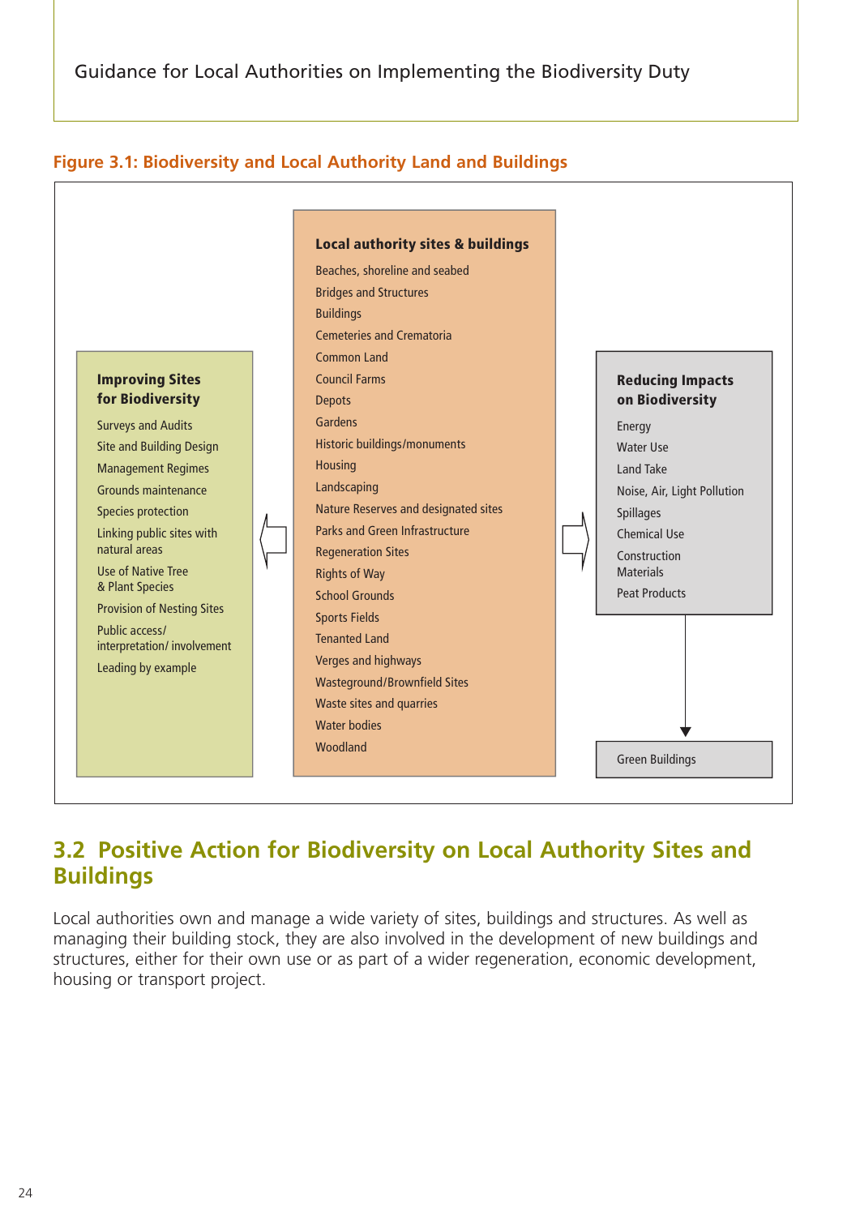**Figure 3.1: Biodiversity and Local Authority Land and Buildings**

**Improving Sites for Biodiversity**

- Surveys and Audits
- Site and Building Design
- Management Regimes
- Grounds maintenance
- Species protection
- Linking public sites with natural areas
- Use of Native Tree & Plant Species
- Provision of Nesting Sites
- Public access/ interpretation/ involvement
- Leading by example

**Local authority sites & buildings**

- Beaches, shoreline and seabed
- Bridges and Structures
- Buildings
- Cemeteries and Crematoria
- Common Land
- Council Farms
- Depots
- Gardens
- Historic buildings/monuments
- Housing
- Landscaping
- Nature Reserves and designated sites
- Parks and Green Infrastructure
- Regeneration Sites
- Rights of Way
- School Grounds
- Sports Fields
- Tenanted Land
- Verges and highways
- Wasteground/Brownfield Sites
- Waste sites and quarries
- Water bodies
- Woodland

**Reducing Impacts on Biodiversity**

- Energy
- Water Use
- Land Take
- Noise, Air, Light Pollution
- Spillages
- Chemical Use
- Construction Materials
- Peat Products

Green Buildings

## 3.2 Positive Action for Biodiversity on Local Authority Sites and Buildings

Local authorities own and manage a wide variety of sites, buildings and structures. As well as managing their building stock, they are also involved in the development of new buildings and structures, either for their own use or as part of a wider regeneration, economic development, housing or transport project.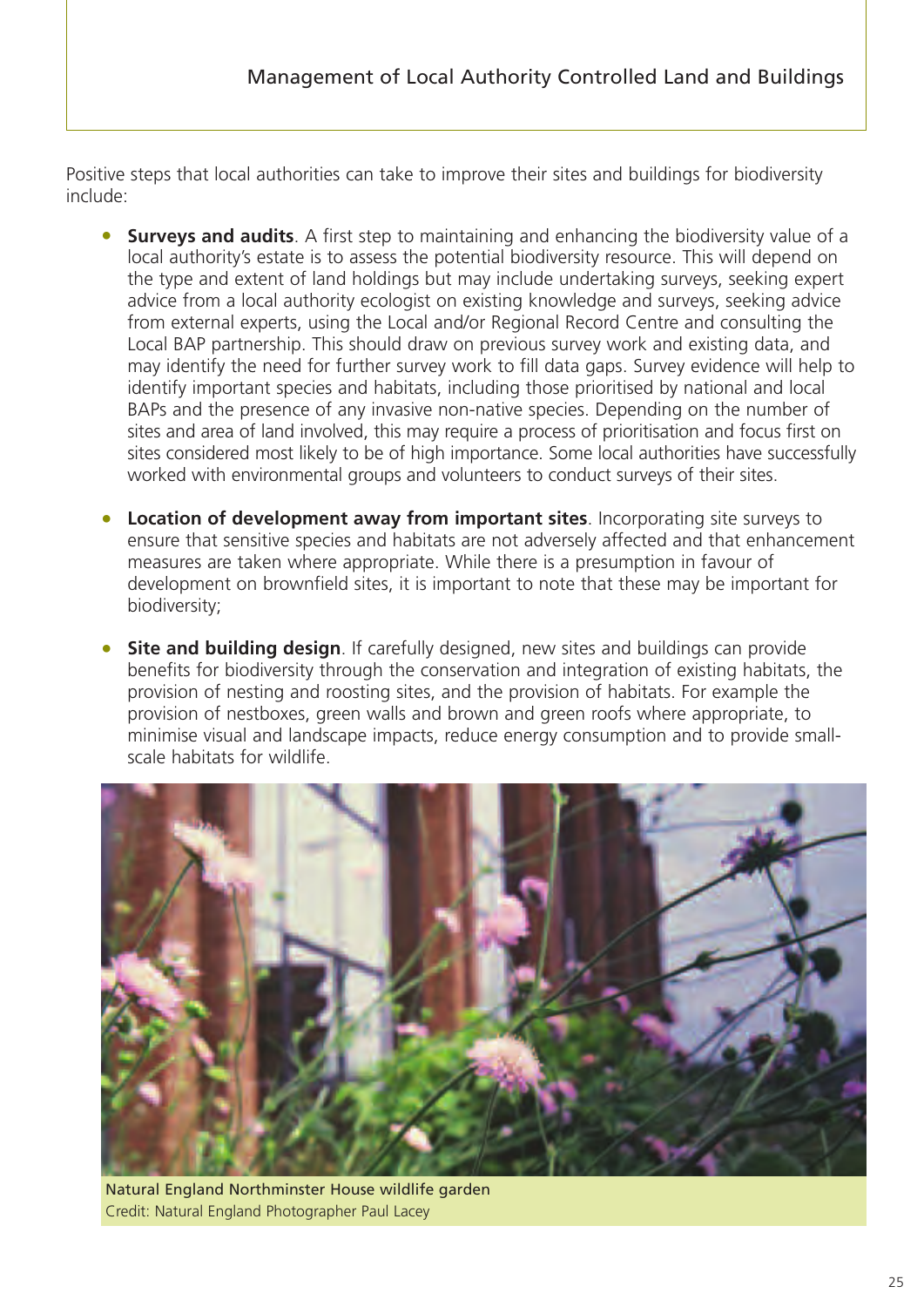Positive steps that local authorities can take to improve their sites and buildings for biodiversity include:

- **Surveys and audits**. A first step to maintaining and enhancing the biodiversity value of a local authority's estate is to assess the potential biodiversity resource. This will depend on the type and extent of land holdings but may include undertaking surveys, seeking expert advice from a local authority ecologist on existing knowledge and surveys, seeking advice from external experts, using the Local and/or Regional Record Centre and consulting the Local BAP partnership. This should draw on previous survey work and existing data, and may identify the need for further survey work to fill data gaps. Survey evidence will help to identify important species and habitats, including those prioritised by national and local BAPs and the presence of any invasive non-native species. Depending on the number of sites and area of land involved, this may require a process of prioritisation and focus first on sites considered most likely to be of high importance. Some local authorities have successfully worked with environmental groups and volunteers to conduct surveys of their sites.

- **Location of development away from important sites**. Incorporating site surveys to ensure that sensitive species and habitats are not adversely affected and that enhancement measures are taken where appropriate. While there is a presumption in favour of development on brownfield sites, it is important to note that these may be important for biodiversity;

- **Site and building design**. If carefully designed, new sites and buildings can provide benefits for biodiversity through the conservation and integration of existing habitats, the provision of nesting and roosting sites, and the provision of habitats. For example the provision of nestboxes, green walls and brown and green roofs where appropriate, to minimise visual and landscape impacts, reduce energy consumption and to provide small-scale habitats for wildlife.

Natural England Northminster House wildlife garden
Credit: Natural England Photographer Paul Lacey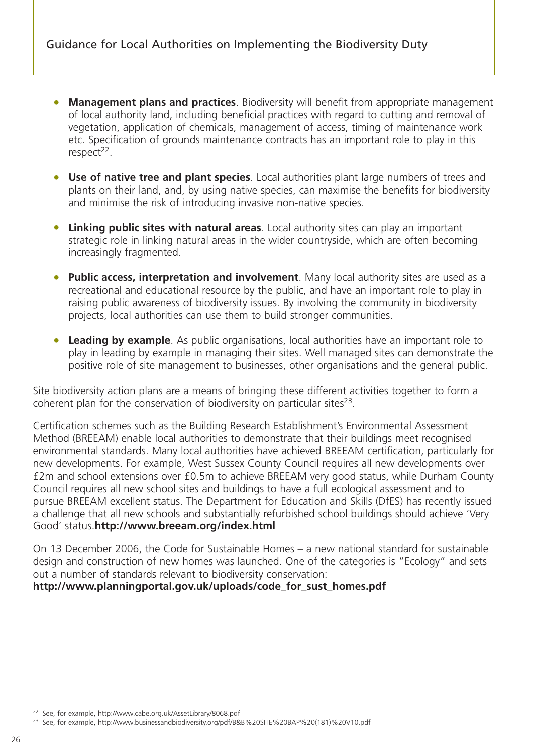- **Management plans and practices**. Biodiversity will benefit from appropriate management of local authority land, including beneficial practices with regard to cutting and removal of vegetation, application of chemicals, management of access, timing of maintenance work etc. Specification of grounds maintenance contracts has an important role to play in this respect[22].

- **Use of native tree and plant species**. Local authorities plant large numbers of trees and plants on their land, and, by using native species, can maximise the benefits for biodiversity and minimise the risk of introducing invasive non-native species.

- **Linking public sites with natural areas**. Local authority sites can play an important strategic role in linking natural areas in the wider countryside, which are often becoming increasingly fragmented.

- **Public access, interpretation and involvement**. Many local authority sites are used as a recreational and educational resource by the public, and have an important role to play in raising public awareness of biodiversity issues. By involving the community in biodiversity projects, local authorities can use them to build stronger communities.

- **Leading by example**. As public organisations, local authorities have an important role to play in leading by example in managing their sites. Well managed sites can demonstrate the positive role of site management to businesses, other organisations and the general public.

Site biodiversity action plans are a means of bringing these different activities together to form a coherent plan for the conservation of biodiversity on particular sites[23].

Certification schemes such as the Building Research Establishment's Environmental Assessment Method (BREEAM) enable local authorities to demonstrate that their buildings meet recognised environmental standards. Many local authorities have achieved BREEAM certification, particularly for new developments. For example, West Sussex County Council requires all new developments over £2m and school extensions over £0.5m to achieve BREEAM very good status, while Durham County Council requires all new school sites and buildings to have a full ecological assessment and to pursue BREEAM excellent status. The Department for Education and Skills (DfES) has recently issued a challenge that all new schools and substantially refurbished school buildings should achieve 'Very Good' status.**http://www.breeam.org/index.html**

On 13 December 2006, the Code for Sustainable Homes – a new national standard for sustainable design and construction of new homes was launched. One of the categories is "Ecology" and sets out a number of standards relevant to biodiversity conservation:
**http://www.planningportal.gov.uk/uploads/code_for_sust_homes.pdf**

---

[22] See, for example, http://www.cabe.org.uk/AssetLibrary/8068.pdf

[23] See, for example, http://www.businessandbiodiversity.org/pdf/B&B%20SITE%20BAP%20(181)%20V10.pdf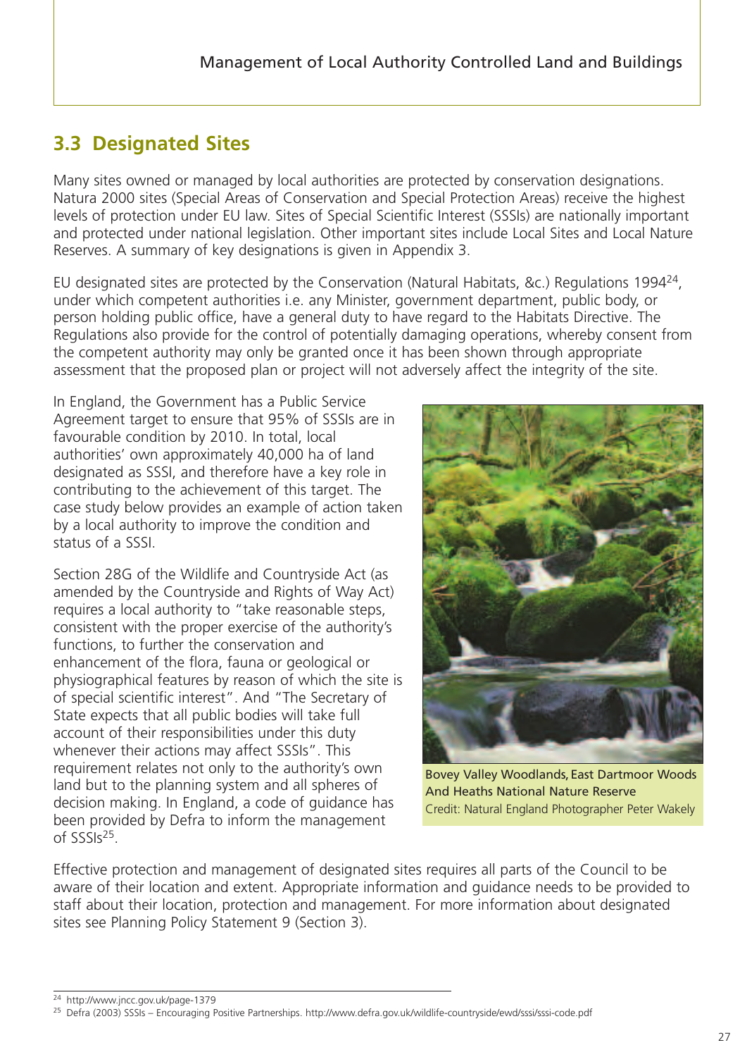## 3.3 Designated Sites

Many sites owned or managed by local authorities are protected by conservation designations. Natura 2000 sites (Special Areas of Conservation and Special Protection Areas) receive the highest levels of protection under EU law. Sites of Special Scientific Interest (SSSIs) are nationally important and protected under national legislation. Other important sites include Local Sites and Local Nature Reserves. A summary of key designations is given in Appendix 3.

EU designated sites are protected by the Conservation (Natural Habitats, &c.) Regulations 1994[24], under which competent authorities i.e. any Minister, government department, public body, or person holding public office, have a general duty to have regard to the Habitats Directive. The Regulations also provide for the control of potentially damaging operations, whereby consent from the competent authority may only be granted once it has been shown through appropriate assessment that the proposed plan or project will not adversely affect the integrity of the site.

In England, the Government has a Public Service Agreement target to ensure that 95% of SSSIs are in favourable condition by 2010. In total, local authorities' own approximately 40,000 ha of land designated as SSSI, and therefore have a key role in contributing to the achievement of this target. The case study below provides an example of action taken by a local authority to improve the condition and status of a SSSI.

Section 28G of the Wildlife and Countryside Act (as amended by the Countryside and Rights of Way Act) requires a local authority to "take reasonable steps, consistent with the proper exercise of the authority's functions, to further the conservation and enhancement of the flora, fauna or geological or physiographical features by reason of which the site is of special scientific interest". And "The Secretary of State expects that all public bodies will take full account of their responsibilities under this duty whenever their actions may affect SSSIs". This requirement relates not only to the authority's own land but to the planning system and all spheres of decision making. In England, a code of guidance has been provided by Defra to inform the management of SSSIs[25].

Bovey Valley Woodlands, East Dartmoor Woods And Heaths National Nature Reserve
Credit: Natural England Photographer Peter Wakely

Effective protection and management of designated sites requires all parts of the Council to be aware of their location and extent. Appropriate information and guidance needs to be provided to staff about their location, protection and management. For more information about designated sites see Planning Policy Statement 9 (Section 3).

---

[24] http://www.jncc.gov.uk/page-1379

[25] Defra (2003) SSSIs – Encouraging Positive Partnerships. http://www.defra.gov.uk/wildlife-countryside/ewd/sssi/sssi-code.pdf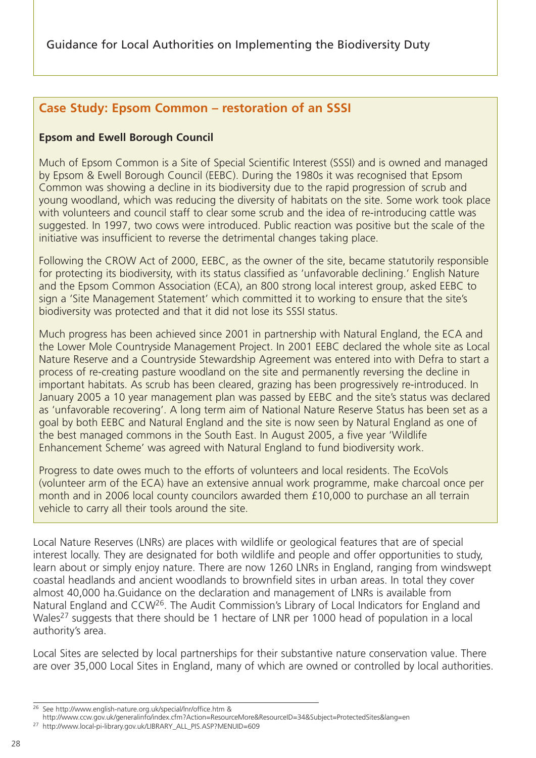## Case Study: Epsom Common – restoration of an SSSI

**Epsom and Ewell Borough Council**

Much of Epsom Common is a Site of Special Scientific Interest (SSSI) and is owned and managed by Epsom & Ewell Borough Council (EEBC). During the 1980s it was recognised that Epsom Common was showing a decline in its biodiversity due to the rapid progression of scrub and young woodland, which was reducing the diversity of habitats on the site. Some work took place with volunteers and council staff to clear some scrub and the idea of re-introducing cattle was suggested. In 1997, two cows were introduced. Public reaction was positive but the scale of the initiative was insufficient to reverse the detrimental changes taking place.

Following the CROW Act of 2000, EEBC, as the owner of the site, became statutorily responsible for protecting its biodiversity, with its status classified as 'unfavorable declining.' English Nature and the Epsom Common Association (ECA), an 800 strong local interest group, asked EEBC to sign a 'Site Management Statement' which committed it to working to ensure that the site's biodiversity was protected and that it did not lose its SSSI status.

Much progress has been achieved since 2001 in partnership with Natural England, the ECA and the Lower Mole Countryside Management Project. In 2001 EEBC declared the whole site as Local Nature Reserve and a Countryside Stewardship Agreement was entered into with Defra to start a process of re-creating pasture woodland on the site and permanently reversing the decline in important habitats. As scrub has been cleared, grazing has been progressively re-introduced. In January 2005 a 10 year management plan was passed by EEBC and the site's status was declared as 'unfavorable recovering'. A long term aim of National Nature Reserve Status has been set as a goal by both EEBC and Natural England and the site is now seen by Natural England as one of the best managed commons in the South East. In August 2005, a five year 'Wildlife Enhancement Scheme' was agreed with Natural England to fund biodiversity work.

Progress to date owes much to the efforts of volunteers and local residents. The EcoVols (volunteer arm of the ECA) have an extensive annual work programme, make charcoal once per month and in 2006 local county councilors awarded them £10,000 to purchase an all terrain vehicle to carry all their tools around the site.

Local Nature Reserves (LNRs) are places with wildlife or geological features that are of special interest locally. They are designated for both wildlife and people and offer opportunities to study, learn about or simply enjoy nature. There are now 1260 LNRs in England, ranging from windswept coastal headlands and ancient woodlands to brownfield sites in urban areas. In total they cover almost 40,000 ha.Guidance on the declaration and management of LNRs is available from Natural England and CCW[26]. The Audit Commission's Library of Local Indicators for England and Wales[27] suggests that there should be 1 hectare of LNR per 1000 head of population in a local authority's area.

Local Sites are selected by local partnerships for their substantive nature conservation value. There are over 35,000 Local Sites in England, many of which are owned or controlled by local authorities.

---

[26] See http://www.english-nature.org.uk/special/lnr/office.htm & http://www.ccw.gov.uk/generalinfo/index.cfm?Action=ResourceMore&ResourceID=34&Subject=ProtectedSites&lang=en

[27] http://www.local-pi-library.gov.uk/LIBRARY_ALL_PIS.ASP?MENUID=609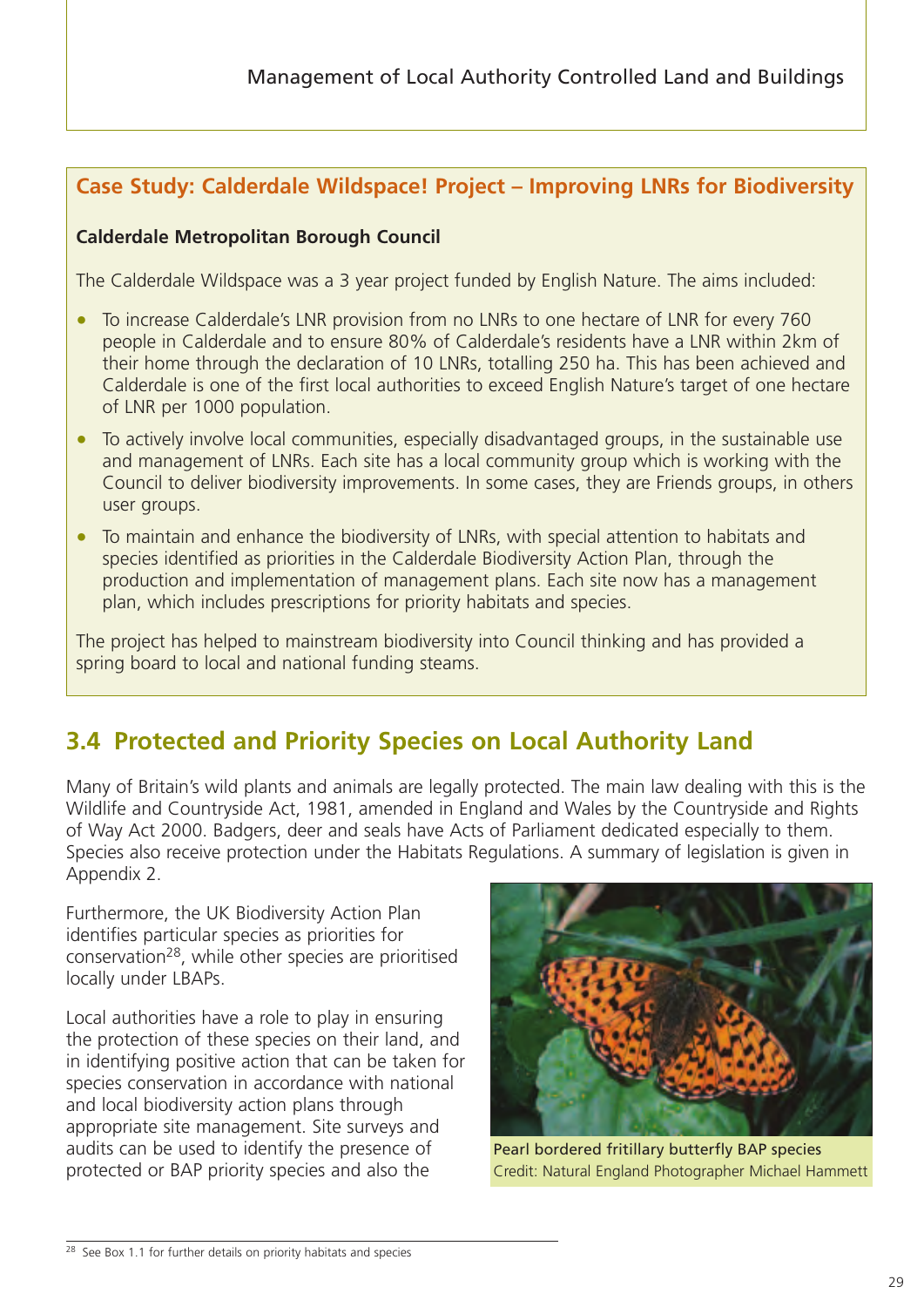## Case Study: Calderdale Wildspace! Project – Improving LNRs for Biodiversity

**Calderdale Metropolitan Borough Council**

The Calderdale Wildspace was a 3 year project funded by English Nature. The aims included:

- To increase Calderdale's LNR provision from no LNRs to one hectare of LNR for every 760 people in Calderdale and to ensure 80% of Calderdale's residents have a LNR within 2km of their home through the declaration of 10 LNRs, totalling 250 ha. This has been achieved and Calderdale is one of the first local authorities to exceed English Nature's target of one hectare of LNR per 1000 population.
- To actively involve local communities, especially disadvantaged groups, in the sustainable use and management of LNRs. Each site has a local community group which is working with the Council to deliver biodiversity improvements. In some cases, they are Friends groups, in others user groups.
- To maintain and enhance the biodiversity of LNRs, with special attention to habitats and species identified as priorities in the Calderdale Biodiversity Action Plan, through the production and implementation of management plans. Each site now has a management plan, which includes prescriptions for priority habitats and species.

The project has helped to mainstream biodiversity into Council thinking and has provided a spring board to local and national funding steams.

## 3.4 Protected and Priority Species on Local Authority Land

Many of Britain's wild plants and animals are legally protected. The main law dealing with this is the Wildlife and Countryside Act, 1981, amended in England and Wales by the Countryside and Rights of Way Act 2000. Badgers, deer and seals have Acts of Parliament dedicated especially to them. Species also receive protection under the Habitats Regulations. A summary of legislation is given in Appendix 2.

Furthermore, the UK Biodiversity Action Plan identifies particular species as priorities for conservation[28], while other species are prioritised locally under LBAPs.

Local authorities have a role to play in ensuring the protection of these species on their land, and in identifying positive action that can be taken for species conservation in accordance with national and local biodiversity action plans through appropriate site management. Site surveys and audits can be used to identify the presence of protected or BAP priority species and also the

Pearl bordered fritillary butterfly BAP species
Credit: Natural England Photographer Michael Hammett

[28] See Box 1.1 for further details on priority habitats and species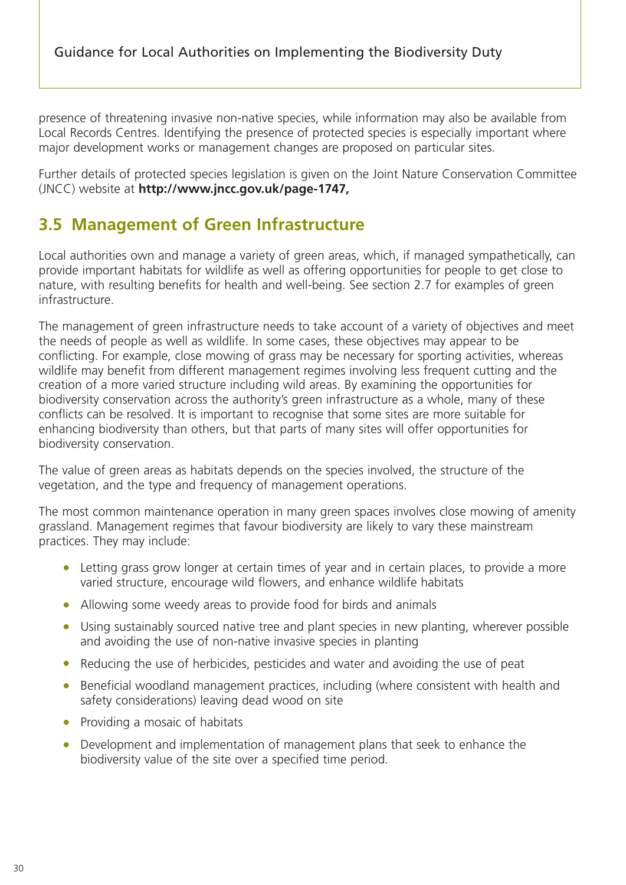presence of threatening invasive non-native species, while information may also be available from Local Records Centres. Identifying the presence of protected species is especially important where major development works or management changes are proposed on particular sites.

Further details of protected species legislation is given on the Joint Nature Conservation Committee (JNCC) website at **http://www.jncc.gov.uk/page-1747,**

## 3.5 Management of Green Infrastructure

Local authorities own and manage a variety of green areas, which, if managed sympathetically, can provide important habitats for wildlife as well as offering opportunities for people to get close to nature, with resulting benefits for health and well-being. See section 2.7 for examples of green infrastructure.

The management of green infrastructure needs to take account of a variety of objectives and meet the needs of people as well as wildlife. In some cases, these objectives may appear to be conflicting. For example, close mowing of grass may be necessary for sporting activities, whereas wildlife may benefit from different management regimes involving less frequent cutting and the creation of a more varied structure including wild areas. By examining the opportunities for biodiversity conservation across the authority's green infrastructure as a whole, many of these conflicts can be resolved. It is important to recognise that some sites are more suitable for enhancing biodiversity than others, but that parts of many sites will offer opportunities for biodiversity conservation.

The value of green areas as habitats depends on the species involved, the structure of the vegetation, and the type and frequency of management operations.

The most common maintenance operation in many green spaces involves close mowing of amenity grassland. Management regimes that favour biodiversity are likely to vary these mainstream practices. They may include:

- Letting grass grow longer at certain times of year and in certain places, to provide a more varied structure, encourage wild flowers, and enhance wildlife habitats
- Allowing some weedy areas to provide food for birds and animals
- Using sustainably sourced native tree and plant species in new planting, wherever possible and avoiding the use of non-native invasive species in planting
- Reducing the use of herbicides, pesticides and water and avoiding the use of peat
- Beneficial woodland management practices, including (where consistent with health and safety considerations) leaving dead wood on site
- Providing a mosaic of habitats
- Development and implementation of management plans that seek to enhance the biodiversity value of the site over a specified time period.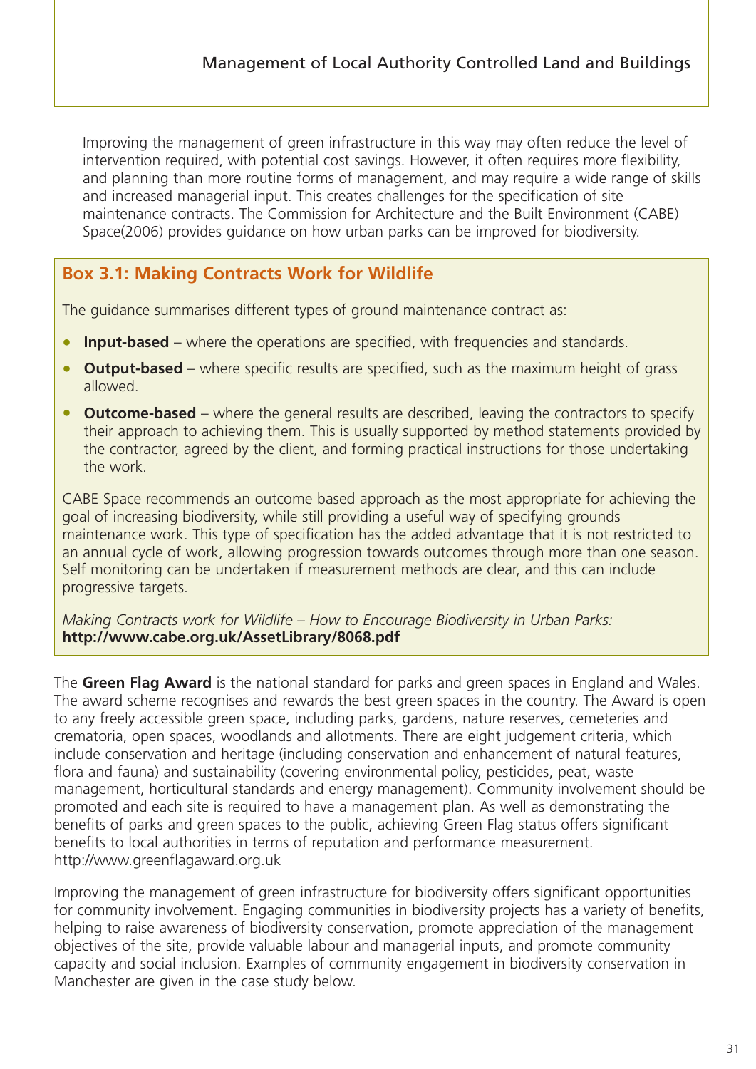Improving the management of green infrastructure in this way may often reduce the level of intervention required, with potential cost savings. However, it often requires more flexibility, and planning than more routine forms of management, and may require a wide range of skills and increased managerial input. This creates challenges for the specification of site maintenance contracts. The Commission for Architecture and the Built Environment (CABE) Space(2006) provides guidance on how urban parks can be improved for biodiversity.

### Box 3.1: Making Contracts Work for Wildlife

The guidance summarises different types of ground maintenance contract as:

- **Input-based** – where the operations are specified, with frequencies and standards.
- **Output-based** – where specific results are specified, such as the maximum height of grass allowed.
- **Outcome-based** – where the general results are described, leaving the contractors to specify their approach to achieving them. This is usually supported by method statements provided by the contractor, agreed by the client, and forming practical instructions for those undertaking the work.

CABE Space recommends an outcome based approach as the most appropriate for achieving the goal of increasing biodiversity, while still providing a useful way of specifying grounds maintenance work. This type of specification has the added advantage that it is not restricted to an annual cycle of work, allowing progression towards outcomes through more than one season. Self monitoring can be undertaken if measurement methods are clear, and this can include progressive targets.

*Making Contracts work for Wildlife – How to Encourage Biodiversity in Urban Parks:*
**http://www.cabe.org.uk/AssetLibrary/8068.pdf**

The **Green Flag Award** is the national standard for parks and green spaces in England and Wales. The award scheme recognises and rewards the best green spaces in the country. The Award is open to any freely accessible green space, including parks, gardens, nature reserves, cemeteries and crematoria, open spaces, woodlands and allotments. There are eight judgement criteria, which include conservation and heritage (including conservation and enhancement of natural features, flora and fauna) and sustainability (covering environmental policy, pesticides, peat, waste management, horticultural standards and energy management). Community involvement should be promoted and each site is required to have a management plan. As well as demonstrating the benefits of parks and green spaces to the public, achieving Green Flag status offers significant benefits to local authorities in terms of reputation and performance measurement. http://www.greenflagaward.org.uk

Improving the management of green infrastructure for biodiversity offers significant opportunities for community involvement. Engaging communities in biodiversity projects has a variety of benefits, helping to raise awareness of biodiversity conservation, promote appreciation of the management objectives of the site, provide valuable labour and managerial inputs, and promote community capacity and social inclusion. Examples of community engagement in biodiversity conservation in Manchester are given in the case study below.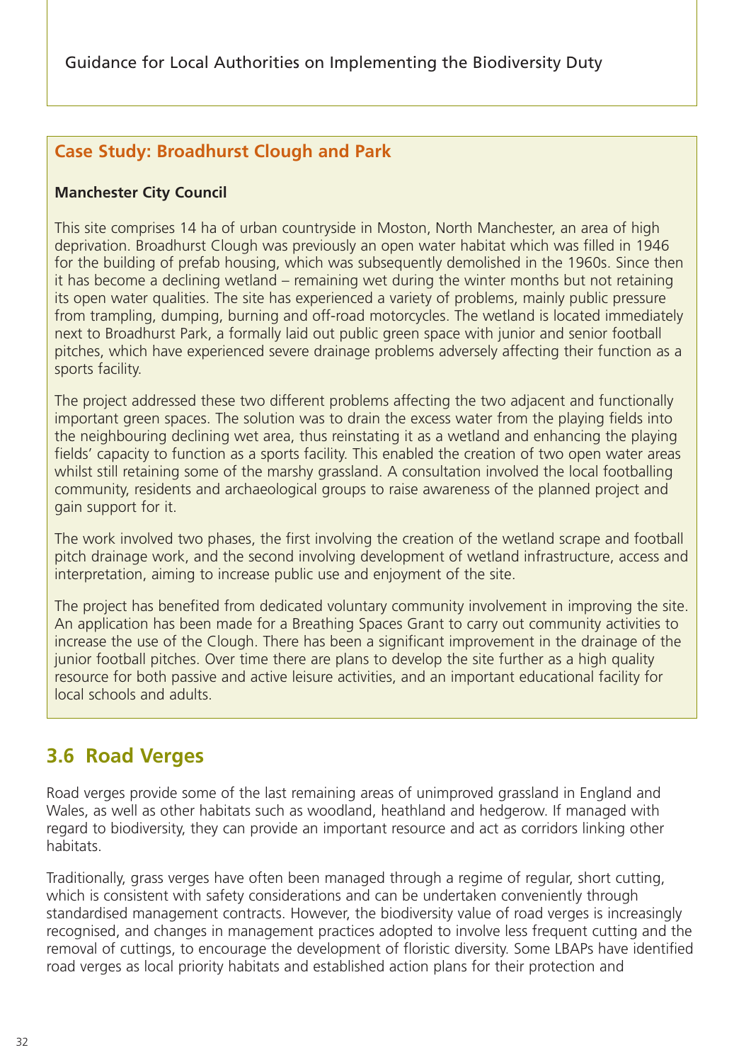## Case Study: Broadhurst Clough and Park

**Manchester City Council**

This site comprises 14 ha of urban countryside in Moston, North Manchester, an area of high deprivation. Broadhurst Clough was previously an open water habitat which was filled in 1946 for the building of prefab housing, which was subsequently demolished in the 1960s. Since then it has become a declining wetland – remaining wet during the winter months but not retaining its open water qualities. The site has experienced a variety of problems, mainly public pressure from trampling, dumping, burning and off-road motorcycles. The wetland is located immediately next to Broadhurst Park, a formally laid out public green space with junior and senior football pitches, which have experienced severe drainage problems adversely affecting their function as a sports facility.

The project addressed these two different problems affecting the two adjacent and functionally important green spaces. The solution was to drain the excess water from the playing fields into the neighbouring declining wet area, thus reinstating it as a wetland and enhancing the playing fields' capacity to function as a sports facility. This enabled the creation of two open water areas whilst still retaining some of the marshy grassland. A consultation involved the local footballing community, residents and archaeological groups to raise awareness of the planned project and gain support for it.

The work involved two phases, the first involving the creation of the wetland scrape and football pitch drainage work, and the second involving development of wetland infrastructure, access and interpretation, aiming to increase public use and enjoyment of the site.

The project has benefited from dedicated voluntary community involvement in improving the site. An application has been made for a Breathing Spaces Grant to carry out community activities to increase the use of the Clough. There has been a significant improvement in the drainage of the junior football pitches. Over time there are plans to develop the site further as a high quality resource for both passive and active leisure activities, and an important educational facility for local schools and adults.

## 3.6 Road Verges

Road verges provide some of the last remaining areas of unimproved grassland in England and Wales, as well as other habitats such as woodland, heathland and hedgerow. If managed with regard to biodiversity, they can provide an important resource and act as corridors linking other habitats.

Traditionally, grass verges have often been managed through a regime of regular, short cutting, which is consistent with safety considerations and can be undertaken conveniently through standardised management contracts. However, the biodiversity value of road verges is increasingly recognised, and changes in management practices adopted to involve less frequent cutting and the removal of cuttings, to encourage the development of floristic diversity. Some LBAPs have identified road verges as local priority habitats and established action plans for their protection and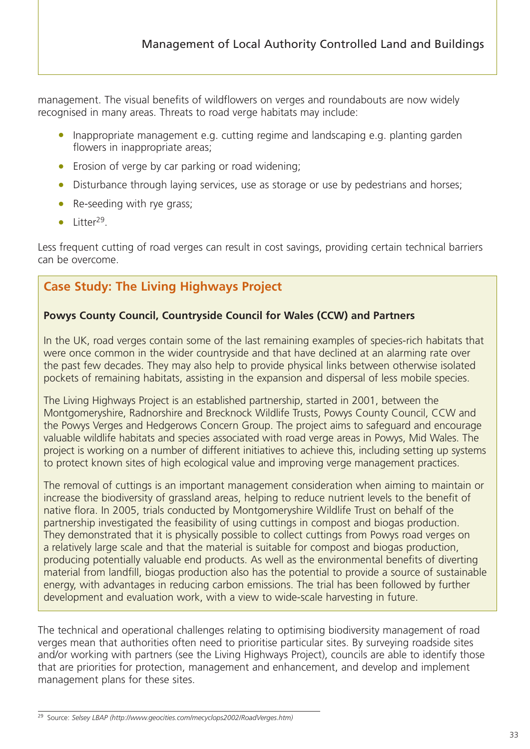management. The visual benefits of wildflowers on verges and roundabouts are now widely recognised in many areas. Threats to road verge habitats may include:

- Inappropriate management e.g. cutting regime and landscaping e.g. planting garden flowers in inappropriate areas;
- Erosion of verge by car parking or road widening;
- Disturbance through laying services, use as storage or use by pedestrians and horses;
- Re-seeding with rye grass;
- Litter[29].

Less frequent cutting of road verges can result in cost savings, providing certain technical barriers can be overcome.

## Case Study: The Living Highways Project

**Powys County Council, Countryside Council for Wales (CCW) and Partners**

In the UK, road verges contain some of the last remaining examples of species-rich habitats that were once common in the wider countryside and that have declined at an alarming rate over the past few decades. They may also help to provide physical links between otherwise isolated pockets of remaining habitats, assisting in the expansion and dispersal of less mobile species.

The Living Highways Project is an established partnership, started in 2001, between the Montgomeryshire, Radnorshire and Brecknock Wildlife Trusts, Powys County Council, CCW and the Powys Verges and Hedgerows Concern Group. The project aims to safeguard and encourage valuable wildlife habitats and species associated with road verge areas in Powys, Mid Wales. The project is working on a number of different initiatives to achieve this, including setting up systems to protect known sites of high ecological value and improving verge management practices.

The removal of cuttings is an important management consideration when aiming to maintain or increase the biodiversity of grassland areas, helping to reduce nutrient levels to the benefit of native flora. In 2005, trials conducted by Montgomeryshire Wildlife Trust on behalf of the partnership investigated the feasibility of using cuttings in compost and biogas production. They demonstrated that it is physically possible to collect cuttings from Powys road verges on a relatively large scale and that the material is suitable for compost and biogas production, producing potentially valuable end products. As well as the environmental benefits of diverting material from landfill, biogas production also has the potential to provide a source of sustainable energy, with advantages in reducing carbon emissions. The trial has been followed by further development and evaluation work, with a view to wide-scale harvesting in future.

The technical and operational challenges relating to optimising biodiversity management of road verges mean that authorities often need to prioritise particular sites. By surveying roadside sites and/or working with partners (see the Living Highways Project), councils are able to identify those that are priorities for protection, management and enhancement, and develop and implement management plans for these sites.

---

[29] Source: *Selsey LBAP (http://www.geocities.com/mecyclops2002/RoadVerges.htm)*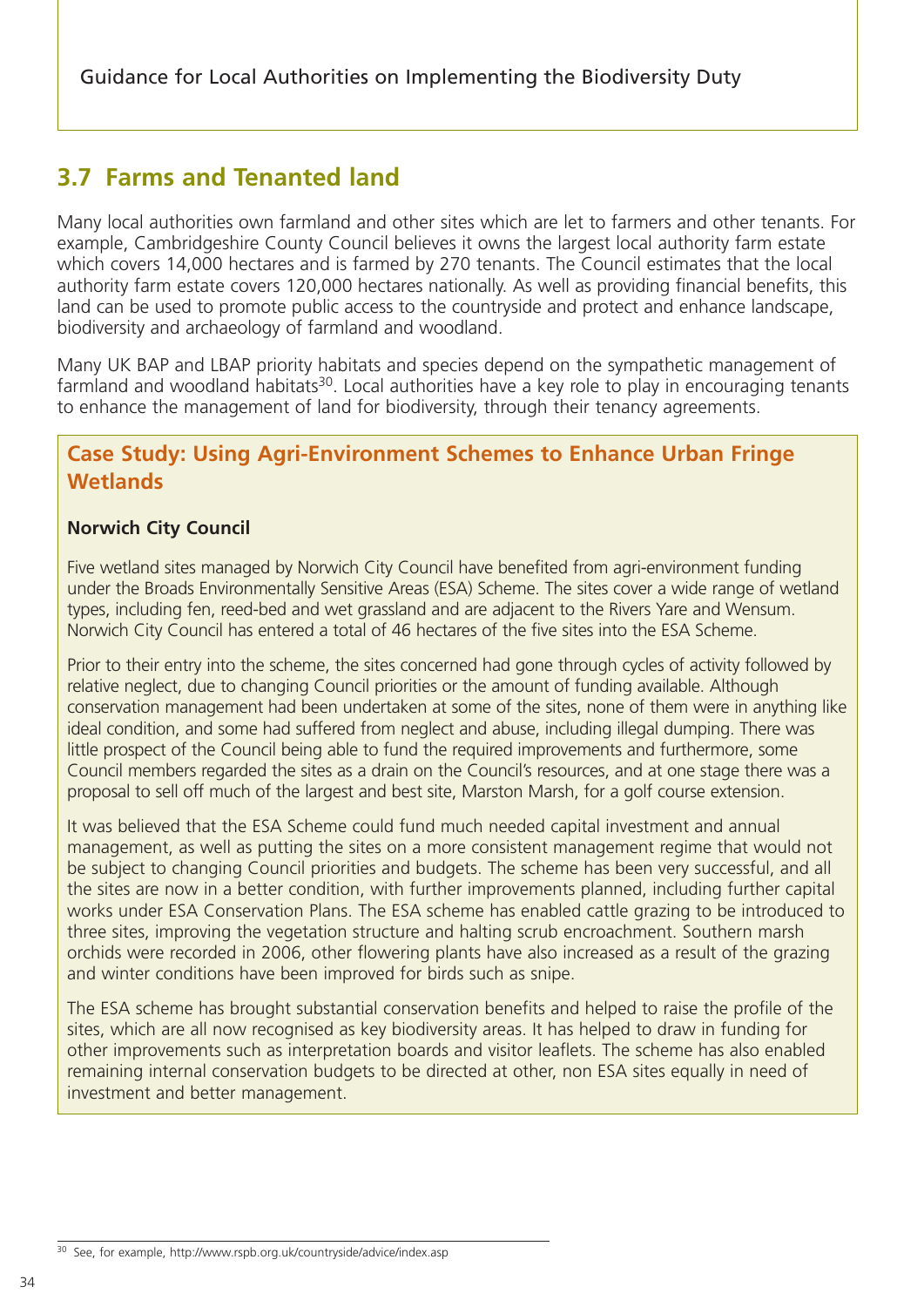## 3.7 Farms and Tenanted land

Many local authorities own farmland and other sites which are let to farmers and other tenants. For example, Cambridgeshire County Council believes it owns the largest local authority farm estate which covers 14,000 hectares and is farmed by 270 tenants. The Council estimates that the local authority farm estate covers 120,000 hectares nationally. As well as providing financial benefits, this land can be used to promote public access to the countryside and protect and enhance landscape, biodiversity and archaeology of farmland and woodland.

Many UK BAP and LBAP priority habitats and species depend on the sympathetic management of farmland and woodland habitats[30]. Local authorities have a key role to play in encouraging tenants to enhance the management of land for biodiversity, through their tenancy agreements.

### Case Study: Using Agri-Environment Schemes to Enhance Urban Fringe Wetlands

**Norwich City Council**

Five wetland sites managed by Norwich City Council have benefited from agri-environment funding under the Broads Environmentally Sensitive Areas (ESA) Scheme. The sites cover a wide range of wetland types, including fen, reed-bed and wet grassland and are adjacent to the Rivers Yare and Wensum. Norwich City Council has entered a total of 46 hectares of the five sites into the ESA Scheme.

Prior to their entry into the scheme, the sites concerned had gone through cycles of activity followed by relative neglect, due to changing Council priorities or the amount of funding available. Although conservation management had been undertaken at some of the sites, none of them were in anything like ideal condition, and some had suffered from neglect and abuse, including illegal dumping. There was little prospect of the Council being able to fund the required improvements and furthermore, some Council members regarded the sites as a drain on the Council's resources, and at one stage there was a proposal to sell off much of the largest and best site, Marston Marsh, for a golf course extension.

It was believed that the ESA Scheme could fund much needed capital investment and annual management, as well as putting the sites on a more consistent management regime that would not be subject to changing Council priorities and budgets. The scheme has been very successful, and all the sites are now in a better condition, with further improvements planned, including further capital works under ESA Conservation Plans. The ESA scheme has enabled cattle grazing to be introduced to three sites, improving the vegetation structure and halting scrub encroachment. Southern marsh orchids were recorded in 2006, other flowering plants have also increased as a result of the grazing and winter conditions have been improved for birds such as snipe.

The ESA scheme has brought substantial conservation benefits and helped to raise the profile of the sites, which are all now recognised as key biodiversity areas. It has helped to draw in funding for other improvements such as interpretation boards and visitor leaflets. The scheme has also enabled remaining internal conservation budgets to be directed at other, non ESA sites equally in need of investment and better management.

---

[30] See, for example, http://www.rspb.org.uk/countryside/advice/index.asp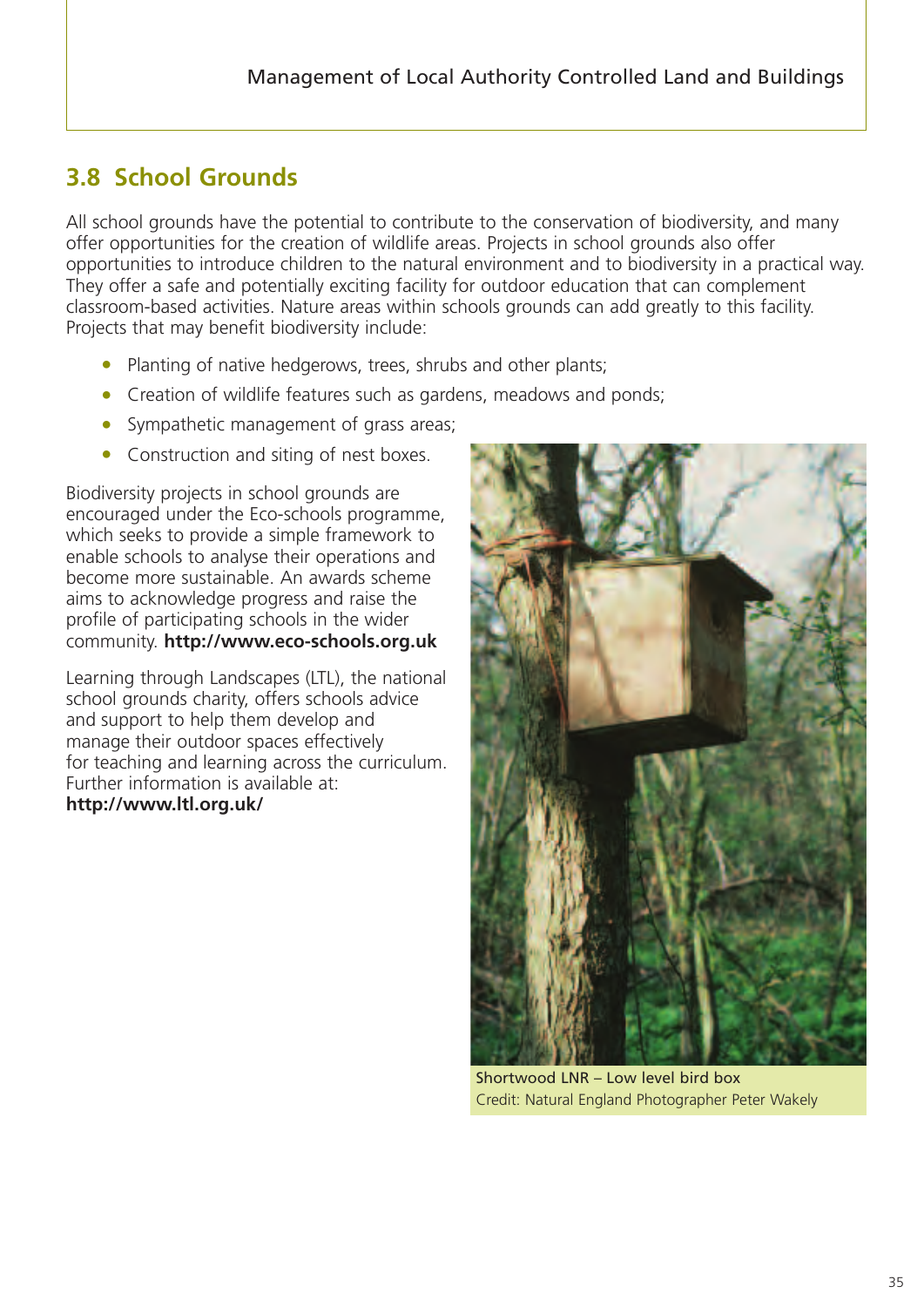## 3.8 School Grounds

All school grounds have the potential to contribute to the conservation of biodiversity, and many offer opportunities for the creation of wildlife areas. Projects in school grounds also offer opportunities to introduce children to the natural environment and to biodiversity in a practical way. They offer a safe and potentially exciting facility for outdoor education that can complement classroom-based activities. Nature areas within schools grounds can add greatly to this facility. Projects that may benefit biodiversity include:

- Planting of native hedgerows, trees, shrubs and other plants;
- Creation of wildlife features such as gardens, meadows and ponds;
- Sympathetic management of grass areas;
- Construction and siting of nest boxes.

Biodiversity projects in school grounds are encouraged under the Eco-schools programme, which seeks to provide a simple framework to enable schools to analyse their operations and become more sustainable. An awards scheme aims to acknowledge progress and raise the profile of participating schools in the wider community. **http://www.eco-schools.org.uk**

Learning through Landscapes (LTL), the national school grounds charity, offers schools advice and support to help them develop and manage their outdoor spaces effectively for teaching and learning across the curriculum. Further information is available at: **http://www.ltl.org.uk/**

Shortwood LNR – Low level bird box
Credit: Natural England Photographer Peter Wakely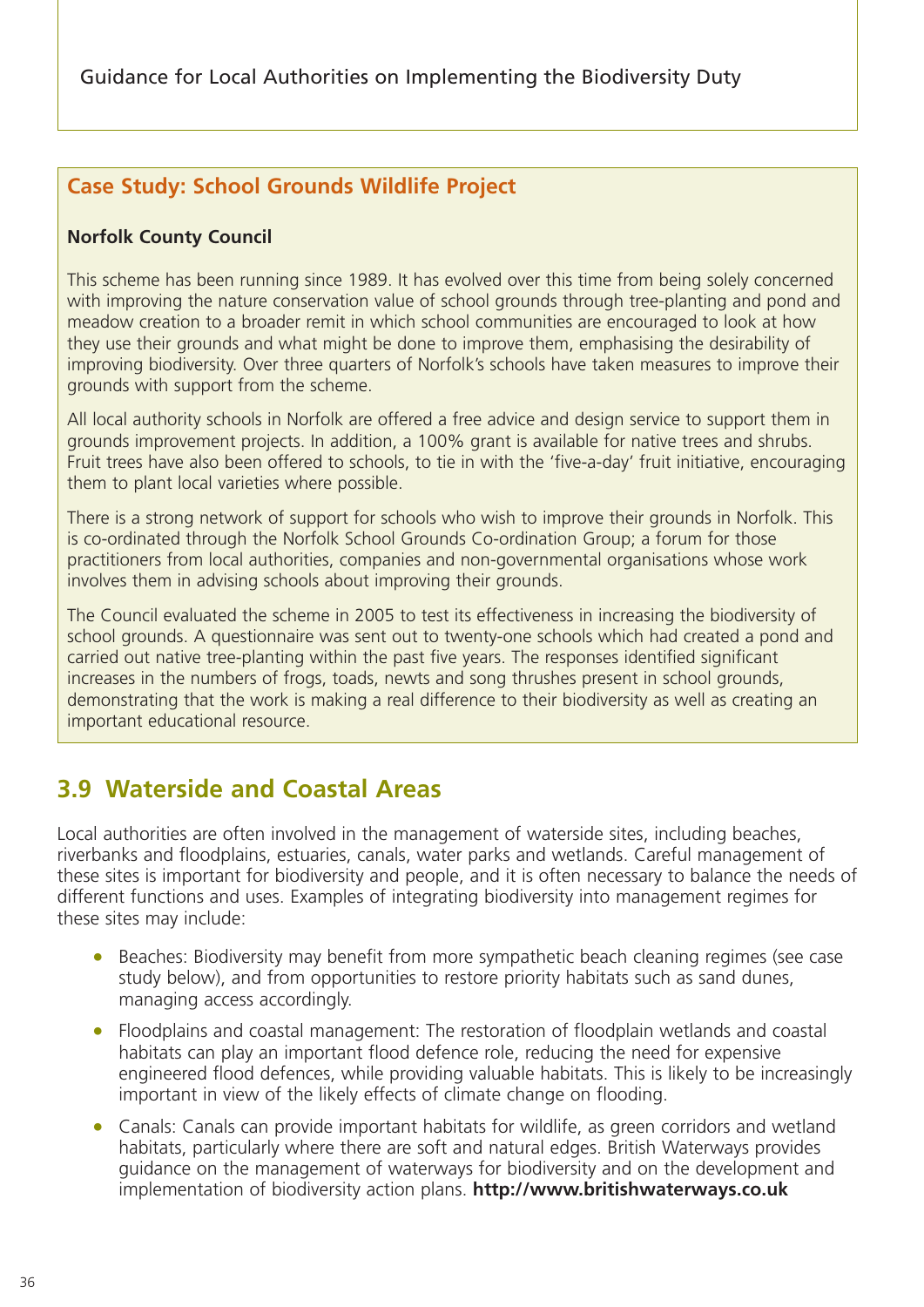## Case Study: School Grounds Wildlife Project

**Norfolk County Council**

This scheme has been running since 1989. It has evolved over this time from being solely concerned with improving the nature conservation value of school grounds through tree-planting and pond and meadow creation to a broader remit in which school communities are encouraged to look at how they use their grounds and what might be done to improve them, emphasising the desirability of improving biodiversity. Over three quarters of Norfolk's schools have taken measures to improve their grounds with support from the scheme.

All local authority schools in Norfolk are offered a free advice and design service to support them in grounds improvement projects. In addition, a 100% grant is available for native trees and shrubs. Fruit trees have also been offered to schools, to tie in with the 'five-a-day' fruit initiative, encouraging them to plant local varieties where possible.

There is a strong network of support for schools who wish to improve their grounds in Norfolk. This is co-ordinated through the Norfolk School Grounds Co-ordination Group; a forum for those practitioners from local authorities, companies and non-governmental organisations whose work involves them in advising schools about improving their grounds.

The Council evaluated the scheme in 2005 to test its effectiveness in increasing the biodiversity of school grounds. A questionnaire was sent out to twenty-one schools which had created a pond and carried out native tree-planting within the past five years. The responses identified significant increases in the numbers of frogs, toads, newts and song thrushes present in school grounds, demonstrating that the work is making a real difference to their biodiversity as well as creating an important educational resource.

## 3.9 Waterside and Coastal Areas

Local authorities are often involved in the management of waterside sites, including beaches, riverbanks and floodplains, estuaries, canals, water parks and wetlands. Careful management of these sites is important for biodiversity and people, and it is often necessary to balance the needs of different functions and uses. Examples of integrating biodiversity into management regimes for these sites may include:

- Beaches: Biodiversity may benefit from more sympathetic beach cleaning regimes (see case study below), and from opportunities to restore priority habitats such as sand dunes, managing access accordingly.
- Floodplains and coastal management: The restoration of floodplain wetlands and coastal habitats can play an important flood defence role, reducing the need for expensive engineered flood defences, while providing valuable habitats. This is likely to be increasingly important in view of the likely effects of climate change on flooding.
- Canals: Canals can provide important habitats for wildlife, as green corridors and wetland habitats, particularly where there are soft and natural edges. British Waterways provides guidance on the management of waterways for biodiversity and on the development and implementation of biodiversity action plans. **http://www.britishwaterways.co.uk**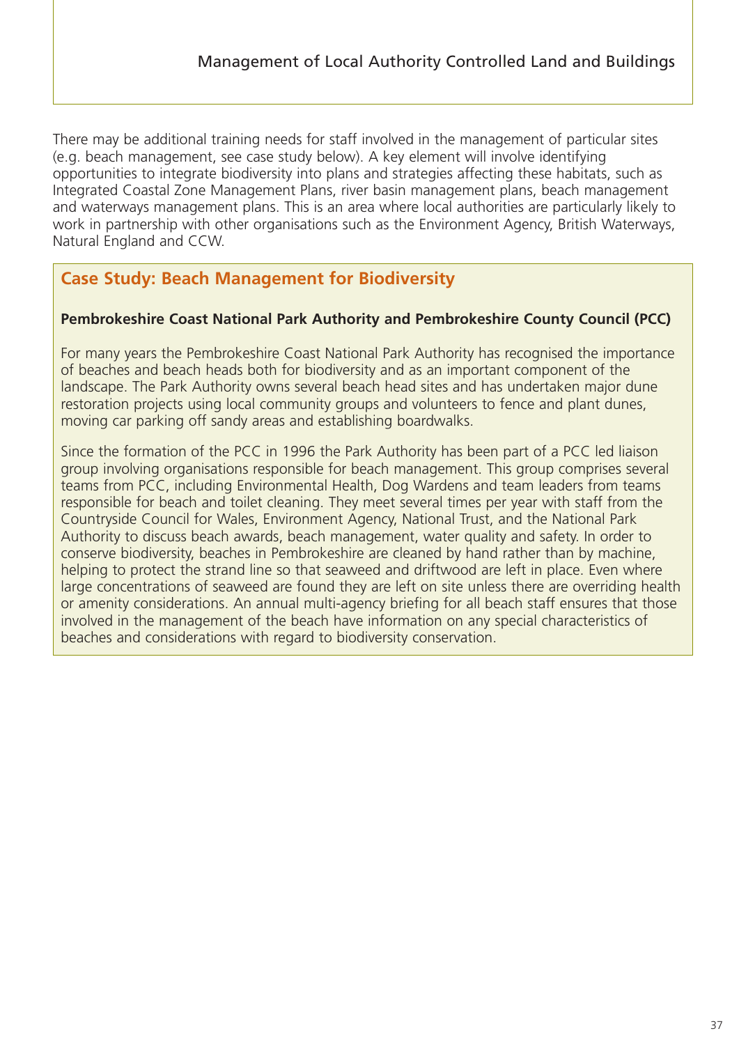There may be additional training needs for staff involved in the management of particular sites (e.g. beach management, see case study below). A key element will involve identifying opportunities to integrate biodiversity into plans and strategies affecting these habitats, such as Integrated Coastal Zone Management Plans, river basin management plans, beach management and waterways management plans. This is an area where local authorities are particularly likely to work in partnership with other organisations such as the Environment Agency, British Waterways, Natural England and CCW.

## Case Study: Beach Management for Biodiversity

**Pembrokeshire Coast National Park Authority and Pembrokeshire County Council (PCC)**

For many years the Pembrokeshire Coast National Park Authority has recognised the importance of beaches and beach heads both for biodiversity and as an important component of the landscape. The Park Authority owns several beach head sites and has undertaken major dune restoration projects using local community groups and volunteers to fence and plant dunes, moving car parking off sandy areas and establishing boardwalks.

Since the formation of the PCC in 1996 the Park Authority has been part of a PCC led liaison group involving organisations responsible for beach management. This group comprises several teams from PCC, including Environmental Health, Dog Wardens and team leaders from teams responsible for beach and toilet cleaning. They meet several times per year with staff from the Countryside Council for Wales, Environment Agency, National Trust, and the National Park Authority to discuss beach awards, beach management, water quality and safety. In order to conserve biodiversity, beaches in Pembrokeshire are cleaned by hand rather than by machine, helping to protect the strand line so that seaweed and driftwood are left in place. Even where large concentrations of seaweed are found they are left on site unless there are overriding health or amenity considerations. An annual multi-agency briefing for all beach staff ensures that those involved in the management of the beach have information on any special characteristics of beaches and considerations with regard to biodiversity conservation.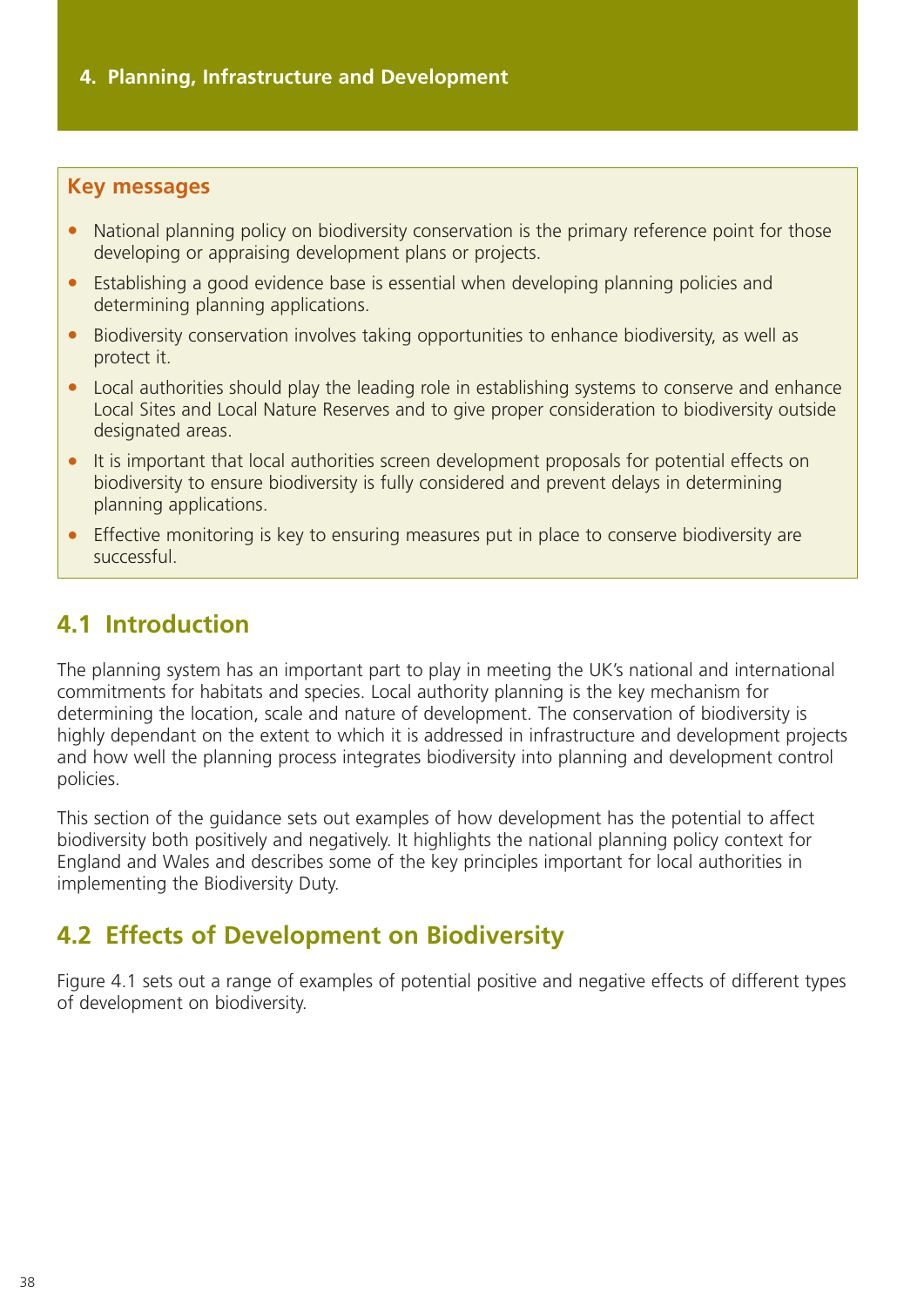# 4. Planning, Infrastructure and Development

**Key messages**

- National planning policy on biodiversity conservation is the primary reference point for those developing or appraising development plans or projects.
- Establishing a good evidence base is essential when developing planning policies and determining planning applications.
- Biodiversity conservation involves taking opportunities to enhance biodiversity, as well as protect it.
- Local authorities should play the leading role in establishing systems to conserve and enhance Local Sites and Local Nature Reserves and to give proper consideration to biodiversity outside designated areas.
- It is important that local authorities screen development proposals for potential effects on biodiversity to ensure biodiversity is fully considered and prevent delays in determining planning applications.
- Effective monitoring is key to ensuring measures put in place to conserve biodiversity are successful.

## 4.1 Introduction

The planning system has an important part to play in meeting the UK's national and international commitments for habitats and species. Local authority planning is the key mechanism for determining the location, scale and nature of development. The conservation of biodiversity is highly dependant on the extent to which it is addressed in infrastructure and development projects and how well the planning process integrates biodiversity into planning and development control policies.

This section of the guidance sets out examples of how development has the potential to affect biodiversity both positively and negatively. It highlights the national planning policy context for England and Wales and describes some of the key principles important for local authorities in implementing the Biodiversity Duty.

## 4.2 Effects of Development on Biodiversity

Figure 4.1 sets out a range of examples of potential positive and negative effects of different types of development on biodiversity.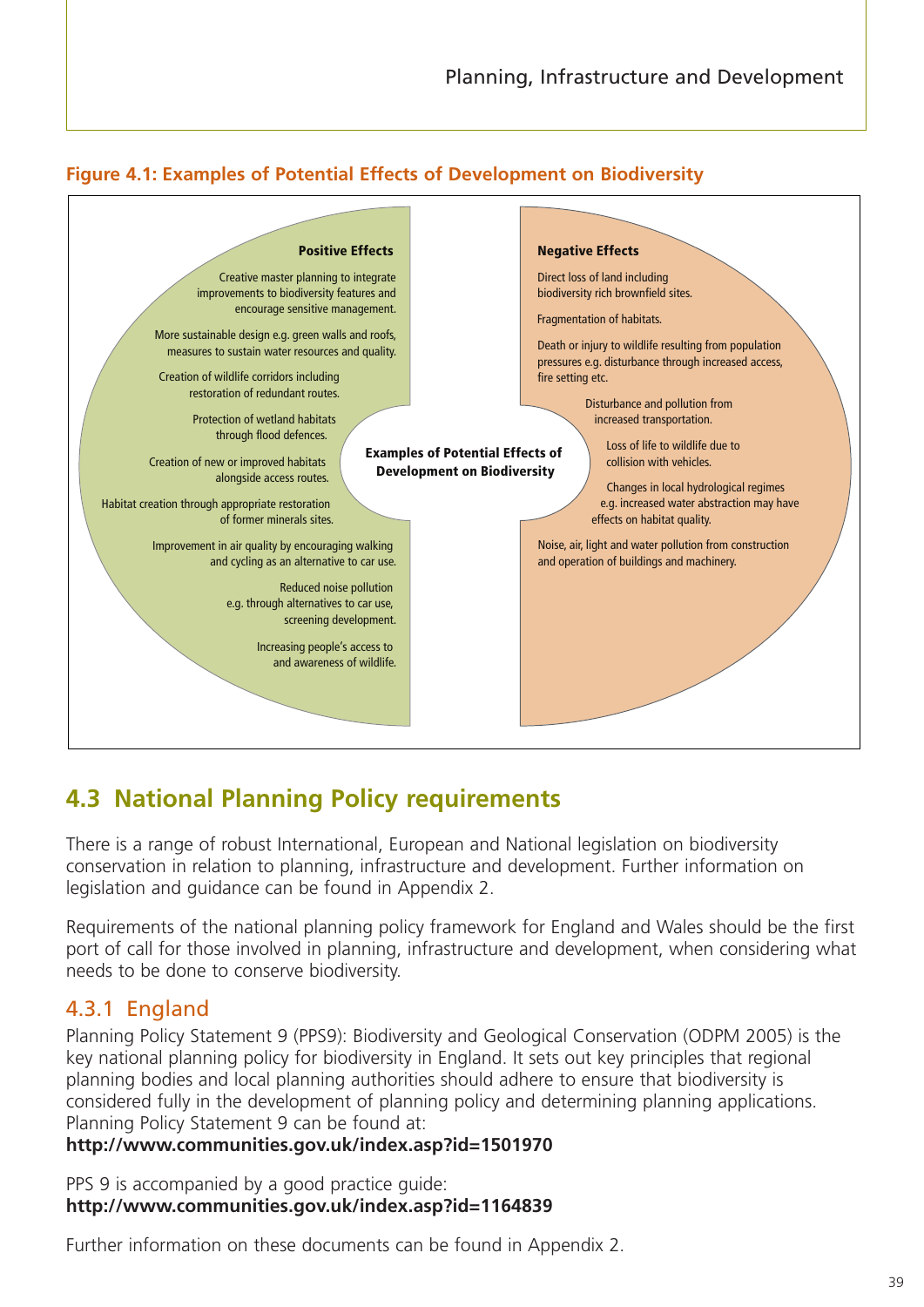**Figure 4.1: Examples of Potential Effects of Development on Biodiversity**

**Examples of Potential Effects of Development on Biodiversity**

**Positive Effects**

- Creative master planning to integrate improvements to biodiversity features and encourage sensitive management.
- More sustainable design e.g. green walls and roofs, measures to sustain water resources and quality.
- Creation of wildlife corridors including restoration of redundant routes.
- Protection of wetland habitats through flood defences.
- Creation of new or improved habitats alongside access routes.
- Habitat creation through appropriate restoration of former minerals sites.
- Improvement in air quality by encouraging walking and cycling as an alternative to car use.
- Reduced noise pollution e.g. through alternatives to car use, screening development.
- Increasing people's access to and awareness of wildlife.

**Negative Effects**

- Direct loss of land including biodiversity rich brownfield sites.
- Fragmentation of habitats.
- Death or injury to wildlife resulting from population pressures e.g. disturbance through increased access, fire setting etc.
- Disturbance and pollution from increased transportation.
- Loss of life to wildlife due to collision with vehicles.
- Changes in local hydrological regimes e.g. increased water abstraction may have effects on habitat quality.
- Noise, air, light and water pollution from construction and operation of buildings and machinery.

## 4.3 National Planning Policy requirements

There is a range of robust International, European and National legislation on biodiversity conservation in relation to planning, infrastructure and development. Further information on legislation and guidance can be found in Appendix 2.

Requirements of the national planning policy framework for England and Wales should be the first port of call for those involved in planning, infrastructure and development, when considering what needs to be done to conserve biodiversity.

### 4.3.1 England

Planning Policy Statement 9 (PPS9): Biodiversity and Geological Conservation (ODPM 2005) is the key national planning policy for biodiversity in England. It sets out key principles that regional planning bodies and local planning authorities should adhere to ensure that biodiversity is considered fully in the development of planning policy and determining planning applications. Planning Policy Statement 9 can be found at:
**http://www.communities.gov.uk/index.asp?id=1501970**

PPS 9 is accompanied by a good practice guide:
**http://www.communities.gov.uk/index.asp?id=1164839**

Further information on these documents can be found in Appendix 2.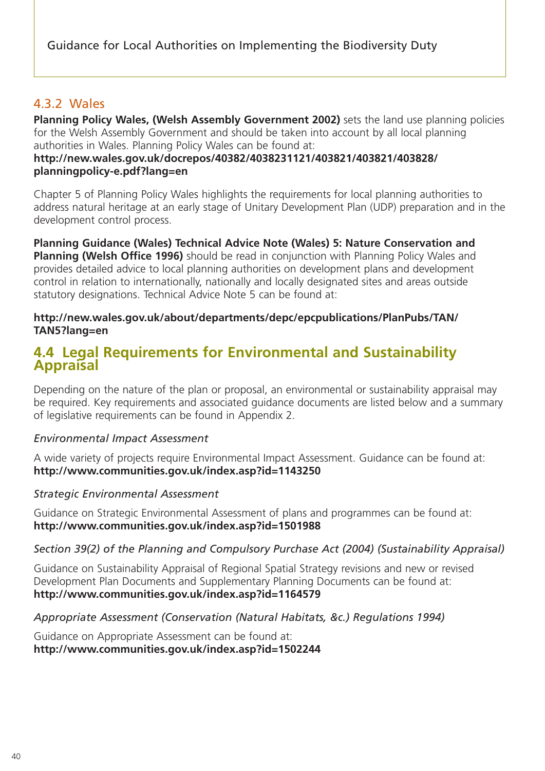### 4.3.2 Wales

**Planning Policy Wales, (Welsh Assembly Government 2002)** sets the land use planning policies for the Welsh Assembly Government and should be taken into account by all local planning authorities in Wales. Planning Policy Wales can be found at:
**http://new.wales.gov.uk/docrepos/40382/4038231121/403821/403821/403828/planningpolicy-e.pdf?lang=en**

Chapter 5 of Planning Policy Wales highlights the requirements for local planning authorities to address natural heritage at an early stage of Unitary Development Plan (UDP) preparation and in the development control process.

**Planning Guidance (Wales) Technical Advice Note (Wales) 5: Nature Conservation and Planning (Welsh Office 1996)** should be read in conjunction with Planning Policy Wales and provides detailed advice to local planning authorities on development plans and development control in relation to internationally, nationally and locally designated sites and areas outside statutory designations. Technical Advice Note 5 can be found at:

**http://new.wales.gov.uk/about/departments/depc/epcpublications/PlanPubs/TAN/TAN5?lang=en**

## 4.4 Legal Requirements for Environmental and Sustainability Appraisal

Depending on the nature of the plan or proposal, an environmental or sustainability appraisal may be required. Key requirements and associated guidance documents are listed below and a summary of legislative requirements can be found in Appendix 2.

*Environmental Impact Assessment*

A wide variety of projects require Environmental Impact Assessment. Guidance can be found at:
**http://www.communities.gov.uk/index.asp?id=1143250**

*Strategic Environmental Assessment*

Guidance on Strategic Environmental Assessment of plans and programmes can be found at:
**http://www.communities.gov.uk/index.asp?id=1501988**

*Section 39(2) of the Planning and Compulsory Purchase Act (2004) (Sustainability Appraisal)*

Guidance on Sustainability Appraisal of Regional Spatial Strategy revisions and new or revised Development Plan Documents and Supplementary Planning Documents can be found at:
**http://www.communities.gov.uk/index.asp?id=1164579**

*Appropriate Assessment (Conservation (Natural Habitats, &c.) Regulations 1994)*

Guidance on Appropriate Assessment can be found at:
**http://www.communities.gov.uk/index.asp?id=1502244**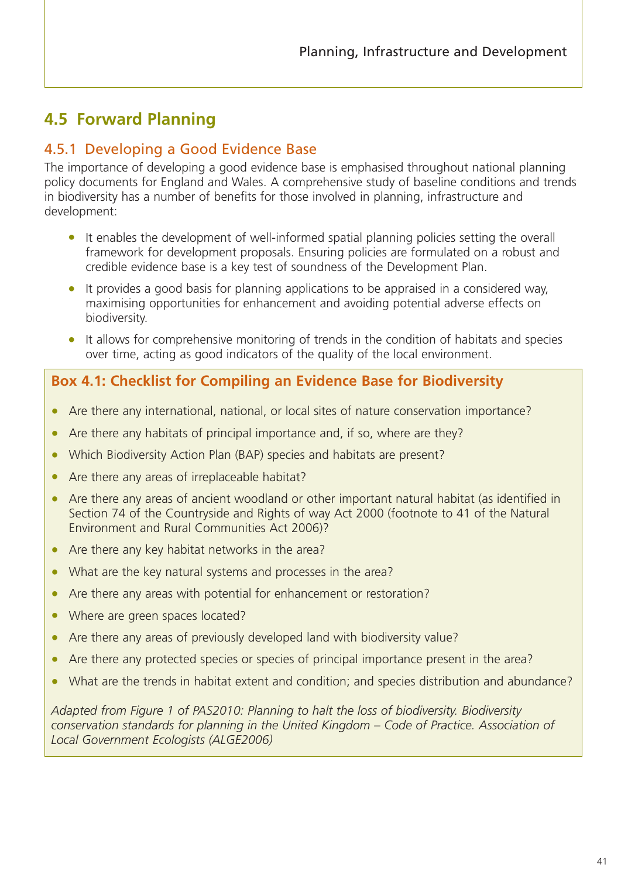## 4.5 Forward Planning

### 4.5.1 Developing a Good Evidence Base

The importance of developing a good evidence base is emphasised throughout national planning policy documents for England and Wales. A comprehensive study of baseline conditions and trends in biodiversity has a number of benefits for those involved in planning, infrastructure and development:

- It enables the development of well-informed spatial planning policies setting the overall framework for development proposals. Ensuring policies are formulated on a robust and credible evidence base is a key test of soundness of the Development Plan.
- It provides a good basis for planning applications to be appraised in a considered way, maximising opportunities for enhancement and avoiding potential adverse effects on biodiversity.
- It allows for comprehensive monitoring of trends in the condition of habitats and species over time, acting as good indicators of the quality of the local environment.

**Box 4.1: Checklist for Compiling an Evidence Base for Biodiversity**

- Are there any international, national, or local sites of nature conservation importance?
- Are there any habitats of principal importance and, if so, where are they?
- Which Biodiversity Action Plan (BAP) species and habitats are present?
- Are there any areas of irreplaceable habitat?
- Are there any areas of ancient woodland or other important natural habitat (as identified in Section 74 of the Countryside and Rights of way Act 2000 (footnote to 41 of the Natural Environment and Rural Communities Act 2006)?
- Are there any key habitat networks in the area?
- What are the key natural systems and processes in the area?
- Are there any areas with potential for enhancement or restoration?
- Where are green spaces located?
- Are there any areas of previously developed land with biodiversity value?
- Are there any protected species or species of principal importance present in the area?
- What are the trends in habitat extent and condition; and species distribution and abundance?

*Adapted from Figure 1 of PAS2010: Planning to halt the loss of biodiversity. Biodiversity conservation standards for planning in the United Kingdom – Code of Practice. Association of Local Government Ecologists (ALGE2006)*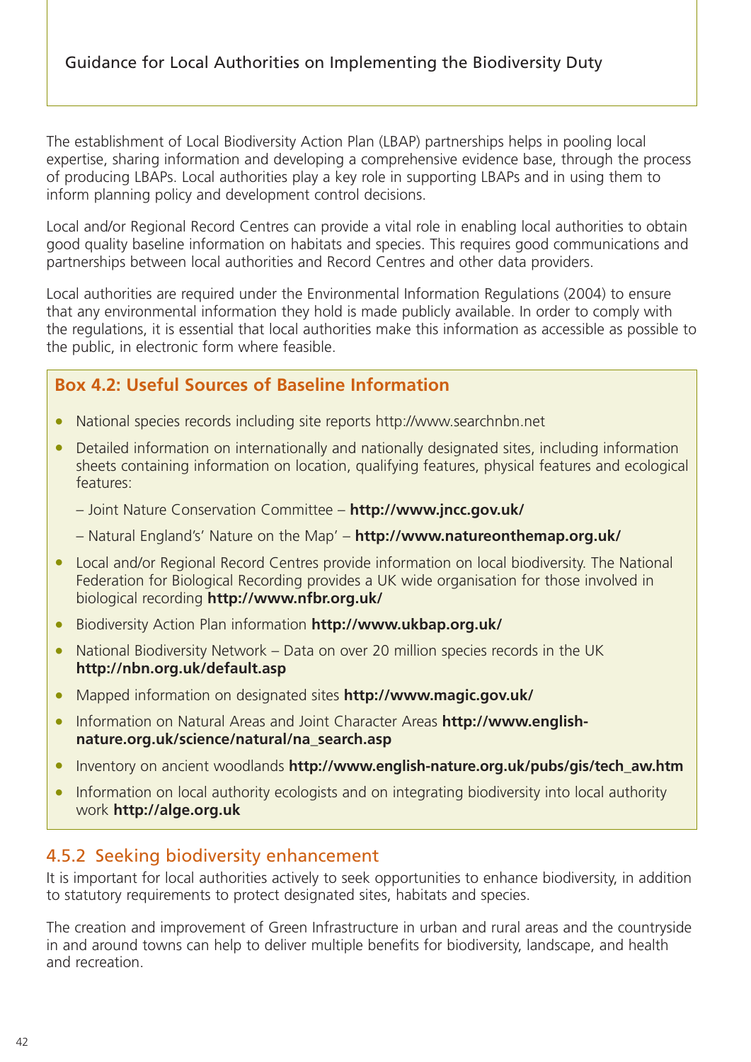The establishment of Local Biodiversity Action Plan (LBAP) partnerships helps in pooling local expertise, sharing information and developing a comprehensive evidence base, through the process of producing LBAPs. Local authorities play a key role in supporting LBAPs and in using them to inform planning policy and development control decisions.

Local and/or Regional Record Centres can provide a vital role in enabling local authorities to obtain good quality baseline information on habitats and species. This requires good communications and partnerships between local authorities and Record Centres and other data providers.

Local authorities are required under the Environmental Information Regulations (2004) to ensure that any environmental information they hold is made publicly available. In order to comply with the regulations, it is essential that local authorities make this information as accessible as possible to the public, in electronic form where feasible.

### Box 4.2: Useful Sources of Baseline Information

- National species records including site reports http://www.searchnbn.net
- Detailed information on internationally and nationally designated sites, including information sheets containing information on location, qualifying features, physical features and ecological features:
  - Joint Nature Conservation Committee – **http://www.jncc.gov.uk/**
  - Natural England's' Nature on the Map' – **http://www.natureonthemap.org.uk/**
- Local and/or Regional Record Centres provide information on local biodiversity. The National Federation for Biological Recording provides a UK wide organisation for those involved in biological recording **http://www.nfbr.org.uk/**
- Biodiversity Action Plan information **http://www.ukbap.org.uk/**
- National Biodiversity Network – Data on over 20 million species records in the UK **http://nbn.org.uk/default.asp**
- Mapped information on designated sites **http://www.magic.gov.uk/**
- Information on Natural Areas and Joint Character Areas **http://www.english-nature.org.uk/science/natural/na_search.asp**
- Inventory on ancient woodlands **http://www.english-nature.org.uk/pubs/gis/tech_aw.htm**
- Information on local authority ecologists and on integrating biodiversity into local authority work **http://alge.org.uk**

### 4.5.2 Seeking biodiversity enhancement

It is important for local authorities actively to seek opportunities to enhance biodiversity, in addition to statutory requirements to protect designated sites, habitats and species.

The creation and improvement of Green Infrastructure in urban and rural areas and the countryside in and around towns can help to deliver multiple benefits for biodiversity, landscape, and health and recreation.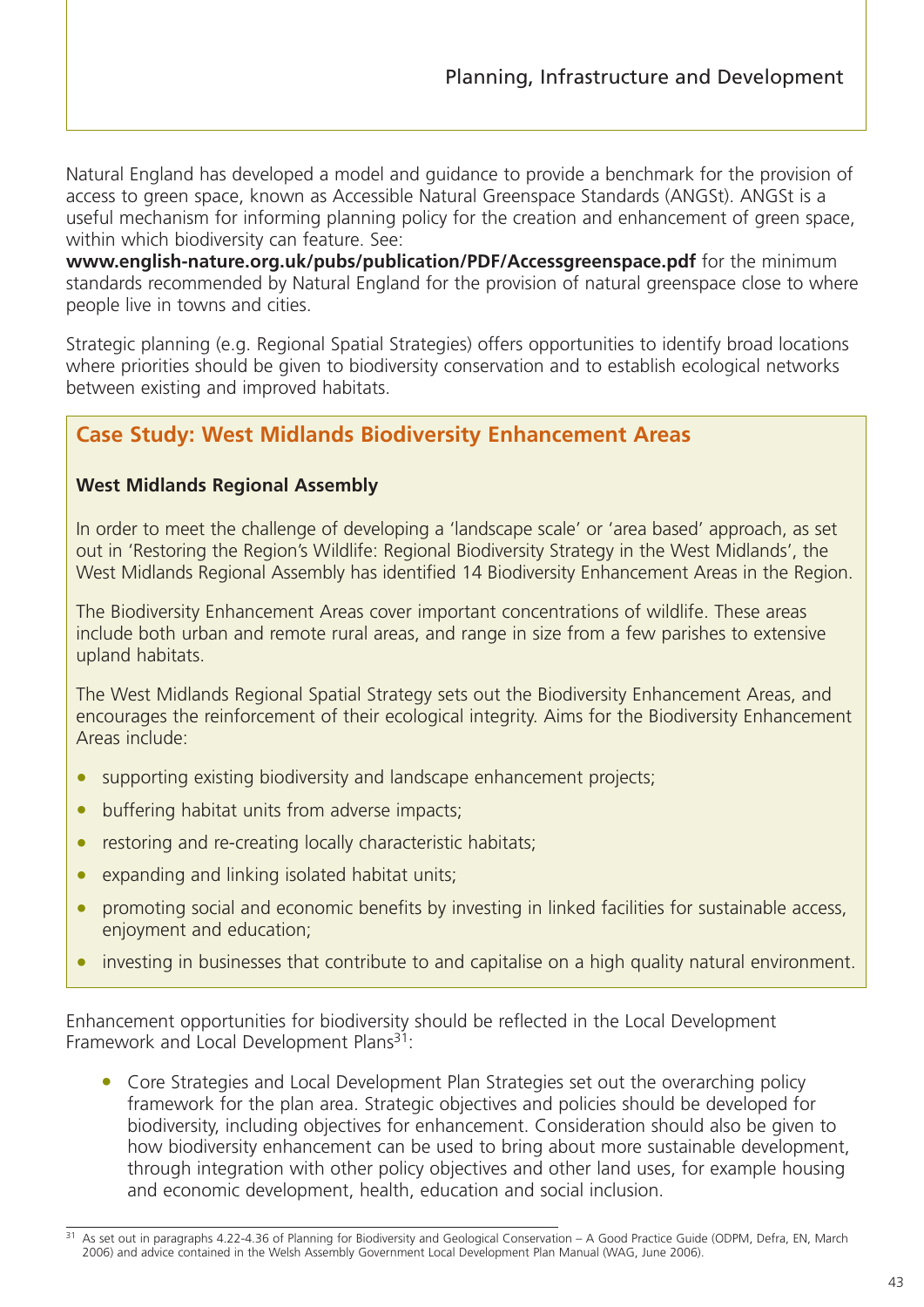Natural England has developed a model and guidance to provide a benchmark for the provision of access to green space, known as Accessible Natural Greenspace Standards (ANGSt). ANGSt is a useful mechanism for informing planning policy for the creation and enhancement of green space, within which biodiversity can feature. See:
**www.english-nature.org.uk/pubs/publication/PDF/Accessgreenspace.pdf** for the minimum standards recommended by Natural England for the provision of natural greenspace close to where people live in towns and cities.

Strategic planning (e.g. Regional Spatial Strategies) offers opportunities to identify broad locations where priorities should be given to biodiversity conservation and to establish ecological networks between existing and improved habitats.

## Case Study: West Midlands Biodiversity Enhancement Areas

**West Midlands Regional Assembly**

In order to meet the challenge of developing a 'landscape scale' or 'area based' approach, as set out in 'Restoring the Region's Wildlife: Regional Biodiversity Strategy in the West Midlands', the West Midlands Regional Assembly has identified 14 Biodiversity Enhancement Areas in the Region.

The Biodiversity Enhancement Areas cover important concentrations of wildlife. These areas include both urban and remote rural areas, and range in size from a few parishes to extensive upland habitats.

The West Midlands Regional Spatial Strategy sets out the Biodiversity Enhancement Areas, and encourages the reinforcement of their ecological integrity. Aims for the Biodiversity Enhancement Areas include:

- supporting existing biodiversity and landscape enhancement projects;
- buffering habitat units from adverse impacts;
- restoring and re-creating locally characteristic habitats;
- expanding and linking isolated habitat units;
- promoting social and economic benefits by investing in linked facilities for sustainable access, enjoyment and education;
- investing in businesses that contribute to and capitalise on a high quality natural environment.

Enhancement opportunities for biodiversity should be reflected in the Local Development Framework and Local Development Plans[31]:

- Core Strategies and Local Development Plan Strategies set out the overarching policy framework for the plan area. Strategic objectives and policies should be developed for biodiversity, including objectives for enhancement. Consideration should also be given to how biodiversity enhancement can be used to bring about more sustainable development, through integration with other policy objectives and other land uses, for example housing and economic development, health, education and social inclusion.

[31] As set out in paragraphs 4.22-4.36 of Planning for Biodiversity and Geological Conservation – A Good Practice Guide (ODPM, Defra, EN, March 2006) and advice contained in the Welsh Assembly Government Local Development Plan Manual (WAG, June 2006).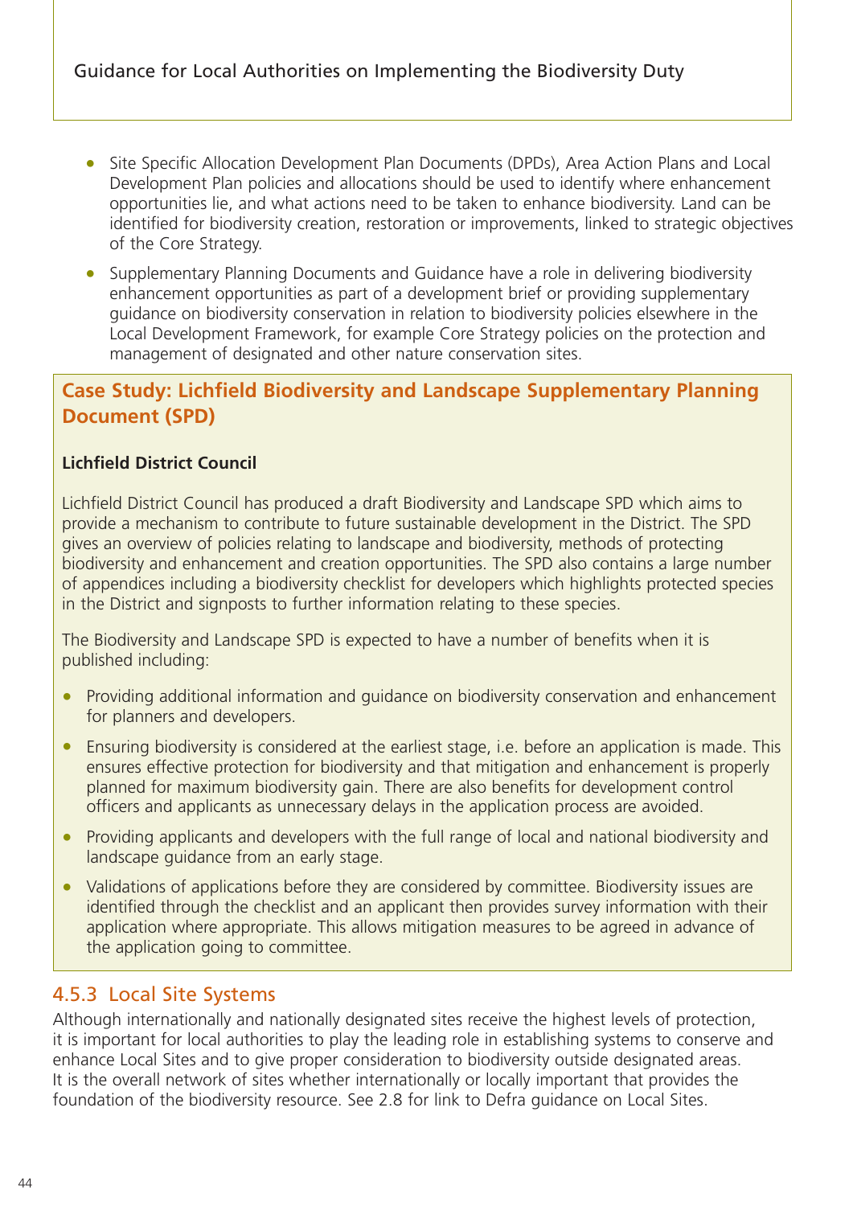- Site Specific Allocation Development Plan Documents (DPDs), Area Action Plans and Local Development Plan policies and allocations should be used to identify where enhancement opportunities lie, and what actions need to be taken to enhance biodiversity. Land can be identified for biodiversity creation, restoration or improvements, linked to strategic objectives of the Core Strategy.
- Supplementary Planning Documents and Guidance have a role in delivering biodiversity enhancement opportunities as part of a development brief or providing supplementary guidance on biodiversity conservation in relation to biodiversity policies elsewhere in the Local Development Framework, for example Core Strategy policies on the protection and management of designated and other nature conservation sites.

### Case Study: Lichfield Biodiversity and Landscape Supplementary Planning Document (SPD)

**Lichfield District Council**

Lichfield District Council has produced a draft Biodiversity and Landscape SPD which aims to provide a mechanism to contribute to future sustainable development in the District. The SPD gives an overview of policies relating to landscape and biodiversity, methods of protecting biodiversity and enhancement and creation opportunities. The SPD also contains a large number of appendices including a biodiversity checklist for developers which highlights protected species in the District and signposts to further information relating to these species.

The Biodiversity and Landscape SPD is expected to have a number of benefits when it is published including:

- Providing additional information and guidance on biodiversity conservation and enhancement for planners and developers.
- Ensuring biodiversity is considered at the earliest stage, i.e. before an application is made. This ensures effective protection for biodiversity and that mitigation and enhancement is properly planned for maximum biodiversity gain. There are also benefits for development control officers and applicants as unnecessary delays in the application process are avoided.
- Providing applicants and developers with the full range of local and national biodiversity and landscape guidance from an early stage.
- Validations of applications before they are considered by committee. Biodiversity issues are identified through the checklist and an applicant then provides survey information with their application where appropriate. This allows mitigation measures to be agreed in advance of the application going to committee.

### 4.5.3 Local Site Systems

Although internationally and nationally designated sites receive the highest levels of protection, it is important for local authorities to play the leading role in establishing systems to conserve and enhance Local Sites and to give proper consideration to biodiversity outside designated areas. It is the overall network of sites whether internationally or locally important that provides the foundation of the biodiversity resource. See 2.8 for link to Defra guidance on Local Sites.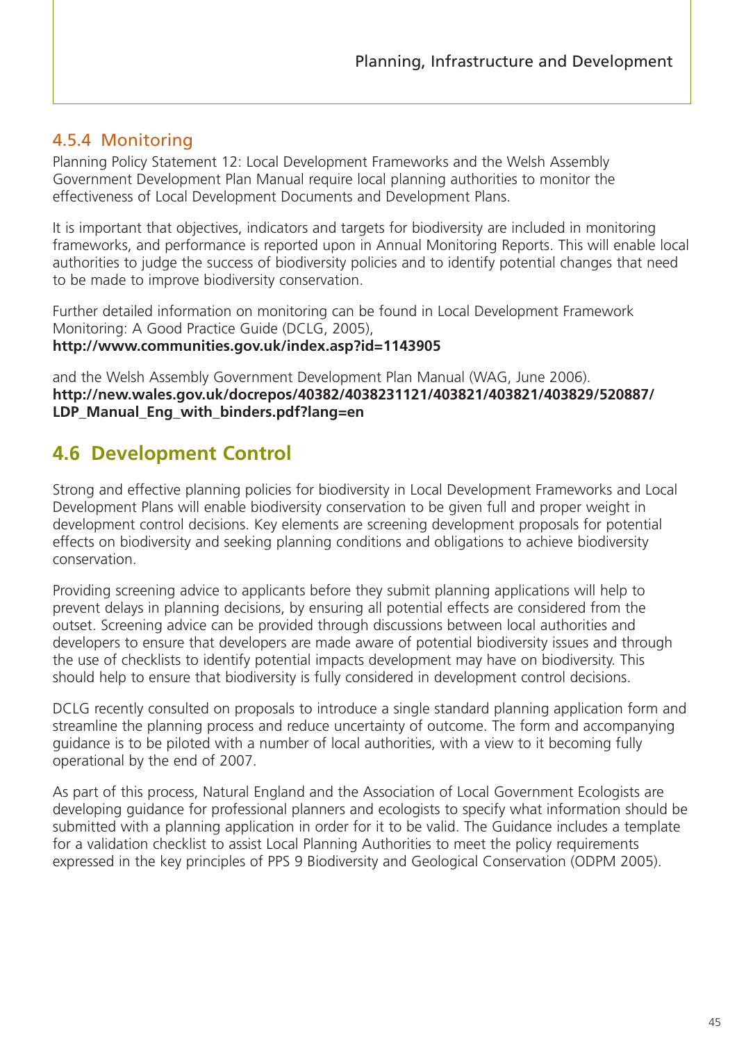### 4.5.4 Monitoring

Planning Policy Statement 12: Local Development Frameworks and the Welsh Assembly Government Development Plan Manual require local planning authorities to monitor the effectiveness of Local Development Documents and Development Plans.

It is important that objectives, indicators and targets for biodiversity are included in monitoring frameworks, and performance is reported upon in Annual Monitoring Reports. This will enable local authorities to judge the success of biodiversity policies and to identify potential changes that need to be made to improve biodiversity conservation.

Further detailed information on monitoring can be found in Local Development Framework Monitoring: A Good Practice Guide (DCLG, 2005),
**http://www.communities.gov.uk/index.asp?id=1143905**

and the Welsh Assembly Government Development Plan Manual (WAG, June 2006).
**http://new.wales.gov.uk/docrepos/40382/4038231121/403821/403821/403829/520887/LDP_Manual_Eng_with_binders.pdf?lang=en**

## 4.6 Development Control

Strong and effective planning policies for biodiversity in Local Development Frameworks and Local Development Plans will enable biodiversity conservation to be given full and proper weight in development control decisions. Key elements are screening development proposals for potential effects on biodiversity and seeking planning conditions and obligations to achieve biodiversity conservation.

Providing screening advice to applicants before they submit planning applications will help to prevent delays in planning decisions, by ensuring all potential effects are considered from the outset. Screening advice can be provided through discussions between local authorities and developers to ensure that developers are made aware of potential biodiversity issues and through the use of checklists to identify potential impacts development may have on biodiversity. This should help to ensure that biodiversity is fully considered in development control decisions.

DCLG recently consulted on proposals to introduce a single standard planning application form and streamline the planning process and reduce uncertainty of outcome. The form and accompanying guidance is to be piloted with a number of local authorities, with a view to it becoming fully operational by the end of 2007.

As part of this process, Natural England and the Association of Local Government Ecologists are developing guidance for professional planners and ecologists to specify what information should be submitted with a planning application in order for it to be valid. The Guidance includes a template for a validation checklist to assist Local Planning Authorities to meet the policy requirements expressed in the key principles of PPS 9 Biodiversity and Geological Conservation (ODPM 2005).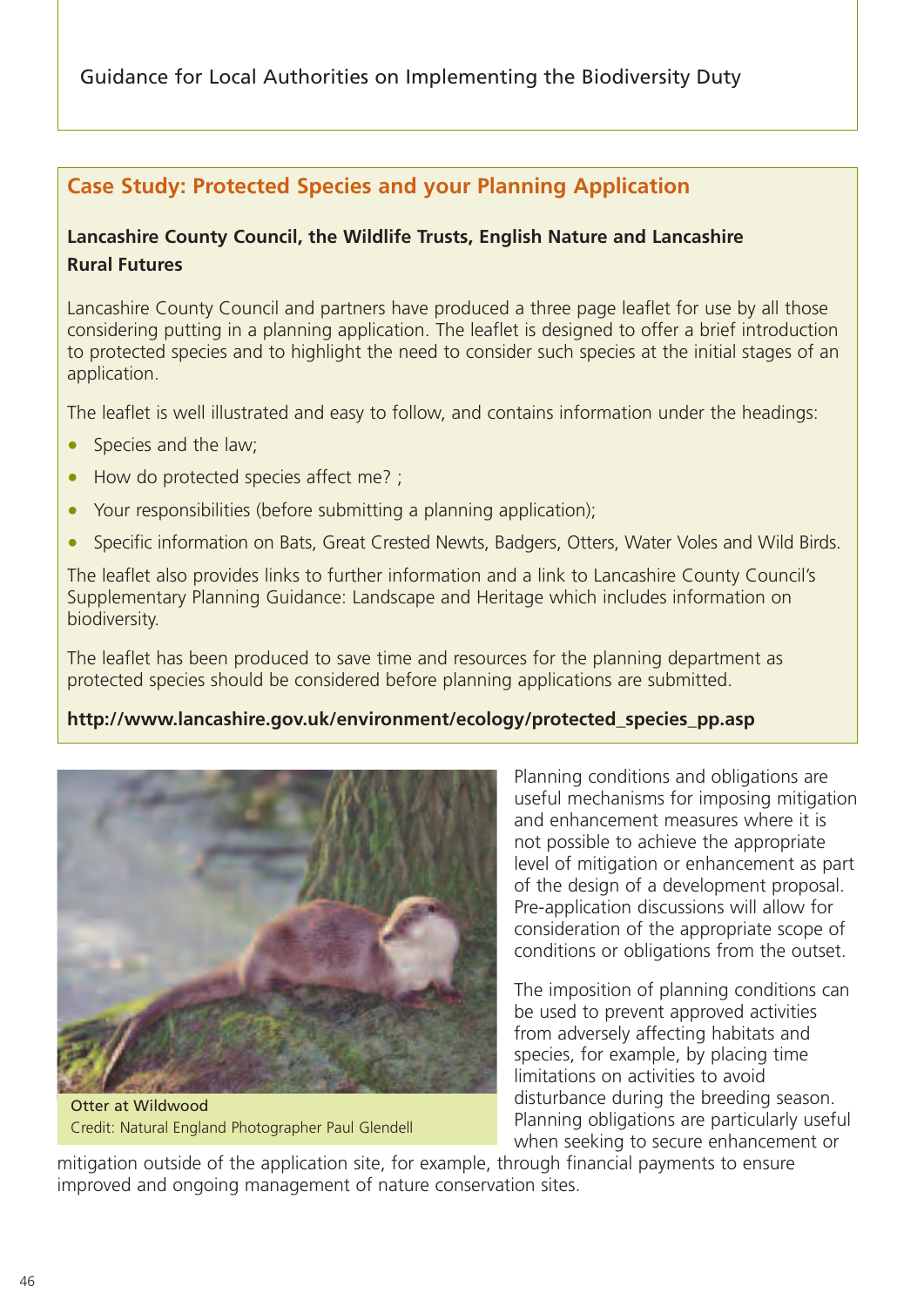## Case Study: Protected Species and your Planning Application

**Lancashire County Council, the Wildlife Trusts, English Nature and Lancashire Rural Futures**

Lancashire County Council and partners have produced a three page leaflet for use by all those considering putting in a planning application. The leaflet is designed to offer a brief introduction to protected species and to highlight the need to consider such species at the initial stages of an application.

The leaflet is well illustrated and easy to follow, and contains information under the headings:

- Species and the law;
- How do protected species affect me? ;
- Your responsibilities (before submitting a planning application);
- Specific information on Bats, Great Crested Newts, Badgers, Otters, Water Voles and Wild Birds.

The leaflet also provides links to further information and a link to Lancashire County Council's Supplementary Planning Guidance: Landscape and Heritage which includes information on biodiversity.

The leaflet has been produced to save time and resources for the planning department as protected species should be considered before planning applications are submitted.

**http://www.lancashire.gov.uk/environment/ecology/protected_species_pp.asp**

Otter at Wildwood
Credit: Natural England Photographer Paul Glendell

Planning conditions and obligations are useful mechanisms for imposing mitigation and enhancement measures where it is not possible to achieve the appropriate level of mitigation or enhancement as part of the design of a development proposal. Pre-application discussions will allow for consideration of the appropriate scope of conditions or obligations from the outset.

The imposition of planning conditions can be used to prevent approved activities from adversely affecting habitats and species, for example, by placing time limitations on activities to avoid disturbance during the breeding season. Planning obligations are particularly useful when seeking to secure enhancement or mitigation outside of the application site, for example, through financial payments to ensure improved and ongoing management of nature conservation sites.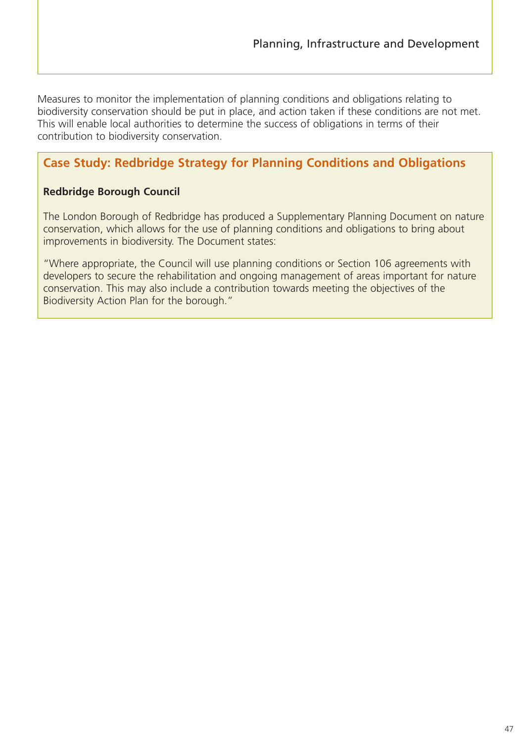Measures to monitor the implementation of planning conditions and obligations relating to biodiversity conservation should be put in place, and action taken if these conditions are not met. This will enable local authorities to determine the success of obligations in terms of their contribution to biodiversity conservation.

### Case Study: Redbridge Strategy for Planning Conditions and Obligations

**Redbridge Borough Council**

The London Borough of Redbridge has produced a Supplementary Planning Document on nature conservation, which allows for the use of planning conditions and obligations to bring about improvements in biodiversity. The Document states:

"Where appropriate, the Council will use planning conditions or Section 106 agreements with developers to secure the rehabilitation and ongoing management of areas important for nature conservation. This may also include a contribution towards meeting the objectives of the Biodiversity Action Plan for the borough."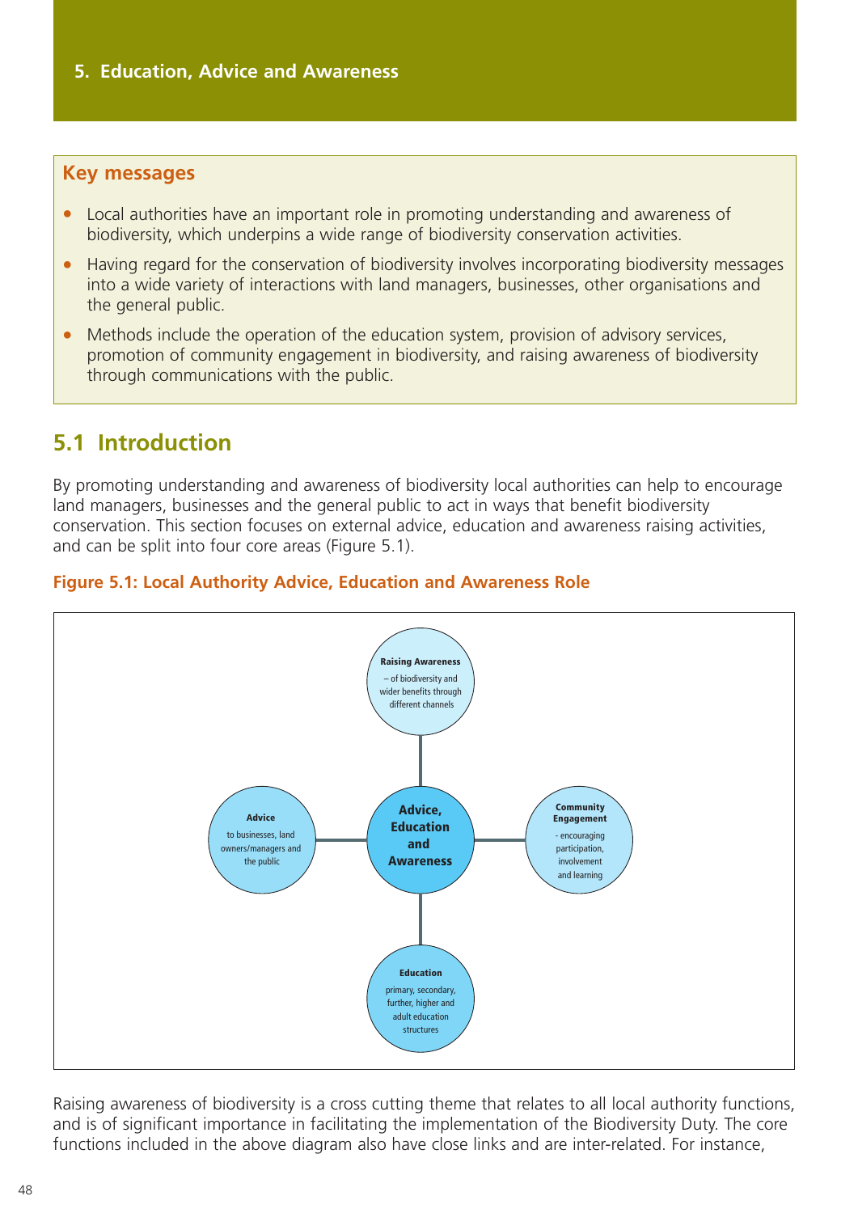# 5. Education, Advice and Awareness

**Key messages**

- Local authorities have an important role in promoting understanding and awareness of biodiversity, which underpins a wide range of biodiversity conservation activities.
- Having regard for the conservation of biodiversity involves incorporating biodiversity messages into a wide variety of interactions with land managers, businesses, other organisations and the general public.
- Methods include the operation of the education system, provision of advisory services, promotion of community engagement in biodiversity, and raising awareness of biodiversity through communications with the public.

## 5.1 Introduction

By promoting understanding and awareness of biodiversity local authorities can help to encourage land managers, businesses and the general public to act in ways that benefit biodiversity conservation. This section focuses on external advice, education and awareness raising activities, and can be split into four core areas (Figure 5.1).

**Figure 5.1: Local Authority Advice, Education and Awareness Role**

**Advice, Education and Awareness**

- **Raising Awareness** – of biodiversity and wider benefits through different channels
- **Advice** to businesses, land owners/managers and the public
- **Community Engagement** - encouraging participation, involvement and learning
- **Education** primary, secondary, further, higher and adult education structures

Raising awareness of biodiversity is a cross cutting theme that relates to all local authority functions, and is of significant importance in facilitating the implementation of the Biodiversity Duty. The core functions included in the above diagram also have close links and are inter-related. For instance,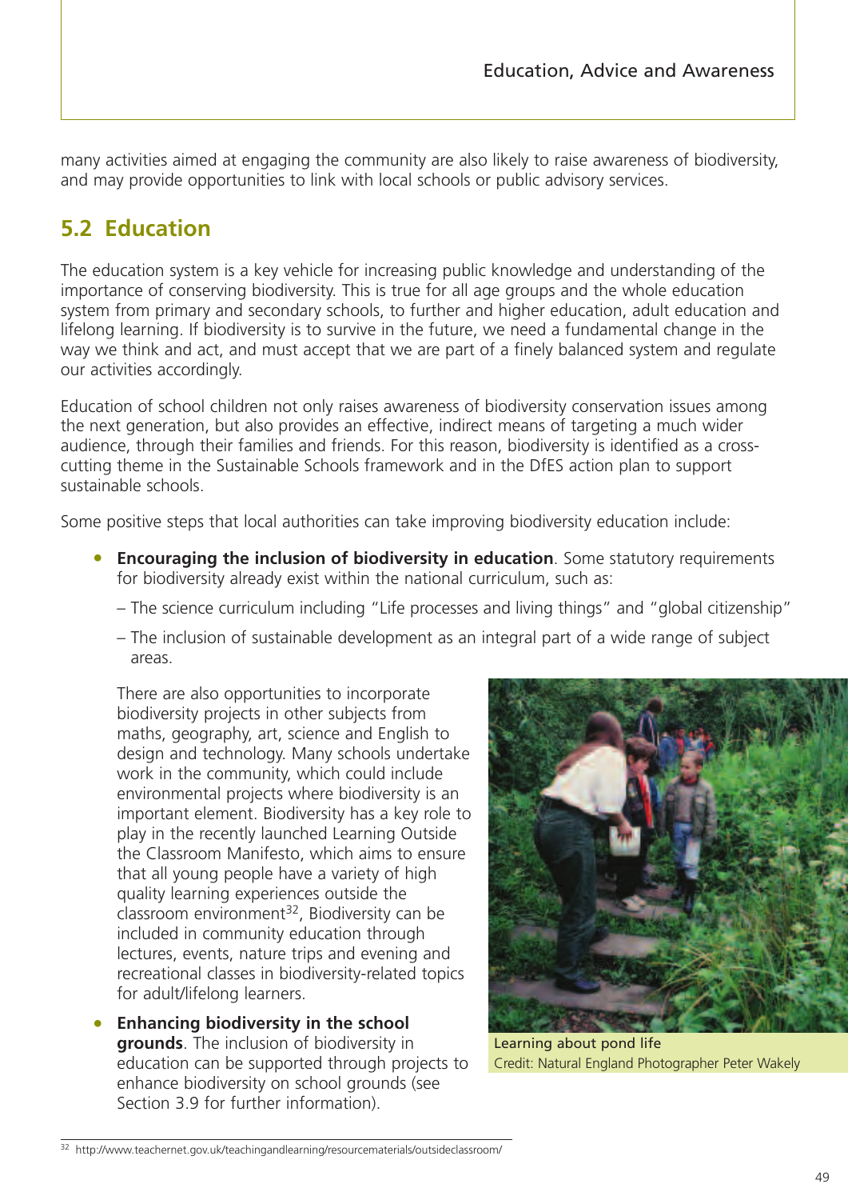many activities aimed at engaging the community are also likely to raise awareness of biodiversity, and may provide opportunities to link with local schools or public advisory services.

## 5.2 Education

The education system is a key vehicle for increasing public knowledge and understanding of the importance of conserving biodiversity. This is true for all age groups and the whole education system from primary and secondary schools, to further and higher education, adult education and lifelong learning. If biodiversity is to survive in the future, we need a fundamental change in the way we think and act, and must accept that we are part of a finely balanced system and regulate our activities accordingly.

Education of school children not only raises awareness of biodiversity conservation issues among the next generation, but also provides an effective, indirect means of targeting a much wider audience, through their families and friends. For this reason, biodiversity is identified as a cross-cutting theme in the Sustainable Schools framework and in the DfES action plan to support sustainable schools.

Some positive steps that local authorities can take improving biodiversity education include:

- **Encouraging the inclusion of biodiversity in education**. Some statutory requirements for biodiversity already exist within the national curriculum, such as:
  - The science curriculum including "Life processes and living things" and "global citizenship"
  - The inclusion of sustainable development as an integral part of a wide range of subject areas.

  There are also opportunities to incorporate biodiversity projects in other subjects from maths, geography, art, science and English to design and technology. Many schools undertake work in the community, which could include environmental projects where biodiversity is an important element. Biodiversity has a key role to play in the recently launched Learning Outside the Classroom Manifesto, which aims to ensure that all young people have a variety of high quality learning experiences outside the classroom environment[32], Biodiversity can be included in community education through lectures, events, nature trips and evening and recreational classes in biodiversity-related topics for adult/lifelong learners.

- **Enhancing biodiversity in the school grounds**. The inclusion of biodiversity in education can be supported through projects to enhance biodiversity on school grounds (see Section 3.9 for further information).

Learning about pond life
Credit: Natural England Photographer Peter Wakely

[32] http://www.teachernet.gov.uk/teachingandlearning/resourcematerials/outsideclassroom/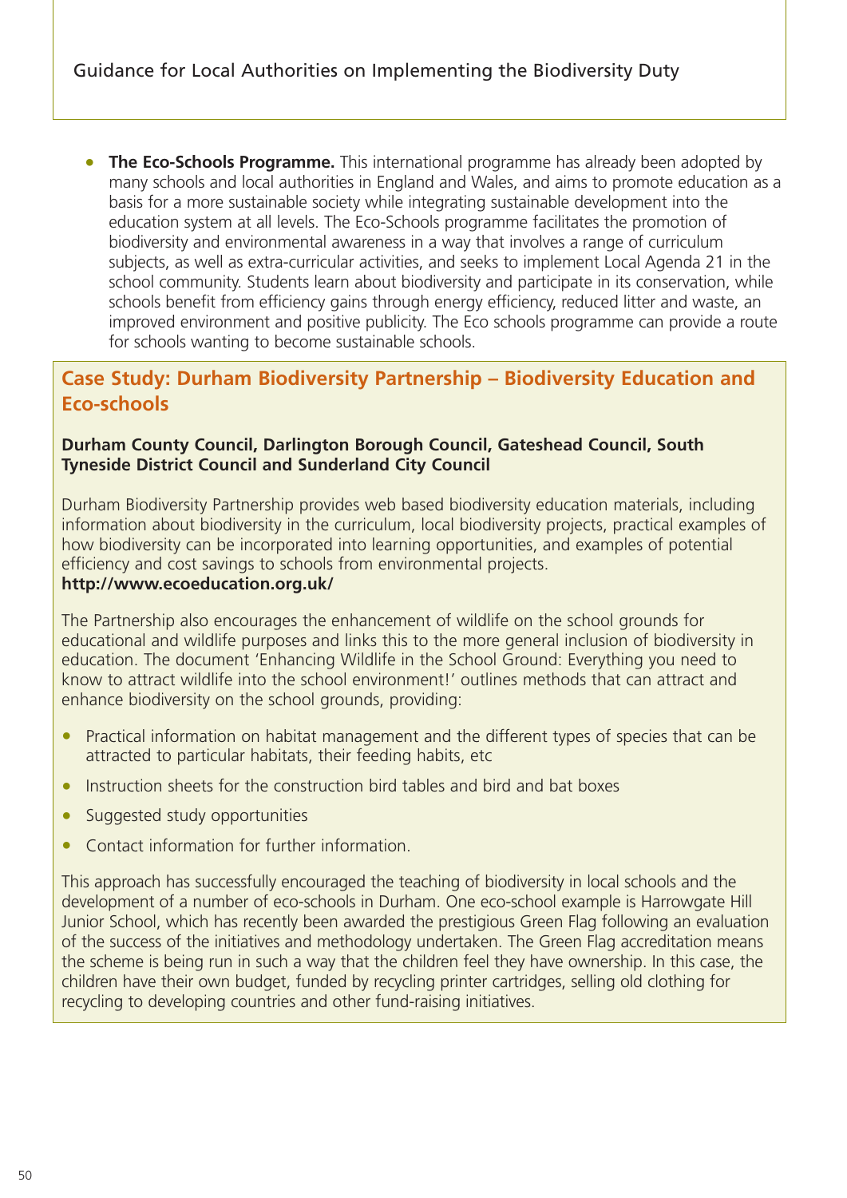- **The Eco-Schools Programme.** This international programme has already been adopted by many schools and local authorities in England and Wales, and aims to promote education as a basis for a more sustainable society while integrating sustainable development into the education system at all levels. The Eco-Schools programme facilitates the promotion of biodiversity and environmental awareness in a way that involves a range of curriculum subjects, as well as extra-curricular activities, and seeks to implement Local Agenda 21 in the school community. Students learn about biodiversity and participate in its conservation, while schools benefit from efficiency gains through energy efficiency, reduced litter and waste, an improved environment and positive publicity. The Eco schools programme can provide a route for schools wanting to become sustainable schools.

## Case Study: Durham Biodiversity Partnership – Biodiversity Education and Eco-schools

**Durham County Council, Darlington Borough Council, Gateshead Council, South Tyneside District Council and Sunderland City Council**

Durham Biodiversity Partnership provides web based biodiversity education materials, including information about biodiversity in the curriculum, local biodiversity projects, practical examples of how biodiversity can be incorporated into learning opportunities, and examples of potential efficiency and cost savings to schools from environmental projects.
**http://www.ecoeducation.org.uk/**

The Partnership also encourages the enhancement of wildlife on the school grounds for educational and wildlife purposes and links this to the more general inclusion of biodiversity in education. The document 'Enhancing Wildlife in the School Ground: Everything you need to know to attract wildlife into the school environment!' outlines methods that can attract and enhance biodiversity on the school grounds, providing:

- Practical information on habitat management and the different types of species that can be attracted to particular habitats, their feeding habits, etc
- Instruction sheets for the construction bird tables and bird and bat boxes
- Suggested study opportunities
- Contact information for further information.

This approach has successfully encouraged the teaching of biodiversity in local schools and the development of a number of eco-schools in Durham. One eco-school example is Harrowgate Hill Junior School, which has recently been awarded the prestigious Green Flag following an evaluation of the success of the initiatives and methodology undertaken. The Green Flag accreditation means the scheme is being run in such a way that the children feel they have ownership. In this case, the children have their own budget, funded by recycling printer cartridges, selling old clothing for recycling to developing countries and other fund-raising initiatives.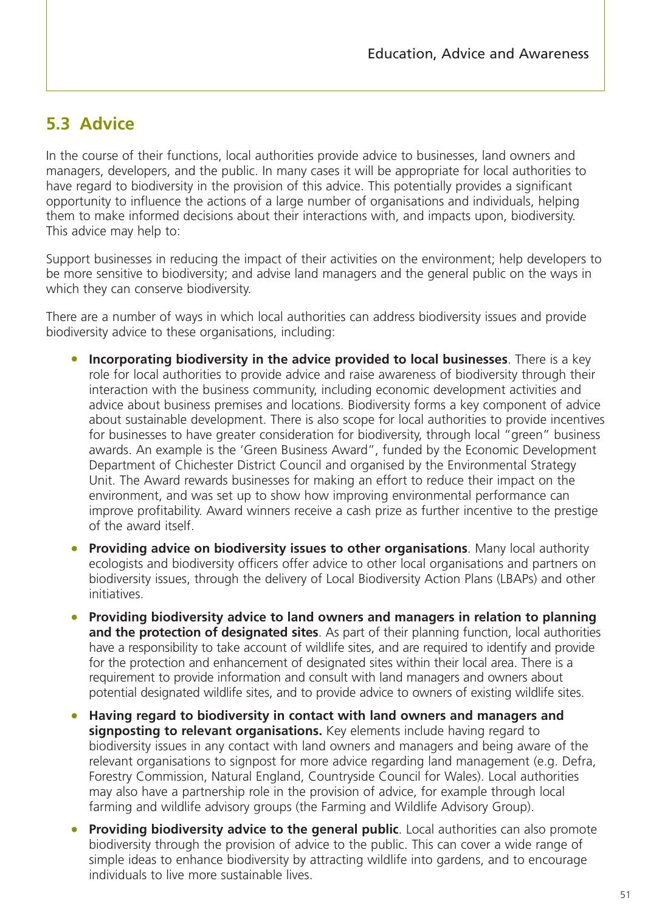## 5.3 Advice

In the course of their functions, local authorities provide advice to businesses, land owners and managers, developers, and the public. In many cases it will be appropriate for local authorities to have regard to biodiversity in the provision of this advice. This potentially provides a significant opportunity to influence the actions of a large number of organisations and individuals, helping them to make informed decisions about their interactions with, and impacts upon, biodiversity. This advice may help to:

Support businesses in reducing the impact of their activities on the environment; help developers to be more sensitive to biodiversity; and advise land managers and the general public on the ways in which they can conserve biodiversity.

There are a number of ways in which local authorities can address biodiversity issues and provide biodiversity advice to these organisations, including:

- **Incorporating biodiversity in the advice provided to local businesses**. There is a key role for local authorities to provide advice and raise awareness of biodiversity through their interaction with the business community, including economic development activities and advice about business premises and locations. Biodiversity forms a key component of advice about sustainable development. There is also scope for local authorities to provide incentives for businesses to have greater consideration for biodiversity, through local "green" business awards. An example is the 'Green Business Award", funded by the Economic Development Department of Chichester District Council and organised by the Environmental Strategy Unit. The Award rewards businesses for making an effort to reduce their impact on the environment, and was set up to show how improving environmental performance can improve profitability. Award winners receive a cash prize as further incentive to the prestige of the award itself.
- **Providing advice on biodiversity issues to other organisations**. Many local authority ecologists and biodiversity officers offer advice to other local organisations and partners on biodiversity issues, through the delivery of Local Biodiversity Action Plans (LBAPs) and other initiatives.
- **Providing biodiversity advice to land owners and managers in relation to planning and the protection of designated sites**. As part of their planning function, local authorities have a responsibility to take account of wildlife sites, and are required to identify and provide for the protection and enhancement of designated sites within their local area. There is a requirement to provide information and consult with land managers and owners about potential designated wildlife sites, and to provide advice to owners of existing wildlife sites.
- **Having regard to biodiversity in contact with land owners and managers and signposting to relevant organisations.** Key elements include having regard to biodiversity issues in any contact with land owners and managers and being aware of the relevant organisations to signpost for more advice regarding land management (e.g. Defra, Forestry Commission, Natural England, Countryside Council for Wales). Local authorities may also have a partnership role in the provision of advice, for example through local farming and wildlife advisory groups (the Farming and Wildlife Advisory Group).
- **Providing biodiversity advice to the general public**. Local authorities can also promote biodiversity through the provision of advice to the public. This can cover a wide range of simple ideas to enhance biodiversity by attracting wildlife into gardens, and to encourage individuals to live more sustainable lives.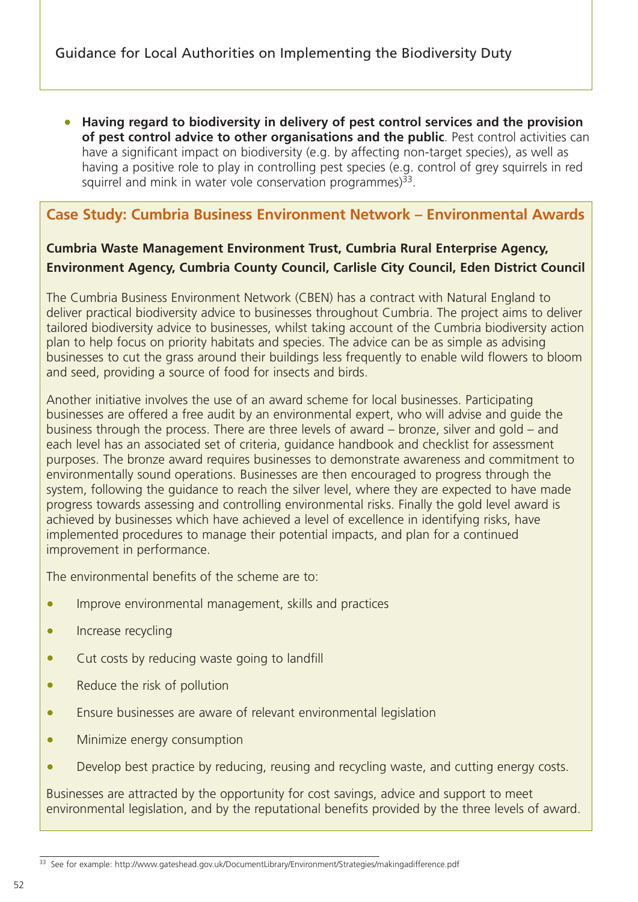- **Having regard to biodiversity in delivery of pest control services and the provision of pest control advice to other organisations and the public**. Pest control activities can have a significant impact on biodiversity (e.g. by affecting non-target species), as well as having a positive role to play in controlling pest species (e.g. control of grey squirrels in red squirrel and mink in water vole conservation programmes)[33].

## Case Study: Cumbria Business Environment Network – Environmental Awards

**Cumbria Waste Management Environment Trust, Cumbria Rural Enterprise Agency, Environment Agency, Cumbria County Council, Carlisle City Council, Eden District Council**

The Cumbria Business Environment Network (CBEN) has a contract with Natural England to deliver practical biodiversity advice to businesses throughout Cumbria. The project aims to deliver tailored biodiversity advice to businesses, whilst taking account of the Cumbria biodiversity action plan to help focus on priority habitats and species. The advice can be as simple as advising businesses to cut the grass around their buildings less frequently to enable wild flowers to bloom and seed, providing a source of food for insects and birds.

Another initiative involves the use of an award scheme for local businesses. Participating businesses are offered a free audit by an environmental expert, who will advise and guide the business through the process. There are three levels of award – bronze, silver and gold – and each level has an associated set of criteria, guidance handbook and checklist for assessment purposes. The bronze award requires businesses to demonstrate awareness and commitment to environmentally sound operations. Businesses are then encouraged to progress through the system, following the guidance to reach the silver level, where they are expected to have made progress towards assessing and controlling environmental risks. Finally the gold level award is achieved by businesses which have achieved a level of excellence in identifying risks, have implemented procedures to manage their potential impacts, and plan for a continued improvement in performance.

The environmental benefits of the scheme are to:

- Improve environmental management, skills and practices
- Increase recycling
- Cut costs by reducing waste going to landfill
- Reduce the risk of pollution
- Ensure businesses are aware of relevant environmental legislation
- Minimize energy consumption
- Develop best practice by reducing, reusing and recycling waste, and cutting energy costs.

Businesses are attracted by the opportunity for cost savings, advice and support to meet environmental legislation, and by the reputational benefits provided by the three levels of award.

---

[33] See for example: http://www.gateshead.gov.uk/DocumentLibrary/Environment/Strategies/makingadifference.pdf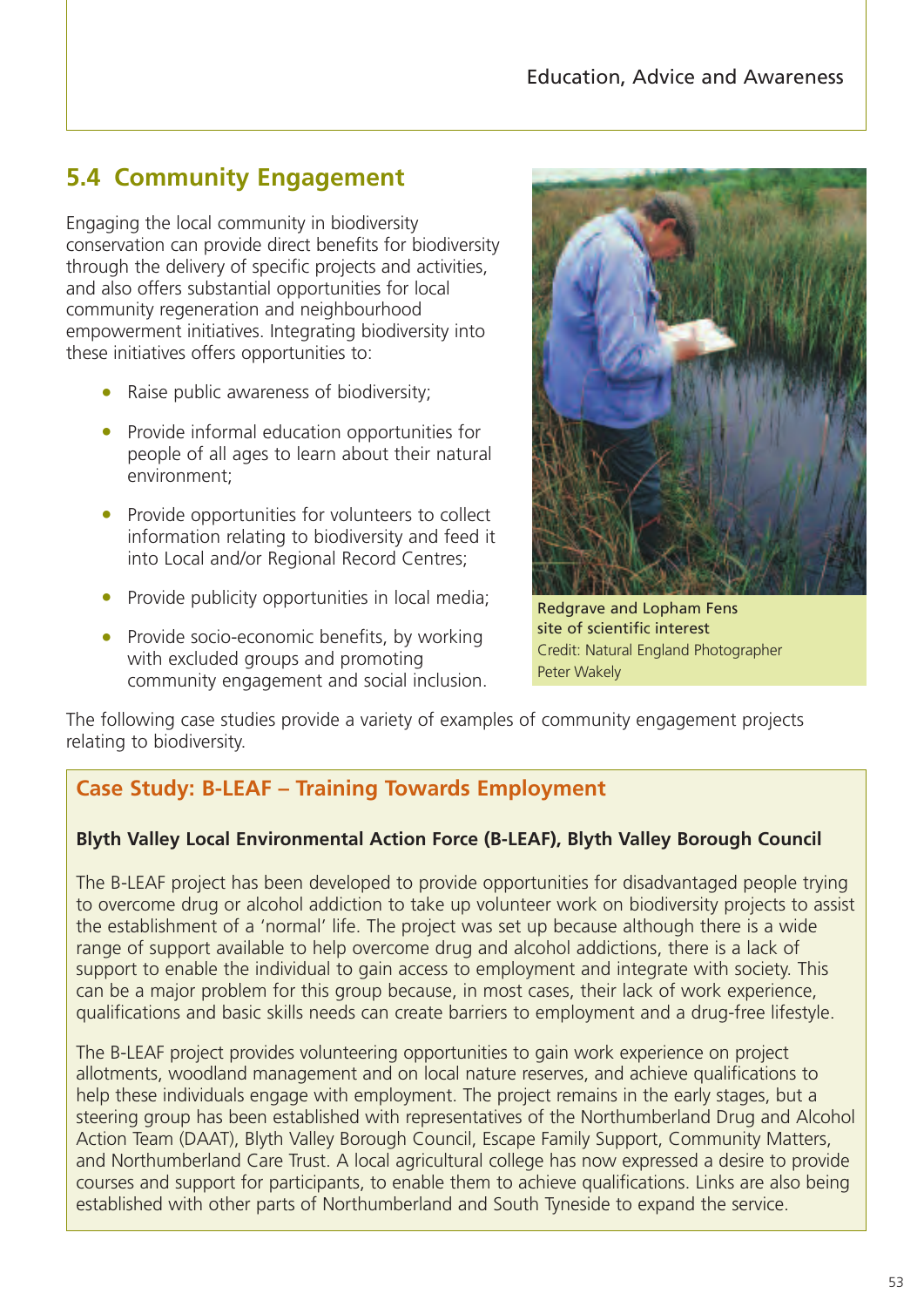## 5.4 Community Engagement

Engaging the local community in biodiversity conservation can provide direct benefits for biodiversity through the delivery of specific projects and activities, and also offers substantial opportunities for local community regeneration and neighbourhood empowerment initiatives. Integrating biodiversity into these initiatives offers opportunities to:

- Raise public awareness of biodiversity;
- Provide informal education opportunities for people of all ages to learn about their natural environment;
- Provide opportunities for volunteers to collect information relating to biodiversity and feed it into Local and/or Regional Record Centres;
- Provide publicity opportunities in local media;
- Provide socio-economic benefits, by working with excluded groups and promoting community engagement and social inclusion.

Redgrave and Lopham Fens site of scientific interest
Credit: Natural England Photographer Peter Wakely

The following case studies provide a variety of examples of community engagement projects relating to biodiversity.

### Case Study: B-LEAF – Training Towards Employment

**Blyth Valley Local Environmental Action Force (B-LEAF), Blyth Valley Borough Council**

The B-LEAF project has been developed to provide opportunities for disadvantaged people trying to overcome drug or alcohol addiction to take up volunteer work on biodiversity projects to assist the establishment of a 'normal' life. The project was set up because although there is a wide range of support available to help overcome drug and alcohol addictions, there is a lack of support to enable the individual to gain access to employment and integrate with society. This can be a major problem for this group because, in most cases, their lack of work experience, qualifications and basic skills needs can create barriers to employment and a drug-free lifestyle.

The B-LEAF project provides volunteering opportunities to gain work experience on project allotments, woodland management and on local nature reserves, and achieve qualifications to help these individuals engage with employment. The project remains in the early stages, but a steering group has been established with representatives of the Northumberland Drug and Alcohol Action Team (DAAT), Blyth Valley Borough Council, Escape Family Support, Community Matters, and Northumberland Care Trust. A local agricultural college has now expressed a desire to provide courses and support for participants, to enable them to achieve qualifications. Links are also being established with other parts of Northumberland and South Tyneside to expand the service.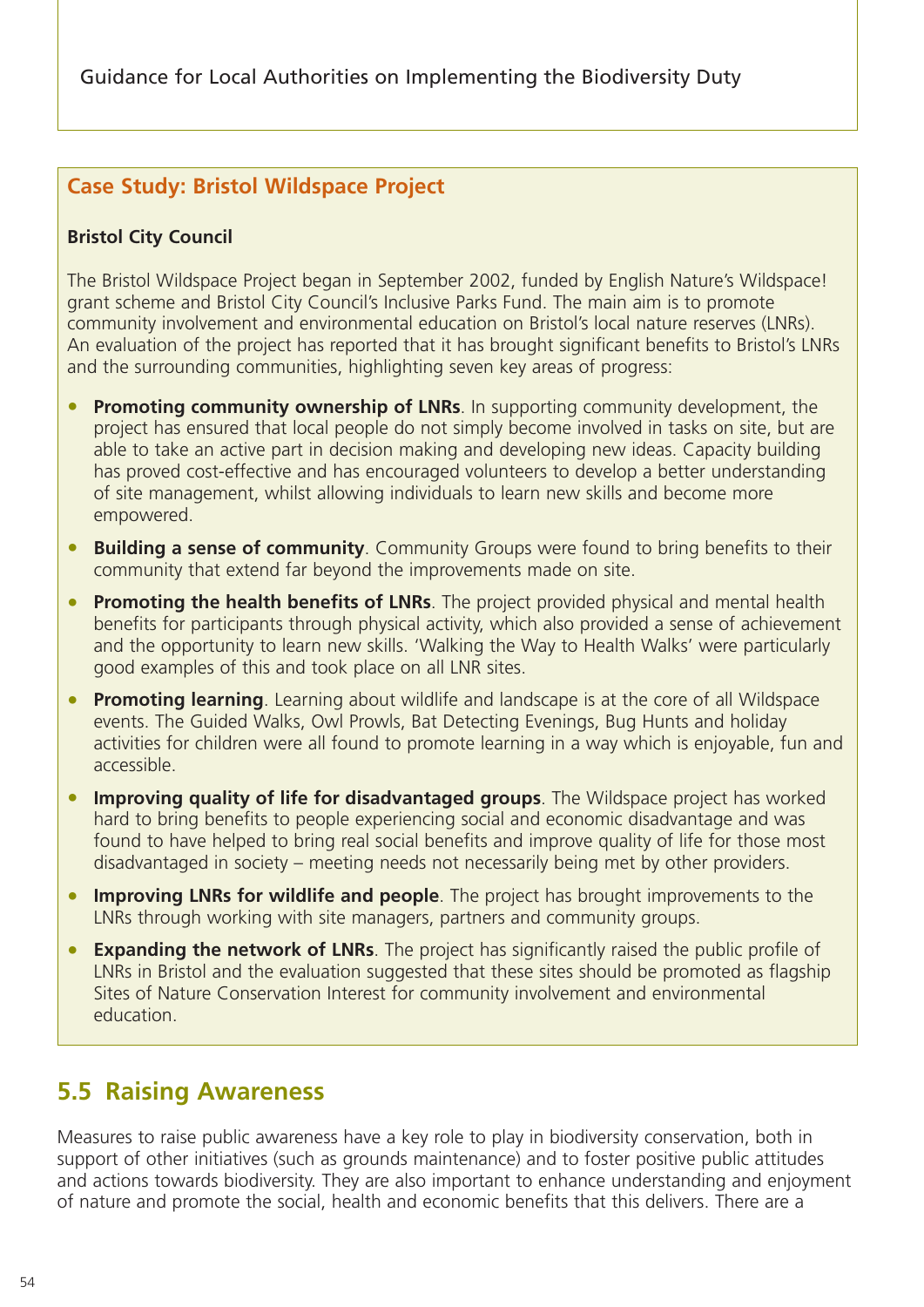## Case Study: Bristol Wildspace Project

**Bristol City Council**

The Bristol Wildspace Project began in September 2002, funded by English Nature's Wildspace! grant scheme and Bristol City Council's Inclusive Parks Fund. The main aim is to promote community involvement and environmental education on Bristol's local nature reserves (LNRs). An evaluation of the project has reported that it has brought significant benefits to Bristol's LNRs and the surrounding communities, highlighting seven key areas of progress:

- **Promoting community ownership of LNRs**. In supporting community development, the project has ensured that local people do not simply become involved in tasks on site, but are able to take an active part in decision making and developing new ideas. Capacity building has proved cost-effective and has encouraged volunteers to develop a better understanding of site management, whilst allowing individuals to learn new skills and become more empowered.
- **Building a sense of community**. Community Groups were found to bring benefits to their community that extend far beyond the improvements made on site.
- **Promoting the health benefits of LNRs**. The project provided physical and mental health benefits for participants through physical activity, which also provided a sense of achievement and the opportunity to learn new skills. 'Walking the Way to Health Walks' were particularly good examples of this and took place on all LNR sites.
- **Promoting learning**. Learning about wildlife and landscape is at the core of all Wildspace events. The Guided Walks, Owl Prowls, Bat Detecting Evenings, Bug Hunts and holiday activities for children were all found to promote learning in a way which is enjoyable, fun and accessible.
- **Improving quality of life for disadvantaged groups**. The Wildspace project has worked hard to bring benefits to people experiencing social and economic disadvantage and was found to have helped to bring real social benefits and improve quality of life for those most disadvantaged in society – meeting needs not necessarily being met by other providers.
- **Improving LNRs for wildlife and people**. The project has brought improvements to the LNRs through working with site managers, partners and community groups.
- **Expanding the network of LNRs**. The project has significantly raised the public profile of LNRs in Bristol and the evaluation suggested that these sites should be promoted as flagship Sites of Nature Conservation Interest for community involvement and environmental education.

## 5.5 Raising Awareness

Measures to raise public awareness have a key role to play in biodiversity conservation, both in support of other initiatives (such as grounds maintenance) and to foster positive public attitudes and actions towards biodiversity. They are also important to enhance understanding and enjoyment of nature and promote the social, health and economic benefits that this delivers. There are a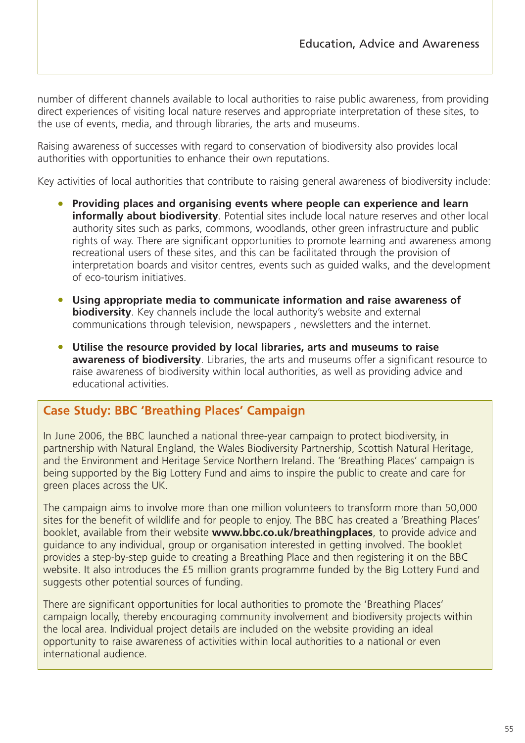number of different channels available to local authorities to raise public awareness, from providing direct experiences of visiting local nature reserves and appropriate interpretation of these sites, to the use of events, media, and through libraries, the arts and museums.

Raising awareness of successes with regard to conservation of biodiversity also provides local authorities with opportunities to enhance their own reputations.

Key activities of local authorities that contribute to raising general awareness of biodiversity include:

- **Providing places and organising events where people can experience and learn informally about biodiversity**. Potential sites include local nature reserves and other local authority sites such as parks, commons, woodlands, other green infrastructure and public rights of way. There are significant opportunities to promote learning and awareness among recreational users of these sites, and this can be facilitated through the provision of interpretation boards and visitor centres, events such as guided walks, and the development of eco-tourism initiatives.
- **Using appropriate media to communicate information and raise awareness of biodiversity**. Key channels include the local authority's website and external communications through television, newspapers , newsletters and the internet.
- **Utilise the resource provided by local libraries, arts and museums to raise awareness of biodiversity**. Libraries, the arts and museums offer a significant resource to raise awareness of biodiversity within local authorities, as well as providing advice and educational activities.

### Case Study: BBC 'Breathing Places' Campaign

In June 2006, the BBC launched a national three-year campaign to protect biodiversity, in partnership with Natural England, the Wales Biodiversity Partnership, Scottish Natural Heritage, and the Environment and Heritage Service Northern Ireland. The 'Breathing Places' campaign is being supported by the Big Lottery Fund and aims to inspire the public to create and care for green places across the UK.

The campaign aims to involve more than one million volunteers to transform more than 50,000 sites for the benefit of wildlife and for people to enjoy. The BBC has created a 'Breathing Places' booklet, available from their website **www.bbc.co.uk/breathingplaces**, to provide advice and guidance to any individual, group or organisation interested in getting involved. The booklet provides a step-by-step guide to creating a Breathing Place and then registering it on the BBC website. It also introduces the £5 million grants programme funded by the Big Lottery Fund and suggests other potential sources of funding.

There are significant opportunities for local authorities to promote the 'Breathing Places' campaign locally, thereby encouraging community involvement and biodiversity projects within the local area. Individual project details are included on the website providing an ideal opportunity to raise awareness of activities within local authorities to a national or even international audience.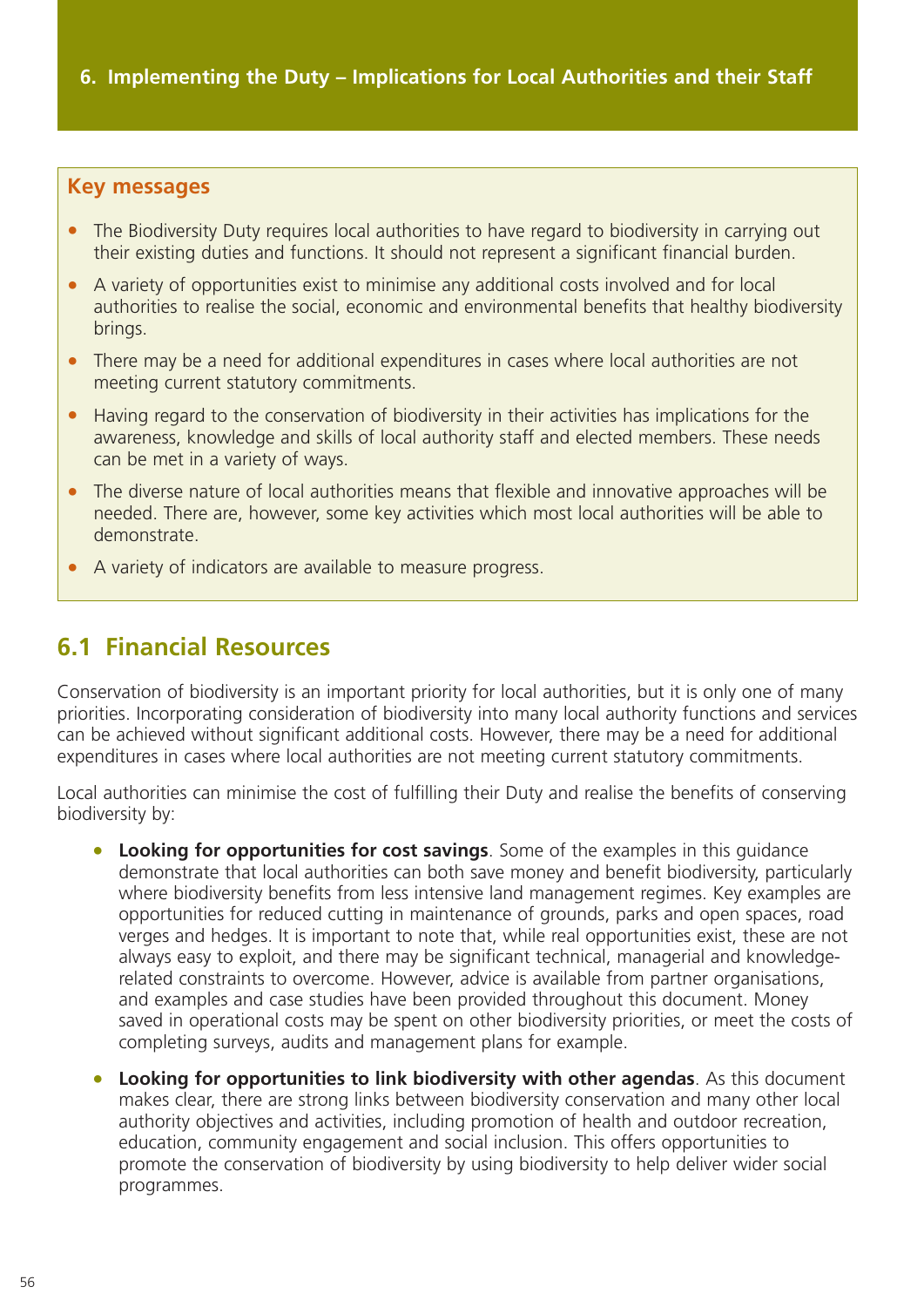# 6. Implementing the Duty – Implications for Local Authorities and their Staff

**Key messages**

- The Biodiversity Duty requires local authorities to have regard to biodiversity in carrying out their existing duties and functions. It should not represent a significant financial burden.
- A variety of opportunities exist to minimise any additional costs involved and for local authorities to realise the social, economic and environmental benefits that healthy biodiversity brings.
- There may be a need for additional expenditures in cases where local authorities are not meeting current statutory commitments.
- Having regard to the conservation of biodiversity in their activities has implications for the awareness, knowledge and skills of local authority staff and elected members. These needs can be met in a variety of ways.
- The diverse nature of local authorities means that flexible and innovative approaches will be needed. There are, however, some key activities which most local authorities will be able to demonstrate.
- A variety of indicators are available to measure progress.

## 6.1 Financial Resources

Conservation of biodiversity is an important priority for local authorities, but it is only one of many priorities. Incorporating consideration of biodiversity into many local authority functions and services can be achieved without significant additional costs. However, there may be a need for additional expenditures in cases where local authorities are not meeting current statutory commitments.

Local authorities can minimise the cost of fulfilling their Duty and realise the benefits of conserving biodiversity by:

- **Looking for opportunities for cost savings**. Some of the examples in this guidance demonstrate that local authorities can both save money and benefit biodiversity, particularly where biodiversity benefits from less intensive land management regimes. Key examples are opportunities for reduced cutting in maintenance of grounds, parks and open spaces, road verges and hedges. It is important to note that, while real opportunities exist, these are not always easy to exploit, and there may be significant technical, managerial and knowledge-related constraints to overcome. However, advice is available from partner organisations, and examples and case studies have been provided throughout this document. Money saved in operational costs may be spent on other biodiversity priorities, or meet the costs of completing surveys, audits and management plans for example.
- **Looking for opportunities to link biodiversity with other agendas**. As this document makes clear, there are strong links between biodiversity conservation and many other local authority objectives and activities, including promotion of health and outdoor recreation, education, community engagement and social inclusion. This offers opportunities to promote the conservation of biodiversity by using biodiversity to help deliver wider social programmes.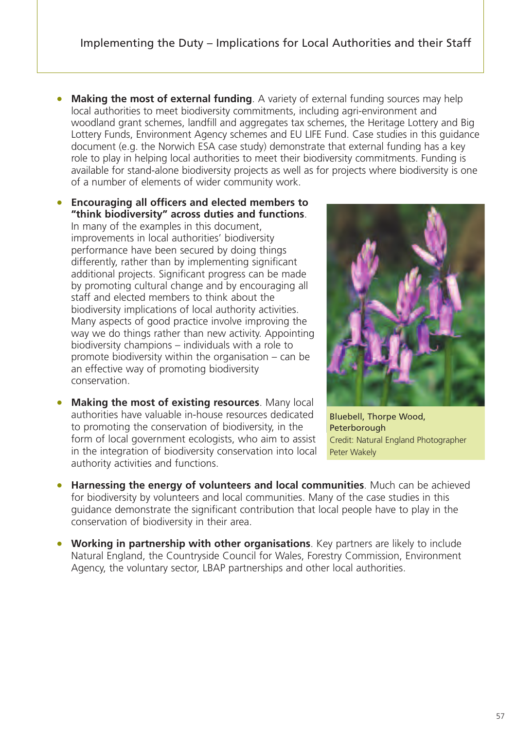- **Making the most of external funding**. A variety of external funding sources may help local authorities to meet biodiversity commitments, including agri-environment and woodland grant schemes, landfill and aggregates tax schemes, the Heritage Lottery and Big Lottery Funds, Environment Agency schemes and EU LIFE Fund. Case studies in this guidance document (e.g. the Norwich ESA case study) demonstrate that external funding has a key role to play in helping local authorities to meet their biodiversity commitments. Funding is available for stand-alone biodiversity projects as well as for projects where biodiversity is one of a number of elements of wider community work.

- **Encouraging all officers and elected members to "think biodiversity" across duties and functions**. In many of the examples in this document, improvements in local authorities' biodiversity performance have been secured by doing things differently, rather than by implementing significant additional projects. Significant progress can be made by promoting cultural change and by encouraging all staff and elected members to think about the biodiversity implications of local authority activities. Many aspects of good practice involve improving the way we do things rather than new activity. Appointing biodiversity champions – individuals with a role to promote biodiversity within the organisation – can be an effective way of promoting biodiversity conservation.

- **Making the most of existing resources**. Many local authorities have valuable in-house resources dedicated to promoting the conservation of biodiversity, in the form of local government ecologists, who aim to assist in the integration of biodiversity conservation into local authority activities and functions.

Bluebell, Thorpe Wood, Peterborough
Credit: Natural England Photographer Peter Wakely

- **Harnessing the energy of volunteers and local communities**. Much can be achieved for biodiversity by volunteers and local communities. Many of the case studies in this guidance demonstrate the significant contribution that local people have to play in the conservation of biodiversity in their area.

- **Working in partnership with other organisations**. Key partners are likely to include Natural England, the Countryside Council for Wales, Forestry Commission, Environment Agency, the voluntary sector, LBAP partnerships and other local authorities.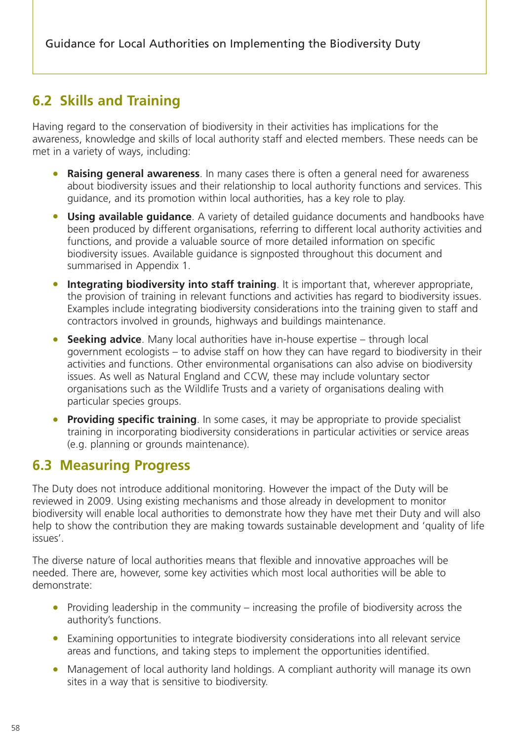## 6.2 Skills and Training

Having regard to the conservation of biodiversity in their activities has implications for the awareness, knowledge and skills of local authority staff and elected members. These needs can be met in a variety of ways, including:

- **Raising general awareness**. In many cases there is often a general need for awareness about biodiversity issues and their relationship to local authority functions and services. This guidance, and its promotion within local authorities, has a key role to play.
- **Using available guidance**. A variety of detailed guidance documents and handbooks have been produced by different organisations, referring to different local authority activities and functions, and provide a valuable source of more detailed information on specific biodiversity issues. Available guidance is signposted throughout this document and summarised in Appendix 1.
- **Integrating biodiversity into staff training**. It is important that, wherever appropriate, the provision of training in relevant functions and activities has regard to biodiversity issues. Examples include integrating biodiversity considerations into the training given to staff and contractors involved in grounds, highways and buildings maintenance.
- **Seeking advice**. Many local authorities have in-house expertise – through local government ecologists – to advise staff on how they can have regard to biodiversity in their activities and functions. Other environmental organisations can also advise on biodiversity issues. As well as Natural England and CCW, these may include voluntary sector organisations such as the Wildlife Trusts and a variety of organisations dealing with particular species groups.
- **Providing specific training**. In some cases, it may be appropriate to provide specialist training in incorporating biodiversity considerations in particular activities or service areas (e.g. planning or grounds maintenance).

## 6.3 Measuring Progress

The Duty does not introduce additional monitoring. However the impact of the Duty will be reviewed in 2009. Using existing mechanisms and those already in development to monitor biodiversity will enable local authorities to demonstrate how they have met their Duty and will also help to show the contribution they are making towards sustainable development and 'quality of life issues'.

The diverse nature of local authorities means that flexible and innovative approaches will be needed. There are, however, some key activities which most local authorities will be able to demonstrate:

- Providing leadership in the community – increasing the profile of biodiversity across the authority's functions.
- Examining opportunities to integrate biodiversity considerations into all relevant service areas and functions, and taking steps to implement the opportunities identified.
- Management of local authority land holdings. A compliant authority will manage its own sites in a way that is sensitive to biodiversity.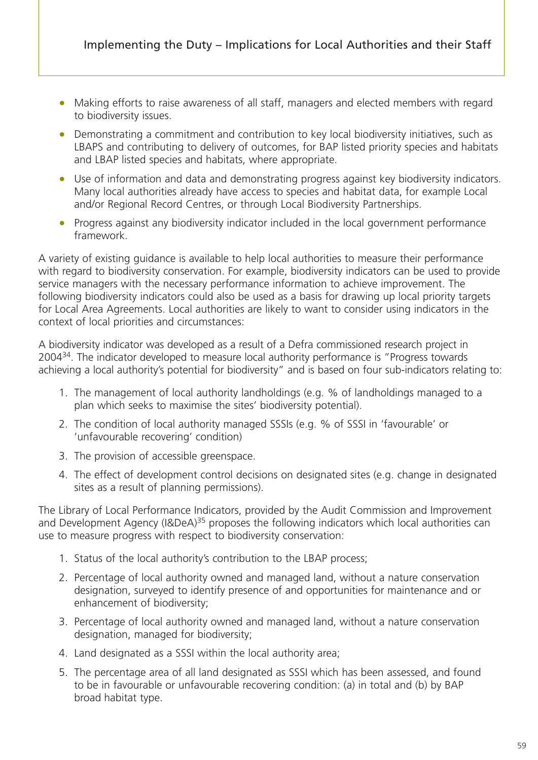- Making efforts to raise awareness of all staff, managers and elected members with regard to biodiversity issues.
- Demonstrating a commitment and contribution to key local biodiversity initiatives, such as LBAPS and contributing to delivery of outcomes, for BAP listed priority species and habitats and LBAP listed species and habitats, where appropriate.
- Use of information and data and demonstrating progress against key biodiversity indicators. Many local authorities already have access to species and habitat data, for example Local and/or Regional Record Centres, or through Local Biodiversity Partnerships.
- Progress against any biodiversity indicator included in the local government performance framework.

A variety of existing guidance is available to help local authorities to measure their performance with regard to biodiversity conservation. For example, biodiversity indicators can be used to provide service managers with the necessary performance information to achieve improvement. The following biodiversity indicators could also be used as a basis for drawing up local priority targets for Local Area Agreements. Local authorities are likely to want to consider using indicators in the context of local priorities and circumstances:

A biodiversity indicator was developed as a result of a Defra commissioned research project in 2004[34]. The indicator developed to measure local authority performance is "Progress towards achieving a local authority's potential for biodiversity" and is based on four sub-indicators relating to:

1. The management of local authority landholdings (e.g. % of landholdings managed to a plan which seeks to maximise the sites' biodiversity potential).
2. The condition of local authority managed SSSIs (e.g. % of SSSI in 'favourable' or 'unfavourable recovering' condition)
3. The provision of accessible greenspace.
4. The effect of development control decisions on designated sites (e.g. change in designated sites as a result of planning permissions).

The Library of Local Performance Indicators, provided by the Audit Commission and Improvement and Development Agency (I&DeA)[35] proposes the following indicators which local authorities can use to measure progress with respect to biodiversity conservation:

1. Status of the local authority's contribution to the LBAP process;
2. Percentage of local authority owned and managed land, without a nature conservation designation, surveyed to identify presence of and opportunities for maintenance and or enhancement of biodiversity;
3. Percentage of local authority owned and managed land, without a nature conservation designation, managed for biodiversity;
4. Land designated as a SSSI within the local authority area;
5. The percentage area of all land designated as SSSI which has been assessed, and found to be in favourable or unfavourable recovering condition: (a) in total and (b) by BAP broad habitat type.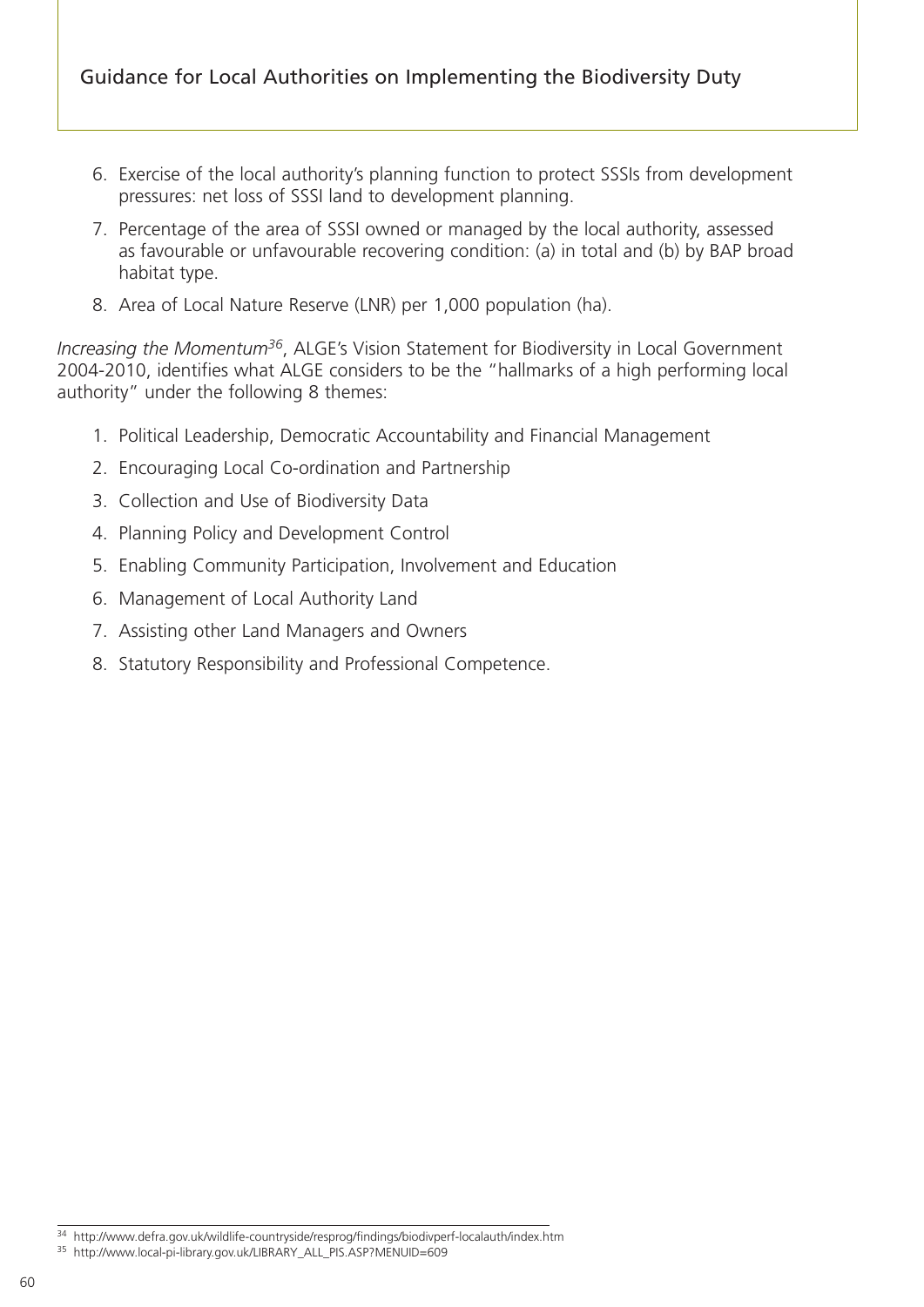6. Exercise of the local authority's planning function to protect SSSIs from development pressures: net loss of SSSI land to development planning.
7. Percentage of the area of SSSI owned or managed by the local authority, assessed as favourable or unfavourable recovering condition: (a) in total and (b) by BAP broad habitat type.
8. Area of Local Nature Reserve (LNR) per 1,000 population (ha).

*Increasing the Momentum*[36], ALGE's Vision Statement for Biodiversity in Local Government 2004-2010, identifies what ALGE considers to be the "hallmarks of a high performing local authority" under the following 8 themes:

1. Political Leadership, Democratic Accountability and Financial Management
2. Encouraging Local Co-ordination and Partnership
3. Collection and Use of Biodiversity Data
4. Planning Policy and Development Control
5. Enabling Community Participation, Involvement and Education
6. Management of Local Authority Land
7. Assisting other Land Managers and Owners
8. Statutory Responsibility and Professional Competence.

---

[34] http://www.defra.gov.uk/wildlife-countryside/resprog/findings/biodivperf-localauth/index.htm

[35] http://www.local-pi-library.gov.uk/LIBRARY_ALL_PIS.ASP?MENUID=609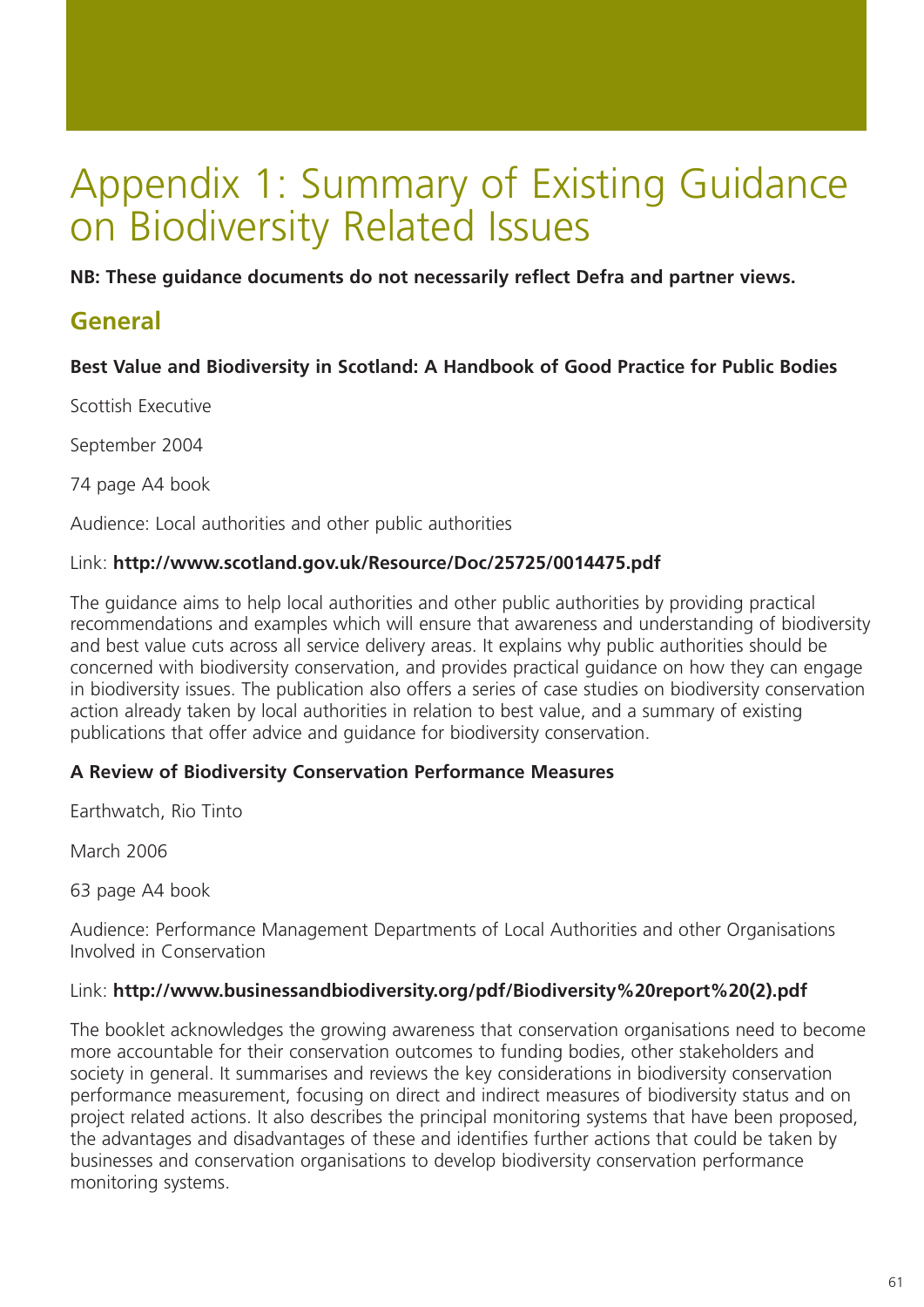# Appendix 1: Summary of Existing Guidance on Biodiversity Related Issues

**NB: These guidance documents do not necessarily reflect Defra and partner views.**

## General

**Best Value and Biodiversity in Scotland: A Handbook of Good Practice for Public Bodies**

Scottish Executive

September 2004

74 page A4 book

Audience: Local authorities and other public authorities

Link: **http://www.scotland.gov.uk/Resource/Doc/25725/0014475.pdf**

The guidance aims to help local authorities and other public authorities by providing practical recommendations and examples which will ensure that awareness and understanding of biodiversity and best value cuts across all service delivery areas. It explains why public authorities should be concerned with biodiversity conservation, and provides practical guidance on how they can engage in biodiversity issues. The publication also offers a series of case studies on biodiversity conservation action already taken by local authorities in relation to best value, and a summary of existing publications that offer advice and guidance for biodiversity conservation.

**A Review of Biodiversity Conservation Performance Measures**

Earthwatch, Rio Tinto

March 2006

63 page A4 book

Audience: Performance Management Departments of Local Authorities and other Organisations Involved in Conservation

Link: **http://www.businessandbiodiversity.org/pdf/Biodiversity%20report%20(2).pdf**

The booklet acknowledges the growing awareness that conservation organisations need to become more accountable for their conservation outcomes to funding bodies, other stakeholders and society in general. It summarises and reviews the key considerations in biodiversity conservation performance measurement, focusing on direct and indirect measures of biodiversity status and on project related actions. It also describes the principal monitoring systems that have been proposed, the advantages and disadvantages of these and identifies further actions that could be taken by businesses and conservation organisations to develop biodiversity conservation performance monitoring systems.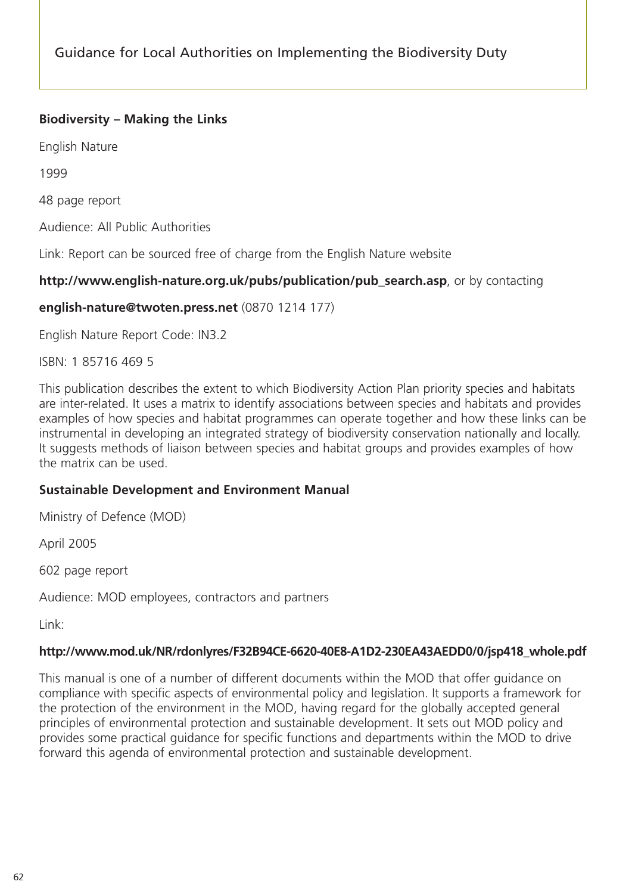**Biodiversity – Making the Links**

English Nature

1999

48 page report

Audience: All Public Authorities

Link: Report can be sourced free of charge from the English Nature website

**http://www.english-nature.org.uk/pubs/publication/pub_search.asp**, or by contacting

**english-nature@twoten.press.net** (0870 1214 177)

English Nature Report Code: IN3.2

ISBN: 1 85716 469 5

This publication describes the extent to which Biodiversity Action Plan priority species and habitats are inter-related. It uses a matrix to identify associations between species and habitats and provides examples of how species and habitat programmes can operate together and how these links can be instrumental in developing an integrated strategy of biodiversity conservation nationally and locally. It suggests methods of liaison between species and habitat groups and provides examples of how the matrix can be used.

**Sustainable Development and Environment Manual**

Ministry of Defence (MOD)

April 2005

602 page report

Audience: MOD employees, contractors and partners

Link:

**http://www.mod.uk/NR/rdonlyres/F32B94CE-6620-40E8-A1D2-230EA43AEDD0/0/jsp418_whole.pdf**

This manual is one of a number of different documents within the MOD that offer guidance on compliance with specific aspects of environmental policy and legislation. It supports a framework for the protection of the environment in the MOD, having regard for the globally accepted general principles of environmental protection and sustainable development. It sets out MOD policy and provides some practical guidance for specific functions and departments within the MOD to drive forward this agenda of environmental protection and sustainable development.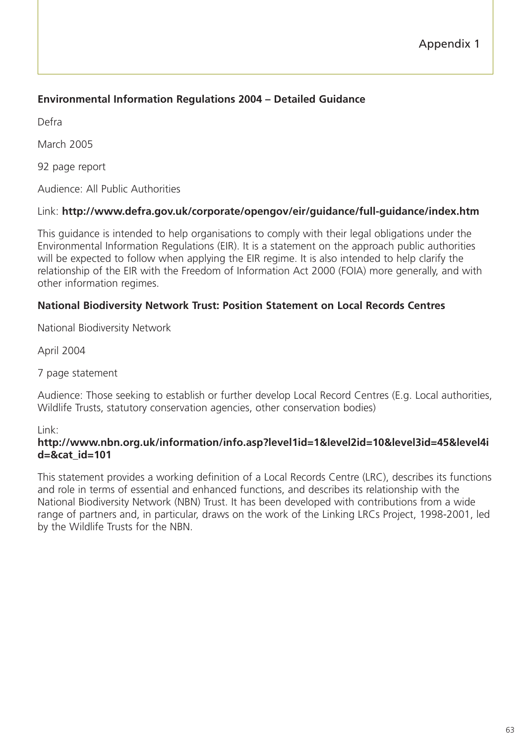# Appendix 1

**Environmental Information Regulations 2004 – Detailed Guidance**

Defra

March 2005

92 page report

Audience: All Public Authorities

Link: **http://www.defra.gov.uk/corporate/opengov/eir/guidance/full-guidance/index.htm**

This guidance is intended to help organisations to comply with their legal obligations under the Environmental Information Regulations (EIR). It is a statement on the approach public authorities will be expected to follow when applying the EIR regime. It is also intended to help clarify the relationship of the EIR with the Freedom of Information Act 2000 (FOIA) more generally, and with other information regimes.

**National Biodiversity Network Trust: Position Statement on Local Records Centres**

National Biodiversity Network

April 2004

7 page statement

Audience: Those seeking to establish or further develop Local Record Centres (E.g. Local authorities, Wildlife Trusts, statutory conservation agencies, other conservation bodies)

Link:
**http://www.nbn.org.uk/information/info.asp?level1id=1&level2id=10&level3id=45&level4id=&cat_id=101**

This statement provides a working definition of a Local Records Centre (LRC), describes its functions and role in terms of essential and enhanced functions, and describes its relationship with the National Biodiversity Network (NBN) Trust. It has been developed with contributions from a wide range of partners and, in particular, draws on the work of the Linking LRCs Project, 1998-2001, led by the Wildlife Trusts for the NBN.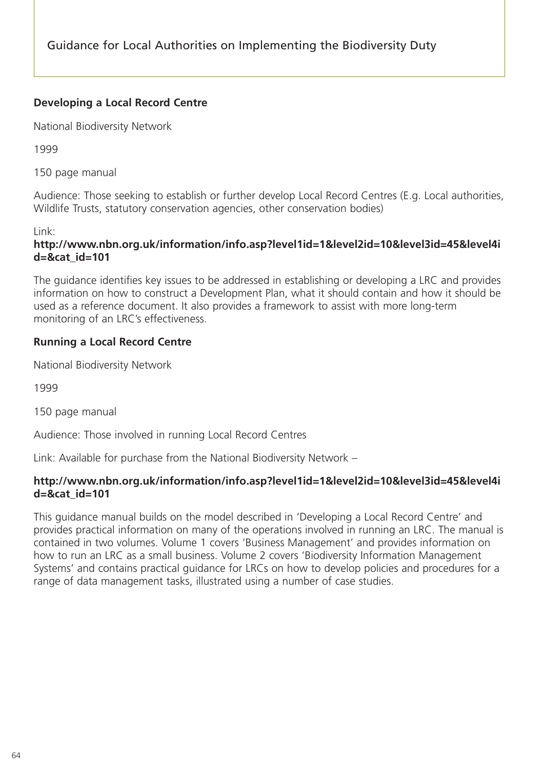**Developing a Local Record Centre**

National Biodiversity Network

1999

150 page manual

Audience: Those seeking to establish or further develop Local Record Centres (E.g. Local authorities, Wildlife Trusts, statutory conservation agencies, other conservation bodies)

Link:
**http://www.nbn.org.uk/information/info.asp?level1id=1&level2id=10&level3id=45&level4id=&cat_id=101**

The guidance identifies key issues to be addressed in establishing or developing a LRC and provides information on how to construct a Development Plan, what it should contain and how it should be used as a reference document. It also provides a framework to assist with more long-term monitoring of an LRC's effectiveness.

**Running a Local Record Centre**

National Biodiversity Network

1999

150 page manual

Audience: Those involved in running Local Record Centres

Link: Available for purchase from the National Biodiversity Network –

**http://www.nbn.org.uk/information/info.asp?level1id=1&level2id=10&level3id=45&level4id=&cat_id=101**

This guidance manual builds on the model described in 'Developing a Local Record Centre' and provides practical information on many of the operations involved in running an LRC. The manual is contained in two volumes. Volume 1 covers 'Business Management' and provides information on how to run an LRC as a small business. Volume 2 covers 'Biodiversity Information Management Systems' and contains practical guidance for LRCs on how to develop policies and procedures for a range of data management tasks, illustrated using a number of case studies.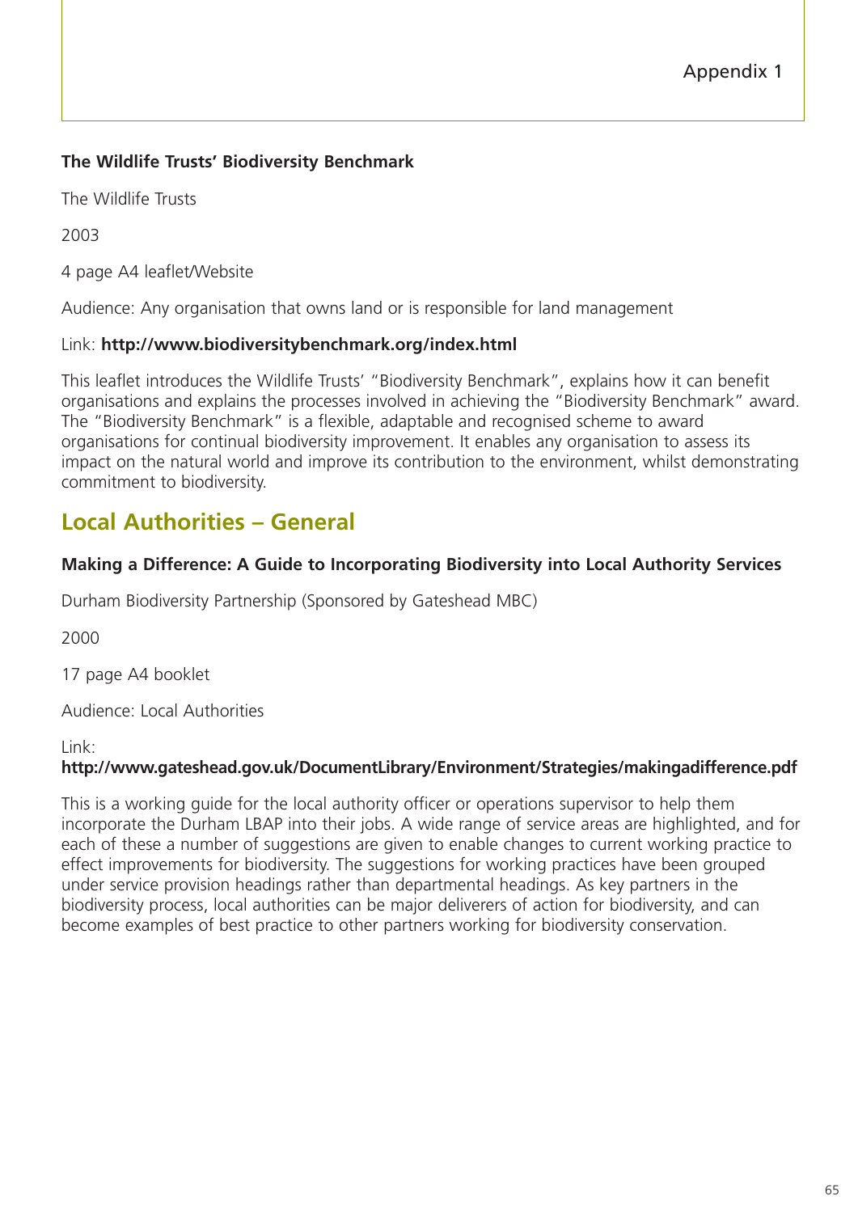**The Wildlife Trusts' Biodiversity Benchmark**

The Wildlife Trusts

2003

4 page A4 leaflet/Website

Audience: Any organisation that owns land or is responsible for land management

Link: **http://www.biodiversitybenchmark.org/index.html**

This leaflet introduces the Wildlife Trusts' "Biodiversity Benchmark", explains how it can benefit organisations and explains the processes involved in achieving the "Biodiversity Benchmark" award. The "Biodiversity Benchmark" is a flexible, adaptable and recognised scheme to award organisations for continual biodiversity improvement. It enables any organisation to assess its impact on the natural world and improve its contribution to the environment, whilst demonstrating commitment to biodiversity.

## Local Authorities – General

**Making a Difference: A Guide to Incorporating Biodiversity into Local Authority Services**

Durham Biodiversity Partnership (Sponsored by Gateshead MBC)

2000

17 page A4 booklet

Audience: Local Authorities

Link:
**http://www.gateshead.gov.uk/DocumentLibrary/Environment/Strategies/makingadifference.pdf**

This is a working guide for the local authority officer or operations supervisor to help them incorporate the Durham LBAP into their jobs. A wide range of service areas are highlighted, and for each of these a number of suggestions are given to enable changes to current working practice to effect improvements for biodiversity. The suggestions for working practices have been grouped under service provision headings rather than departmental headings. As key partners in the biodiversity process, local authorities can be major deliverers of action for biodiversity, and can become examples of best practice to other partners working for biodiversity conservation.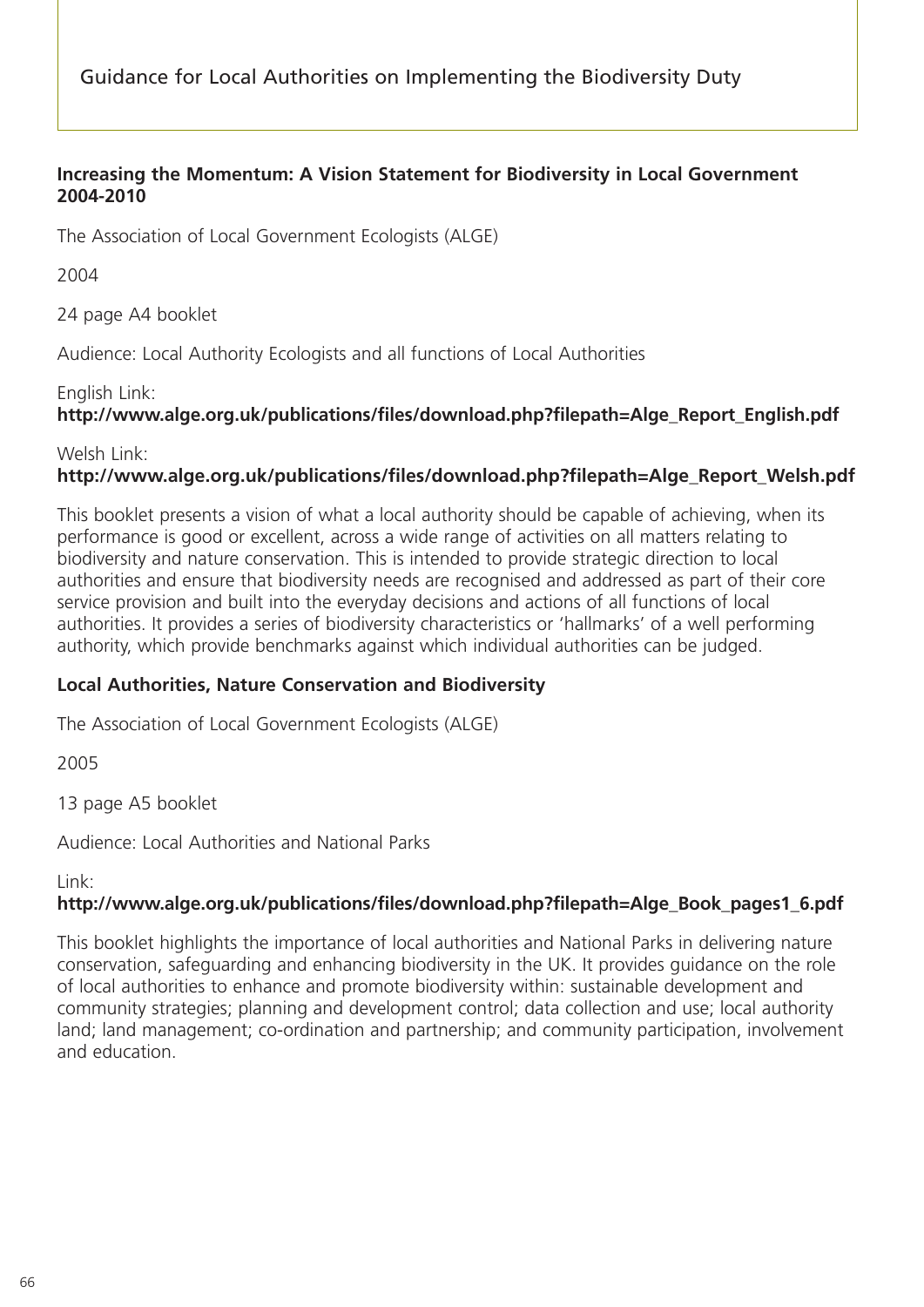**Increasing the Momentum: A Vision Statement for Biodiversity in Local Government 2004-2010**

The Association of Local Government Ecologists (ALGE)

2004

24 page A4 booklet

Audience: Local Authority Ecologists and all functions of Local Authorities

English Link:
**http://www.alge.org.uk/publications/files/download.php?filepath=Alge_Report_English.pdf**

Welsh Link:
**http://www.alge.org.uk/publications/files/download.php?filepath=Alge_Report_Welsh.pdf**

This booklet presents a vision of what a local authority should be capable of achieving, when its performance is good or excellent, across a wide range of activities on all matters relating to biodiversity and nature conservation. This is intended to provide strategic direction to local authorities and ensure that biodiversity needs are recognised and addressed as part of their core service provision and built into the everyday decisions and actions of all functions of local authorities. It provides a series of biodiversity characteristics or 'hallmarks' of a well performing authority, which provide benchmarks against which individual authorities can be judged.

**Local Authorities, Nature Conservation and Biodiversity**

The Association of Local Government Ecologists (ALGE)

2005

13 page A5 booklet

Audience: Local Authorities and National Parks

Link:
**http://www.alge.org.uk/publications/files/download.php?filepath=Alge_Book_pages1_6.pdf**

This booklet highlights the importance of local authorities and National Parks in delivering nature conservation, safeguarding and enhancing biodiversity in the UK. It provides guidance on the role of local authorities to enhance and promote biodiversity within: sustainable development and community strategies; planning and development control; data collection and use; local authority land; land management; co-ordination and partnership; and community participation, involvement and education.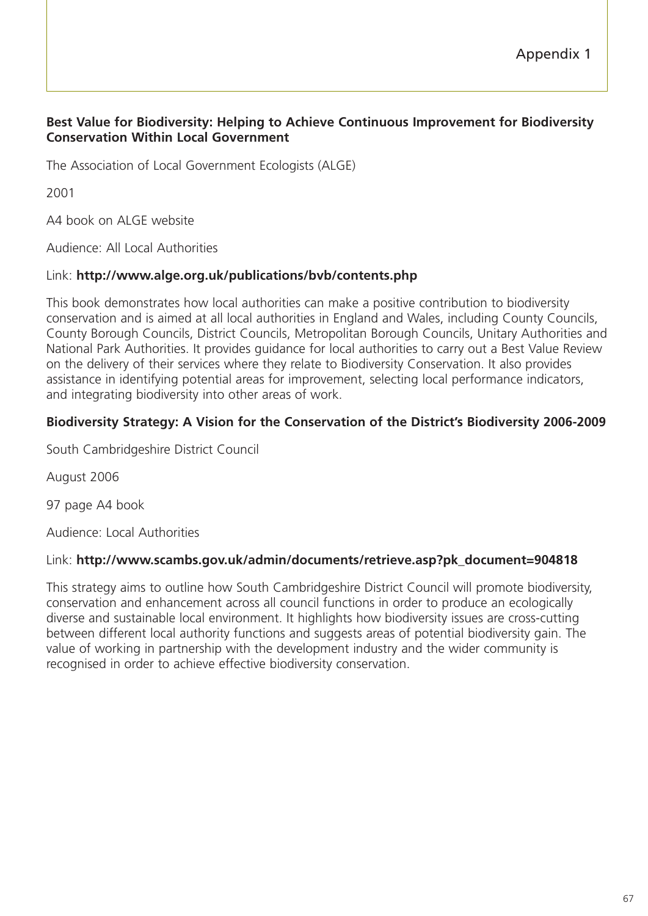# Appendix 1

**Best Value for Biodiversity: Helping to Achieve Continuous Improvement for Biodiversity Conservation Within Local Government**

The Association of Local Government Ecologists (ALGE)

2001

A4 book on ALGE website

Audience: All Local Authorities

Link: **http://www.alge.org.uk/publications/bvb/contents.php**

This book demonstrates how local authorities can make a positive contribution to biodiversity conservation and is aimed at all local authorities in England and Wales, including County Councils, County Borough Councils, District Councils, Metropolitan Borough Councils, Unitary Authorities and National Park Authorities. It provides guidance for local authorities to carry out a Best Value Review on the delivery of their services where they relate to Biodiversity Conservation. It also provides assistance in identifying potential areas for improvement, selecting local performance indicators, and integrating biodiversity into other areas of work.

**Biodiversity Strategy: A Vision for the Conservation of the District's Biodiversity 2006-2009**

South Cambridgeshire District Council

August 2006

97 page A4 book

Audience: Local Authorities

Link: **http://www.scambs.gov.uk/admin/documents/retrieve.asp?pk_document=904818**

This strategy aims to outline how South Cambridgeshire District Council will promote biodiversity, conservation and enhancement across all council functions in order to produce an ecologically diverse and sustainable local environment. It highlights how biodiversity issues are cross-cutting between different local authority functions and suggests areas of potential biodiversity gain. The value of working in partnership with the development industry and the wider community is recognised in order to achieve effective biodiversity conservation.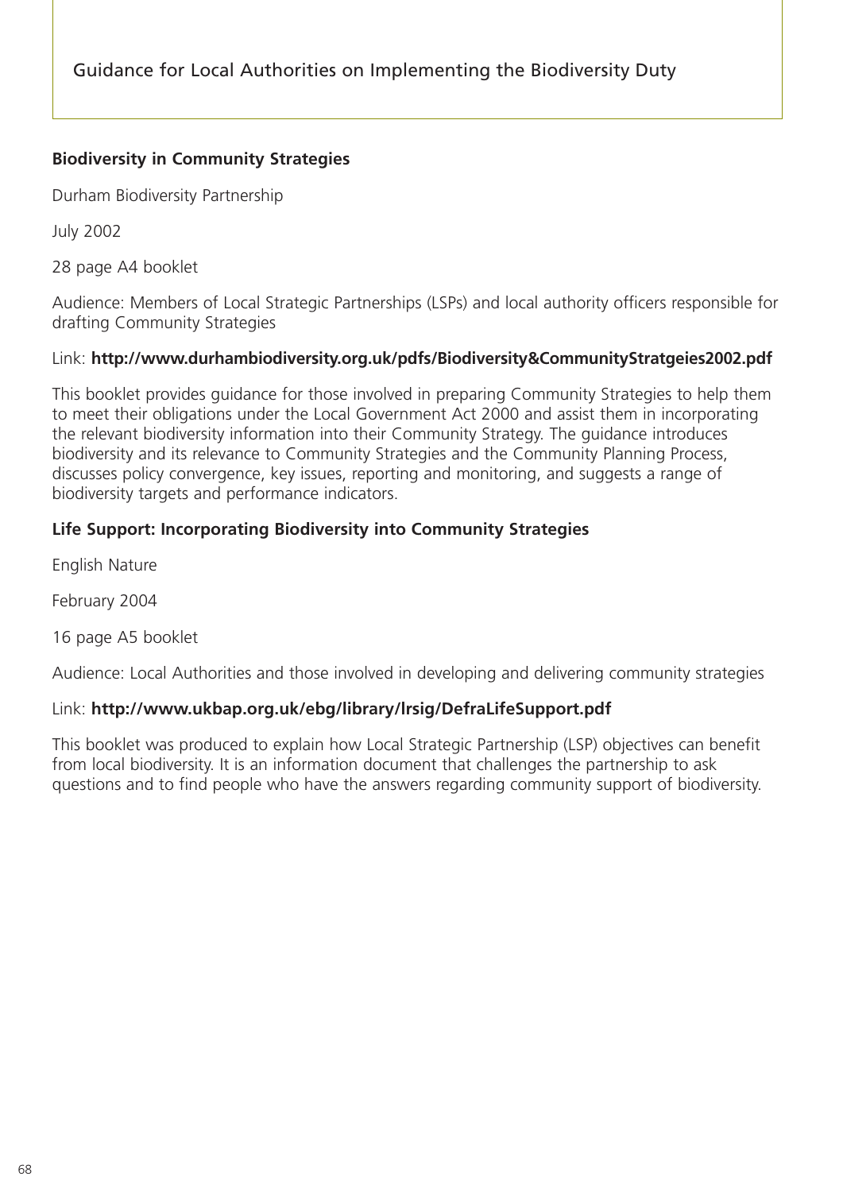**Biodiversity in Community Strategies**

Durham Biodiversity Partnership

July 2002

28 page A4 booklet

Audience: Members of Local Strategic Partnerships (LSPs) and local authority officers responsible for drafting Community Strategies

Link: **http://www.durhambiodiversity.org.uk/pdfs/Biodiversity&CommunityStratgeies2002.pdf**

This booklet provides guidance for those involved in preparing Community Strategies to help them to meet their obligations under the Local Government Act 2000 and assist them in incorporating the relevant biodiversity information into their Community Strategy. The guidance introduces biodiversity and its relevance to Community Strategies and the Community Planning Process, discusses policy convergence, key issues, reporting and monitoring, and suggests a range of biodiversity targets and performance indicators.

**Life Support: Incorporating Biodiversity into Community Strategies**

English Nature

February 2004

16 page A5 booklet

Audience: Local Authorities and those involved in developing and delivering community strategies

Link: **http://www.ukbap.org.uk/ebg/library/lrsig/DefraLifeSupport.pdf**

This booklet was produced to explain how Local Strategic Partnership (LSP) objectives can benefit from local biodiversity. It is an information document that challenges the partnership to ask questions and to find people who have the answers regarding community support of biodiversity.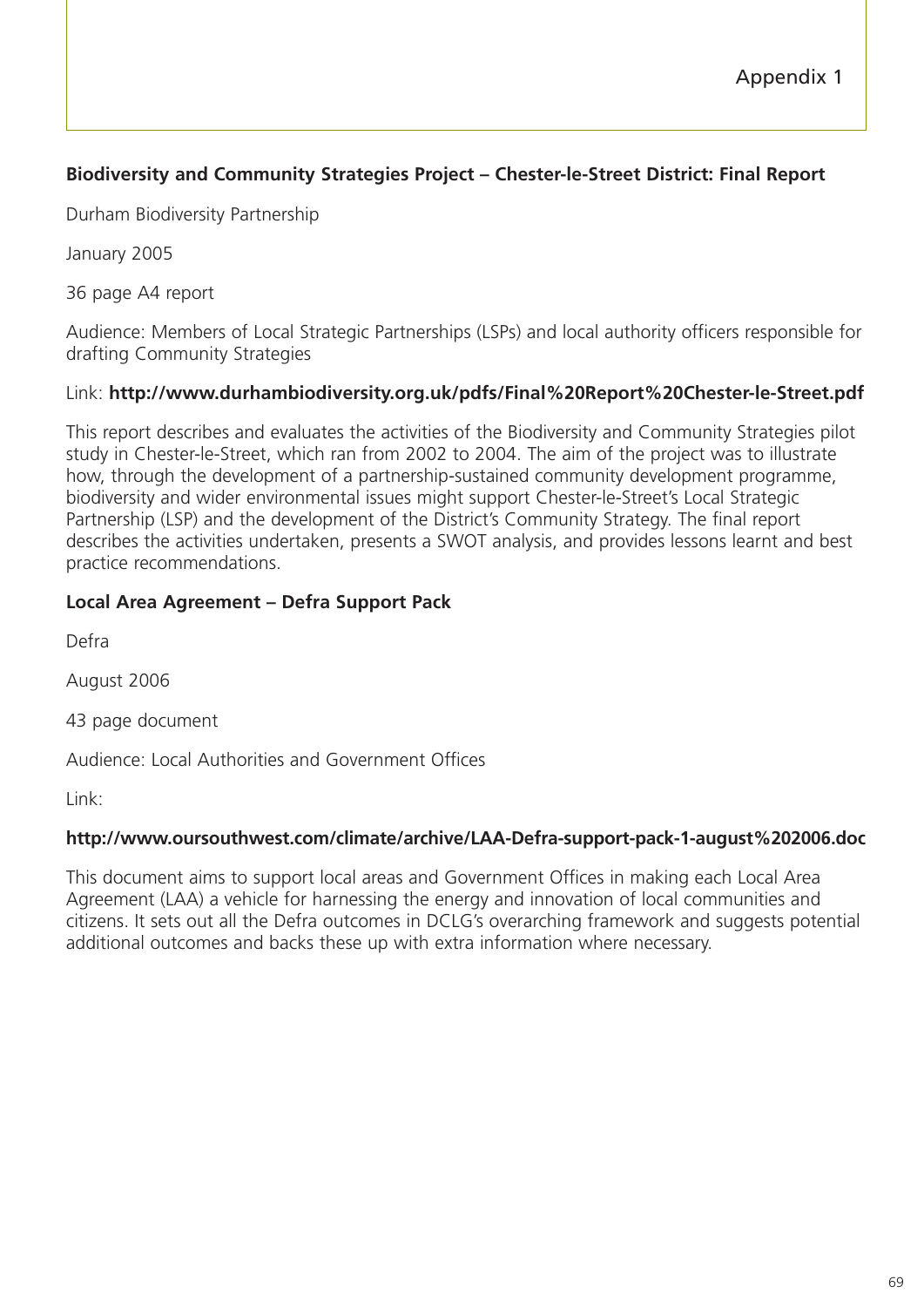# Appendix 1

**Biodiversity and Community Strategies Project – Chester-le-Street District: Final Report**

Durham Biodiversity Partnership

January 2005

36 page A4 report

Audience: Members of Local Strategic Partnerships (LSPs) and local authority officers responsible for drafting Community Strategies

Link: **http://www.durhambiodiversity.org.uk/pdfs/Final%20Report%20Chester-le-Street.pdf**

This report describes and evaluates the activities of the Biodiversity and Community Strategies pilot study in Chester-le-Street, which ran from 2002 to 2004. The aim of the project was to illustrate how, through the development of a partnership-sustained community development programme, biodiversity and wider environmental issues might support Chester-le-Street's Local Strategic Partnership (LSP) and the development of the District's Community Strategy. The final report describes the activities undertaken, presents a SWOT analysis, and provides lessons learnt and best practice recommendations.

**Local Area Agreement – Defra Support Pack**

Defra

August 2006

43 page document

Audience: Local Authorities and Government Offices

Link:

**http://www.oursouthwest.com/climate/archive/LAA-Defra-support-pack-1-august%202006.doc**

This document aims to support local areas and Government Offices in making each Local Area Agreement (LAA) a vehicle for harnessing the energy and innovation of local communities and citizens. It sets out all the Defra outcomes in DCLG's overarching framework and suggests potential additional outcomes and backs these up with extra information where necessary.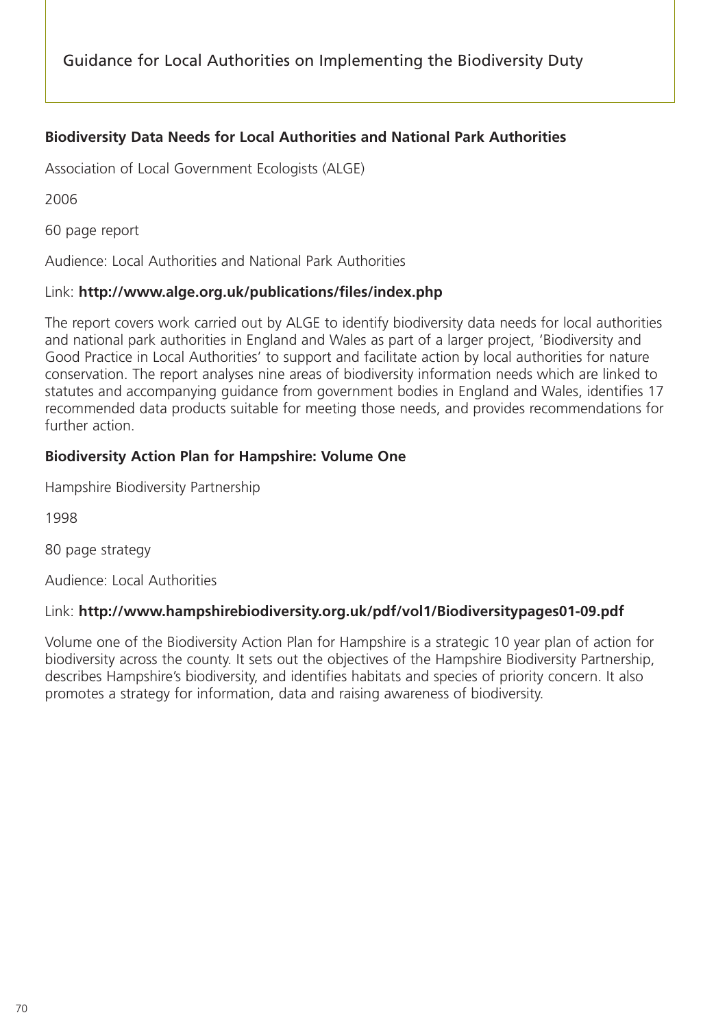**Biodiversity Data Needs for Local Authorities and National Park Authorities**

Association of Local Government Ecologists (ALGE)

2006

60 page report

Audience: Local Authorities and National Park Authorities

Link: **http://www.alge.org.uk/publications/files/index.php**

The report covers work carried out by ALGE to identify biodiversity data needs for local authorities and national park authorities in England and Wales as part of a larger project, 'Biodiversity and Good Practice in Local Authorities' to support and facilitate action by local authorities for nature conservation. The report analyses nine areas of biodiversity information needs which are linked to statutes and accompanying guidance from government bodies in England and Wales, identifies 17 recommended data products suitable for meeting those needs, and provides recommendations for further action.

**Biodiversity Action Plan for Hampshire: Volume One**

Hampshire Biodiversity Partnership

1998

80 page strategy

Audience: Local Authorities

Link: **http://www.hampshirebiodiversity.org.uk/pdf/vol1/Biodiversitypages01-09.pdf**

Volume one of the Biodiversity Action Plan for Hampshire is a strategic 10 year plan of action for biodiversity across the county. It sets out the objectives of the Hampshire Biodiversity Partnership, describes Hampshire's biodiversity, and identifies habitats and species of priority concern. It also promotes a strategy for information, data and raising awareness of biodiversity.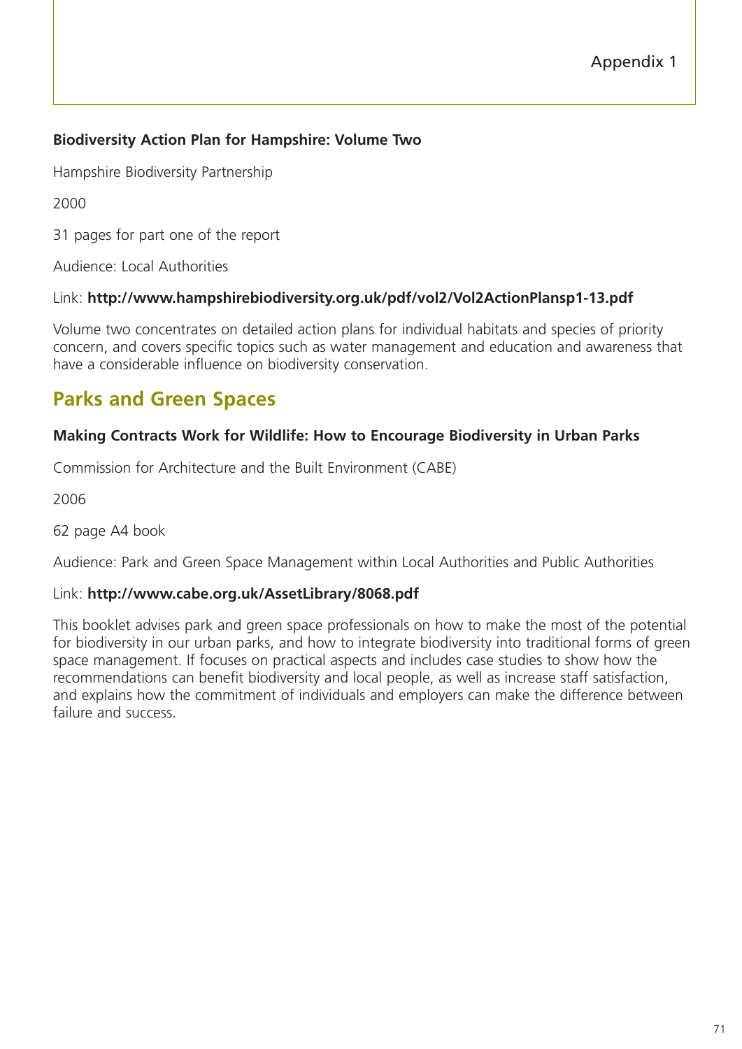**Biodiversity Action Plan for Hampshire: Volume Two**

Hampshire Biodiversity Partnership

2000

31 pages for part one of the report

Audience: Local Authorities

Link: **http://www.hampshirebiodiversity.org.uk/pdf/vol2/Vol2ActionPlansp1-13.pdf**

Volume two concentrates on detailed action plans for individual habitats and species of priority concern, and covers specific topics such as water management and education and awareness that have a considerable influence on biodiversity conservation.

## Parks and Green Spaces

**Making Contracts Work for Wildlife: How to Encourage Biodiversity in Urban Parks**

Commission for Architecture and the Built Environment (CABE)

2006

62 page A4 book

Audience: Park and Green Space Management within Local Authorities and Public Authorities

Link: **http://www.cabe.org.uk/AssetLibrary/8068.pdf**

This booklet advises park and green space professionals on how to make the most of the potential for biodiversity in our urban parks, and how to integrate biodiversity into traditional forms of green space management. If focuses on practical aspects and includes case studies to show how the recommendations can benefit biodiversity and local people, as well as increase staff satisfaction, and explains how the commitment of individuals and employers can make the difference between failure and success.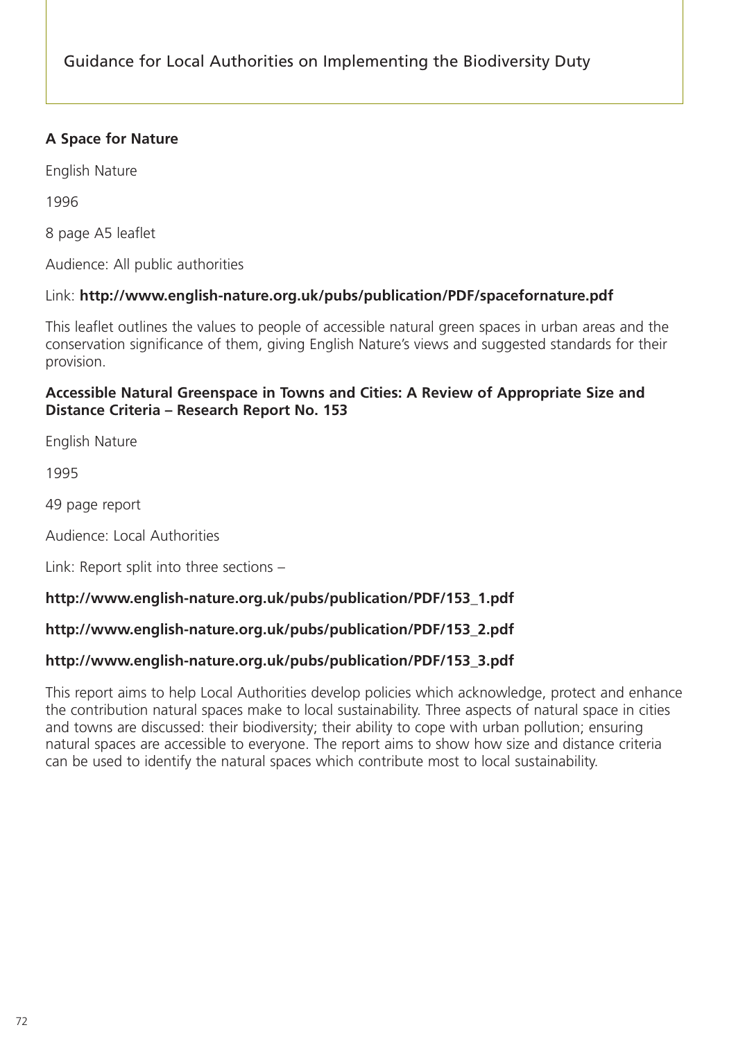**A Space for Nature**

English Nature

1996

8 page A5 leaflet

Audience: All public authorities

Link: **http://www.english-nature.org.uk/pubs/publication/PDF/spacefornature.pdf**

This leaflet outlines the values to people of accessible natural green spaces in urban areas and the conservation significance of them, giving English Nature's views and suggested standards for their provision.

**Accessible Natural Greenspace in Towns and Cities: A Review of Appropriate Size and Distance Criteria – Research Report No. 153**

English Nature

1995

49 page report

Audience: Local Authorities

Link: Report split into three sections –

**http://www.english-nature.org.uk/pubs/publication/PDF/153_1.pdf**

**http://www.english-nature.org.uk/pubs/publication/PDF/153_2.pdf**

**http://www.english-nature.org.uk/pubs/publication/PDF/153_3.pdf**

This report aims to help Local Authorities develop policies which acknowledge, protect and enhance the contribution natural spaces make to local sustainability. Three aspects of natural space in cities and towns are discussed: their biodiversity; their ability to cope with urban pollution; ensuring natural spaces are accessible to everyone. The report aims to show how size and distance criteria can be used to identify the natural spaces which contribute most to local sustainability.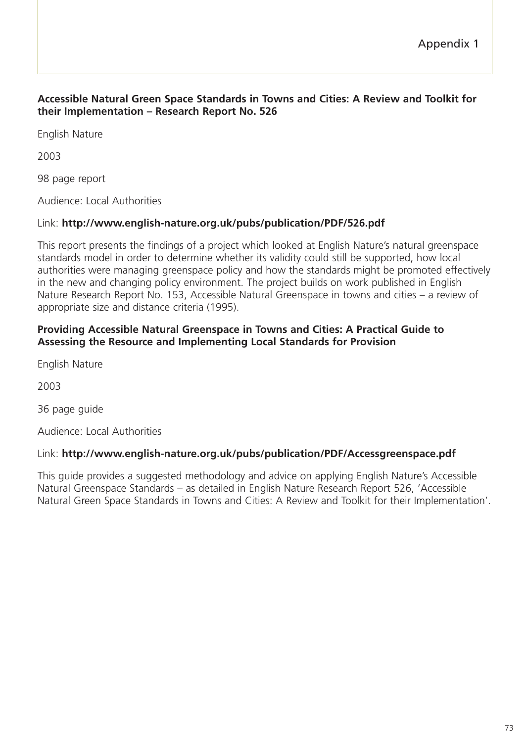# Appendix 1

**Accessible Natural Green Space Standards in Towns and Cities: A Review and Toolkit for their Implementation – Research Report No. 526**

English Nature

2003

98 page report

Audience: Local Authorities

Link: **http://www.english-nature.org.uk/pubs/publication/PDF/526.pdf**

This report presents the findings of a project which looked at English Nature's natural greenspace standards model in order to determine whether its validity could still be supported, how local authorities were managing greenspace policy and how the standards might be promoted effectively in the new and changing policy environment. The project builds on work published in English Nature Research Report No. 153, Accessible Natural Greenspace in towns and cities – a review of appropriate size and distance criteria (1995).

**Providing Accessible Natural Greenspace in Towns and Cities: A Practical Guide to Assessing the Resource and Implementing Local Standards for Provision**

English Nature

2003

36 page guide

Audience: Local Authorities

Link: **http://www.english-nature.org.uk/pubs/publication/PDF/Accessgreenspace.pdf**

This guide provides a suggested methodology and advice on applying English Nature's Accessible Natural Greenspace Standards – as detailed in English Nature Research Report 526, 'Accessible Natural Green Space Standards in Towns and Cities: A Review and Toolkit for their Implementation'.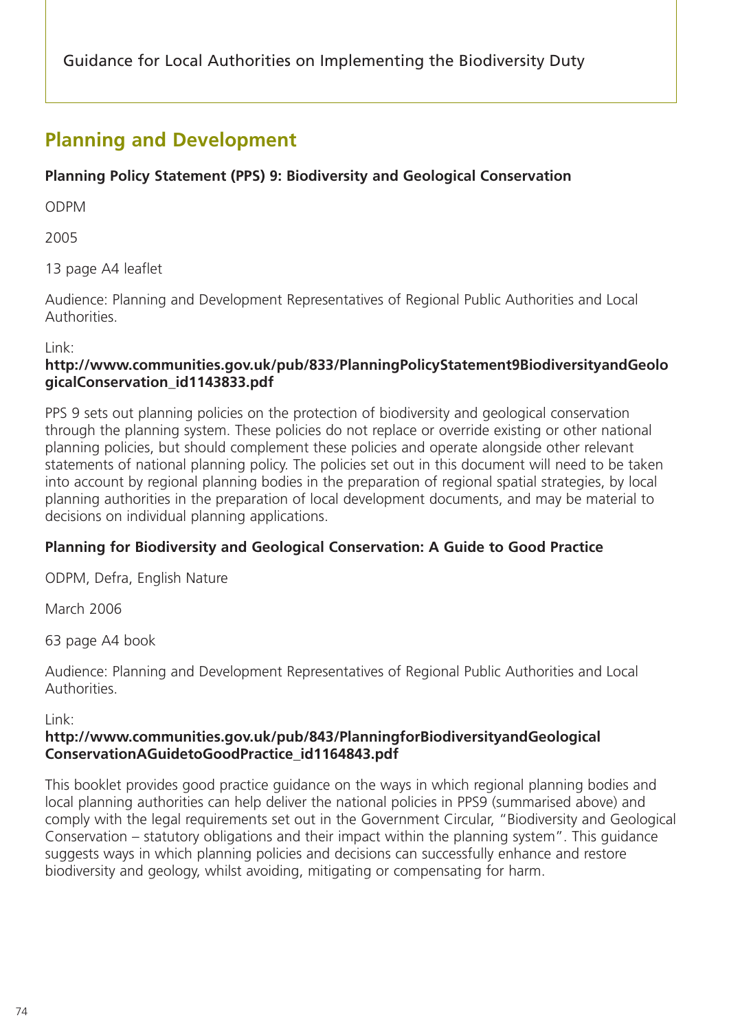## Planning and Development

**Planning Policy Statement (PPS) 9: Biodiversity and Geological Conservation**

ODPM

2005

13 page A4 leaflet

Audience: Planning and Development Representatives of Regional Public Authorities and Local Authorities.

Link:
**http://www.communities.gov.uk/pub/833/PlanningPolicyStatement9BiodiversityandGeologicalConservation_id1143833.pdf**

PPS 9 sets out planning policies on the protection of biodiversity and geological conservation through the planning system. These policies do not replace or override existing or other national planning policies, but should complement these policies and operate alongside other relevant statements of national planning policy. The policies set out in this document will need to be taken into account by regional planning bodies in the preparation of regional spatial strategies, by local planning authorities in the preparation of local development documents, and may be material to decisions on individual planning applications.

**Planning for Biodiversity and Geological Conservation: A Guide to Good Practice**

ODPM, Defra, English Nature

March 2006

63 page A4 book

Audience: Planning and Development Representatives of Regional Public Authorities and Local Authorities.

Link:
**http://www.communities.gov.uk/pub/843/PlanningforBiodiversityandGeologicalConservationAGuidetoGoodPractice_id1164843.pdf**

This booklet provides good practice guidance on the ways in which regional planning bodies and local planning authorities can help deliver the national policies in PPS9 (summarised above) and comply with the legal requirements set out in the Government Circular, "Biodiversity and Geological Conservation – statutory obligations and their impact within the planning system". This guidance suggests ways in which planning policies and decisions can successfully enhance and restore biodiversity and geology, whilst avoiding, mitigating or compensating for harm.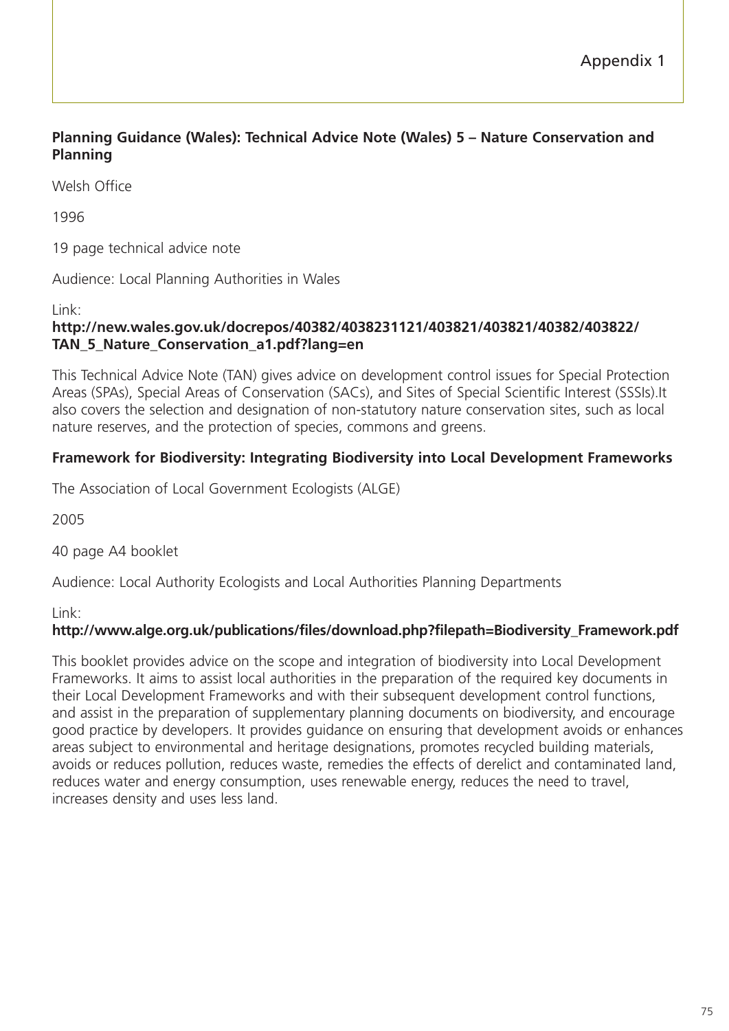Appendix 1

**Planning Guidance (Wales): Technical Advice Note (Wales) 5 – Nature Conservation and Planning**

Welsh Office

1996

19 page technical advice note

Audience: Local Planning Authorities in Wales

Link:
**http://new.wales.gov.uk/docrepos/40382/4038231121/403821/403821/40382/403822/TAN_5_Nature_Conservation_a1.pdf?lang=en**

This Technical Advice Note (TAN) gives advice on development control issues for Special Protection Areas (SPAs), Special Areas of Conservation (SACs), and Sites of Special Scientific Interest (SSSIs).It also covers the selection and designation of non-statutory nature conservation sites, such as local nature reserves, and the protection of species, commons and greens.

**Framework for Biodiversity: Integrating Biodiversity into Local Development Frameworks**

The Association of Local Government Ecologists (ALGE)

2005

40 page A4 booklet

Audience: Local Authority Ecologists and Local Authorities Planning Departments

Link:
**http://www.alge.org.uk/publications/files/download.php?filepath=Biodiversity_Framework.pdf**

This booklet provides advice on the scope and integration of biodiversity into Local Development Frameworks. It aims to assist local authorities in the preparation of the required key documents in their Local Development Frameworks and with their subsequent development control functions, and assist in the preparation of supplementary planning documents on biodiversity, and encourage good practice by developers. It provides guidance on ensuring that development avoids or enhances areas subject to environmental and heritage designations, promotes recycled building materials, avoids or reduces pollution, reduces waste, remedies the effects of derelict and contaminated land, reduces water and energy consumption, uses renewable energy, reduces the need to travel, increases density and uses less land.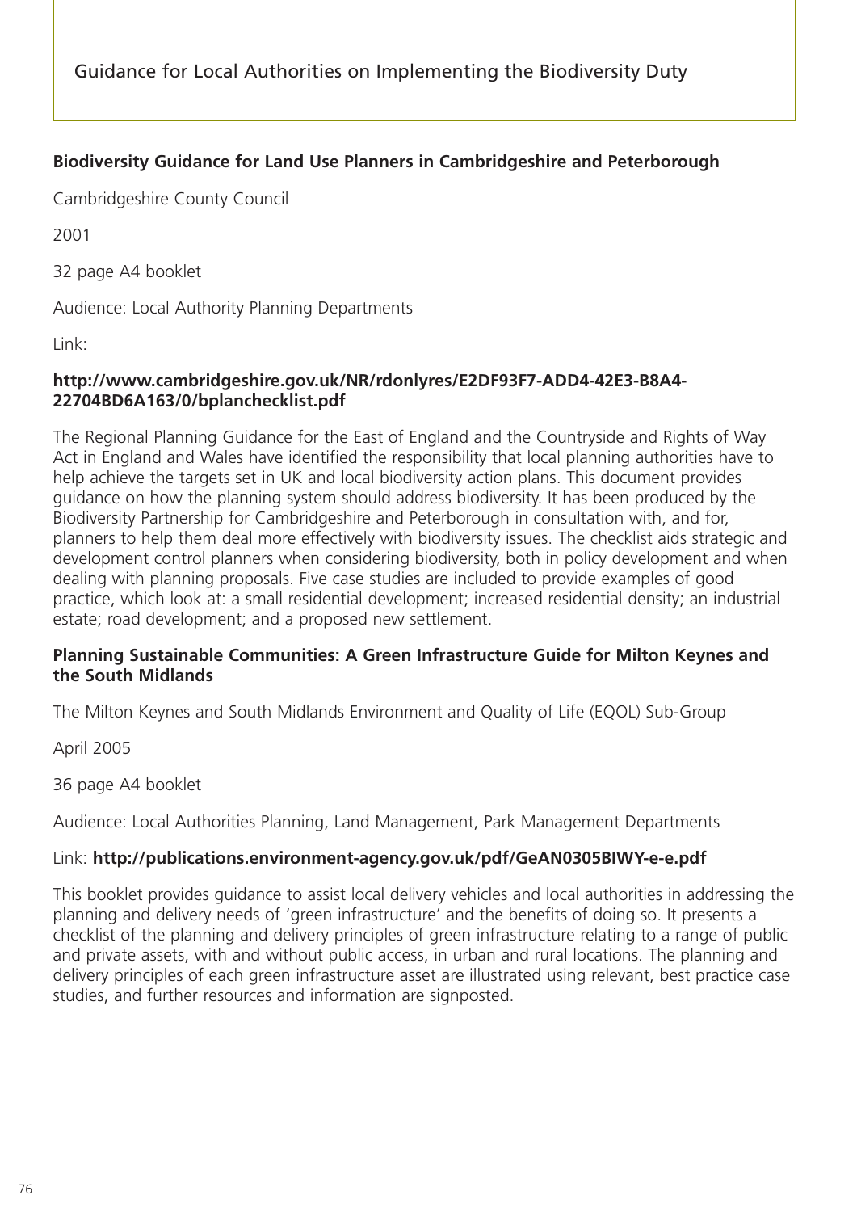**Biodiversity Guidance for Land Use Planners in Cambridgeshire and Peterborough**

Cambridgeshire County Council

2001

32 page A4 booklet

Audience: Local Authority Planning Departments

Link:

**http://www.cambridgeshire.gov.uk/NR/rdonlyres/E2DF93F7-ADD4-42E3-B8A4-22704BD6A163/0/bplanchecklist.pdf**

The Regional Planning Guidance for the East of England and the Countryside and Rights of Way Act in England and Wales have identified the responsibility that local planning authorities have to help achieve the targets set in UK and local biodiversity action plans. This document provides guidance on how the planning system should address biodiversity. It has been produced by the Biodiversity Partnership for Cambridgeshire and Peterborough in consultation with, and for, planners to help them deal more effectively with biodiversity issues. The checklist aids strategic and development control planners when considering biodiversity, both in policy development and when dealing with planning proposals. Five case studies are included to provide examples of good practice, which look at: a small residential development; increased residential density; an industrial estate; road development; and a proposed new settlement.

**Planning Sustainable Communities: A Green Infrastructure Guide for Milton Keynes and the South Midlands**

The Milton Keynes and South Midlands Environment and Quality of Life (EQOL) Sub-Group

April 2005

36 page A4 booklet

Audience: Local Authorities Planning, Land Management, Park Management Departments

Link: **http://publications.environment-agency.gov.uk/pdf/GeAN0305BIWY-e-e.pdf**

This booklet provides guidance to assist local delivery vehicles and local authorities in addressing the planning and delivery needs of 'green infrastructure' and the benefits of doing so. It presents a checklist of the planning and delivery principles of green infrastructure relating to a range of public and private assets, with and without public access, in urban and rural locations. The planning and delivery principles of each green infrastructure asset are illustrated using relevant, best practice case studies, and further resources and information are signposted.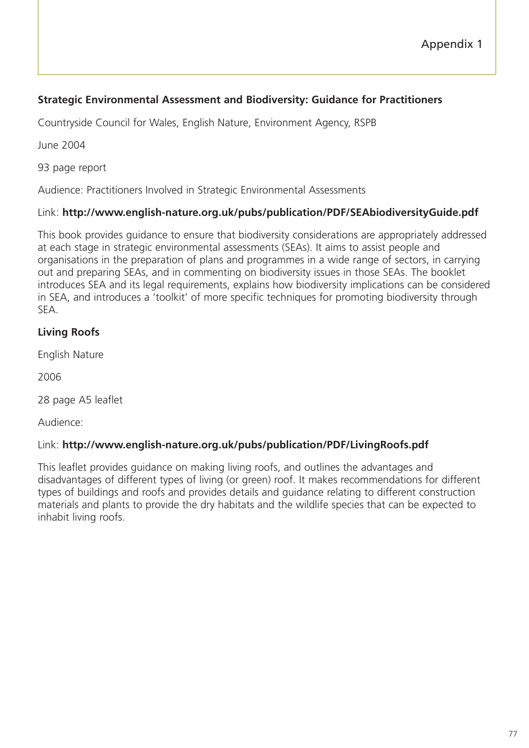### Strategic Environmental Assessment and Biodiversity: Guidance for Practitioners

Countryside Council for Wales, English Nature, Environment Agency, RSPB

June 2004

93 page report

Audience: Practitioners Involved in Strategic Environmental Assessments

Link: **http://www.english-nature.org.uk/pubs/publication/PDF/SEAbiodiversityGuide.pdf**

This book provides guidance to ensure that biodiversity considerations are appropriately addressed at each stage in strategic environmental assessments (SEAs). It aims to assist people and organisations in the preparation of plans and programmes in a wide range of sectors, in carrying out and preparing SEAs, and in commenting on biodiversity issues in those SEAs. The booklet introduces SEA and its legal requirements, explains how biodiversity implications can be considered in SEA, and introduces a 'toolkit' of more specific techniques for promoting biodiversity through SEA.

### Living Roofs

English Nature

2006

28 page A5 leaflet

Audience:

Link: **http://www.english-nature.org.uk/pubs/publication/PDF/LivingRoofs.pdf**

This leaflet provides guidance on making living roofs, and outlines the advantages and disadvantages of different types of living (or green) roof. It makes recommendations for different types of buildings and roofs and provides details and guidance relating to different construction materials and plants to provide the dry habitats and the wildlife species that can be expected to inhabit living roofs.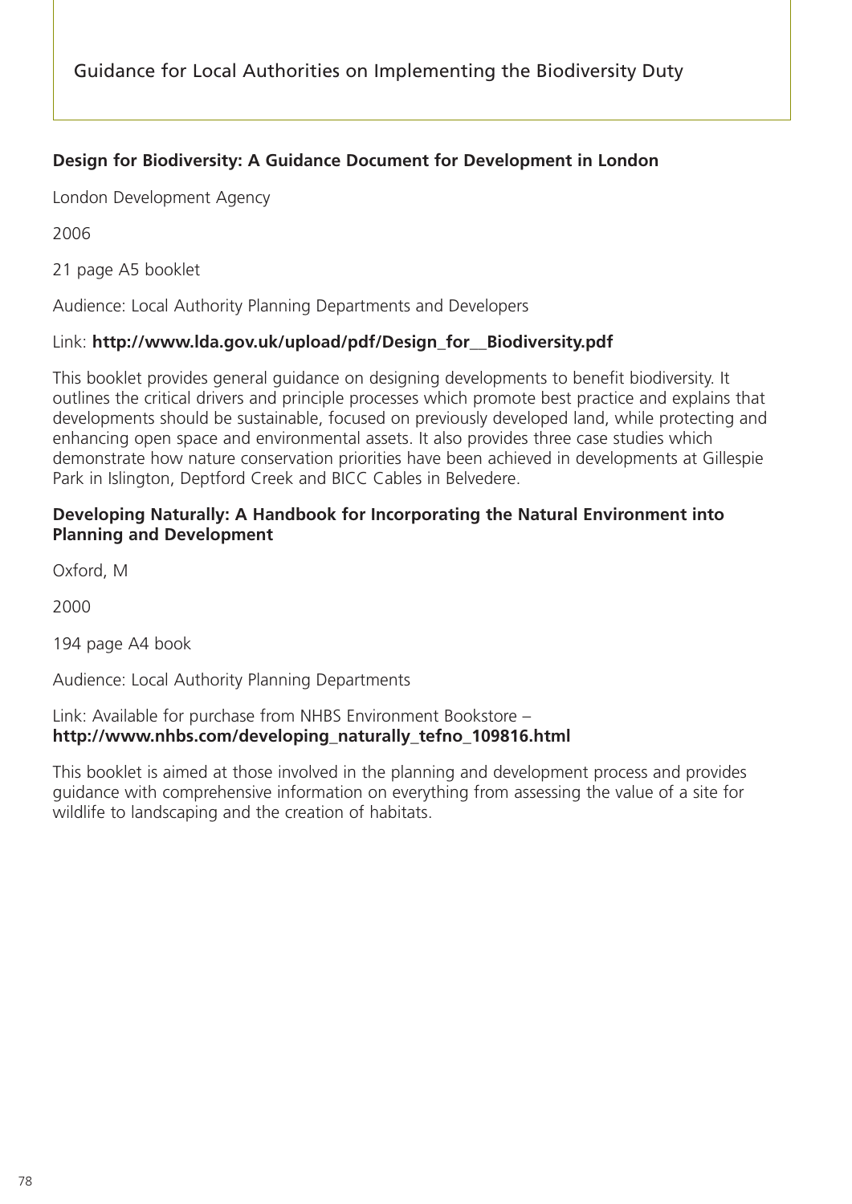**Design for Biodiversity: A Guidance Document for Development in London**

London Development Agency

2006

21 page A5 booklet

Audience: Local Authority Planning Departments and Developers

Link: **http://www.lda.gov.uk/upload/pdf/Design_for__Biodiversity.pdf**

This booklet provides general guidance on designing developments to benefit biodiversity. It outlines the critical drivers and principle processes which promote best practice and explains that developments should be sustainable, focused on previously developed land, while protecting and enhancing open space and environmental assets. It also provides three case studies which demonstrate how nature conservation priorities have been achieved in developments at Gillespie Park in Islington, Deptford Creek and BICC Cables in Belvedere.

**Developing Naturally: A Handbook for Incorporating the Natural Environment into Planning and Development**

Oxford, M

2000

194 page A4 book

Audience: Local Authority Planning Departments

Link: Available for purchase from NHBS Environment Bookstore – **http://www.nhbs.com/developing_naturally_tefno_109816.html**

This booklet is aimed at those involved in the planning and development process and provides guidance with comprehensive information on everything from assessing the value of a site for wildlife to landscaping and the creation of habitats.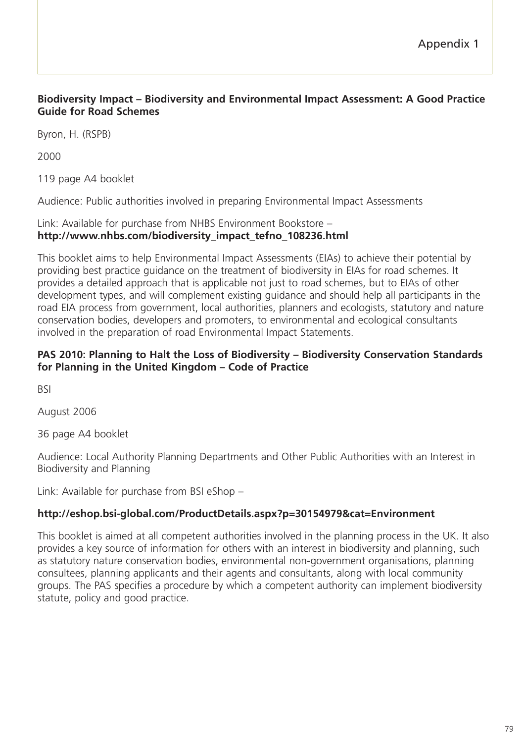Appendix 1

**Biodiversity Impact – Biodiversity and Environmental Impact Assessment: A Good Practice Guide for Road Schemes**

Byron, H. (RSPB)

2000

119 page A4 booklet

Audience: Public authorities involved in preparing Environmental Impact Assessments

Link: Available for purchase from NHBS Environment Bookstore – **http://www.nhbs.com/biodiversity_impact_tefno_108236.html**

This booklet aims to help Environmental Impact Assessments (EIAs) to achieve their potential by providing best practice guidance on the treatment of biodiversity in EIAs for road schemes. It provides a detailed approach that is applicable not just to road schemes, but to EIAs of other development types, and will complement existing guidance and should help all participants in the road EIA process from government, local authorities, planners and ecologists, statutory and nature conservation bodies, developers and promoters, to environmental and ecological consultants involved in the preparation of road Environmental Impact Statements.

**PAS 2010: Planning to Halt the Loss of Biodiversity – Biodiversity Conservation Standards for Planning in the United Kingdom – Code of Practice**

BSI

August 2006

36 page A4 booklet

Audience: Local Authority Planning Departments and Other Public Authorities with an Interest in Biodiversity and Planning

Link: Available for purchase from BSI eShop –

**http://eshop.bsi-global.com/ProductDetails.aspx?p=30154979&cat=Environment**

This booklet is aimed at all competent authorities involved in the planning process in the UK. It also provides a key source of information for others with an interest in biodiversity and planning, such as statutory nature conservation bodies, environmental non-government organisations, planning consultees, planning applicants and their agents and consultants, along with local community groups. The PAS specifies a procedure by which a competent authority can implement biodiversity statute, policy and good practice.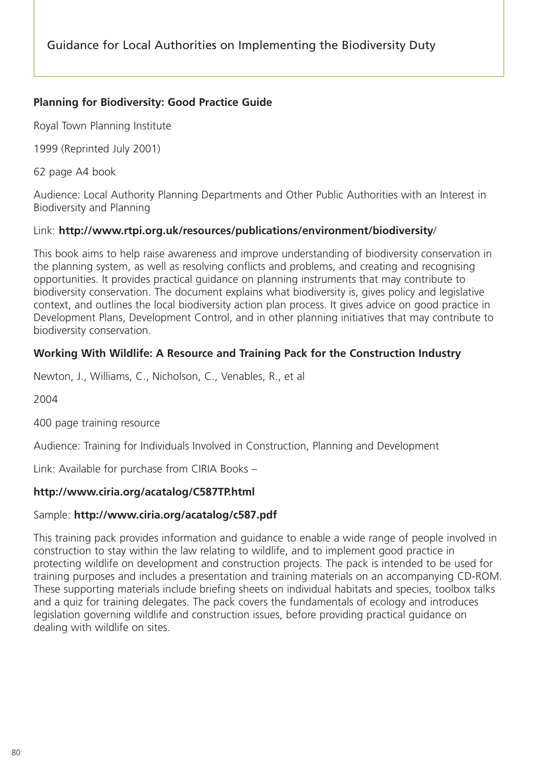**Planning for Biodiversity: Good Practice Guide**

Royal Town Planning Institute

1999 (Reprinted July 2001)

62 page A4 book

Audience: Local Authority Planning Departments and Other Public Authorities with an Interest in Biodiversity and Planning

Link: **http://www.rtpi.org.uk/resources/publications/environment/biodiversity**/

This book aims to help raise awareness and improve understanding of biodiversity conservation in the planning system, as well as resolving conflicts and problems, and creating and recognising opportunities. It provides practical guidance on planning instruments that may contribute to biodiversity conservation. The document explains what biodiversity is, gives policy and legislative context, and outlines the local biodiversity action plan process. It gives advice on good practice in Development Plans, Development Control, and in other planning initiatives that may contribute to biodiversity conservation.

**Working With Wildlife: A Resource and Training Pack for the Construction Industry**

Newton, J., Williams, C., Nicholson, C., Venables, R., et al

2004

400 page training resource

Audience: Training for Individuals Involved in Construction, Planning and Development

Link: Available for purchase from CIRIA Books –

**http://www.ciria.org/acatalog/C587TP.html**

Sample: **http://www.ciria.org/acatalog/c587.pdf**

This training pack provides information and guidance to enable a wide range of people involved in construction to stay within the law relating to wildlife, and to implement good practice in protecting wildlife on development and construction projects. The pack is intended to be used for training purposes and includes a presentation and training materials on an accompanying CD-ROM. These supporting materials include briefing sheets on individual habitats and species, toolbox talks and a quiz for training delegates. The pack covers the fundamentals of ecology and introduces legislation governing wildlife and construction issues, before providing practical guidance on dealing with wildlife on sites.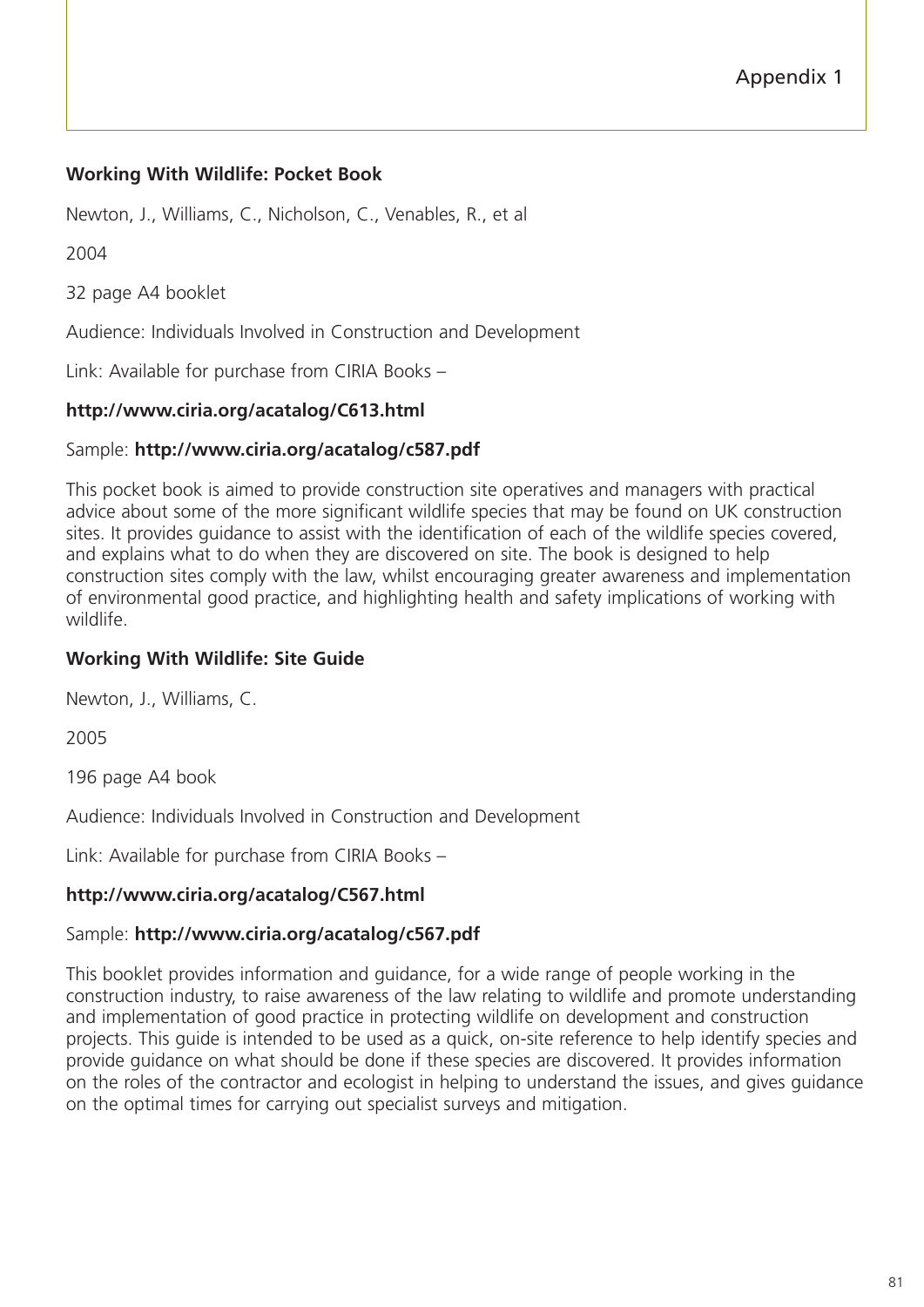**Working With Wildlife: Pocket Book**

Newton, J., Williams, C., Nicholson, C., Venables, R., et al

2004

32 page A4 booklet

Audience: Individuals Involved in Construction and Development

Link: Available for purchase from CIRIA Books –

**http://www.ciria.org/acatalog/C613.html**

Sample: **http://www.ciria.org/acatalog/c587.pdf**

This pocket book is aimed to provide construction site operatives and managers with practical advice about some of the more significant wildlife species that may be found on UK construction sites. It provides guidance to assist with the identification of each of the wildlife species covered, and explains what to do when they are discovered on site. The book is designed to help construction sites comply with the law, whilst encouraging greater awareness and implementation of environmental good practice, and highlighting health and safety implications of working with wildlife.

**Working With Wildlife: Site Guide**

Newton, J., Williams, C.

2005

196 page A4 book

Audience: Individuals Involved in Construction and Development

Link: Available for purchase from CIRIA Books –

**http://www.ciria.org/acatalog/C567.html**

Sample: **http://www.ciria.org/acatalog/c567.pdf**

This booklet provides information and guidance, for a wide range of people working in the construction industry, to raise awareness of the law relating to wildlife and promote understanding and implementation of good practice in protecting wildlife on development and construction projects. This guide is intended to be used as a quick, on-site reference to help identify species and provide guidance on what should be done if these species are discovered. It provides information on the roles of the contractor and ecologist in helping to understand the issues, and gives guidance on the optimal times for carrying out specialist surveys and mitigation.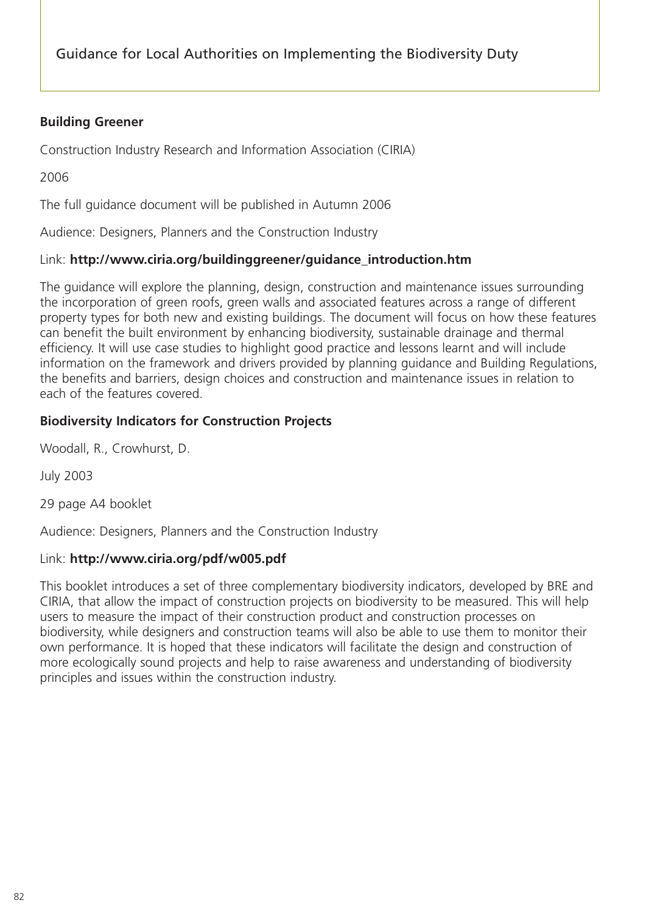**Building Greener**

Construction Industry Research and Information Association (CIRIA)

2006

The full guidance document will be published in Autumn 2006

Audience: Designers, Planners and the Construction Industry

Link: **http://www.ciria.org/buildinggreener/guidance_introduction.htm**

The guidance will explore the planning, design, construction and maintenance issues surrounding the incorporation of green roofs, green walls and associated features across a range of different property types for both new and existing buildings. The document will focus on how these features can benefit the built environment by enhancing biodiversity, sustainable drainage and thermal efficiency. It will use case studies to highlight good practice and lessons learnt and will include information on the framework and drivers provided by planning guidance and Building Regulations, the benefits and barriers, design choices and construction and maintenance issues in relation to each of the features covered.

**Biodiversity Indicators for Construction Projects**

Woodall, R., Crowhurst, D.

July 2003

29 page A4 booklet

Audience: Designers, Planners and the Construction Industry

Link: **http://www.ciria.org/pdf/w005.pdf**

This booklet introduces a set of three complementary biodiversity indicators, developed by BRE and CIRIA, that allow the impact of construction projects on biodiversity to be measured. This will help users to measure the impact of their construction product and construction processes on biodiversity, while designers and construction teams will also be able to use them to monitor their own performance. It is hoped that these indicators will facilitate the design and construction of more ecologically sound projects and help to raise awareness and understanding of biodiversity principles and issues within the construction industry.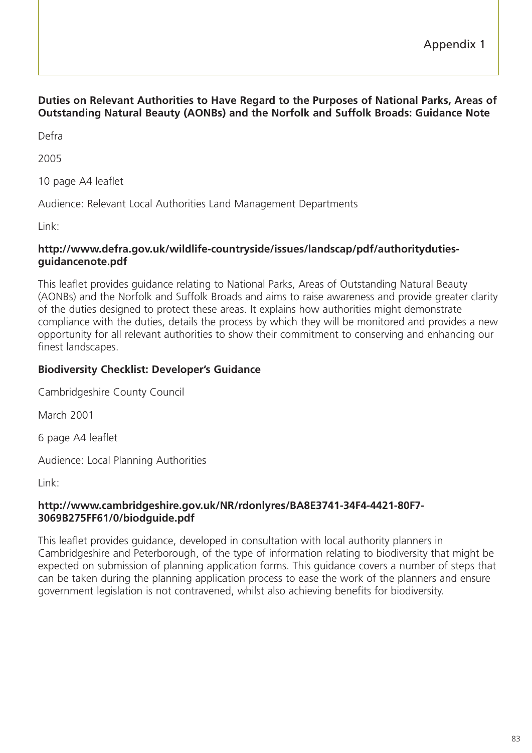# Appendix 1

**Duties on Relevant Authorities to Have Regard to the Purposes of National Parks, Areas of Outstanding Natural Beauty (AONBs) and the Norfolk and Suffolk Broads: Guidance Note**

Defra

2005

10 page A4 leaflet

Audience: Relevant Local Authorities Land Management Departments

Link:

**http://www.defra.gov.uk/wildlife-countryside/issues/landscap/pdf/authorityduties-guidancenote.pdf**

This leaflet provides guidance relating to National Parks, Areas of Outstanding Natural Beauty (AONBs) and the Norfolk and Suffolk Broads and aims to raise awareness and provide greater clarity of the duties designed to protect these areas. It explains how authorities might demonstrate compliance with the duties, details the process by which they will be monitored and provides a new opportunity for all relevant authorities to show their commitment to conserving and enhancing our finest landscapes.

**Biodiversity Checklist: Developer's Guidance**

Cambridgeshire County Council

March 2001

6 page A4 leaflet

Audience: Local Planning Authorities

Link:

**http://www.cambridgeshire.gov.uk/NR/rdonlyres/BA8E3741-34F4-4421-80F7-3069B275FF61/0/biodguide.pdf**

This leaflet provides guidance, developed in consultation with local authority planners in Cambridgeshire and Peterborough, of the type of information relating to biodiversity that might be expected on submission of planning application forms. This guidance covers a number of steps that can be taken during the planning application process to ease the work of the planners and ensure government legislation is not contravened, whilst also achieving benefits for biodiversity.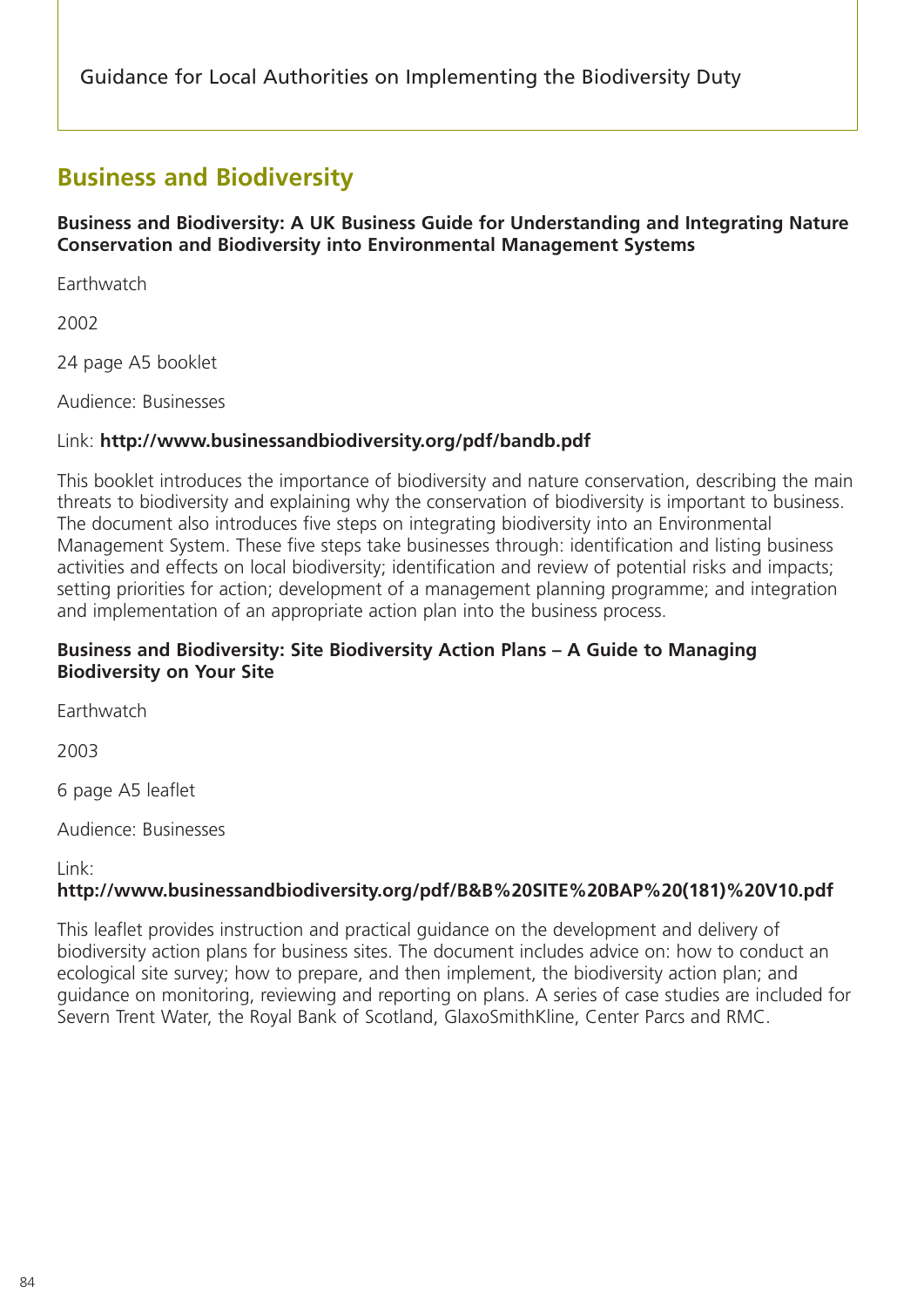## Business and Biodiversity

**Business and Biodiversity: A UK Business Guide for Understanding and Integrating Nature Conservation and Biodiversity into Environmental Management Systems**

Earthwatch

2002

24 page A5 booklet

Audience: Businesses

Link: **http://www.businessandbiodiversity.org/pdf/bandb.pdf**

This booklet introduces the importance of biodiversity and nature conservation, describing the main threats to biodiversity and explaining why the conservation of biodiversity is important to business. The document also introduces five steps on integrating biodiversity into an Environmental Management System. These five steps take businesses through: identification and listing business activities and effects on local biodiversity; identification and review of potential risks and impacts; setting priorities for action; development of a management planning programme; and integration and implementation of an appropriate action plan into the business process.

**Business and Biodiversity: Site Biodiversity Action Plans – A Guide to Managing Biodiversity on Your Site**

Earthwatch

2003

6 page A5 leaflet

Audience: Businesses

Link:
**http://www.businessandbiodiversity.org/pdf/B&B%20SITE%20BAP%20(181)%20V10.pdf**

This leaflet provides instruction and practical guidance on the development and delivery of biodiversity action plans for business sites. The document includes advice on: how to conduct an ecological site survey; how to prepare, and then implement, the biodiversity action plan; and guidance on monitoring, reviewing and reporting on plans. A series of case studies are included for Severn Trent Water, the Royal Bank of Scotland, GlaxoSmithKline, Center Parcs and RMC.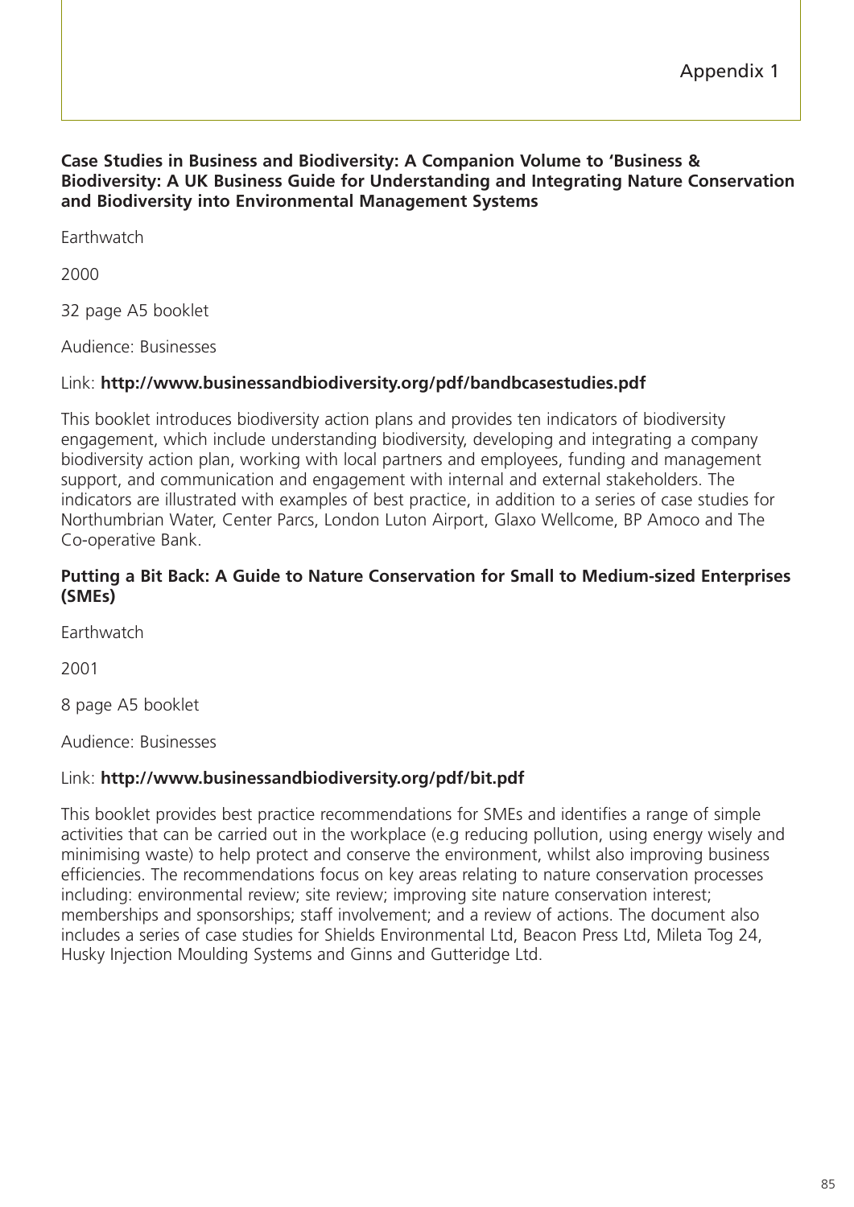# Appendix 1

**Case Studies in Business and Biodiversity: A Companion Volume to 'Business & Biodiversity: A UK Business Guide for Understanding and Integrating Nature Conservation and Biodiversity into Environmental Management Systems**

Earthwatch

2000

32 page A5 booklet

Audience: Businesses

Link: **http://www.businessandbiodiversity.org/pdf/bandbcasestudies.pdf**

This booklet introduces biodiversity action plans and provides ten indicators of biodiversity engagement, which include understanding biodiversity, developing and integrating a company biodiversity action plan, working with local partners and employees, funding and management support, and communication and engagement with internal and external stakeholders. The indicators are illustrated with examples of best practice, in addition to a series of case studies for Northumbrian Water, Center Parcs, London Luton Airport, Glaxo Wellcome, BP Amoco and The Co-operative Bank.

**Putting a Bit Back: A Guide to Nature Conservation for Small to Medium-sized Enterprises (SMEs)**

Earthwatch

2001

8 page A5 booklet

Audience: Businesses

Link: **http://www.businessandbiodiversity.org/pdf/bit.pdf**

This booklet provides best practice recommendations for SMEs and identifies a range of simple activities that can be carried out in the workplace (e.g reducing pollution, using energy wisely and minimising waste) to help protect and conserve the environment, whilst also improving business efficiencies. The recommendations focus on key areas relating to nature conservation processes including: environmental review; site review; improving site nature conservation interest; memberships and sponsorships; staff involvement; and a review of actions. The document also includes a series of case studies for Shields Environmental Ltd, Beacon Press Ltd, Mileta Tog 24, Husky Injection Moulding Systems and Ginns and Gutteridge Ltd.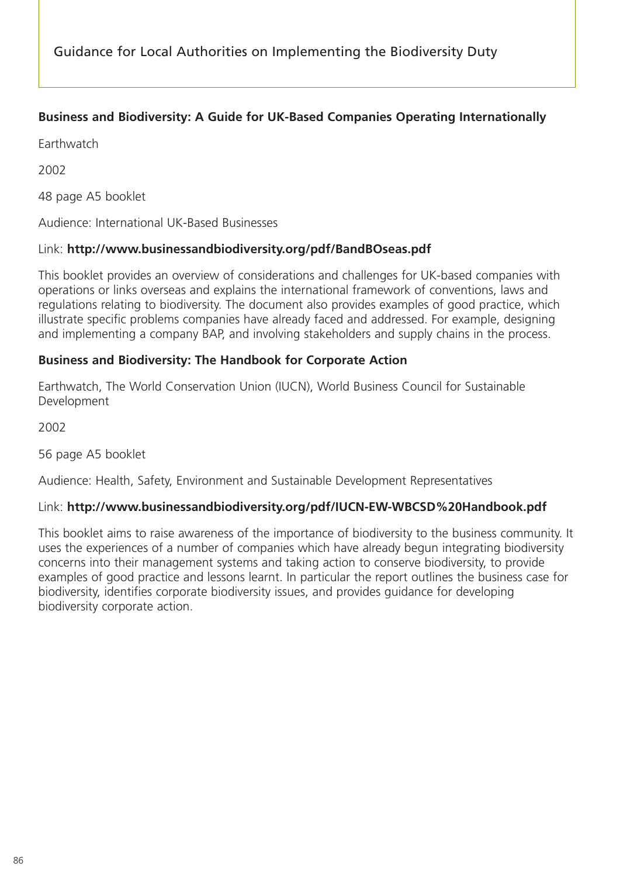**Business and Biodiversity: A Guide for UK-Based Companies Operating Internationally**

Earthwatch

2002

48 page A5 booklet

Audience: International UK-Based Businesses

Link: **http://www.businessandbiodiversity.org/pdf/BandBOseas.pdf**

This booklet provides an overview of considerations and challenges for UK-based companies with operations or links overseas and explains the international framework of conventions, laws and regulations relating to biodiversity. The document also provides examples of good practice, which illustrate specific problems companies have already faced and addressed. For example, designing and implementing a company BAP, and involving stakeholders and supply chains in the process.

**Business and Biodiversity: The Handbook for Corporate Action**

Earthwatch, The World Conservation Union (IUCN), World Business Council for Sustainable Development

2002

56 page A5 booklet

Audience: Health, Safety, Environment and Sustainable Development Representatives

Link: **http://www.businessandbiodiversity.org/pdf/IUCN-EW-WBCSD%20Handbook.pdf**

This booklet aims to raise awareness of the importance of biodiversity to the business community. It uses the experiences of a number of companies which have already begun integrating biodiversity concerns into their management systems and taking action to conserve biodiversity, to provide examples of good practice and lessons learnt. In particular the report outlines the business case for biodiversity, identifies corporate biodiversity issues, and provides guidance for developing biodiversity corporate action.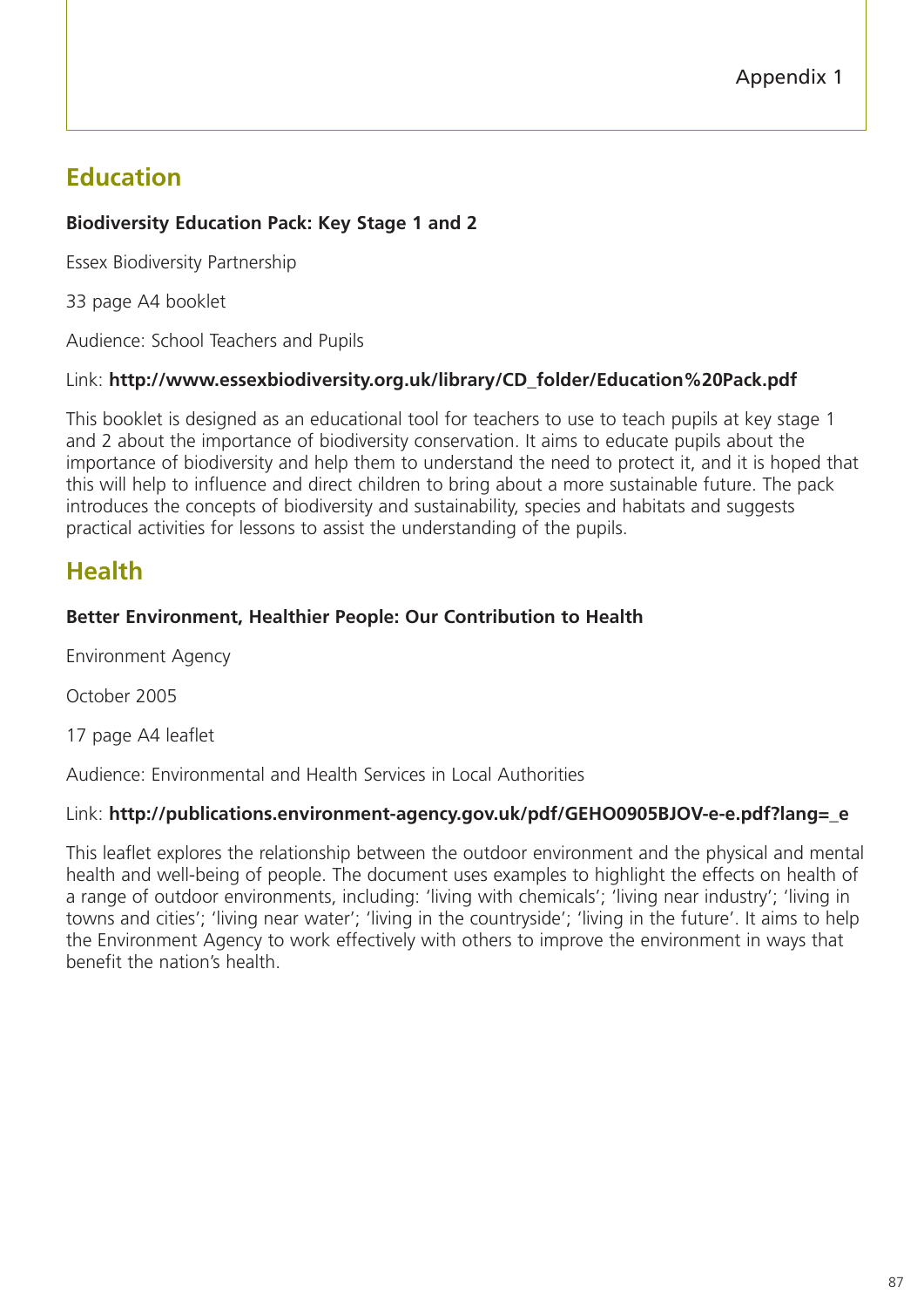## Education

**Biodiversity Education Pack: Key Stage 1 and 2**

Essex Biodiversity Partnership

33 page A4 booklet

Audience: School Teachers and Pupils

Link: **http://www.essexbiodiversity.org.uk/library/CD_folder/Education%20Pack.pdf**

This booklet is designed as an educational tool for teachers to use to teach pupils at key stage 1 and 2 about the importance of biodiversity conservation. It aims to educate pupils about the importance of biodiversity and help them to understand the need to protect it, and it is hoped that this will help to influence and direct children to bring about a more sustainable future. The pack introduces the concepts of biodiversity and sustainability, species and habitats and suggests practical activities for lessons to assist the understanding of the pupils.

## Health

**Better Environment, Healthier People: Our Contribution to Health**

Environment Agency

October 2005

17 page A4 leaflet

Audience: Environmental and Health Services in Local Authorities

Link: **http://publications.environment-agency.gov.uk/pdf/GEHO0905BJOV-e-e.pdf?lang=_e**

This leaflet explores the relationship between the outdoor environment and the physical and mental health and well-being of people. The document uses examples to highlight the effects on health of a range of outdoor environments, including: 'living with chemicals'; 'living near industry'; 'living in towns and cities'; 'living near water'; 'living in the countryside'; 'living in the future'. It aims to help the Environment Agency to work effectively with others to improve the environment in ways that benefit the nation's health.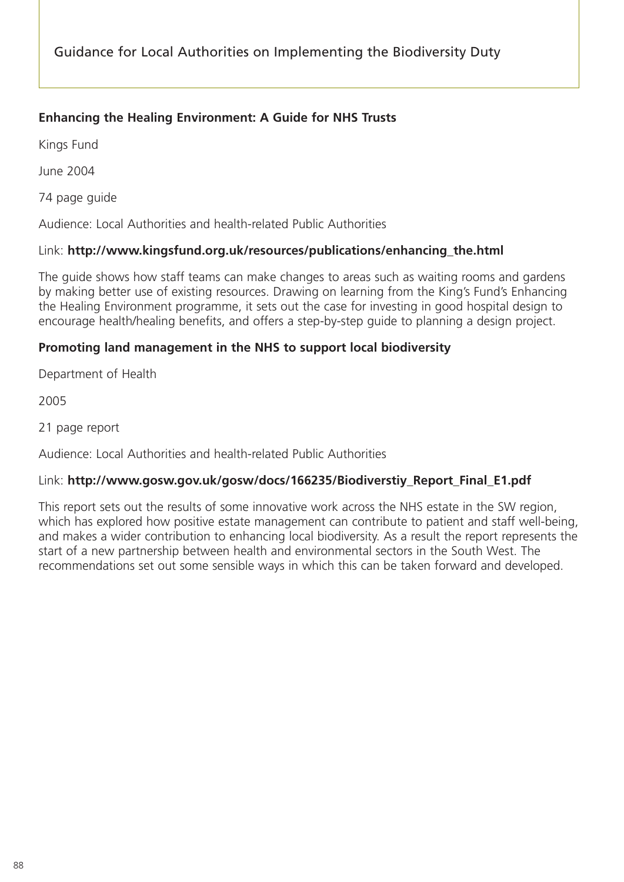**Enhancing the Healing Environment: A Guide for NHS Trusts**

Kings Fund

June 2004

74 page guide

Audience: Local Authorities and health-related Public Authorities

Link: **http://www.kingsfund.org.uk/resources/publications/enhancing_the.html**

The guide shows how staff teams can make changes to areas such as waiting rooms and gardens by making better use of existing resources. Drawing on learning from the King's Fund's Enhancing the Healing Environment programme, it sets out the case for investing in good hospital design to encourage health/healing benefits, and offers a step-by-step guide to planning a design project.

**Promoting land management in the NHS to support local biodiversity**

Department of Health

2005

21 page report

Audience: Local Authorities and health-related Public Authorities

Link: **http://www.gosw.gov.uk/gosw/docs/166235/Biodiverstiy_Report_Final_E1.pdf**

This report sets out the results of some innovative work across the NHS estate in the SW region, which has explored how positive estate management can contribute to patient and staff well-being, and makes a wider contribution to enhancing local biodiversity. As a result the report represents the start of a new partnership between health and environmental sectors in the South West. The recommendations set out some sensible ways in which this can be taken forward and developed.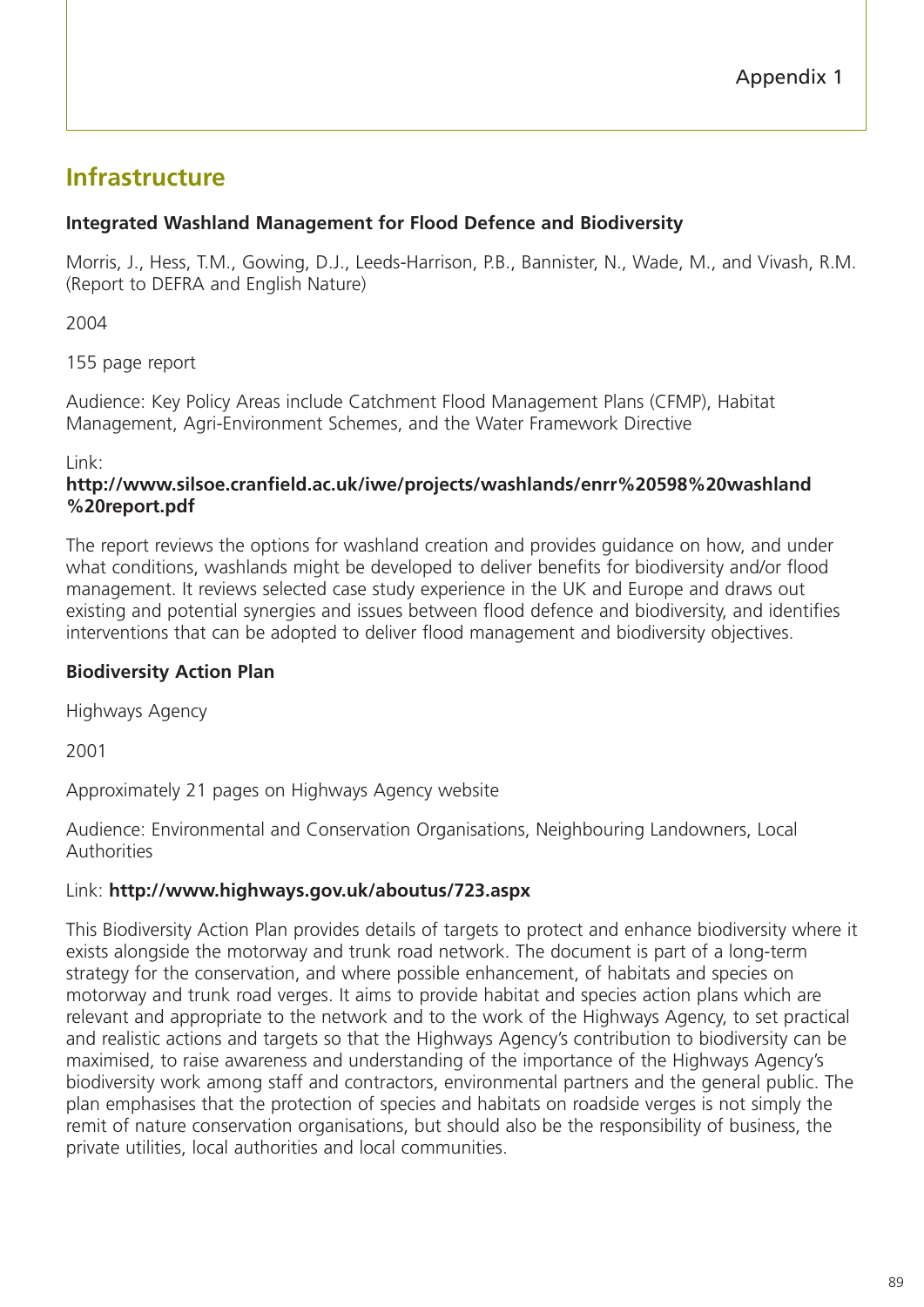# Infrastructure

**Integrated Washland Management for Flood Defence and Biodiversity**

Morris, J., Hess, T.M., Gowing, D.J., Leeds-Harrison, P.B., Bannister, N., Wade, M., and Vivash, R.M. (Report to DEFRA and English Nature)

2004

155 page report

Audience: Key Policy Areas include Catchment Flood Management Plans (CFMP), Habitat Management, Agri-Environment Schemes, and the Water Framework Directive

Link:
**http://www.silsoe.cranfield.ac.uk/iwe/projects/washlands/enrr%20598%20washland%20report.pdf**

The report reviews the options for washland creation and provides guidance on how, and under what conditions, washlands might be developed to deliver benefits for biodiversity and/or flood management. It reviews selected case study experience in the UK and Europe and draws out existing and potential synergies and issues between flood defence and biodiversity, and identifies interventions that can be adopted to deliver flood management and biodiversity objectives.

**Biodiversity Action Plan**

Highways Agency

2001

Approximately 21 pages on Highways Agency website

Audience: Environmental and Conservation Organisations, Neighbouring Landowners, Local Authorities

Link: **http://www.highways.gov.uk/aboutus/723.aspx**

This Biodiversity Action Plan provides details of targets to protect and enhance biodiversity where it exists alongside the motorway and trunk road network. The document is part of a long-term strategy for the conservation, and where possible enhancement, of habitats and species on motorway and trunk road verges. It aims to provide habitat and species action plans which are relevant and appropriate to the network and to the work of the Highways Agency, to set practical and realistic actions and targets so that the Highways Agency's contribution to biodiversity can be maximised, to raise awareness and understanding of the importance of the Highways Agency's biodiversity work among staff and contractors, environmental partners and the general public. The plan emphasises that the protection of species and habitats on roadside verges is not simply the remit of nature conservation organisations, but should also be the responsibility of business, the private utilities, local authorities and local communities.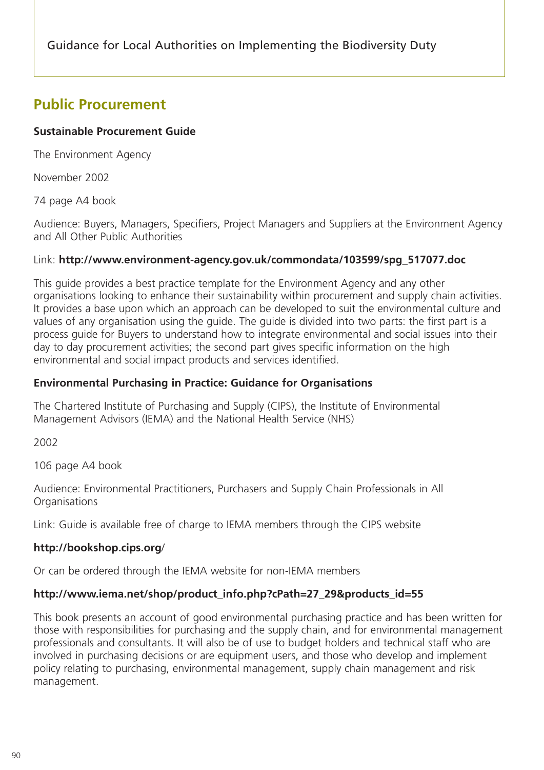## Public Procurement

**Sustainable Procurement Guide**

The Environment Agency

November 2002

74 page A4 book

Audience: Buyers, Managers, Specifiers, Project Managers and Suppliers at the Environment Agency and All Other Public Authorities

Link: **http://www.environment-agency.gov.uk/commondata/103599/spg_517077.doc**

This guide provides a best practice template for the Environment Agency and any other organisations looking to enhance their sustainability within procurement and supply chain activities. It provides a base upon which an approach can be developed to suit the environmental culture and values of any organisation using the guide. The guide is divided into two parts: the first part is a process guide for Buyers to understand how to integrate environmental and social issues into their day to day procurement activities; the second part gives specific information on the high environmental and social impact products and services identified.

**Environmental Purchasing in Practice: Guidance for Organisations**

The Chartered Institute of Purchasing and Supply (CIPS), the Institute of Environmental Management Advisors (IEMA) and the National Health Service (NHS)

2002

106 page A4 book

Audience: Environmental Practitioners, Purchasers and Supply Chain Professionals in All Organisations

Link: Guide is available free of charge to IEMA members through the CIPS website

**http://bookshop.cips.org/**

Or can be ordered through the IEMA website for non-IEMA members

**http://www.iema.net/shop/product_info.php?cPath=27_29&products_id=55**

This book presents an account of good environmental purchasing practice and has been written for those with responsibilities for purchasing and the supply chain, and for environmental management professionals and consultants. It will also be of use to budget holders and technical staff who are involved in purchasing decisions or are equipment users, and those who develop and implement policy relating to purchasing, environmental management, supply chain management and risk management.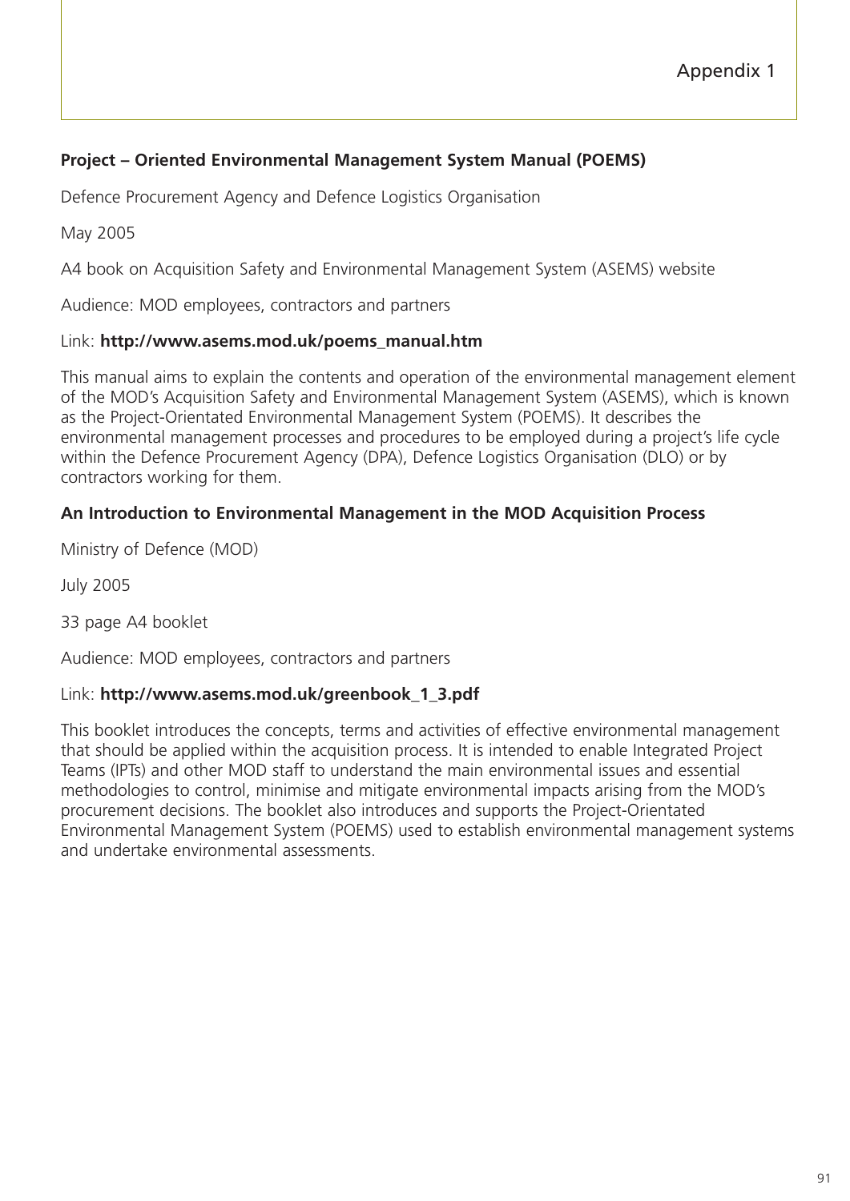# Appendix 1

**Project – Oriented Environmental Management System Manual (POEMS)**

Defence Procurement Agency and Defence Logistics Organisation

May 2005

A4 book on Acquisition Safety and Environmental Management System (ASEMS) website

Audience: MOD employees, contractors and partners

Link: **http://www.asems.mod.uk/poems_manual.htm**

This manual aims to explain the contents and operation of the environmental management element of the MOD's Acquisition Safety and Environmental Management System (ASEMS), which is known as the Project-Orientated Environmental Management System (POEMS). It describes the environmental management processes and procedures to be employed during a project's life cycle within the Defence Procurement Agency (DPA), Defence Logistics Organisation (DLO) or by contractors working for them.

**An Introduction to Environmental Management in the MOD Acquisition Process**

Ministry of Defence (MOD)

July 2005

33 page A4 booklet

Audience: MOD employees, contractors and partners

Link: **http://www.asems.mod.uk/greenbook_1_3.pdf**

This booklet introduces the concepts, terms and activities of effective environmental management that should be applied within the acquisition process. It is intended to enable Integrated Project Teams (IPTs) and other MOD staff to understand the main environmental issues and essential methodologies to control, minimise and mitigate environmental impacts arising from the MOD's procurement decisions. The booklet also introduces and supports the Project-Orientated Environmental Management System (POEMS) used to establish environmental management systems and undertake environmental assessments.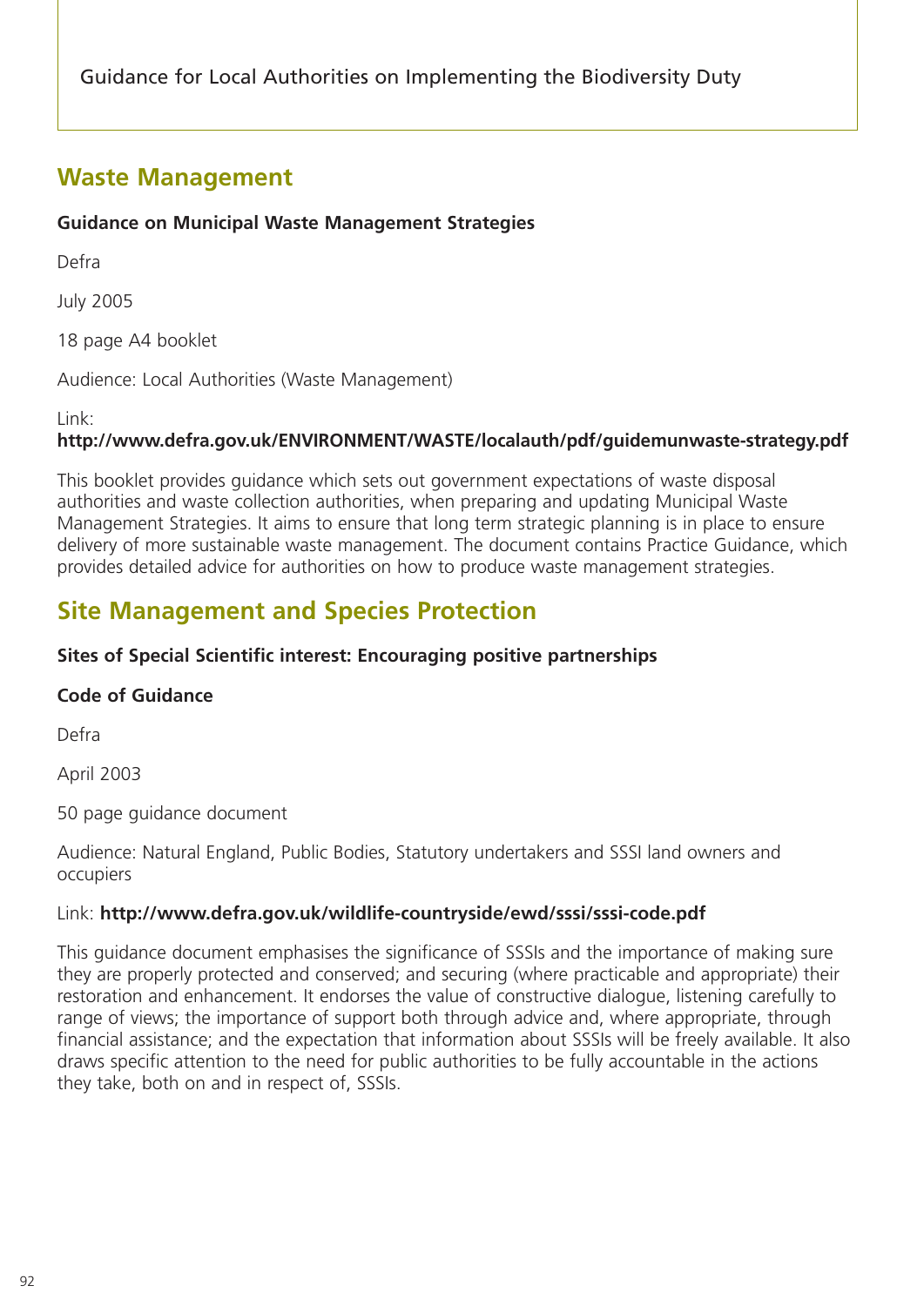## Waste Management

**Guidance on Municipal Waste Management Strategies**

Defra

July 2005

18 page A4 booklet

Audience: Local Authorities (Waste Management)

Link:
**http://www.defra.gov.uk/ENVIRONMENT/WASTE/localauth/pdf/guidemunwaste-strategy.pdf**

This booklet provides guidance which sets out government expectations of waste disposal authorities and waste collection authorities, when preparing and updating Municipal Waste Management Strategies. It aims to ensure that long term strategic planning is in place to ensure delivery of more sustainable waste management. The document contains Practice Guidance, which provides detailed advice for authorities on how to produce waste management strategies.

## Site Management and Species Protection

**Sites of Special Scientific interest: Encouraging positive partnerships**

**Code of Guidance**

Defra

April 2003

50 page guidance document

Audience: Natural England, Public Bodies, Statutory undertakers and SSSI land owners and occupiers

Link: **http://www.defra.gov.uk/wildlife-countryside/ewd/sssi/sssi-code.pdf**

This guidance document emphasises the significance of SSSIs and the importance of making sure they are properly protected and conserved; and securing (where practicable and appropriate) their restoration and enhancement. It endorses the value of constructive dialogue, listening carefully to range of views; the importance of support both through advice and, where appropriate, through financial assistance; and the expectation that information about SSSIs will be freely available. It also draws specific attention to the need for public authorities to be fully accountable in the actions they take, both on and in respect of, SSSIs.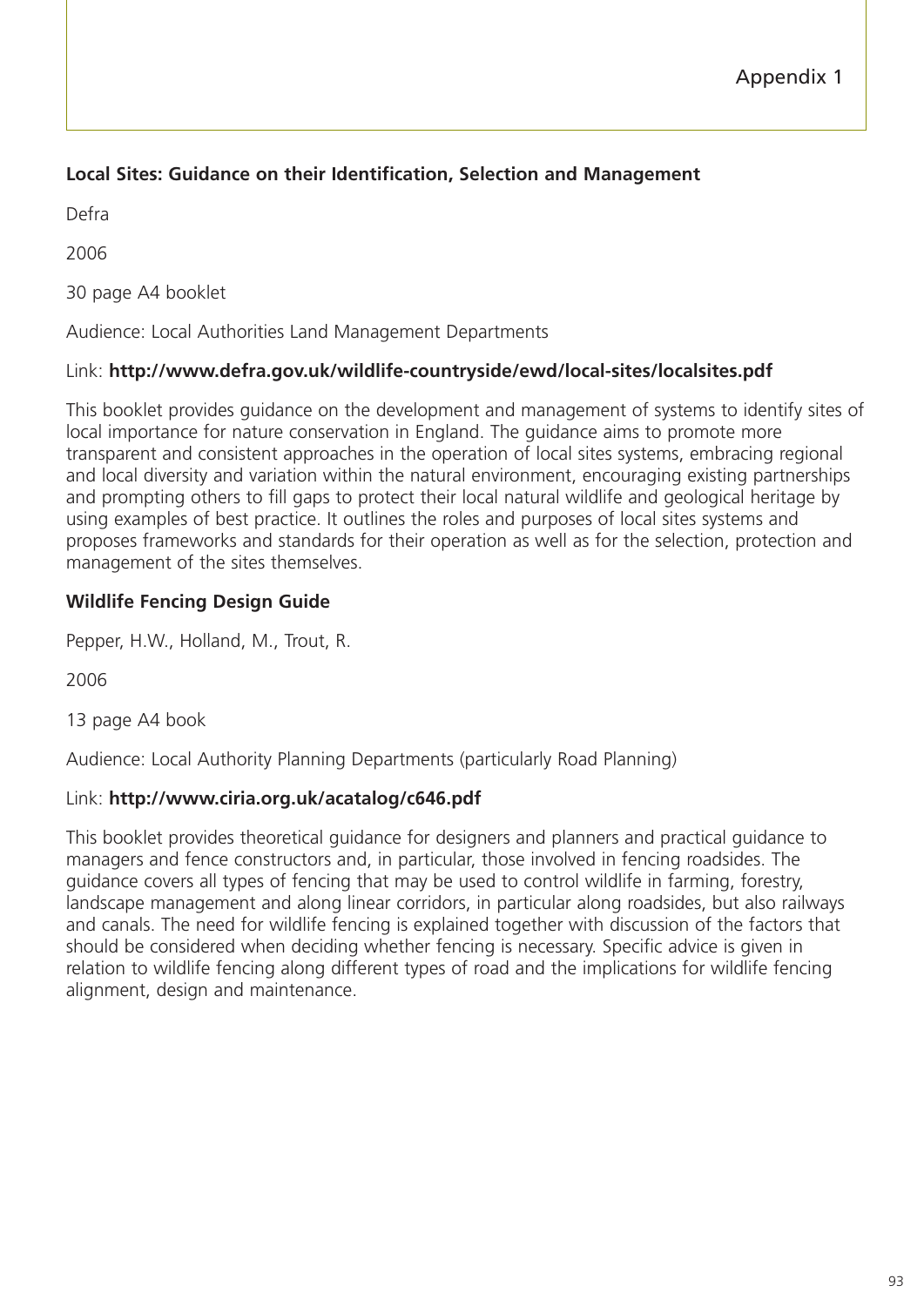# Appendix 1

**Local Sites: Guidance on their Identification, Selection and Management**

Defra

2006

30 page A4 booklet

Audience: Local Authorities Land Management Departments

Link: **http://www.defra.gov.uk/wildlife-countryside/ewd/local-sites/localsites.pdf**

This booklet provides guidance on the development and management of systems to identify sites of local importance for nature conservation in England. The guidance aims to promote more transparent and consistent approaches in the operation of local sites systems, embracing regional and local diversity and variation within the natural environment, encouraging existing partnerships and prompting others to fill gaps to protect their local natural wildlife and geological heritage by using examples of best practice. It outlines the roles and purposes of local sites systems and proposes frameworks and standards for their operation as well as for the selection, protection and management of the sites themselves.

**Wildlife Fencing Design Guide**

Pepper, H.W., Holland, M., Trout, R.

2006

13 page A4 book

Audience: Local Authority Planning Departments (particularly Road Planning)

Link: **http://www.ciria.org.uk/acatalog/c646.pdf**

This booklet provides theoretical guidance for designers and planners and practical guidance to managers and fence constructors and, in particular, those involved in fencing roadsides. The guidance covers all types of fencing that may be used to control wildlife in farming, forestry, landscape management and along linear corridors, in particular along roadsides, but also railways and canals. The need for wildlife fencing is explained together with discussion of the factors that should be considered when deciding whether fencing is necessary. Specific advice is given in relation to wildlife fencing along different types of road and the implications for wildlife fencing alignment, design and maintenance.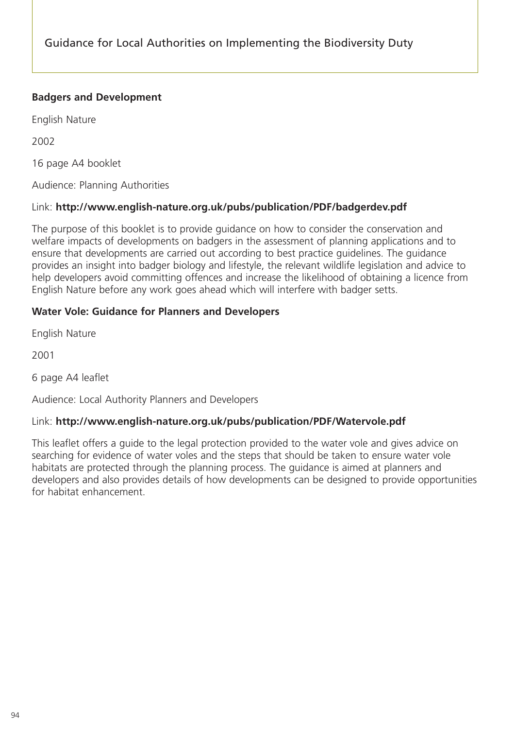**Badgers and Development**

English Nature

2002

16 page A4 booklet

Audience: Planning Authorities

Link: **http://www.english-nature.org.uk/pubs/publication/PDF/badgerdev.pdf**

The purpose of this booklet is to provide guidance on how to consider the conservation and welfare impacts of developments on badgers in the assessment of planning applications and to ensure that developments are carried out according to best practice guidelines. The guidance provides an insight into badger biology and lifestyle, the relevant wildlife legislation and advice to help developers avoid committing offences and increase the likelihood of obtaining a licence from English Nature before any work goes ahead which will interfere with badger setts.

**Water Vole: Guidance for Planners and Developers**

English Nature

2001

6 page A4 leaflet

Audience: Local Authority Planners and Developers

Link: **http://www.english-nature.org.uk/pubs/publication/PDF/Watervole.pdf**

This leaflet offers a guide to the legal protection provided to the water vole and gives advice on searching for evidence of water voles and the steps that should be taken to ensure water vole habitats are protected through the planning process. The guidance is aimed at planners and developers and also provides details of how developments can be designed to provide opportunities for habitat enhancement.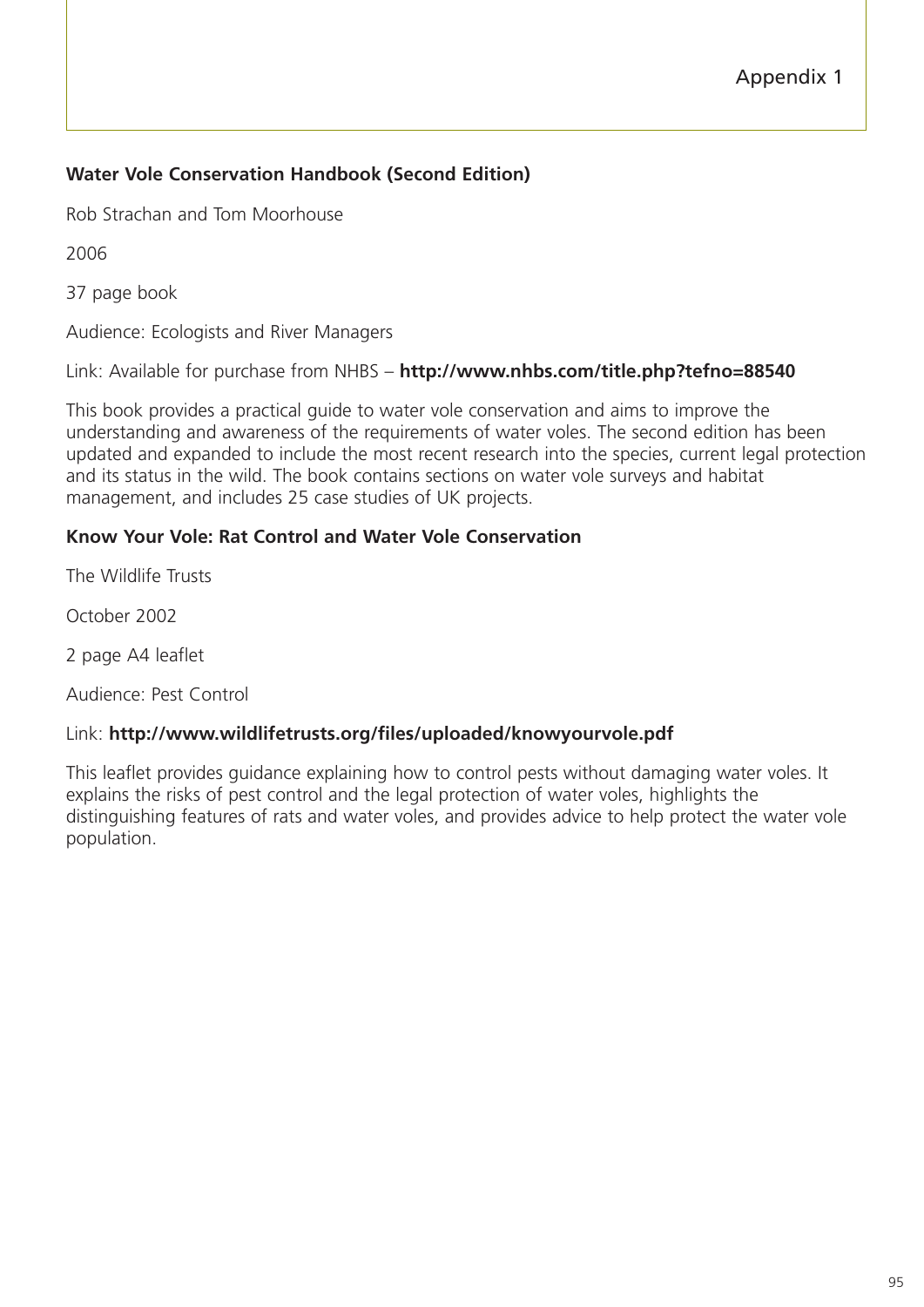Appendix 1

**Water Vole Conservation Handbook (Second Edition)**

Rob Strachan and Tom Moorhouse

2006

37 page book

Audience: Ecologists and River Managers

Link: Available for purchase from NHBS – **http://www.nhbs.com/title.php?tefno=88540**

This book provides a practical guide to water vole conservation and aims to improve the understanding and awareness of the requirements of water voles. The second edition has been updated and expanded to include the most recent research into the species, current legal protection and its status in the wild. The book contains sections on water vole surveys and habitat management, and includes 25 case studies of UK projects.

**Know Your Vole: Rat Control and Water Vole Conservation**

The Wildlife Trusts

October 2002

2 page A4 leaflet

Audience: Pest Control

Link: **http://www.wildlifetrusts.org/files/uploaded/knowyourvole.pdf**

This leaflet provides guidance explaining how to control pests without damaging water voles. It explains the risks of pest control and the legal protection of water voles, highlights the distinguishing features of rats and water voles, and provides advice to help protect the water vole population.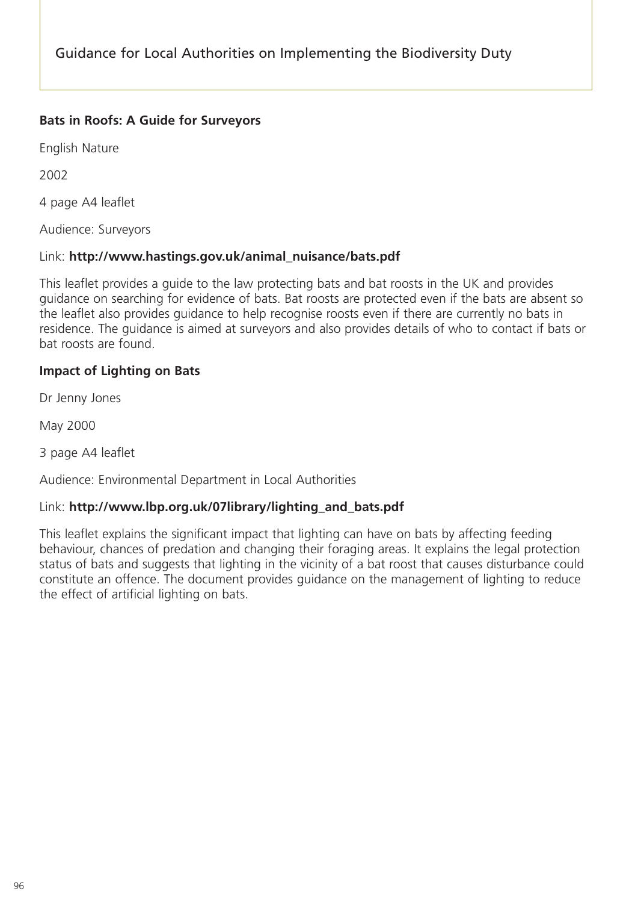**Bats in Roofs: A Guide for Surveyors**

English Nature

2002

4 page A4 leaflet

Audience: Surveyors

Link: **http://www.hastings.gov.uk/animal_nuisance/bats.pdf**

This leaflet provides a guide to the law protecting bats and bat roosts in the UK and provides guidance on searching for evidence of bats. Bat roosts are protected even if the bats are absent so the leaflet also provides guidance to help recognise roosts even if there are currently no bats in residence. The guidance is aimed at surveyors and also provides details of who to contact if bats or bat roosts are found.

**Impact of Lighting on Bats**

Dr Jenny Jones

May 2000

3 page A4 leaflet

Audience: Environmental Department in Local Authorities

Link: **http://www.lbp.org.uk/07library/lighting_and_bats.pdf**

This leaflet explains the significant impact that lighting can have on bats by affecting feeding behaviour, chances of predation and changing their foraging areas. It explains the legal protection status of bats and suggests that lighting in the vicinity of a bat roost that causes disturbance could constitute an offence. The document provides guidance on the management of lighting to reduce the effect of artificial lighting on bats.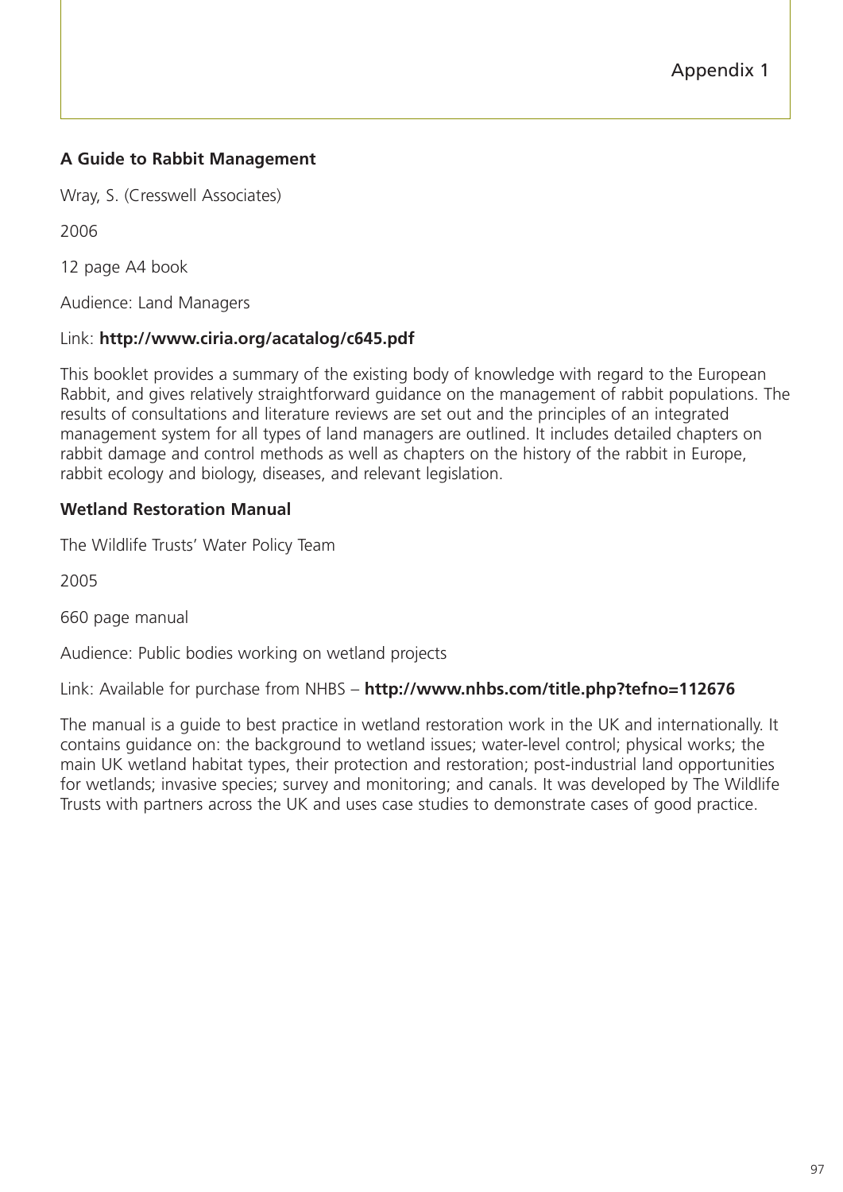### A Guide to Rabbit Management

Wray, S. (Cresswell Associates)

2006

12 page A4 book

Audience: Land Managers

Link: **http://www.ciria.org/acatalog/c645.pdf**

This booklet provides a summary of the existing body of knowledge with regard to the European Rabbit, and gives relatively straightforward guidance on the management of rabbit populations. The results of consultations and literature reviews are set out and the principles of an integrated management system for all types of land managers are outlined. It includes detailed chapters on rabbit damage and control methods as well as chapters on the history of the rabbit in Europe, rabbit ecology and biology, diseases, and relevant legislation.

### Wetland Restoration Manual

The Wildlife Trusts' Water Policy Team

2005

660 page manual

Audience: Public bodies working on wetland projects

Link: Available for purchase from NHBS – **http://www.nhbs.com/title.php?tefno=112676**

The manual is a guide to best practice in wetland restoration work in the UK and internationally. It contains guidance on: the background to wetland issues; water-level control; physical works; the main UK wetland habitat types, their protection and restoration; post-industrial land opportunities for wetlands; invasive species; survey and monitoring; and canals. It was developed by The Wildlife Trusts with partners across the UK and uses case studies to demonstrate cases of good practice.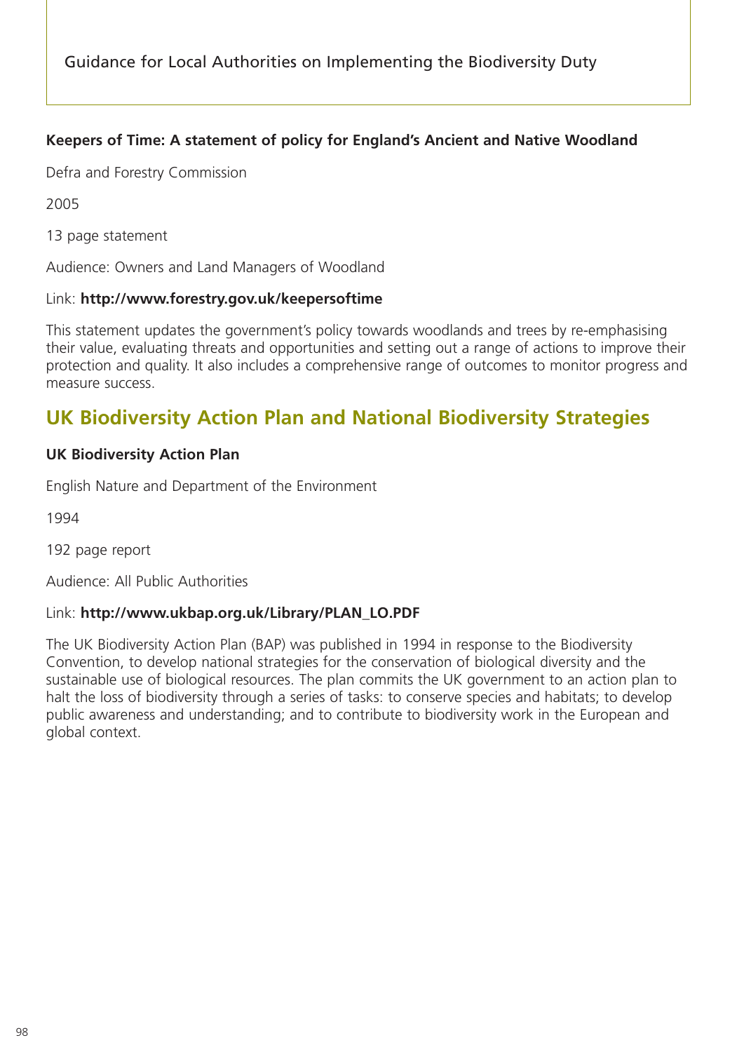**Keepers of Time: A statement of policy for England's Ancient and Native Woodland**

Defra and Forestry Commission

2005

13 page statement

Audience: Owners and Land Managers of Woodland

Link: **http://www.forestry.gov.uk/keepersoftime**

This statement updates the government's policy towards woodlands and trees by re-emphasising their value, evaluating threats and opportunities and setting out a range of actions to improve their protection and quality. It also includes a comprehensive range of outcomes to monitor progress and measure success.

## UK Biodiversity Action Plan and National Biodiversity Strategies

**UK Biodiversity Action Plan**

English Nature and Department of the Environment

1994

192 page report

Audience: All Public Authorities

Link: **http://www.ukbap.org.uk/Library/PLAN_LO.PDF**

The UK Biodiversity Action Plan (BAP) was published in 1994 in response to the Biodiversity Convention, to develop national strategies for the conservation of biological diversity and the sustainable use of biological resources. The plan commits the UK government to an action plan to halt the loss of biodiversity through a series of tasks: to conserve species and habitats; to develop public awareness and understanding; and to contribute to biodiversity work in the European and global context.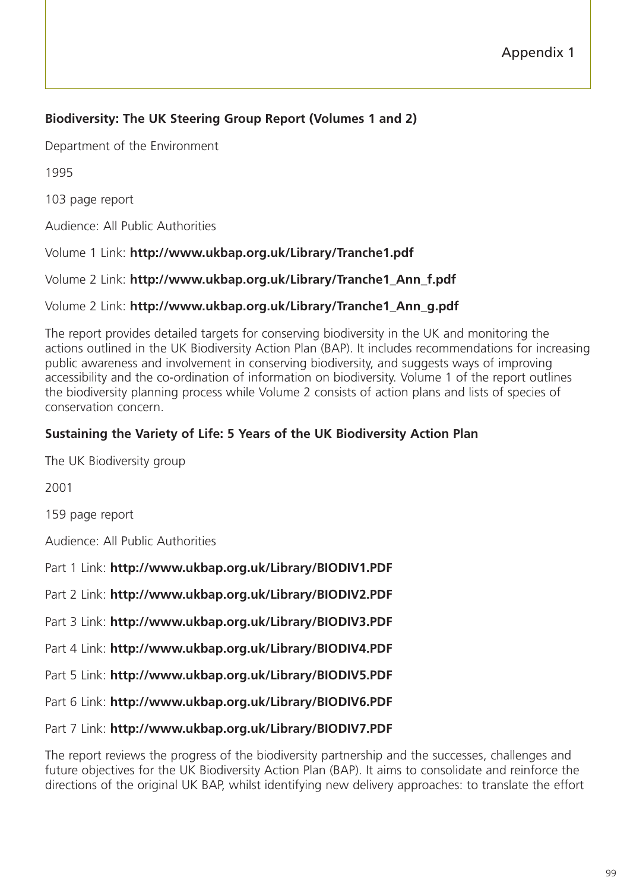# Appendix 1

**Biodiversity: The UK Steering Group Report (Volumes 1 and 2)**

Department of the Environment

1995

103 page report

Audience: All Public Authorities

Volume 1 Link: **http://www.ukbap.org.uk/Library/Tranche1.pdf**

Volume 2 Link: **http://www.ukbap.org.uk/Library/Tranche1_Ann_f.pdf**

Volume 2 Link: **http://www.ukbap.org.uk/Library/Tranche1_Ann_g.pdf**

The report provides detailed targets for conserving biodiversity in the UK and monitoring the actions outlined in the UK Biodiversity Action Plan (BAP). It includes recommendations for increasing public awareness and involvement in conserving biodiversity, and suggests ways of improving accessibility and the co-ordination of information on biodiversity. Volume 1 of the report outlines the biodiversity planning process while Volume 2 consists of action plans and lists of species of conservation concern.

**Sustaining the Variety of Life: 5 Years of the UK Biodiversity Action Plan**

The UK Biodiversity group

2001

159 page report

Audience: All Public Authorities

Part 1 Link: **http://www.ukbap.org.uk/Library/BIODIV1.PDF**

Part 2 Link: **http://www.ukbap.org.uk/Library/BIODIV2.PDF**

Part 3 Link: **http://www.ukbap.org.uk/Library/BIODIV3.PDF**

Part 4 Link: **http://www.ukbap.org.uk/Library/BIODIV4.PDF**

Part 5 Link: **http://www.ukbap.org.uk/Library/BIODIV5.PDF**

Part 6 Link: **http://www.ukbap.org.uk/Library/BIODIV6.PDF**

Part 7 Link: **http://www.ukbap.org.uk/Library/BIODIV7.PDF**

The report reviews the progress of the biodiversity partnership and the successes, challenges and future objectives for the UK Biodiversity Action Plan (BAP). It aims to consolidate and reinforce the directions of the original UK BAP, whilst identifying new delivery approaches: to translate the effort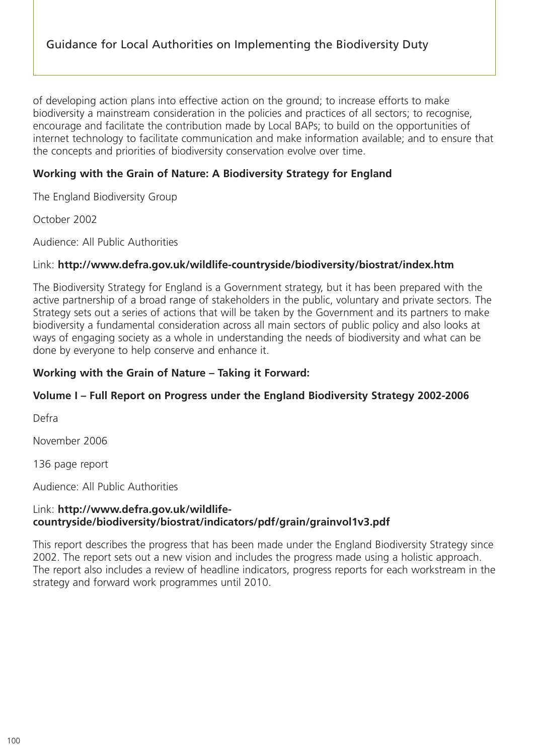of developing action plans into effective action on the ground; to increase efforts to make biodiversity a mainstream consideration in the policies and practices of all sectors; to recognise, encourage and facilitate the contribution made by Local BAPs; to build on the opportunities of internet technology to facilitate communication and make information available; and to ensure that the concepts and priorities of biodiversity conservation evolve over time.

**Working with the Grain of Nature: A Biodiversity Strategy for England**

The England Biodiversity Group

October 2002

Audience: All Public Authorities

Link: **http://www.defra.gov.uk/wildlife-countryside/biodiversity/biostrat/index.htm**

The Biodiversity Strategy for England is a Government strategy, but it has been prepared with the active partnership of a broad range of stakeholders in the public, voluntary and private sectors. The Strategy sets out a series of actions that will be taken by the Government and its partners to make biodiversity a fundamental consideration across all main sectors of public policy and also looks at ways of engaging society as a whole in understanding the needs of biodiversity and what can be done by everyone to help conserve and enhance it.

**Working with the Grain of Nature – Taking it Forward:**

**Volume I – Full Report on Progress under the England Biodiversity Strategy 2002-2006**

Defra

November 2006

136 page report

Audience: All Public Authorities

Link: **http://www.defra.gov.uk/wildlife-countryside/biodiversity/biostrat/indicators/pdf/grain/grainvol1v3.pdf**

This report describes the progress that has been made under the England Biodiversity Strategy since 2002. The report sets out a new vision and includes the progress made using a holistic approach. The report also includes a review of headline indicators, progress reports for each workstream in the strategy and forward work programmes until 2010.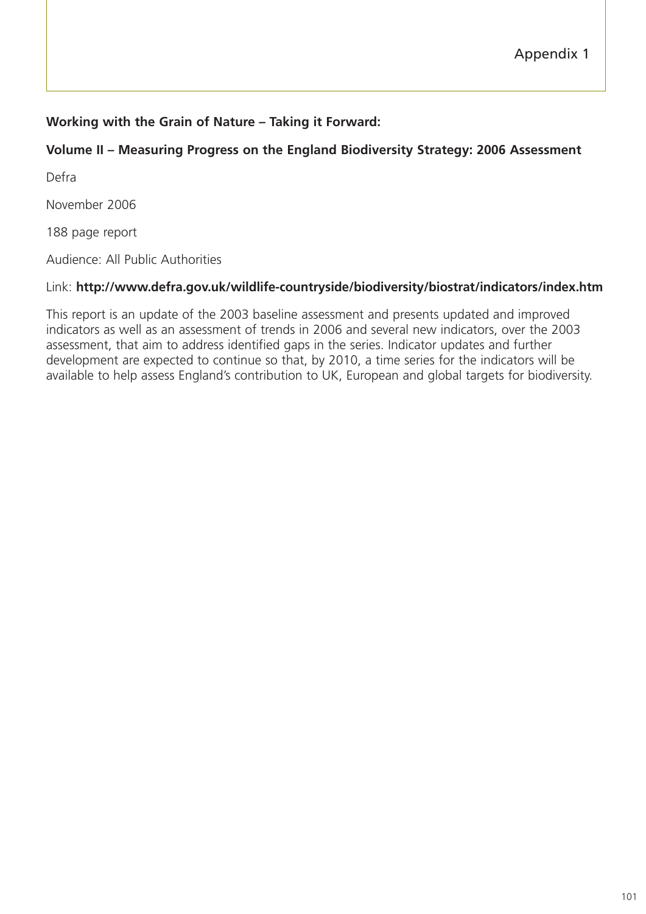Appendix 1

**Working with the Grain of Nature – Taking it Forward:**

**Volume II – Measuring Progress on the England Biodiversity Strategy: 2006 Assessment**

Defra

November 2006

188 page report

Audience: All Public Authorities

Link: **http://www.defra.gov.uk/wildlife-countryside/biodiversity/biostrat/indicators/index.htm**

This report is an update of the 2003 baseline assessment and presents updated and improved indicators as well as an assessment of trends in 2006 and several new indicators, over the 2003 assessment, that aim to address identified gaps in the series. Indicator updates and further development are expected to continue so that, by 2010, a time series for the indicators will be available to help assess England's contribution to UK, European and global targets for biodiversity.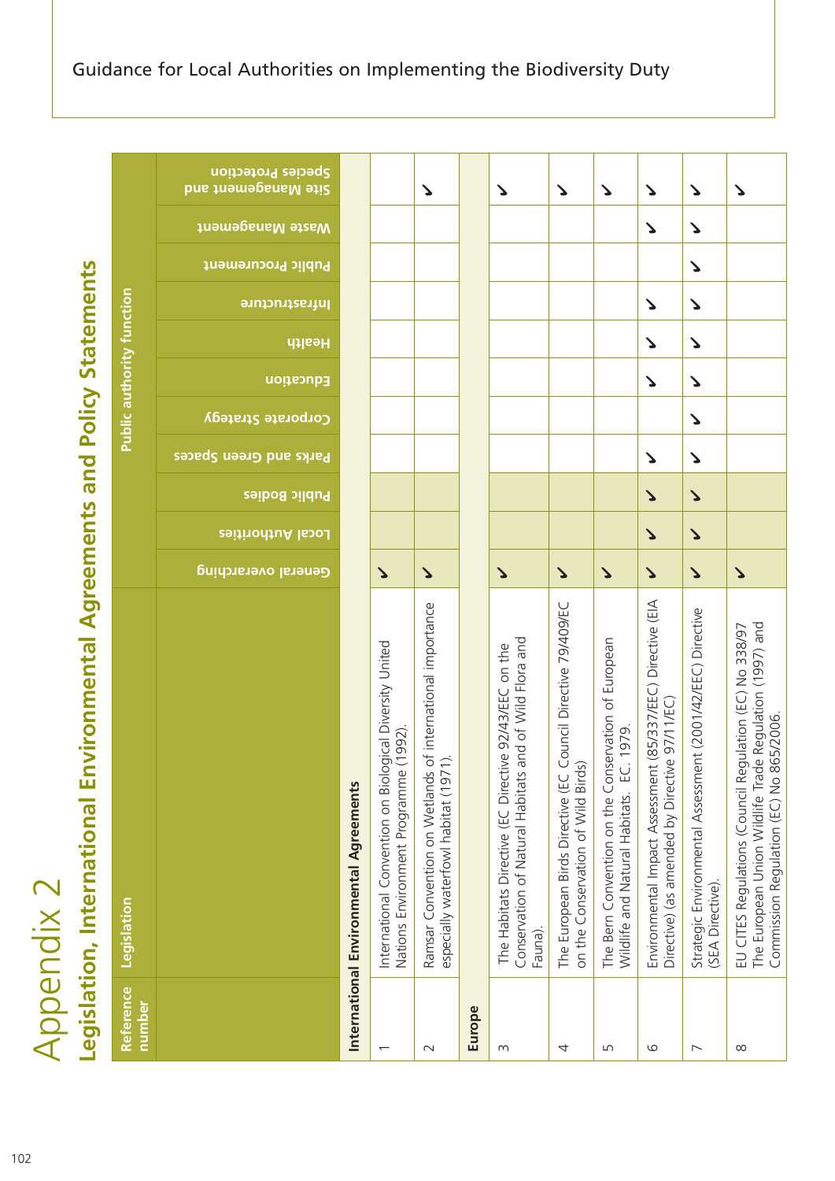# Appendix 2

## Legislation, International Environmental Agreements and Policy Statements

| Reference number | Legislation | Public authority function | | | | | | | | | | |
|---|---|---|---|---|---|---|---|---|---|---|---|---|
| | | General overarching | Local Authorities | Public Bodies | Parks and Green Spaces | Corporate Strategy | Education | Health | Infrastructure | Public Procurement | Waste Management | Site Management and Species Protection |
| **International Environmental Agreements** | | | | | | | | | | | | |
| 1 | International Convention on Biological Diversity United Nations Environment Programme (1992). | ✓ | | | | | | | | | | |
| 2 | Ramsar Convention on Wetlands of international importance especially waterfowl habitat (1971). | ✓ | | | | | | | | | | ✓ |
| **Europe** | | | | | | | | | | | | |
| 3 | The Habitats Directive (EC Directive 92/43/EEC on the Conservation of Natural Habitats and of Wild Flora and Fauna). | ✓ | | | | | | | | | | ✓ |
| 4 | The European Birds Directive (EC Council Directive 79/409/EC on the Conservation of Wild Birds) | ✓ | | | | | | | | | | ✓ |
| 5 | The Bern Convention on the Conservation of European Wildlife and Natural Habitats. EC. 1979. | ✓ | | | | | | | | | | ✓ |
| 6 | Environmental Impact Assessment (85/337/EEC) Directive (EIA Directive) (as amended by Directive 97/11/EC) | ✓ | ✓ | ✓ | ✓ | | ✓ | ✓ | ✓ | | ✓ | ✓ |
| 7 | Strategic Environmental Assessment (2001/42/EEC) Directive (SEA Directive). | ✓ | ✓ | ✓ | ✓ | ✓ | ✓ | ✓ | ✓ | ✓ | ✓ | ✓ |
| 8 | EU CITES Regulations (Council Regulation (EC) No 338/97 The European Union Wildlife Trade Regulation (1997) and Commission Regulation (EC) No 865/2006. | ✓ | | | | | | | | | | ✓ |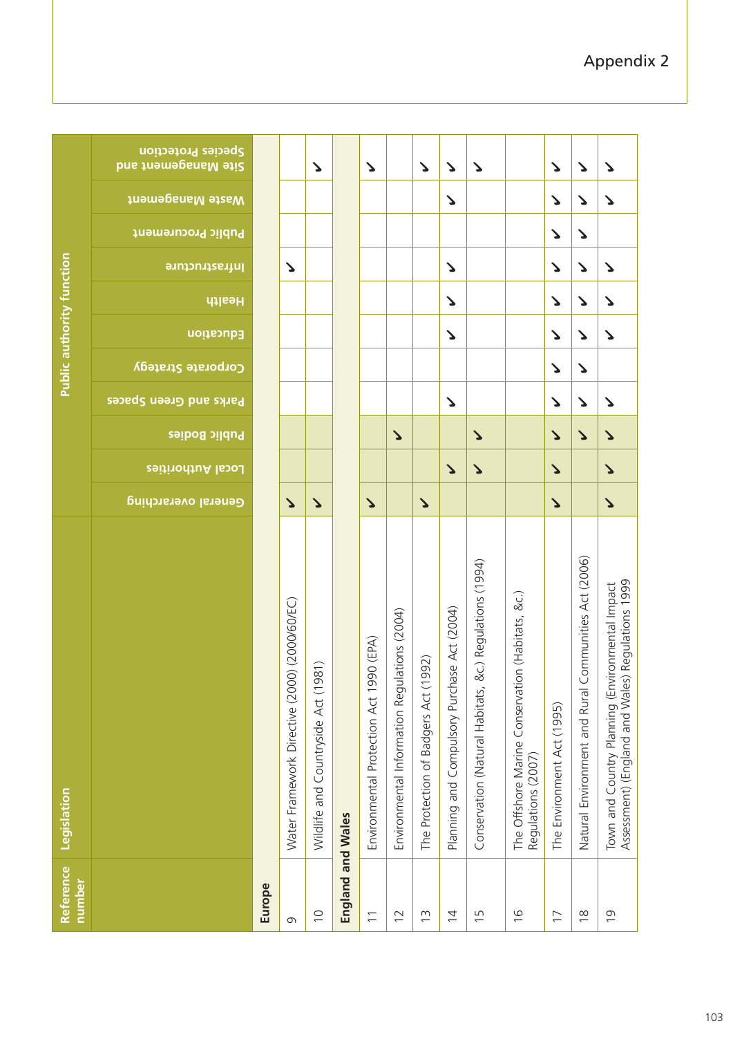# Appendix 2

| Reference number | Legislation | Public authority function | | | | | | | | | | |
|---|---|---|---|---|---|---|---|---|---|---|---|---|
| | | General overarching | Local Authorities | Public Bodies | Parks and Green Spaces | Corporate Strategy | Education | Health | Infrastructure | Public Procurement | Waste Management | Site Management and Species Protection |
| **Europe** | | | | | | | | | | | | |
| 9 | Water Framework Directive (2000) (2000/60/EC) | ✓ | | | | | | | ✓ | | | |
| 10 | Wildlife and Countryside Act (1981) | ✓ | | | | | | | | | | ✓ |
| **England and Wales** | | | | | | | | | | | | |
| 11 | Environmental Protection Act 1990 (EPA) | ✓ | | | | | | | | | | ✓ |
| 12 | Environmental Information Regulations (2004) | | | ✓ | | | | | | | | |
| 13 | The Protection of Badgers Act (1992) | ✓ | | | | | | | | | | ✓ |
| 14 | Planning and Compulsory Purchase Act (2004) | | ✓ | | ✓ | | ✓ | ✓ | ✓ | | ✓ | ✓ |
| 15 | Conservation (Natural Habitats, &c.) Regulations (1994) | | ✓ | ✓ | | | | | | | | ✓ |
| 16 | The Offshore Marine Conservation (Habitats, &c.) Regulations (2007) | | | | | | | | | | | |
| 17 | The Environment Act (1995) | ✓ | ✓ | ✓ | ✓ | ✓ | ✓ | ✓ | ✓ | ✓ | ✓ | ✓ |
| 18 | Natural Environment and Rural Communities Act (2006) | | | ✓ | ✓ | ✓ | ✓ | ✓ | ✓ | ✓ | ✓ | ✓ |
| 19 | Town and Country Planning (Environmental Impact Assessment) (England and Wales) Regulations 1999 | ✓ | ✓ | ✓ | ✓ | | ✓ | ✓ | ✓ | | ✓ | ✓ |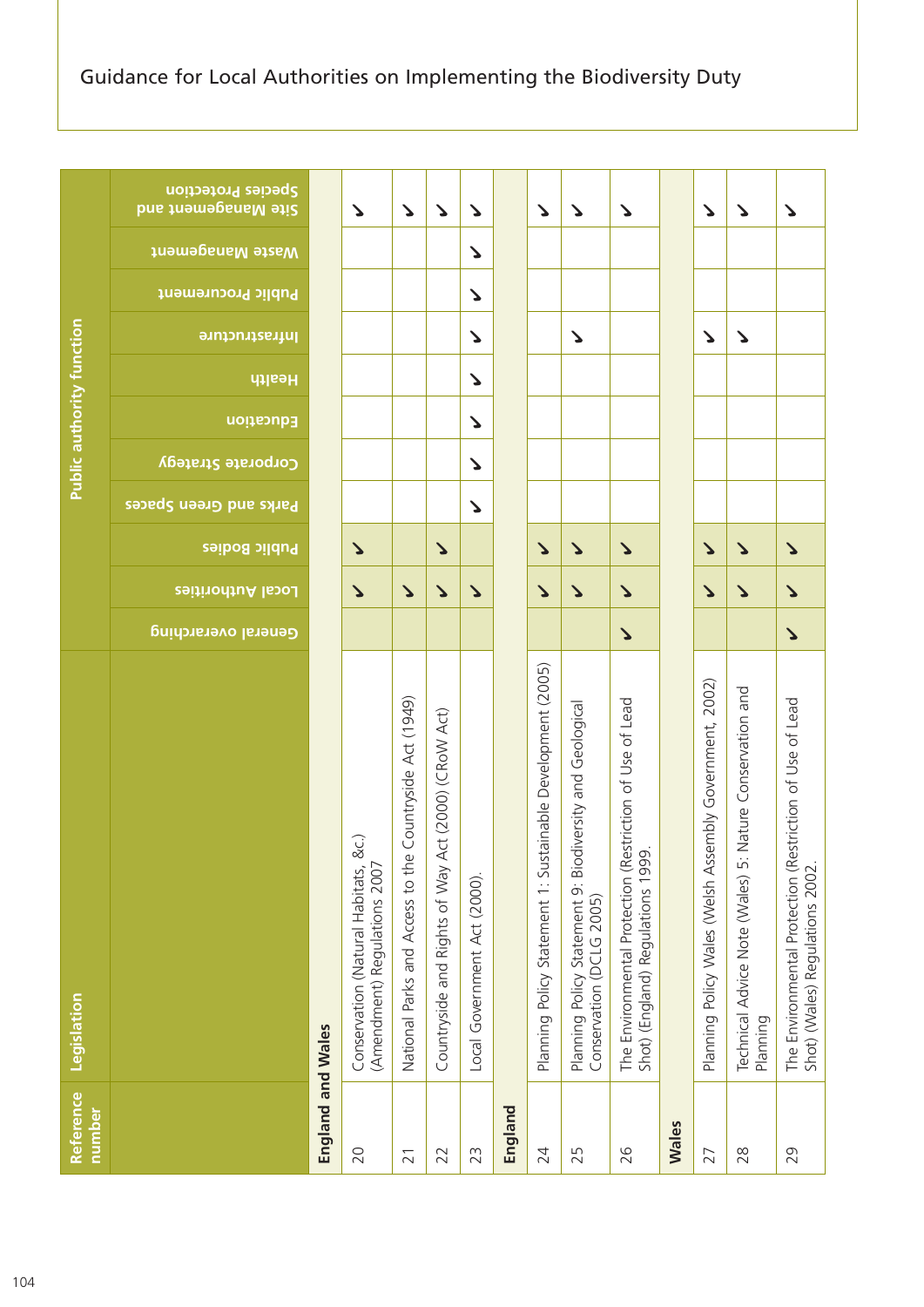| Reference number | Legislation | Public authority function | | | | | | | | | | |
|---|---|---|---|---|---|---|---|---|---|---|---|---|
| | | General overarching | Local Authorities | Public Bodies | Parks and Green Spaces | Corporate Strategy | Education | Health | Infrastructure | Public Procurement | Waste Management | Site Management and Species Protection |
| **England and Wales** | | | | | | | | | | | | |
| 20 | Conservation (Natural Habitats, &c.) (Amendment) Regulations 2007 | | ✓ | ✓ | | | | | | | | ✓ |
| 21 | National Parks and Access to the Countryside Act (1949) | | ✓ | | | | | | | | | ✓ |
| 22 | Countryside and Rights of Way Act (2000) (CRoW Act) | | ✓ | ✓ | | | | | | | | ✓ |
| 23 | Local Government Act (2000). | | ✓ | | ✓ | ✓ | ✓ | ✓ | ✓ | ✓ | ✓ | ✓ |
| **England** | | | | | | | | | | | | |
| 24 | Planning Policy Statement 1: Sustainable Development (2005) | | ✓ | ✓ | | | | | | | | ✓ |
| 25 | Planning Policy Statement 9: Biodiversity and Geological Conservation (DCLG 2005) | | ✓ | ✓ | | | | | ✓ | | | ✓ |
| 26 | The Environmental Protection (Restriction of Use of Lead Shot) (England) Regulations 1999. | ✓ | ✓ | ✓ | | | | | | | | ✓ |
| **Wales** | | | | | | | | | | | | |
| 27 | Planning Policy Wales (Welsh Assembly Government, 2002) | | ✓ | ✓ | | | | | ✓ | | | ✓ |
| 28 | Technical Advice Note (Wales) 5: Nature Conservation and Planning | | ✓ | ✓ | | | | | ✓ | | | ✓ |
| 29 | The Environmental Protection (Restriction of Use of Lead Shot) (Wales) Regulations 2002. | ✓ | ✓ | ✓ | | | | | | | | ✓ |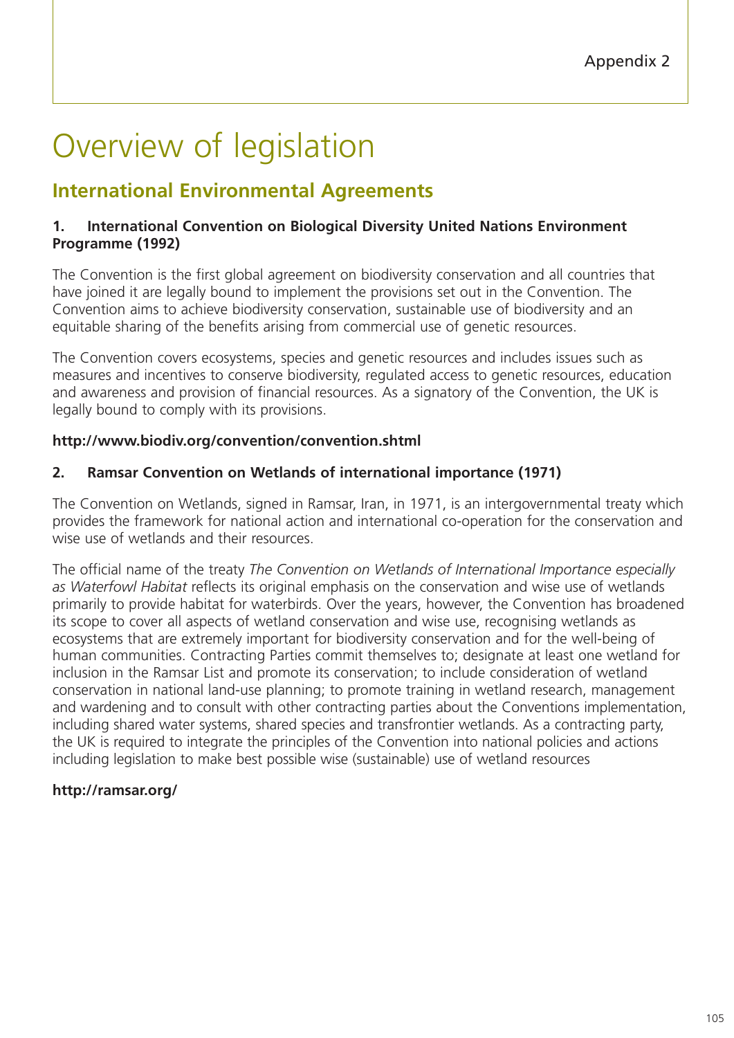Appendix 2

# Overview of legislation

## International Environmental Agreements

### 1. International Convention on Biological Diversity United Nations Environment Programme (1992)

The Convention is the first global agreement on biodiversity conservation and all countries that have joined it are legally bound to implement the provisions set out in the Convention. The Convention aims to achieve biodiversity conservation, sustainable use of biodiversity and an equitable sharing of the benefits arising from commercial use of genetic resources.

The Convention covers ecosystems, species and genetic resources and includes issues such as measures and incentives to conserve biodiversity, regulated access to genetic resources, education and awareness and provision of financial resources. As a signatory of the Convention, the UK is legally bound to comply with its provisions.

**http://www.biodiv.org/convention/convention.shtml**

### 2. Ramsar Convention on Wetlands of international importance (1971)

The Convention on Wetlands, signed in Ramsar, Iran, in 1971, is an intergovernmental treaty which provides the framework for national action and international co-operation for the conservation and wise use of wetlands and their resources.

The official name of the treaty *The Convention on Wetlands of International Importance especially as Waterfowl Habitat* reflects its original emphasis on the conservation and wise use of wetlands primarily to provide habitat for waterbirds. Over the years, however, the Convention has broadened its scope to cover all aspects of wetland conservation and wise use, recognising wetlands as ecosystems that are extremely important for biodiversity conservation and for the well-being of human communities. Contracting Parties commit themselves to; designate at least one wetland for inclusion in the Ramsar List and promote its conservation; to include consideration of wetland conservation in national land-use planning; to promote training in wetland research, management and wardening and to consult with other contracting parties about the Conventions implementation, including shared water systems, shared species and transfrontier wetlands. As a contracting party, the UK is required to integrate the principles of the Convention into national policies and actions including legislation to make best possible wise (sustainable) use of wetland resources

**http://ramsar.org/**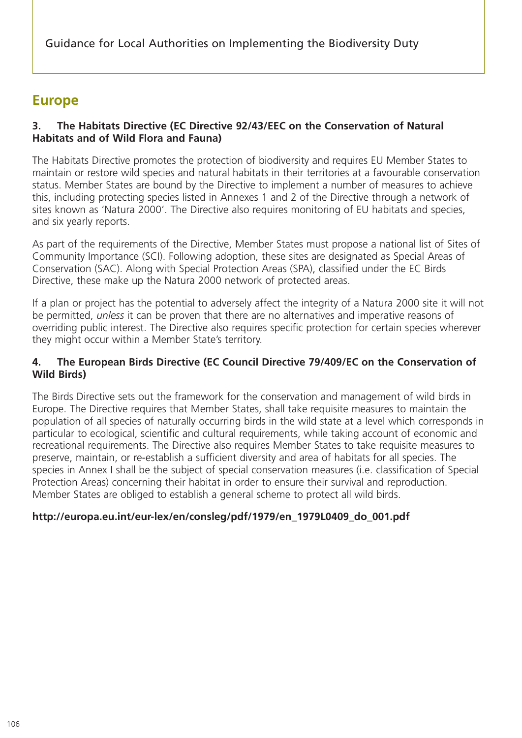## Europe

### 3. The Habitats Directive (EC Directive 92/43/EEC on the Conservation of Natural Habitats and of Wild Flora and Fauna)

The Habitats Directive promotes the protection of biodiversity and requires EU Member States to maintain or restore wild species and natural habitats in their territories at a favourable conservation status. Member States are bound by the Directive to implement a number of measures to achieve this, including protecting species listed in Annexes 1 and 2 of the Directive through a network of sites known as 'Natura 2000'. The Directive also requires monitoring of EU habitats and species, and six yearly reports.

As part of the requirements of the Directive, Member States must propose a national list of Sites of Community Importance (SCI). Following adoption, these sites are designated as Special Areas of Conservation (SAC). Along with Special Protection Areas (SPA), classified under the EC Birds Directive, these make up the Natura 2000 network of protected areas.

If a plan or project has the potential to adversely affect the integrity of a Natura 2000 site it will not be permitted, *unless* it can be proven that there are no alternatives and imperative reasons of overriding public interest. The Directive also requires specific protection for certain species wherever they might occur within a Member State's territory.

### 4. The European Birds Directive (EC Council Directive 79/409/EC on the Conservation of Wild Birds)

The Birds Directive sets out the framework for the conservation and management of wild birds in Europe. The Directive requires that Member States, shall take requisite measures to maintain the population of all species of naturally occurring birds in the wild state at a level which corresponds in particular to ecological, scientific and cultural requirements, while taking account of economic and recreational requirements. The Directive also requires Member States to take requisite measures to preserve, maintain, or re-establish a sufficient diversity and area of habitats for all species. The species in Annex I shall be the subject of special conservation measures (i.e. classification of Special Protection Areas) concerning their habitat in order to ensure their survival and reproduction. Member States are obliged to establish a general scheme to protect all wild birds.

**http://europa.eu.int/eur-lex/en/consleg/pdf/1979/en_1979L0409_do_001.pdf**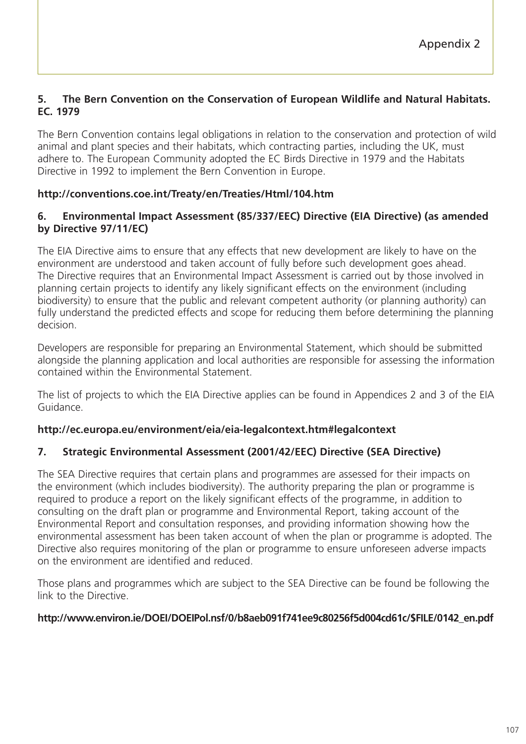Appendix 2

**5. The Bern Convention on the Conservation of European Wildlife and Natural Habitats. EC. 1979**

The Bern Convention contains legal obligations in relation to the conservation and protection of wild animal and plant species and their habitats, which contracting parties, including the UK, must adhere to. The European Community adopted the EC Birds Directive in 1979 and the Habitats Directive in 1992 to implement the Bern Convention in Europe.

**http://conventions.coe.int/Treaty/en/Treaties/Html/104.htm**

**6. Environmental Impact Assessment (85/337/EEC) Directive (EIA Directive) (as amended by Directive 97/11/EC)**

The EIA Directive aims to ensure that any effects that new development are likely to have on the environment are understood and taken account of fully before such development goes ahead. The Directive requires that an Environmental Impact Assessment is carried out by those involved in planning certain projects to identify any likely significant effects on the environment (including biodiversity) to ensure that the public and relevant competent authority (or planning authority) can fully understand the predicted effects and scope for reducing them before determining the planning decision.

Developers are responsible for preparing an Environmental Statement, which should be submitted alongside the planning application and local authorities are responsible for assessing the information contained within the Environmental Statement.

The list of projects to which the EIA Directive applies can be found in Appendices 2 and 3 of the EIA Guidance.

**http://ec.europa.eu/environment/eia/eia-legalcontext.htm#legalcontext**

**7. Strategic Environmental Assessment (2001/42/EEC) Directive (SEA Directive)**

The SEA Directive requires that certain plans and programmes are assessed for their impacts on the environment (which includes biodiversity). The authority preparing the plan or programme is required to produce a report on the likely significant effects of the programme, in addition to consulting on the draft plan or programme and Environmental Report, taking account of the Environmental Report and consultation responses, and providing information showing how the environmental assessment has been taken account of when the plan or programme is adopted. The Directive also requires monitoring of the plan or programme to ensure unforeseen adverse impacts on the environment are identified and reduced.

Those plans and programmes which are subject to the SEA Directive can be found be following the link to the Directive.

**http://www.environ.ie/DOEI/DOEIPol.nsf/0/b8aeb091f741ee9c80256f5d004cd61c/$FILE/0142_en.pdf**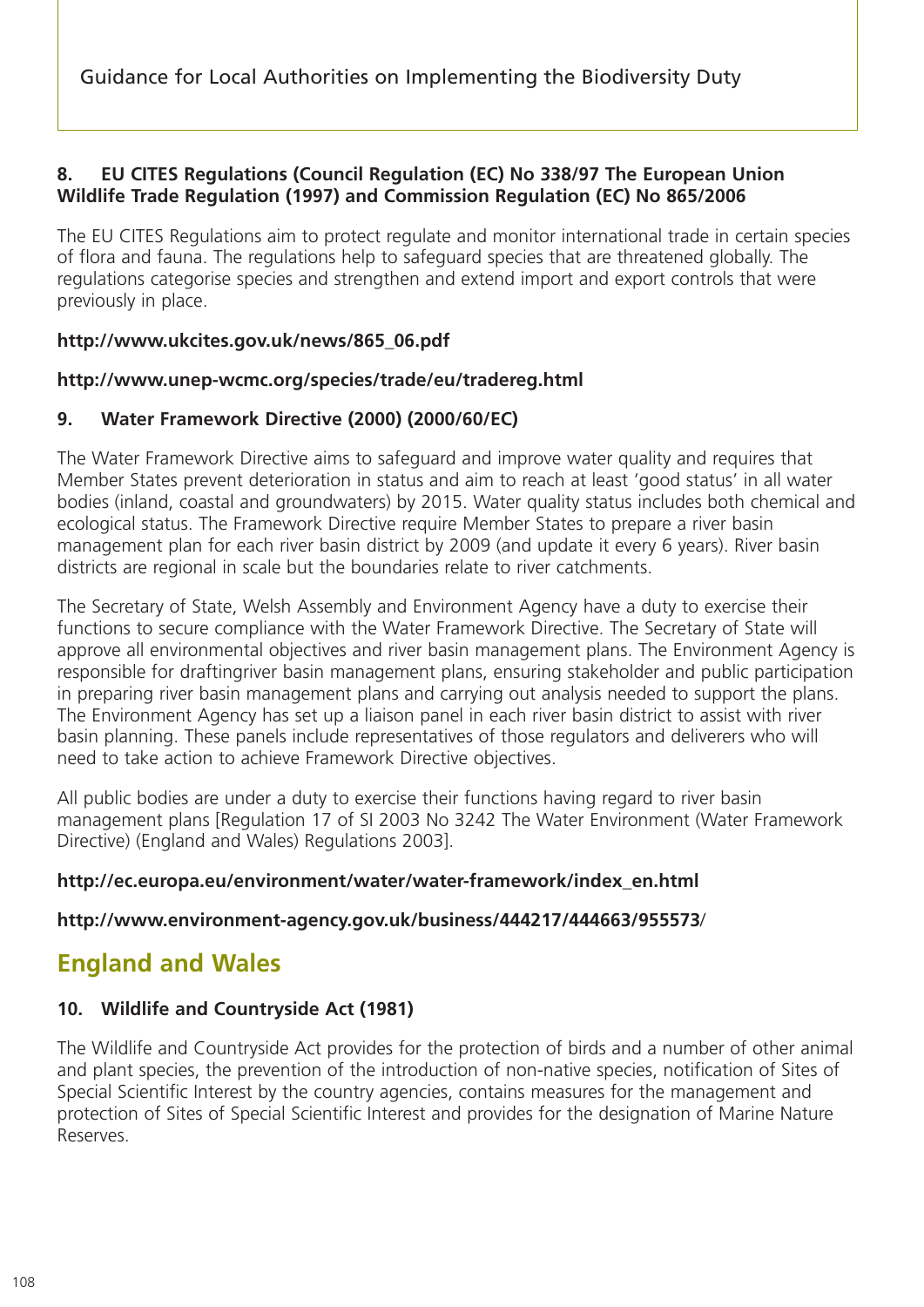**8. EU CITES Regulations (Council Regulation (EC) No 338/97 The European Union Wildlife Trade Regulation (1997) and Commission Regulation (EC) No 865/2006**

The EU CITES Regulations aim to protect regulate and monitor international trade in certain species of flora and fauna. The regulations help to safeguard species that are threatened globally. The regulations categorise species and strengthen and extend import and export controls that were previously in place.

**http://www.ukcites.gov.uk/news/865_06.pdf**

**http://www.unep-wcmc.org/species/trade/eu/tradereg.html**

**9. Water Framework Directive (2000) (2000/60/EC)**

The Water Framework Directive aims to safeguard and improve water quality and requires that Member States prevent deterioration in status and aim to reach at least 'good status' in all water bodies (inland, coastal and groundwaters) by 2015. Water quality status includes both chemical and ecological status. The Framework Directive require Member States to prepare a river basin management plan for each river basin district by 2009 (and update it every 6 years). River basin districts are regional in scale but the boundaries relate to river catchments.

The Secretary of State, Welsh Assembly and Environment Agency have a duty to exercise their functions to secure compliance with the Water Framework Directive. The Secretary of State will approve all environmental objectives and river basin management plans. The Environment Agency is responsible for draftingriver basin management plans, ensuring stakeholder and public participation in preparing river basin management plans and carrying out analysis needed to support the plans. The Environment Agency has set up a liaison panel in each river basin district to assist with river basin planning. These panels include representatives of those regulators and deliverers who will need to take action to achieve Framework Directive objectives.

All public bodies are under a duty to exercise their functions having regard to river basin management plans [Regulation 17 of SI 2003 No 3242 The Water Environment (Water Framework Directive) (England and Wales) Regulations 2003].

**http://ec.europa.eu/environment/water/water-framework/index_en.html**

**http://www.environment-agency.gov.uk/business/444217/444663/955573/**

## England and Wales

**10. Wildlife and Countryside Act (1981)**

The Wildlife and Countryside Act provides for the protection of birds and a number of other animal and plant species, the prevention of the introduction of non-native species, notification of Sites of Special Scientific Interest by the country agencies, contains measures for the management and protection of Sites of Special Scientific Interest and provides for the designation of Marine Nature Reserves.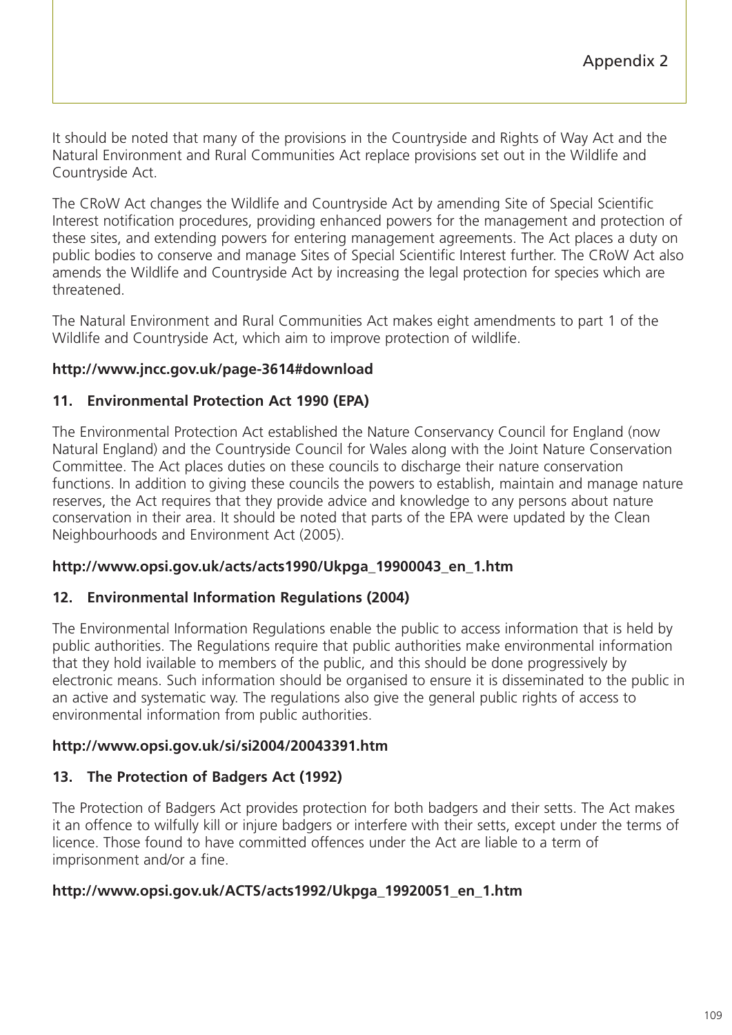It should be noted that many of the provisions in the Countryside and Rights of Way Act and the Natural Environment and Rural Communities Act replace provisions set out in the Wildlife and Countryside Act.

The CRoW Act changes the Wildlife and Countryside Act by amending Site of Special Scientific Interest notification procedures, providing enhanced powers for the management and protection of these sites, and extending powers for entering management agreements. The Act places a duty on public bodies to conserve and manage Sites of Special Scientific Interest further. The CRoW Act also amends the Wildlife and Countryside Act by increasing the legal protection for species which are threatened.

The Natural Environment and Rural Communities Act makes eight amendments to part 1 of the Wildlife and Countryside Act, which aim to improve protection of wildlife.

**http://www.jncc.gov.uk/page-3614#download**

### 11. Environmental Protection Act 1990 (EPA)

The Environmental Protection Act established the Nature Conservancy Council for England (now Natural England) and the Countryside Council for Wales along with the Joint Nature Conservation Committee. The Act places duties on these councils to discharge their nature conservation functions. In addition to giving these councils the powers to establish, maintain and manage nature reserves, the Act requires that they provide advice and knowledge to any persons about nature conservation in their area. It should be noted that parts of the EPA were updated by the Clean Neighbourhoods and Environment Act (2005).

**http://www.opsi.gov.uk/acts/acts1990/Ukpga_19900043_en_1.htm**

### 12. Environmental Information Regulations (2004)

The Environmental Information Regulations enable the public to access information that is held by public authorities. The Regulations require that public authorities make environmental information that they hold ivailable to members of the public, and this should be done progressively by electronic means. Such information should be organised to ensure it is disseminated to the public in an active and systematic way. The regulations also give the general public rights of access to environmental information from public authorities.

**http://www.opsi.gov.uk/si/si2004/20043391.htm**

### 13. The Protection of Badgers Act (1992)

The Protection of Badgers Act provides protection for both badgers and their setts. The Act makes it an offence to wilfully kill or injure badgers or interfere with their setts, except under the terms of licence. Those found to have committed offences under the Act are liable to a term of imprisonment and/or a fine.

**http://www.opsi.gov.uk/ACTS/acts1992/Ukpga_19920051_en_1.htm**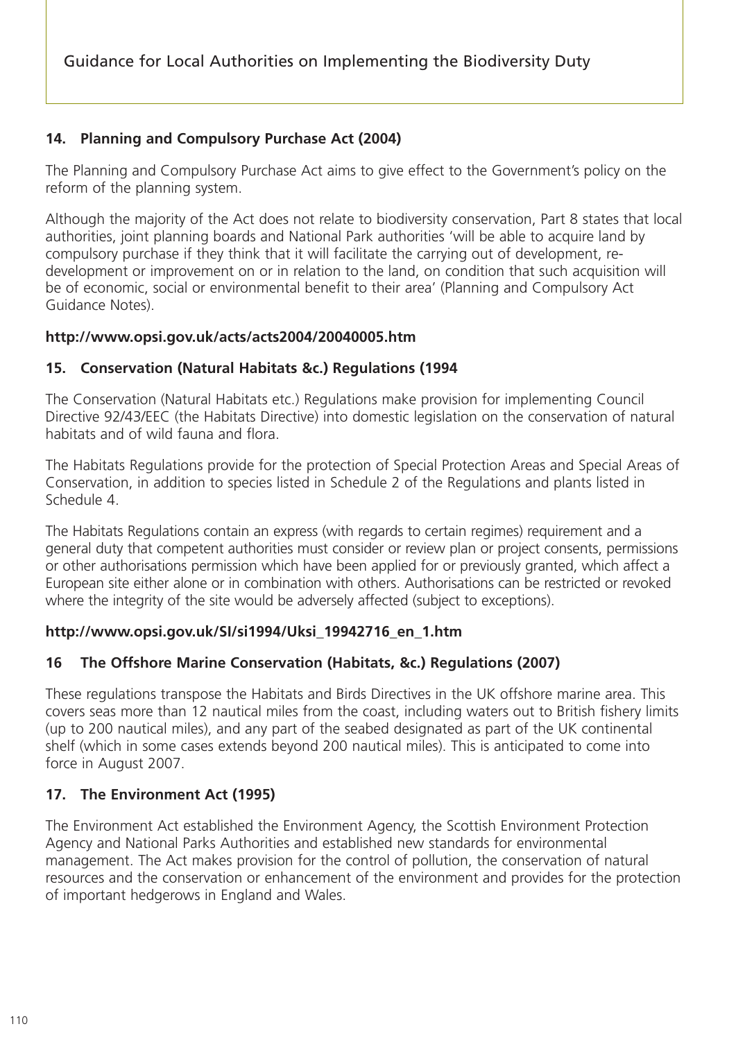**14. Planning and Compulsory Purchase Act (2004)**

The Planning and Compulsory Purchase Act aims to give effect to the Government's policy on the reform of the planning system.

Although the majority of the Act does not relate to biodiversity conservation, Part 8 states that local authorities, joint planning boards and National Park authorities 'will be able to acquire land by compulsory purchase if they think that it will facilitate the carrying out of development, re-development or improvement on or in relation to the land, on condition that such acquisition will be of economic, social or environmental benefit to their area' (Planning and Compulsory Act Guidance Notes).

**http://www.opsi.gov.uk/acts/acts2004/20040005.htm**

**15. Conservation (Natural Habitats &c.) Regulations (1994**

The Conservation (Natural Habitats etc.) Regulations make provision for implementing Council Directive 92/43/EEC (the Habitats Directive) into domestic legislation on the conservation of natural habitats and of wild fauna and flora.

The Habitats Regulations provide for the protection of Special Protection Areas and Special Areas of Conservation, in addition to species listed in Schedule 2 of the Regulations and plants listed in Schedule 4.

The Habitats Regulations contain an express (with regards to certain regimes) requirement and a general duty that competent authorities must consider or review plan or project consents, permissions or other authorisations permission which have been applied for or previously granted, which affect a European site either alone or in combination with others. Authorisations can be restricted or revoked where the integrity of the site would be adversely affected (subject to exceptions).

**http://www.opsi.gov.uk/SI/si1994/Uksi_19942716_en_1.htm**

**16 The Offshore Marine Conservation (Habitats, &c.) Regulations (2007)**

These regulations transpose the Habitats and Birds Directives in the UK offshore marine area. This covers seas more than 12 nautical miles from the coast, including waters out to British fishery limits (up to 200 nautical miles), and any part of the seabed designated as part of the UK continental shelf (which in some cases extends beyond 200 nautical miles). This is anticipated to come into force in August 2007.

**17. The Environment Act (1995)**

The Environment Act established the Environment Agency, the Scottish Environment Protection Agency and National Parks Authorities and established new standards for environmental management. The Act makes provision for the control of pollution, the conservation of natural resources and the conservation or enhancement of the environment and provides for the protection of important hedgerows in England and Wales.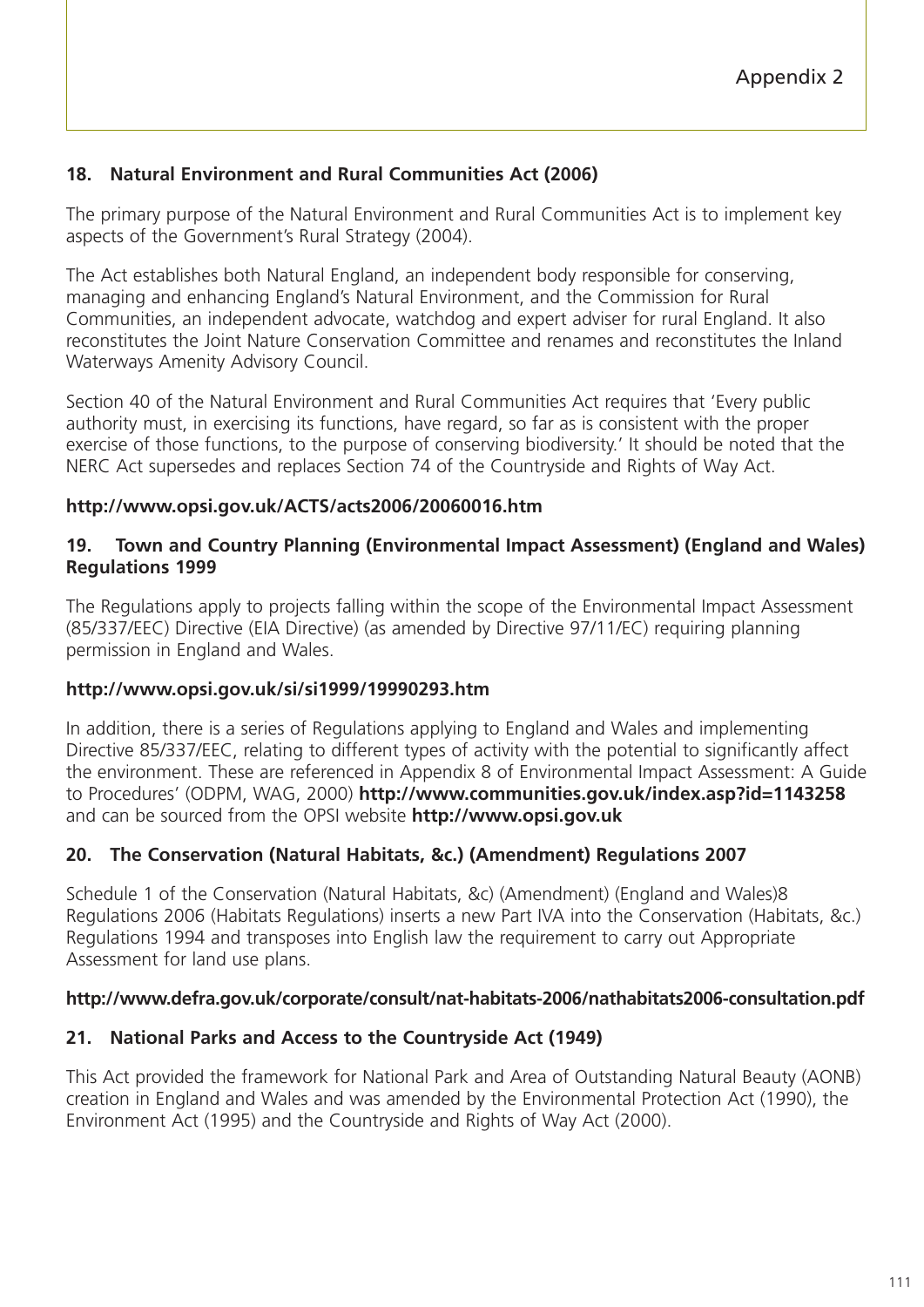## 18. Natural Environment and Rural Communities Act (2006)

The primary purpose of the Natural Environment and Rural Communities Act is to implement key aspects of the Government's Rural Strategy (2004).

The Act establishes both Natural England, an independent body responsible for conserving, managing and enhancing England's Natural Environment, and the Commission for Rural Communities, an independent advocate, watchdog and expert adviser for rural England. It also reconstitutes the Joint Nature Conservation Committee and renames and reconstitutes the Inland Waterways Amenity Advisory Council.

Section 40 of the Natural Environment and Rural Communities Act requires that 'Every public authority must, in exercising its functions, have regard, so far as is consistent with the proper exercise of those functions, to the purpose of conserving biodiversity.' It should be noted that the NERC Act supersedes and replaces Section 74 of the Countryside and Rights of Way Act.

**http://www.opsi.gov.uk/ACTS/acts2006/20060016.htm**

## 19. Town and Country Planning (Environmental Impact Assessment) (England and Wales) Regulations 1999

The Regulations apply to projects falling within the scope of the Environmental Impact Assessment (85/337/EEC) Directive (EIA Directive) (as amended by Directive 97/11/EC) requiring planning permission in England and Wales.

**http://www.opsi.gov.uk/si/si1999/19990293.htm**

In addition, there is a series of Regulations applying to England and Wales and implementing Directive 85/337/EEC, relating to different types of activity with the potential to significantly affect the environment. These are referenced in Appendix 8 of Environmental Impact Assessment: A Guide to Procedures' (ODPM, WAG, 2000) **http://www.communities.gov.uk/index.asp?id=1143258** and can be sourced from the OPSI website **http://www.opsi.gov.uk**

## 20. The Conservation (Natural Habitats, &c.) (Amendment) Regulations 2007

Schedule 1 of the Conservation (Natural Habitats, &c) (Amendment) (England and Wales)8 Regulations 2006 (Habitats Regulations) inserts a new Part IVA into the Conservation (Habitats, &c.) Regulations 1994 and transposes into English law the requirement to carry out Appropriate Assessment for land use plans.

**http://www.defra.gov.uk/corporate/consult/nat-habitats-2006/nathabitats2006-consultation.pdf**

## 21. National Parks and Access to the Countryside Act (1949)

This Act provided the framework for National Park and Area of Outstanding Natural Beauty (AONB) creation in England and Wales and was amended by the Environmental Protection Act (1990), the Environment Act (1995) and the Countryside and Rights of Way Act (2000).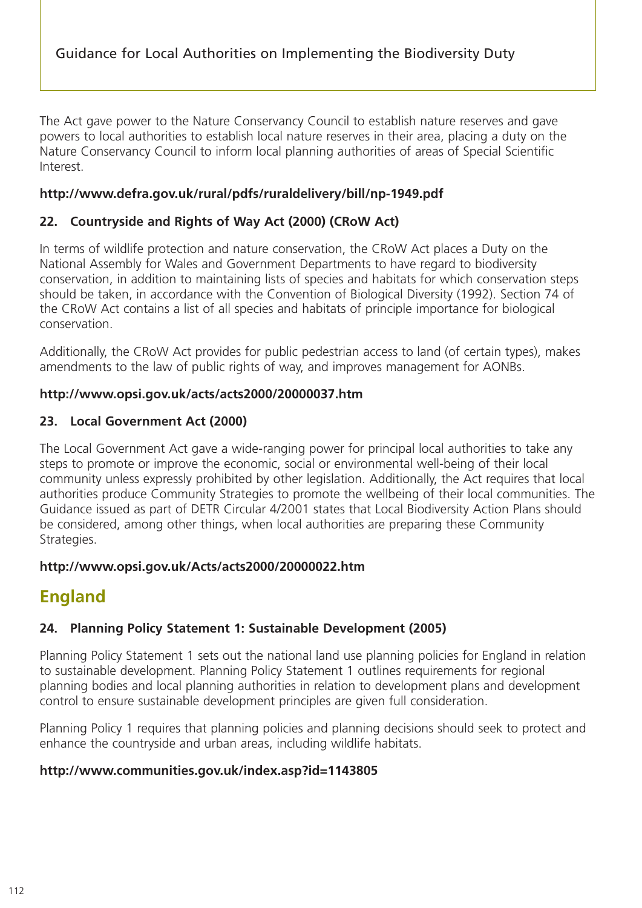The Act gave power to the Nature Conservancy Council to establish nature reserves and gave powers to local authorities to establish local nature reserves in their area, placing a duty on the Nature Conservancy Council to inform local planning authorities of areas of Special Scientific Interest.

**http://www.defra.gov.uk/rural/pdfs/ruraldelivery/bill/np-1949.pdf**

### 22. Countryside and Rights of Way Act (2000) (CRoW Act)

In terms of wildlife protection and nature conservation, the CRoW Act places a Duty on the National Assembly for Wales and Government Departments to have regard to biodiversity conservation, in addition to maintaining lists of species and habitats for which conservation steps should be taken, in accordance with the Convention of Biological Diversity (1992). Section 74 of the CRoW Act contains a list of all species and habitats of principle importance for biological conservation.

Additionally, the CRoW Act provides for public pedestrian access to land (of certain types), makes amendments to the law of public rights of way, and improves management for AONBs.

**http://www.opsi.gov.uk/acts/acts2000/20000037.htm**

### 23. Local Government Act (2000)

The Local Government Act gave a wide-ranging power for principal local authorities to take any steps to promote or improve the economic, social or environmental well-being of their local community unless expressly prohibited by other legislation. Additionally, the Act requires that local authorities produce Community Strategies to promote the wellbeing of their local communities. The Guidance issued as part of DETR Circular 4/2001 states that Local Biodiversity Action Plans should be considered, among other things, when local authorities are preparing these Community Strategies.

**http://www.opsi.gov.uk/Acts/acts2000/20000022.htm**

## England

### 24. Planning Policy Statement 1: Sustainable Development (2005)

Planning Policy Statement 1 sets out the national land use planning policies for England in relation to sustainable development. Planning Policy Statement 1 outlines requirements for regional planning bodies and local planning authorities in relation to development plans and development control to ensure sustainable development principles are given full consideration.

Planning Policy 1 requires that planning policies and planning decisions should seek to protect and enhance the countryside and urban areas, including wildlife habitats.

**http://www.communities.gov.uk/index.asp?id=1143805**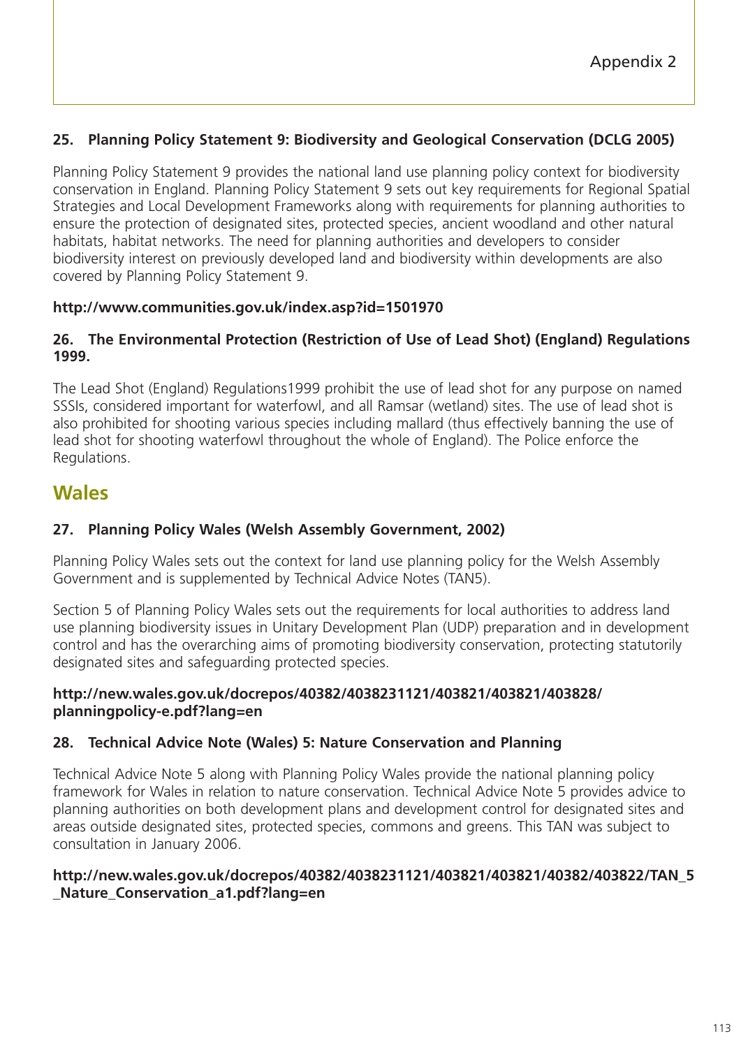**25. Planning Policy Statement 9: Biodiversity and Geological Conservation (DCLG 2005)**

Planning Policy Statement 9 provides the national land use planning policy context for biodiversity conservation in England. Planning Policy Statement 9 sets out key requirements for Regional Spatial Strategies and Local Development Frameworks along with requirements for planning authorities to ensure the protection of designated sites, protected species, ancient woodland and other natural habitats, habitat networks. The need for planning authorities and developers to consider biodiversity interest on previously developed land and biodiversity within developments are also covered by Planning Policy Statement 9.

**http://www.communities.gov.uk/index.asp?id=1501970**

**26. The Environmental Protection (Restriction of Use of Lead Shot) (England) Regulations 1999.**

The Lead Shot (England) Regulations1999 prohibit the use of lead shot for any purpose on named SSSIs, considered important for waterfowl, and all Ramsar (wetland) sites. The use of lead shot is also prohibited for shooting various species including mallard (thus effectively banning the use of lead shot for shooting waterfowl throughout the whole of England). The Police enforce the Regulations.

## Wales

**27. Planning Policy Wales (Welsh Assembly Government, 2002)**

Planning Policy Wales sets out the context for land use planning policy for the Welsh Assembly Government and is supplemented by Technical Advice Notes (TAN5).

Section 5 of Planning Policy Wales sets out the requirements for local authorities to address land use planning biodiversity issues in Unitary Development Plan (UDP) preparation and in development control and has the overarching aims of promoting biodiversity conservation, protecting statutorily designated sites and safeguarding protected species.

**http://new.wales.gov.uk/docrepos/40382/4038231121/403821/403821/403828/planningpolicy-e.pdf?lang=en**

**28. Technical Advice Note (Wales) 5: Nature Conservation and Planning**

Technical Advice Note 5 along with Planning Policy Wales provide the national planning policy framework for Wales in relation to nature conservation. Technical Advice Note 5 provides advice to planning authorities on both development plans and development control for designated sites and areas outside designated sites, protected species, commons and greens. This TAN was subject to consultation in January 2006.

**http://new.wales.gov.uk/docrepos/40382/4038231121/403821/403821/40382/403822/TAN_5_Nature_Conservation_a1.pdf?lang=en**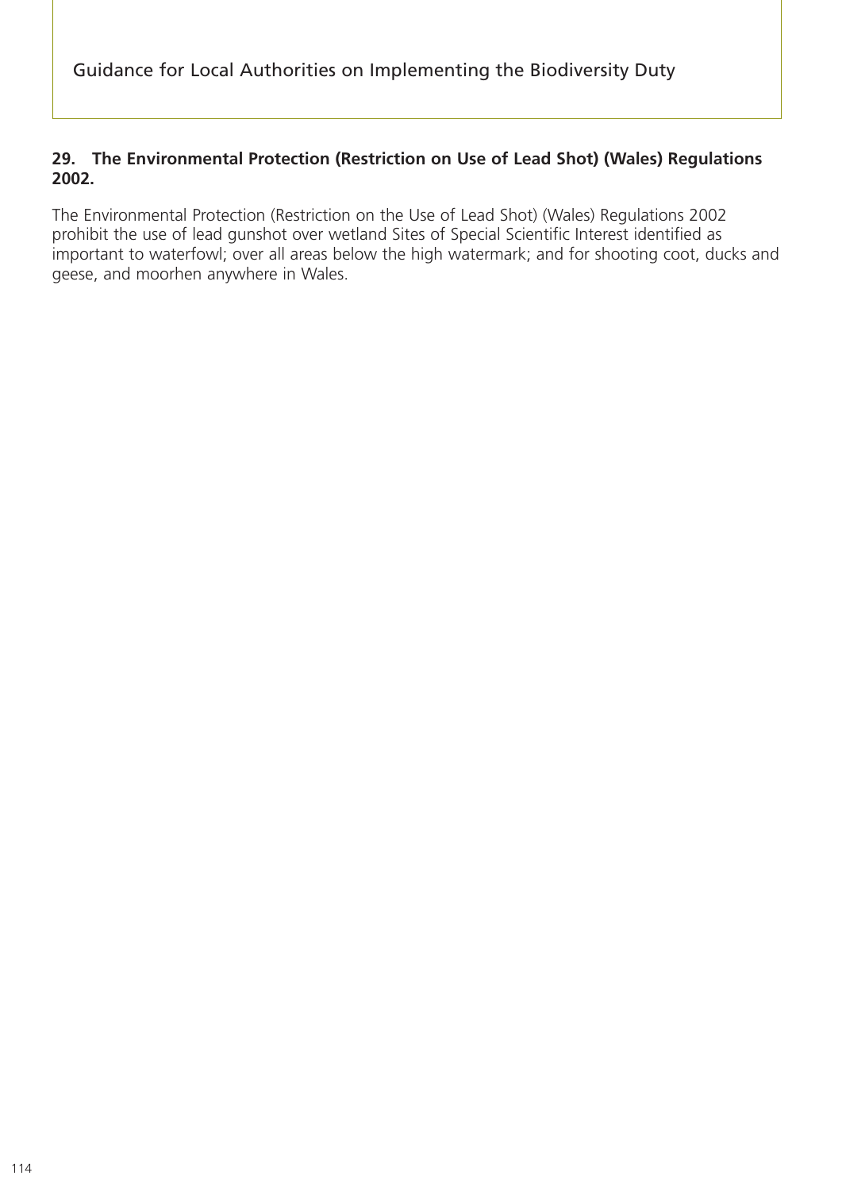### 29. The Environmental Protection (Restriction on Use of Lead Shot) (Wales) Regulations 2002.

The Environmental Protection (Restriction on the Use of Lead Shot) (Wales) Regulations 2002 prohibit the use of lead gunshot over wetland Sites of Special Scientific Interest identified as important to waterfowl; over all areas below the high watermark; and for shooting coot, ducks and geese, and moorhen anywhere in Wales.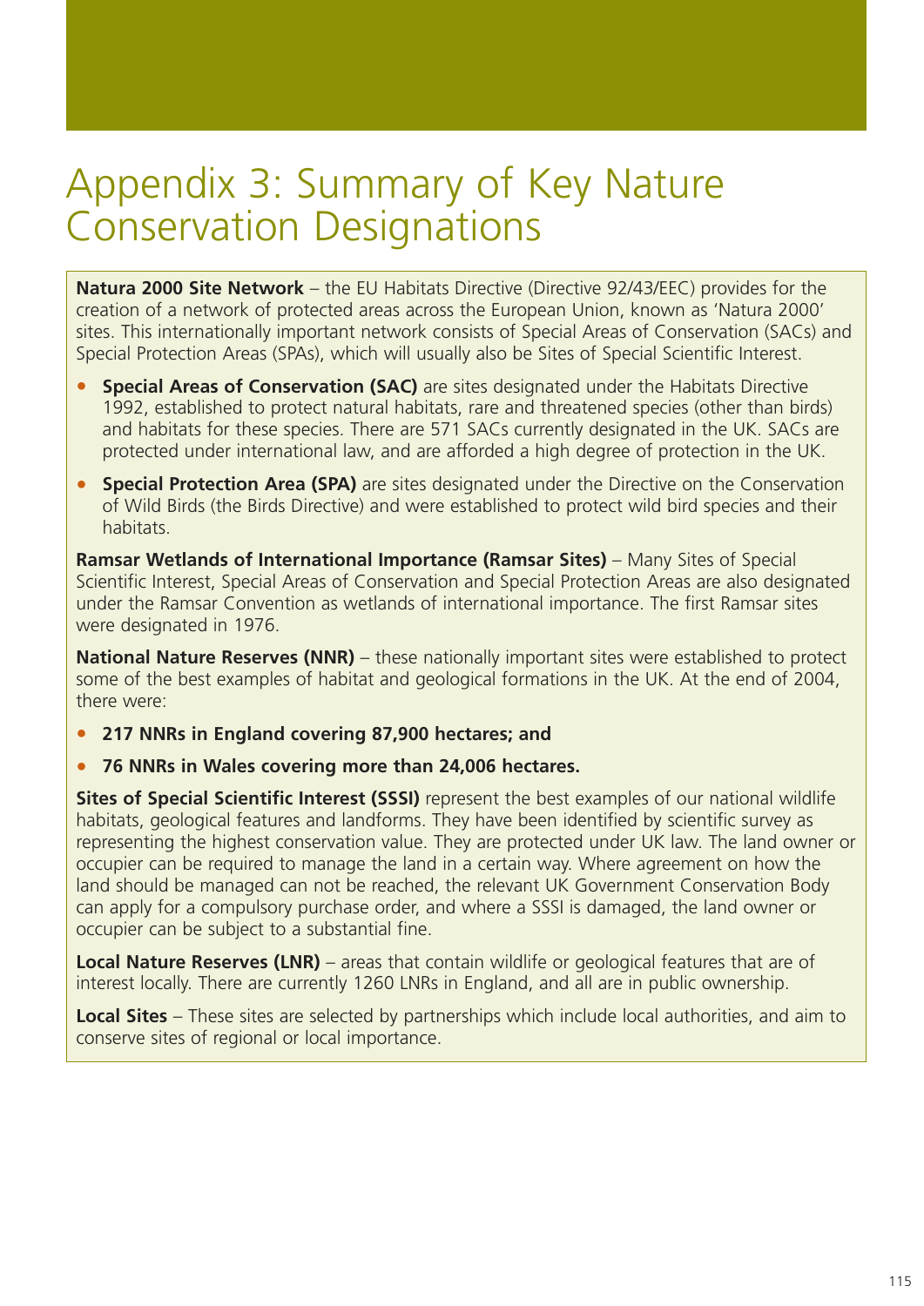# Appendix 3: Summary of Key Nature Conservation Designations

**Natura 2000 Site Network** – the EU Habitats Directive (Directive 92/43/EEC) provides for the creation of a network of protected areas across the European Union, known as 'Natura 2000' sites. This internationally important network consists of Special Areas of Conservation (SACs) and Special Protection Areas (SPAs), which will usually also be Sites of Special Scientific Interest.

- **Special Areas of Conservation (SAC)** are sites designated under the Habitats Directive 1992, established to protect natural habitats, rare and threatened species (other than birds) and habitats for these species. There are 571 SACs currently designated in the UK. SACs are protected under international law, and are afforded a high degree of protection in the UK.
- **Special Protection Area (SPA)** are sites designated under the Directive on the Conservation of Wild Birds (the Birds Directive) and were established to protect wild bird species and their habitats.

**Ramsar Wetlands of International Importance (Ramsar Sites)** – Many Sites of Special Scientific Interest, Special Areas of Conservation and Special Protection Areas are also designated under the Ramsar Convention as wetlands of international importance. The first Ramsar sites were designated in 1976.

**National Nature Reserves (NNR)** – these nationally important sites were established to protect some of the best examples of habitat and geological formations in the UK. At the end of 2004, there were:

- **217 NNRs in England covering 87,900 hectares; and**
- **76 NNRs in Wales covering more than 24,006 hectares.**

**Sites of Special Scientific Interest (SSSI)** represent the best examples of our national wildlife habitats, geological features and landforms. They have been identified by scientific survey as representing the highest conservation value. They are protected under UK law. The land owner or occupier can be required to manage the land in a certain way. Where agreement on how the land should be managed can not be reached, the relevant UK Government Conservation Body can apply for a compulsory purchase order, and where a SSSI is damaged, the land owner or occupier can be subject to a substantial fine.

**Local Nature Reserves (LNR)** – areas that contain wildlife or geological features that are of interest locally. There are currently 1260 LNRs in England, and all are in public ownership.

**Local Sites** – These sites are selected by partnerships which include local authorities, and aim to conserve sites of regional or local importance.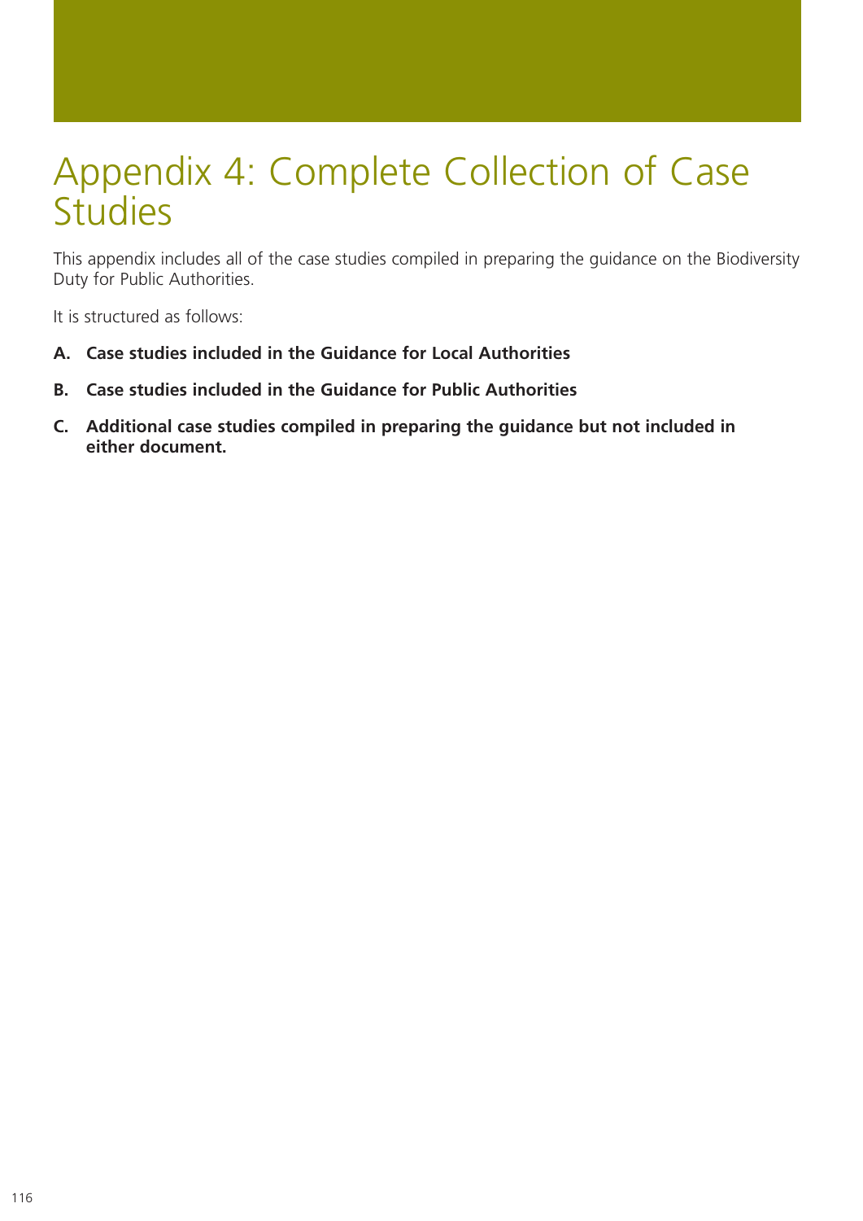# Appendix 4: Complete Collection of Case Studies

This appendix includes all of the case studies compiled in preparing the guidance on the Biodiversity Duty for Public Authorities.

It is structured as follows:

A. **Case studies included in the Guidance for Local Authorities**

B. **Case studies included in the Guidance for Public Authorities**

C. **Additional case studies compiled in preparing the guidance but not included in either document.**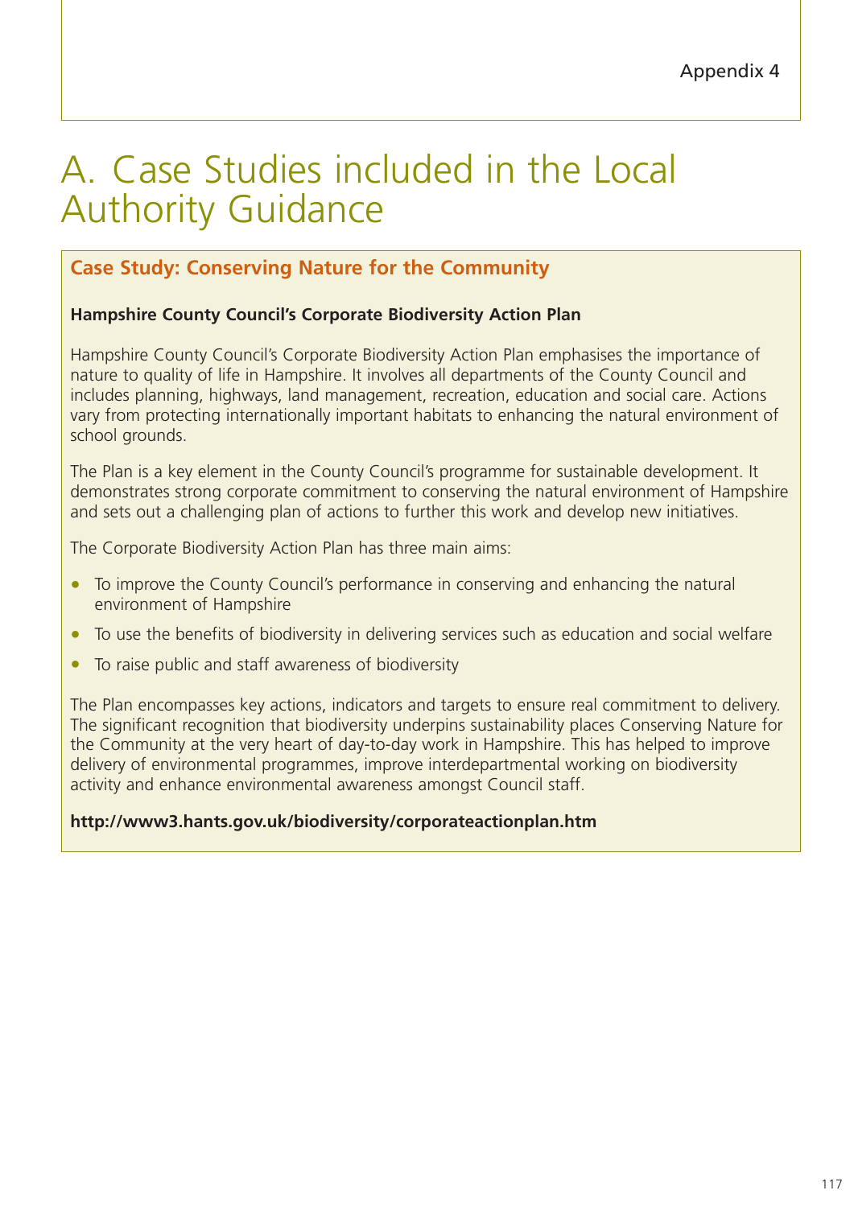Appendix 4

# A. Case Studies included in the Local Authority Guidance

## Case Study: Conserving Nature for the Community

**Hampshire County Council's Corporate Biodiversity Action Plan**

Hampshire County Council's Corporate Biodiversity Action Plan emphasises the importance of nature to quality of life in Hampshire. It involves all departments of the County Council and includes planning, highways, land management, recreation, education and social care. Actions vary from protecting internationally important habitats to enhancing the natural environment of school grounds.

The Plan is a key element in the County Council's programme for sustainable development. It demonstrates strong corporate commitment to conserving the natural environment of Hampshire and sets out a challenging plan of actions to further this work and develop new initiatives.

The Corporate Biodiversity Action Plan has three main aims:

- To improve the County Council's performance in conserving and enhancing the natural environment of Hampshire
- To use the benefits of biodiversity in delivering services such as education and social welfare
- To raise public and staff awareness of biodiversity

The Plan encompasses key actions, indicators and targets to ensure real commitment to delivery. The significant recognition that biodiversity underpins sustainability places Conserving Nature for the Community at the very heart of day-to-day work in Hampshire. This has helped to improve delivery of environmental programmes, improve interdepartmental working on biodiversity activity and enhance environmental awareness amongst Council staff.

**http://www3.hants.gov.uk/biodiversity/corporateactionplan.htm**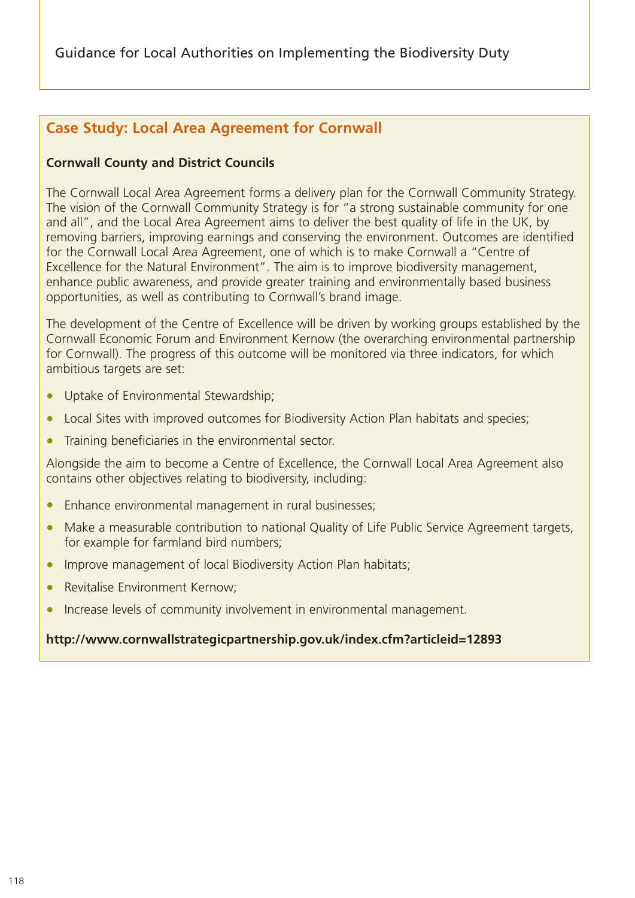## Case Study: Local Area Agreement for Cornwall

**Cornwall County and District Councils**

The Cornwall Local Area Agreement forms a delivery plan for the Cornwall Community Strategy. The vision of the Cornwall Community Strategy is for "a strong sustainable community for one and all", and the Local Area Agreement aims to deliver the best quality of life in the UK, by removing barriers, improving earnings and conserving the environment. Outcomes are identified for the Cornwall Local Area Agreement, one of which is to make Cornwall a "Centre of Excellence for the Natural Environment". The aim is to improve biodiversity management, enhance public awareness, and provide greater training and environmentally based business opportunities, as well as contributing to Cornwall's brand image.

The development of the Centre of Excellence will be driven by working groups established by the Cornwall Economic Forum and Environment Kernow (the overarching environmental partnership for Cornwall). The progress of this outcome will be monitored via three indicators, for which ambitious targets are set:

- Uptake of Environmental Stewardship;
- Local Sites with improved outcomes for Biodiversity Action Plan habitats and species;
- Training beneficiaries in the environmental sector.

Alongside the aim to become a Centre of Excellence, the Cornwall Local Area Agreement also contains other objectives relating to biodiversity, including:

- Enhance environmental management in rural businesses;
- Make a measurable contribution to national Quality of Life Public Service Agreement targets, for example for farmland bird numbers;
- Improve management of local Biodiversity Action Plan habitats;
- Revitalise Environment Kernow;
- Increase levels of community involvement in environmental management.

**http://www.cornwallstrategicpartnership.gov.uk/index.cfm?articleid=12893**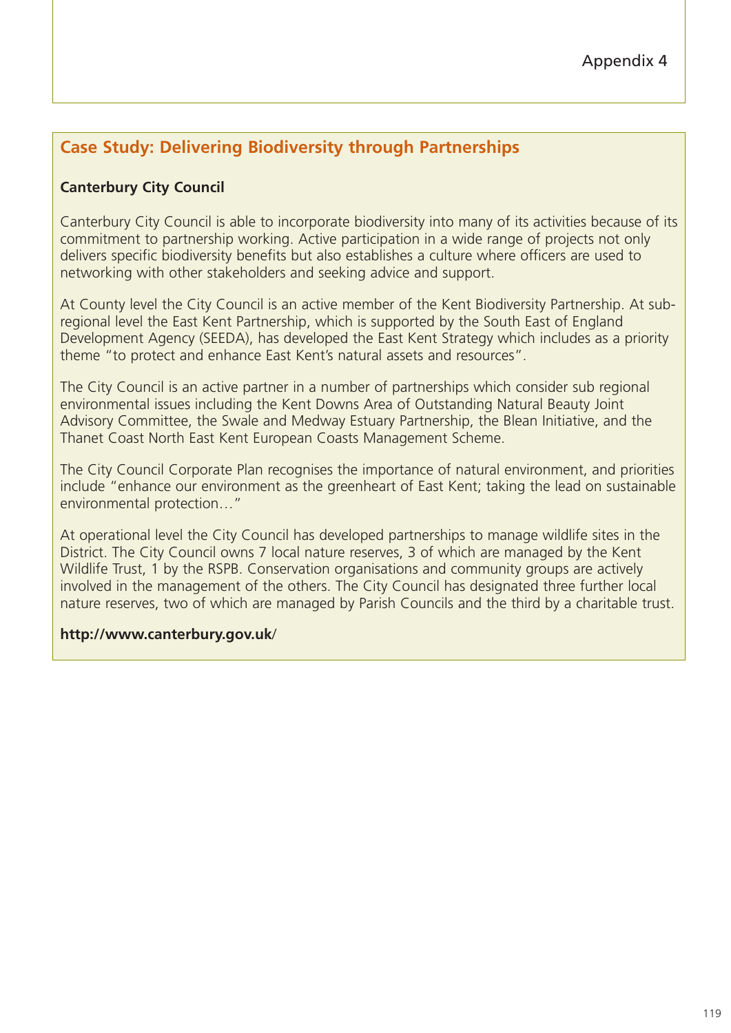Appendix 4

## Case Study: Delivering Biodiversity through Partnerships

**Canterbury City Council**

Canterbury City Council is able to incorporate biodiversity into many of its activities because of its commitment to partnership working. Active participation in a wide range of projects not only delivers specific biodiversity benefits but also establishes a culture where officers are used to networking with other stakeholders and seeking advice and support.

At County level the City Council is an active member of the Kent Biodiversity Partnership. At sub-regional level the East Kent Partnership, which is supported by the South East of England Development Agency (SEEDA), has developed the East Kent Strategy which includes as a priority theme "to protect and enhance East Kent's natural assets and resources".

The City Council is an active partner in a number of partnerships which consider sub regional environmental issues including the Kent Downs Area of Outstanding Natural Beauty Joint Advisory Committee, the Swale and Medway Estuary Partnership, the Blean Initiative, and the Thanet Coast North East Kent European Coasts Management Scheme.

The City Council Corporate Plan recognises the importance of natural environment, and priorities include "enhance our environment as the greenheart of East Kent; taking the lead on sustainable environmental protection…"

At operational level the City Council has developed partnerships to manage wildlife sites in the District. The City Council owns 7 local nature reserves, 3 of which are managed by the Kent Wildlife Trust, 1 by the RSPB. Conservation organisations and community groups are actively involved in the management of the others. The City Council has designated three further local nature reserves, two of which are managed by Parish Councils and the third by a charitable trust.

**http://www.canterbury.gov.uk**/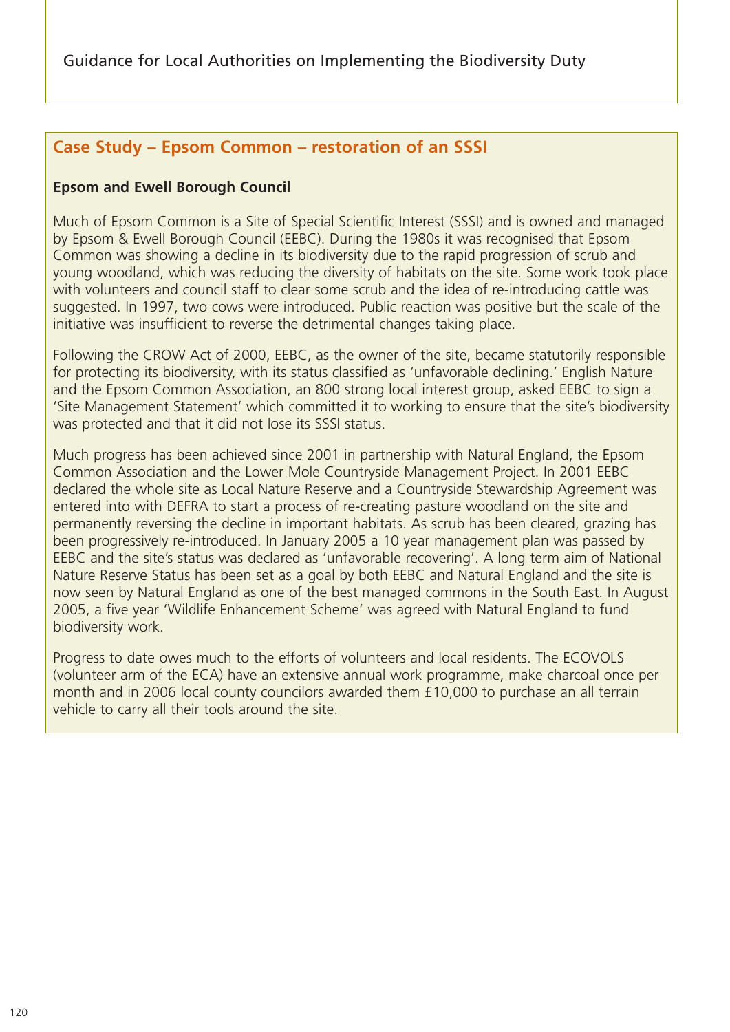## Case Study – Epsom Common – restoration of an SSSI

**Epsom and Ewell Borough Council**

Much of Epsom Common is a Site of Special Scientific Interest (SSSI) and is owned and managed by Epsom & Ewell Borough Council (EEBC). During the 1980s it was recognised that Epsom Common was showing a decline in its biodiversity due to the rapid progression of scrub and young woodland, which was reducing the diversity of habitats on the site. Some work took place with volunteers and council staff to clear some scrub and the idea of re-introducing cattle was suggested. In 1997, two cows were introduced. Public reaction was positive but the scale of the initiative was insufficient to reverse the detrimental changes taking place.

Following the CROW Act of 2000, EEBC, as the owner of the site, became statutorily responsible for protecting its biodiversity, with its status classified as 'unfavorable declining.' English Nature and the Epsom Common Association, an 800 strong local interest group, asked EEBC to sign a 'Site Management Statement' which committed it to working to ensure that the site's biodiversity was protected and that it did not lose its SSSI status.

Much progress has been achieved since 2001 in partnership with Natural England, the Epsom Common Association and the Lower Mole Countryside Management Project. In 2001 EEBC declared the whole site as Local Nature Reserve and a Countryside Stewardship Agreement was entered into with DEFRA to start a process of re-creating pasture woodland on the site and permanently reversing the decline in important habitats. As scrub has been cleared, grazing has been progressively re-introduced. In January 2005 a 10 year management plan was passed by EEBC and the site's status was declared as 'unfavorable recovering'. A long term aim of National Nature Reserve Status has been set as a goal by both EEBC and Natural England and the site is now seen by Natural England as one of the best managed commons in the South East. In August 2005, a five year 'Wildlife Enhancement Scheme' was agreed with Natural England to fund biodiversity work.

Progress to date owes much to the efforts of volunteers and local residents. The ECOVOLS (volunteer arm of the ECA) have an extensive annual work programme, make charcoal once per month and in 2006 local county councilors awarded them £10,000 to purchase an all terrain vehicle to carry all their tools around the site.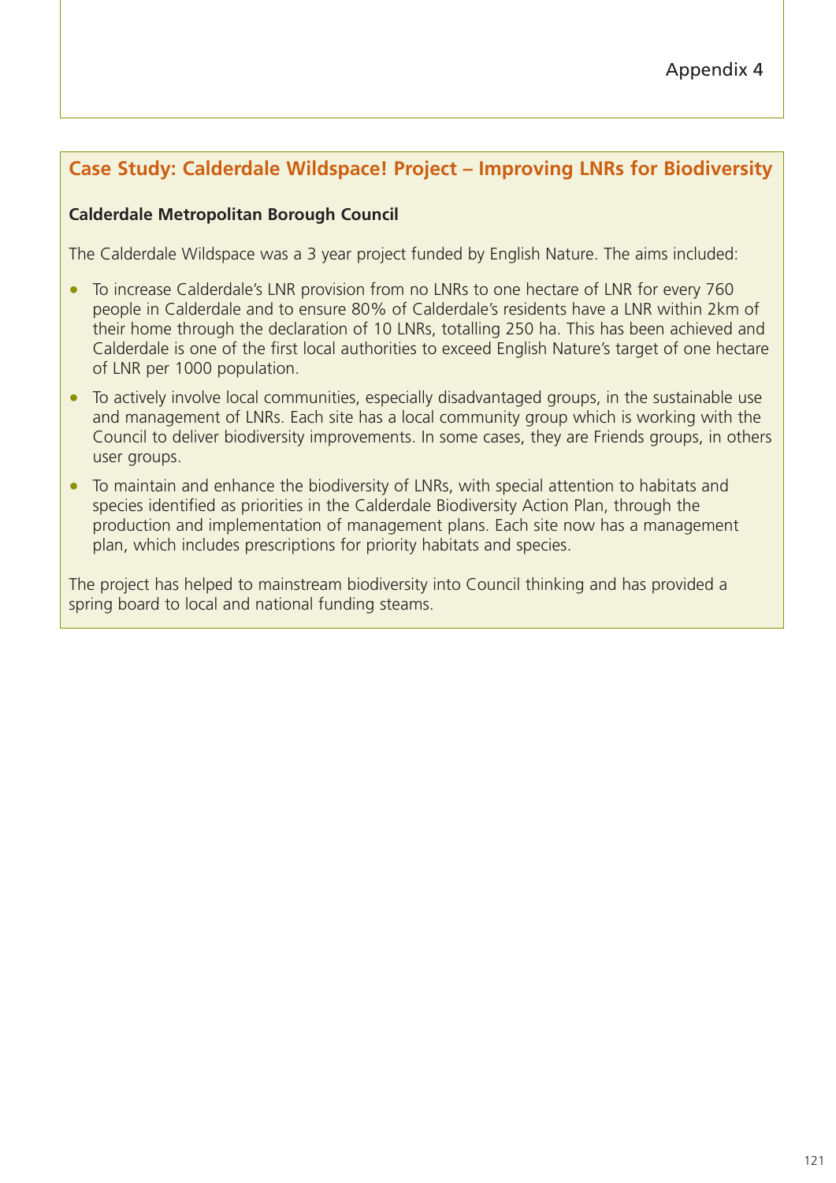## Case Study: Calderdale Wildspace! Project – Improving LNRs for Biodiversity

**Calderdale Metropolitan Borough Council**

The Calderdale Wildspace was a 3 year project funded by English Nature. The aims included:

- To increase Calderdale's LNR provision from no LNRs to one hectare of LNR for every 760 people in Calderdale and to ensure 80% of Calderdale's residents have a LNR within 2km of their home through the declaration of 10 LNRs, totalling 250 ha. This has been achieved and Calderdale is one of the first local authorities to exceed English Nature's target of one hectare of LNR per 1000 population.
- To actively involve local communities, especially disadvantaged groups, in the sustainable use and management of LNRs. Each site has a local community group which is working with the Council to deliver biodiversity improvements. In some cases, they are Friends groups, in others user groups.
- To maintain and enhance the biodiversity of LNRs, with special attention to habitats and species identified as priorities in the Calderdale Biodiversity Action Plan, through the production and implementation of management plans. Each site now has a management plan, which includes prescriptions for priority habitats and species.

The project has helped to mainstream biodiversity into Council thinking and has provided a spring board to local and national funding steams.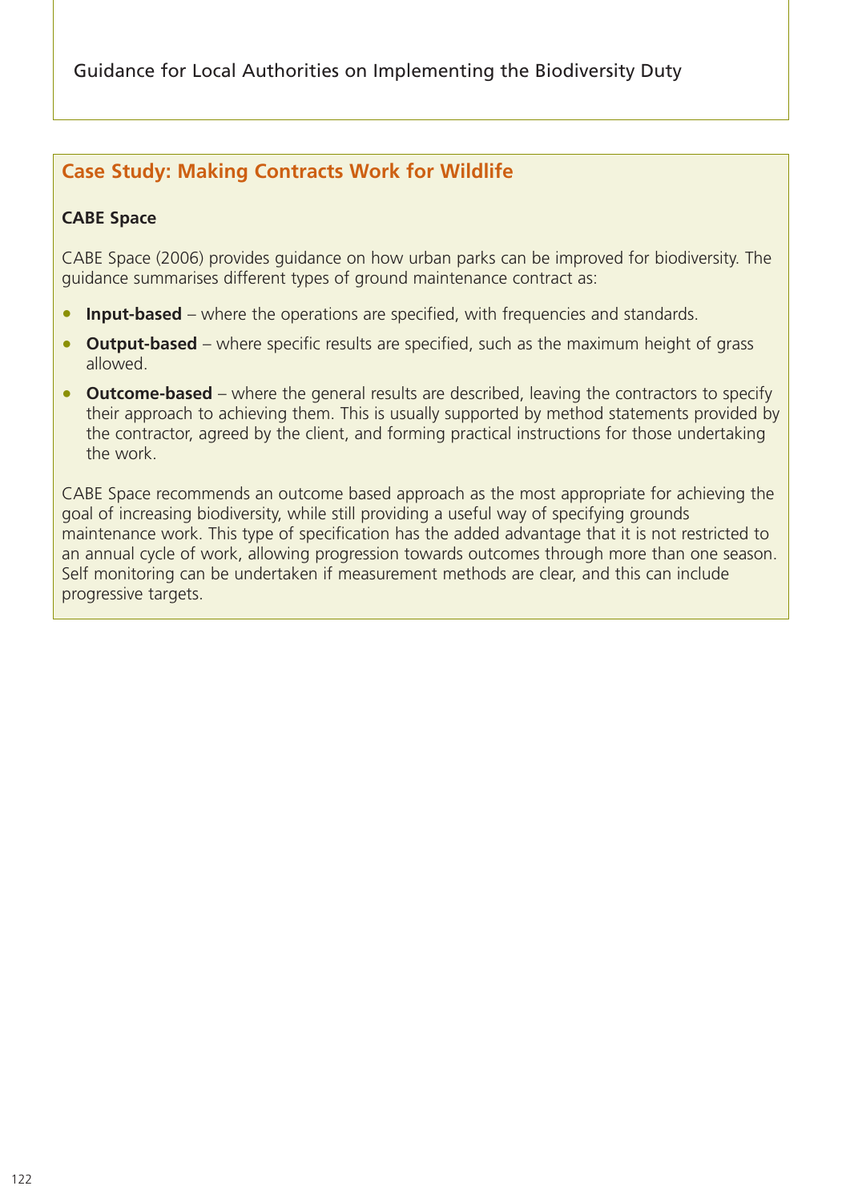## Case Study: Making Contracts Work for Wildlife

**CABE Space**

CABE Space (2006) provides guidance on how urban parks can be improved for biodiversity. The guidance summarises different types of ground maintenance contract as:

- **Input-based** – where the operations are specified, with frequencies and standards.
- **Output-based** – where specific results are specified, such as the maximum height of grass allowed.
- **Outcome-based** – where the general results are described, leaving the contractors to specify their approach to achieving them. This is usually supported by method statements provided by the contractor, agreed by the client, and forming practical instructions for those undertaking the work.

CABE Space recommends an outcome based approach as the most appropriate for achieving the goal of increasing biodiversity, while still providing a useful way of specifying grounds maintenance work. This type of specification has the added advantage that it is not restricted to an annual cycle of work, allowing progression towards outcomes through more than one season. Self monitoring can be undertaken if measurement methods are clear, and this can include progressive targets.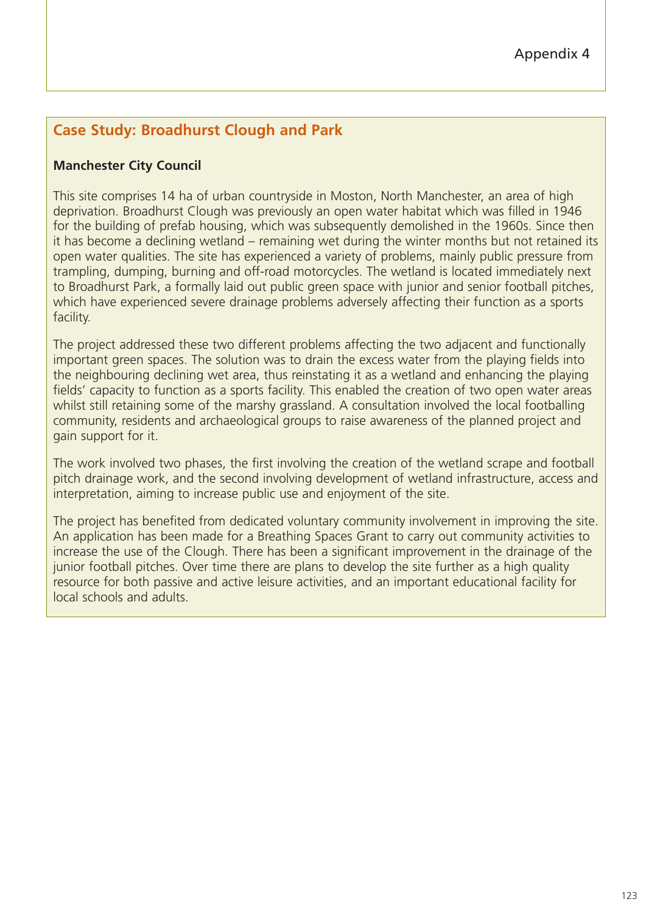Appendix 4

## Case Study: Broadhurst Clough and Park

**Manchester City Council**

This site comprises 14 ha of urban countryside in Moston, North Manchester, an area of high deprivation. Broadhurst Clough was previously an open water habitat which was filled in 1946 for the building of prefab housing, which was subsequently demolished in the 1960s. Since then it has become a declining wetland – remaining wet during the winter months but not retained its open water qualities. The site has experienced a variety of problems, mainly public pressure from trampling, dumping, burning and off-road motorcycles. The wetland is located immediately next to Broadhurst Park, a formally laid out public green space with junior and senior football pitches, which have experienced severe drainage problems adversely affecting their function as a sports facility.

The project addressed these two different problems affecting the two adjacent and functionally important green spaces. The solution was to drain the excess water from the playing fields into the neighbouring declining wet area, thus reinstating it as a wetland and enhancing the playing fields' capacity to function as a sports facility. This enabled the creation of two open water areas whilst still retaining some of the marshy grassland. A consultation involved the local footballing community, residents and archaeological groups to raise awareness of the planned project and gain support for it.

The work involved two phases, the first involving the creation of the wetland scrape and football pitch drainage work, and the second involving development of wetland infrastructure, access and interpretation, aiming to increase public use and enjoyment of the site.

The project has benefited from dedicated voluntary community involvement in improving the site. An application has been made for a Breathing Spaces Grant to carry out community activities to increase the use of the Clough. There has been a significant improvement in the drainage of the junior football pitches. Over time there are plans to develop the site further as a high quality resource for both passive and active leisure activities, and an important educational facility for local schools and adults.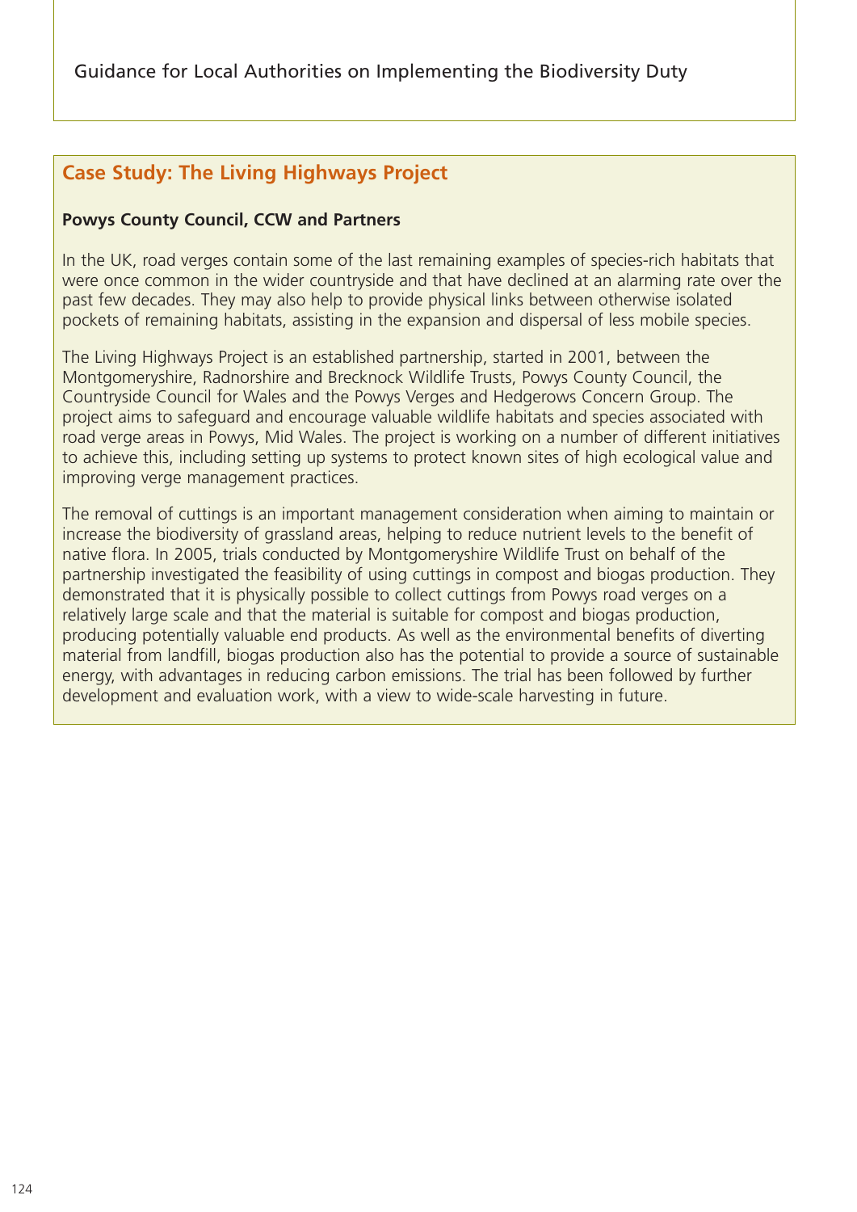## Case Study: The Living Highways Project

**Powys County Council, CCW and Partners**

In the UK, road verges contain some of the last remaining examples of species-rich habitats that were once common in the wider countryside and that have declined at an alarming rate over the past few decades. They may also help to provide physical links between otherwise isolated pockets of remaining habitats, assisting in the expansion and dispersal of less mobile species.

The Living Highways Project is an established partnership, started in 2001, between the Montgomeryshire, Radnorshire and Brecknock Wildlife Trusts, Powys County Council, the Countryside Council for Wales and the Powys Verges and Hedgerows Concern Group. The project aims to safeguard and encourage valuable wildlife habitats and species associated with road verge areas in Powys, Mid Wales. The project is working on a number of different initiatives to achieve this, including setting up systems to protect known sites of high ecological value and improving verge management practices.

The removal of cuttings is an important management consideration when aiming to maintain or increase the biodiversity of grassland areas, helping to reduce nutrient levels to the benefit of native flora. In 2005, trials conducted by Montgomeryshire Wildlife Trust on behalf of the partnership investigated the feasibility of using cuttings in compost and biogas production. They demonstrated that it is physically possible to collect cuttings from Powys road verges on a relatively large scale and that the material is suitable for compost and biogas production, producing potentially valuable end products. As well as the environmental benefits of diverting material from landfill, biogas production also has the potential to provide a source of sustainable energy, with advantages in reducing carbon emissions. The trial has been followed by further development and evaluation work, with a view to wide-scale harvesting in future.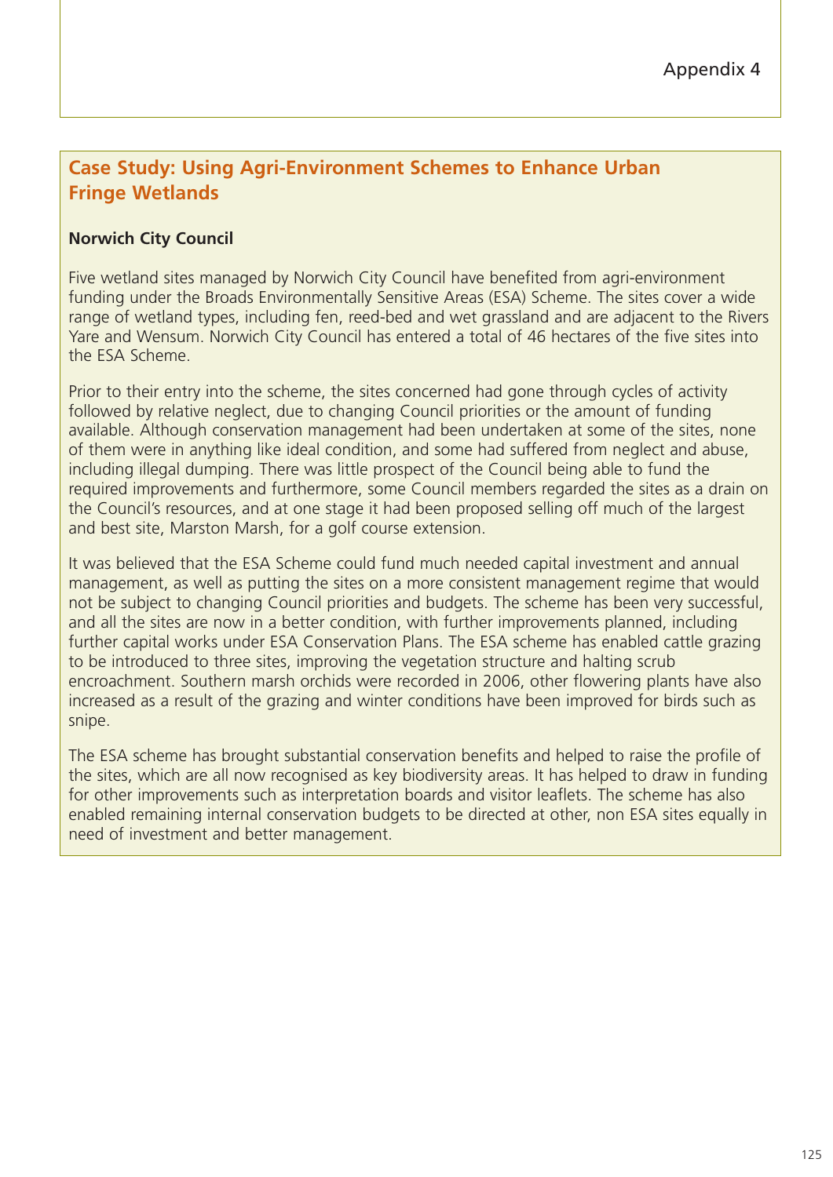Appendix 4

## Case Study: Using Agri-Environment Schemes to Enhance Urban Fringe Wetlands

**Norwich City Council**

Five wetland sites managed by Norwich City Council have benefited from agri-environment funding under the Broads Environmentally Sensitive Areas (ESA) Scheme. The sites cover a wide range of wetland types, including fen, reed-bed and wet grassland and are adjacent to the Rivers Yare and Wensum. Norwich City Council has entered a total of 46 hectares of the five sites into the ESA Scheme.

Prior to their entry into the scheme, the sites concerned had gone through cycles of activity followed by relative neglect, due to changing Council priorities or the amount of funding available. Although conservation management had been undertaken at some of the sites, none of them were in anything like ideal condition, and some had suffered from neglect and abuse, including illegal dumping. There was little prospect of the Council being able to fund the required improvements and furthermore, some Council members regarded the sites as a drain on the Council's resources, and at one stage it had been proposed selling off much of the largest and best site, Marston Marsh, for a golf course extension.

It was believed that the ESA Scheme could fund much needed capital investment and annual management, as well as putting the sites on a more consistent management regime that would not be subject to changing Council priorities and budgets. The scheme has been very successful, and all the sites are now in a better condition, with further improvements planned, including further capital works under ESA Conservation Plans. The ESA scheme has enabled cattle grazing to be introduced to three sites, improving the vegetation structure and halting scrub encroachment. Southern marsh orchids were recorded in 2006, other flowering plants have also increased as a result of the grazing and winter conditions have been improved for birds such as snipe.

The ESA scheme has brought substantial conservation benefits and helped to raise the profile of the sites, which are all now recognised as key biodiversity areas. It has helped to draw in funding for other improvements such as interpretation boards and visitor leaflets. The scheme has also enabled remaining internal conservation budgets to be directed at other, non ESA sites equally in need of investment and better management.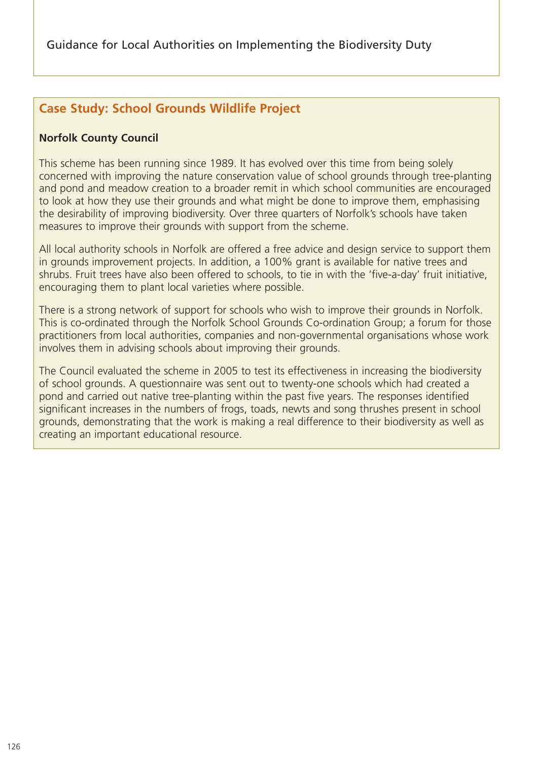## Case Study: School Grounds Wildlife Project

**Norfolk County Council**

This scheme has been running since 1989. It has evolved over this time from being solely concerned with improving the nature conservation value of school grounds through tree-planting and pond and meadow creation to a broader remit in which school communities are encouraged to look at how they use their grounds and what might be done to improve them, emphasising the desirability of improving biodiversity. Over three quarters of Norfolk's schools have taken measures to improve their grounds with support from the scheme.

All local authority schools in Norfolk are offered a free advice and design service to support them in grounds improvement projects. In addition, a 100% grant is available for native trees and shrubs. Fruit trees have also been offered to schools, to tie in with the 'five-a-day' fruit initiative, encouraging them to plant local varieties where possible.

There is a strong network of support for schools who wish to improve their grounds in Norfolk. This is co-ordinated through the Norfolk School Grounds Co-ordination Group; a forum for those practitioners from local authorities, companies and non-governmental organisations whose work involves them in advising schools about improving their grounds.

The Council evaluated the scheme in 2005 to test its effectiveness in increasing the biodiversity of school grounds. A questionnaire was sent out to twenty-one schools which had created a pond and carried out native tree-planting within the past five years. The responses identified significant increases in the numbers of frogs, toads, newts and song thrushes present in school grounds, demonstrating that the work is making a real difference to their biodiversity as well as creating an important educational resource.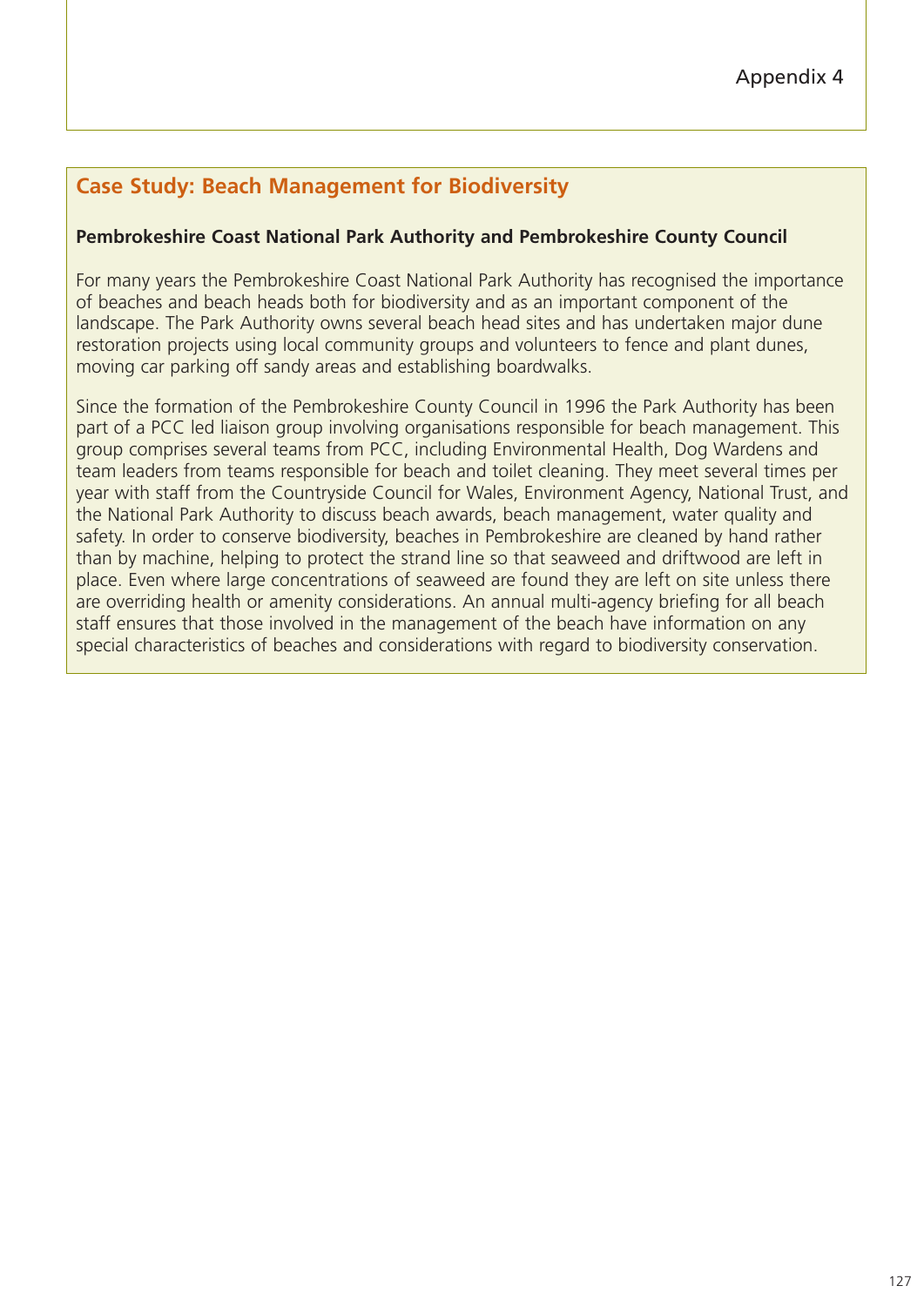## Case Study: Beach Management for Biodiversity

**Pembrokeshire Coast National Park Authority and Pembrokeshire County Council**

For many years the Pembrokeshire Coast National Park Authority has recognised the importance of beaches and beach heads both for biodiversity and as an important component of the landscape. The Park Authority owns several beach head sites and has undertaken major dune restoration projects using local community groups and volunteers to fence and plant dunes, moving car parking off sandy areas and establishing boardwalks.

Since the formation of the Pembrokeshire County Council in 1996 the Park Authority has been part of a PCC led liaison group involving organisations responsible for beach management. This group comprises several teams from PCC, including Environmental Health, Dog Wardens and team leaders from teams responsible for beach and toilet cleaning. They meet several times per year with staff from the Countryside Council for Wales, Environment Agency, National Trust, and the National Park Authority to discuss beach awards, beach management, water quality and safety. In order to conserve biodiversity, beaches in Pembrokeshire are cleaned by hand rather than by machine, helping to protect the strand line so that seaweed and driftwood are left in place. Even where large concentrations of seaweed are found they are left on site unless there are overriding health or amenity considerations. An annual multi-agency briefing for all beach staff ensures that those involved in the management of the beach have information on any special characteristics of beaches and considerations with regard to biodiversity conservation.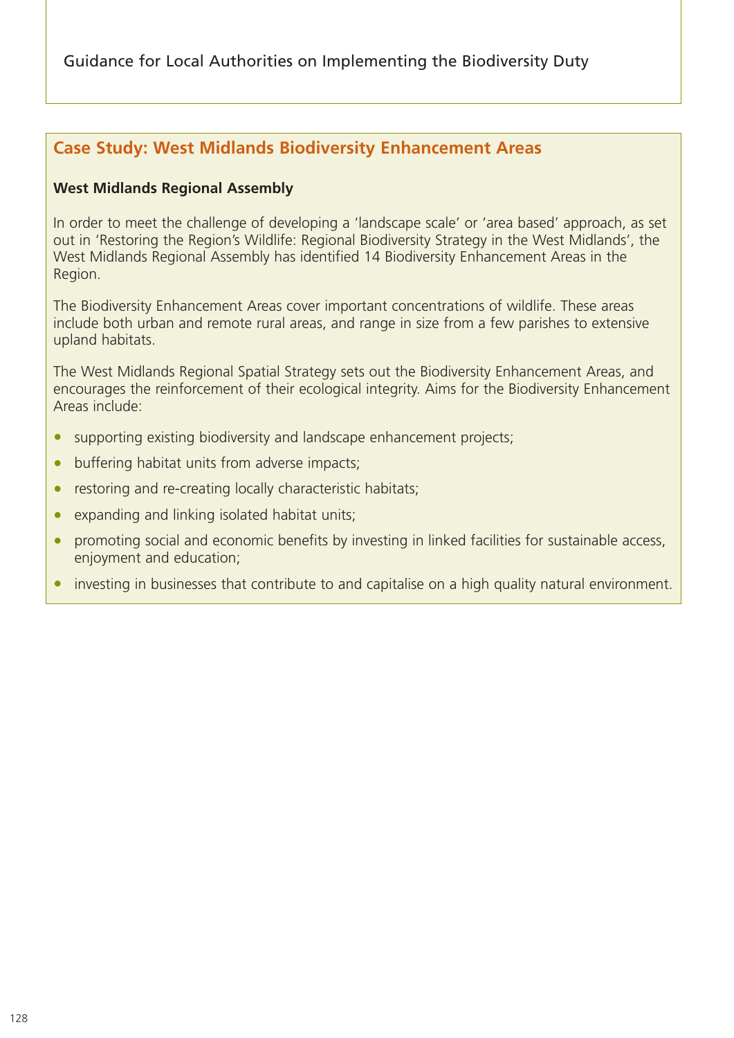## Case Study: West Midlands Biodiversity Enhancement Areas

**West Midlands Regional Assembly**

In order to meet the challenge of developing a 'landscape scale' or 'area based' approach, as set out in 'Restoring the Region's Wildlife: Regional Biodiversity Strategy in the West Midlands', the West Midlands Regional Assembly has identified 14 Biodiversity Enhancement Areas in the Region.

The Biodiversity Enhancement Areas cover important concentrations of wildlife. These areas include both urban and remote rural areas, and range in size from a few parishes to extensive upland habitats.

The West Midlands Regional Spatial Strategy sets out the Biodiversity Enhancement Areas, and encourages the reinforcement of their ecological integrity. Aims for the Biodiversity Enhancement Areas include:

- supporting existing biodiversity and landscape enhancement projects;
- buffering habitat units from adverse impacts;
- restoring and re-creating locally characteristic habitats;
- expanding and linking isolated habitat units;
- promoting social and economic benefits by investing in linked facilities for sustainable access, enjoyment and education;
- investing in businesses that contribute to and capitalise on a high quality natural environment.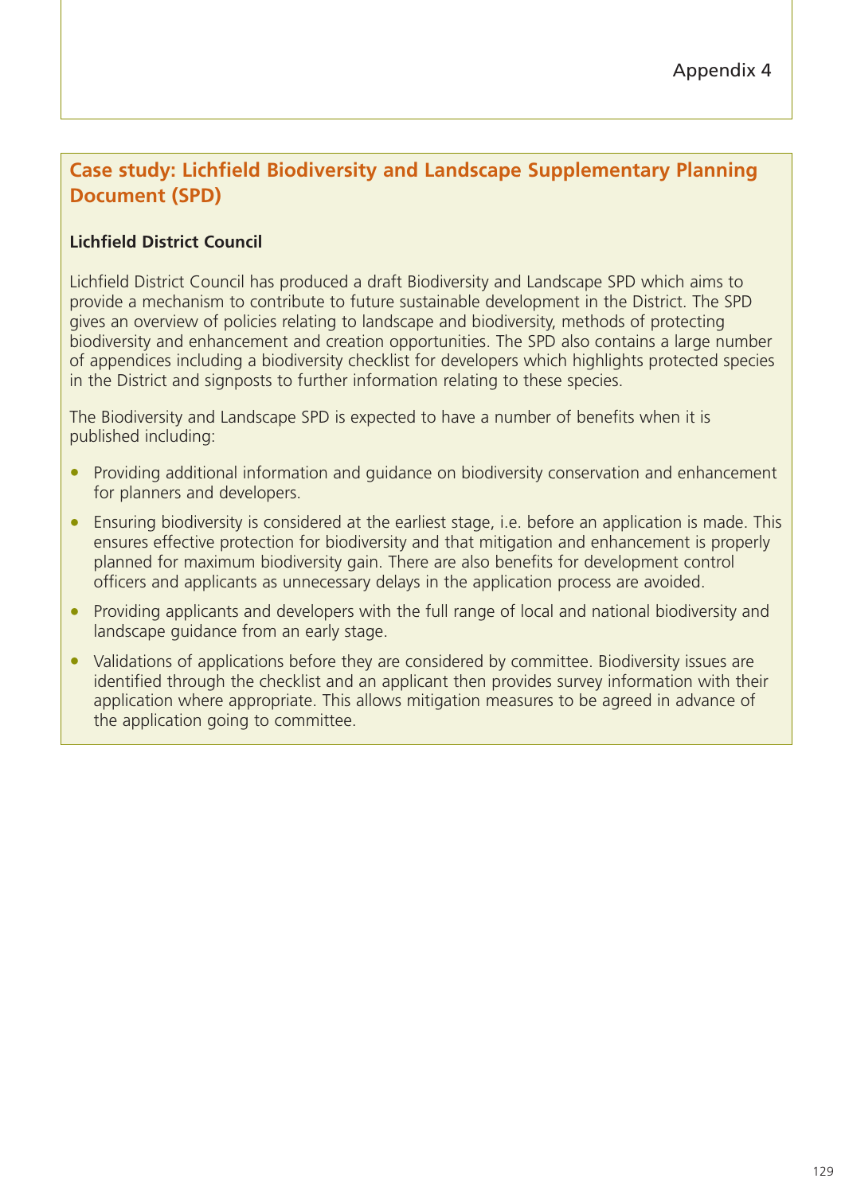Appendix 4

## Case study: Lichfield Biodiversity and Landscape Supplementary Planning Document (SPD)

**Lichfield District Council**

Lichfield District Council has produced a draft Biodiversity and Landscape SPD which aims to provide a mechanism to contribute to future sustainable development in the District. The SPD gives an overview of policies relating to landscape and biodiversity, methods of protecting biodiversity and enhancement and creation opportunities. The SPD also contains a large number of appendices including a biodiversity checklist for developers which highlights protected species in the District and signposts to further information relating to these species.

The Biodiversity and Landscape SPD is expected to have a number of benefits when it is published including:

- Providing additional information and guidance on biodiversity conservation and enhancement for planners and developers.
- Ensuring biodiversity is considered at the earliest stage, i.e. before an application is made. This ensures effective protection for biodiversity and that mitigation and enhancement is properly planned for maximum biodiversity gain. There are also benefits for development control officers and applicants as unnecessary delays in the application process are avoided.
- Providing applicants and developers with the full range of local and national biodiversity and landscape guidance from an early stage.
- Validations of applications before they are considered by committee. Biodiversity issues are identified through the checklist and an applicant then provides survey information with their application where appropriate. This allows mitigation measures to be agreed in advance of the application going to committee.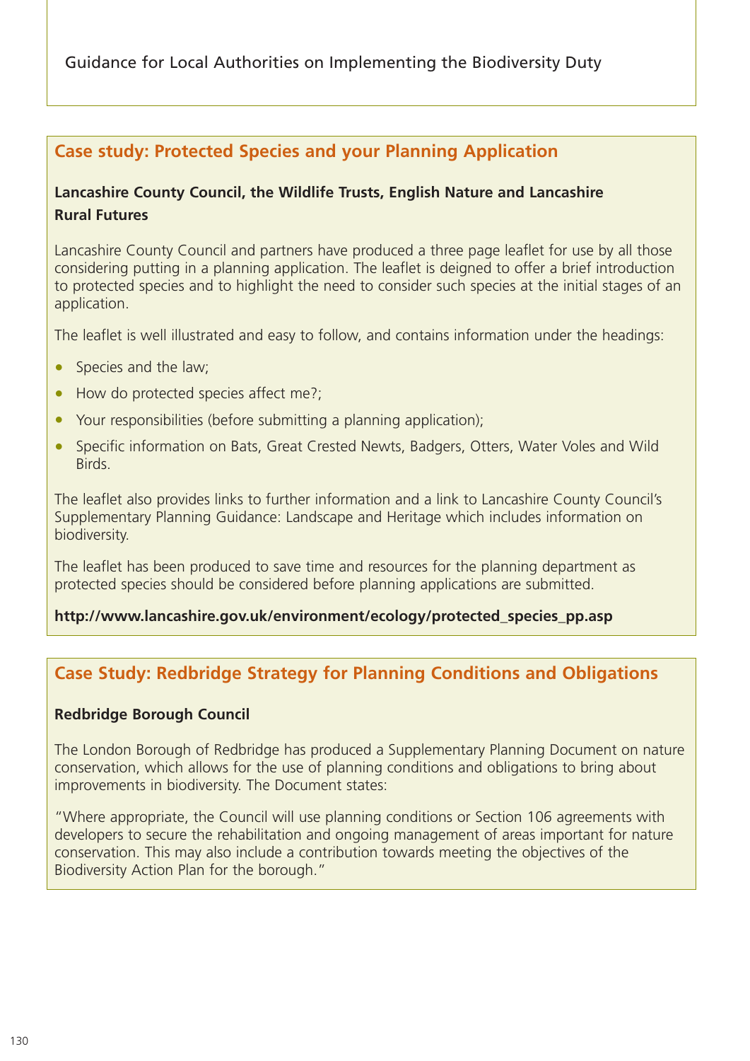## Case study: Protected Species and your Planning Application

**Lancashire County Council, the Wildlife Trusts, English Nature and Lancashire Rural Futures**

Lancashire County Council and partners have produced a three page leaflet for use by all those considering putting in a planning application. The leaflet is deigned to offer a brief introduction to protected species and to highlight the need to consider such species at the initial stages of an application.

The leaflet is well illustrated and easy to follow, and contains information under the headings:

- Species and the law;
- How do protected species affect me?;
- Your responsibilities (before submitting a planning application);
- Specific information on Bats, Great Crested Newts, Badgers, Otters, Water Voles and Wild Birds.

The leaflet also provides links to further information and a link to Lancashire County Council's Supplementary Planning Guidance: Landscape and Heritage which includes information on biodiversity.

The leaflet has been produced to save time and resources for the planning department as protected species should be considered before planning applications are submitted.

**http://www.lancashire.gov.uk/environment/ecology/protected_species_pp.asp**

## Case Study: Redbridge Strategy for Planning Conditions and Obligations

**Redbridge Borough Council**

The London Borough of Redbridge has produced a Supplementary Planning Document on nature conservation, which allows for the use of planning conditions and obligations to bring about improvements in biodiversity. The Document states:

"Where appropriate, the Council will use planning conditions or Section 106 agreements with developers to secure the rehabilitation and ongoing management of areas important for nature conservation. This may also include a contribution towards meeting the objectives of the Biodiversity Action Plan for the borough."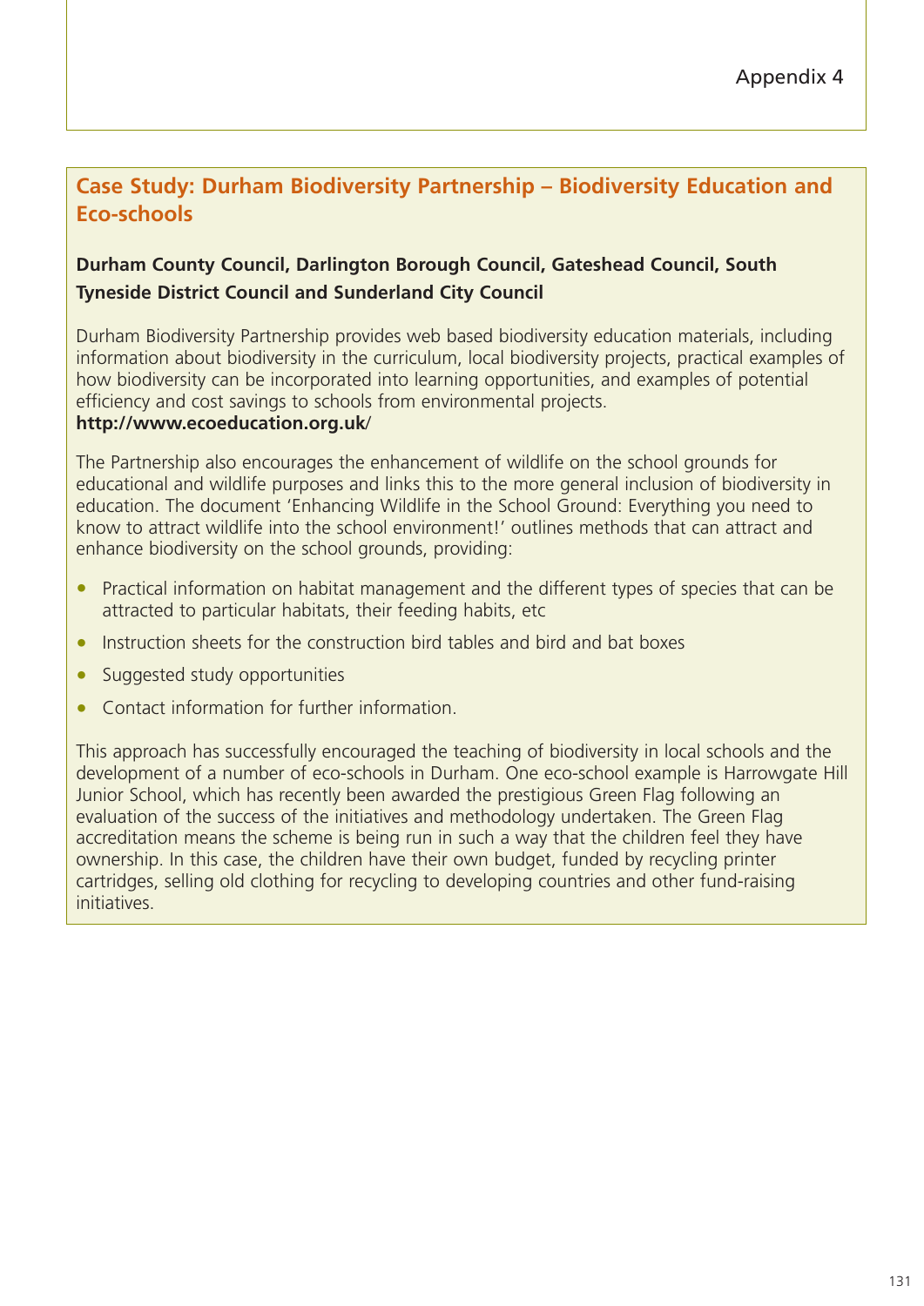Appendix 4

## Case Study: Durham Biodiversity Partnership – Biodiversity Education and Eco-schools

**Durham County Council, Darlington Borough Council, Gateshead Council, South Tyneside District Council and Sunderland City Council**

Durham Biodiversity Partnership provides web based biodiversity education materials, including information about biodiversity in the curriculum, local biodiversity projects, practical examples of how biodiversity can be incorporated into learning opportunities, and examples of potential efficiency and cost savings to schools from environmental projects.
**http://www.ecoeducation.org.uk**/

The Partnership also encourages the enhancement of wildlife on the school grounds for educational and wildlife purposes and links this to the more general inclusion of biodiversity in education. The document 'Enhancing Wildlife in the School Ground: Everything you need to know to attract wildlife into the school environment!' outlines methods that can attract and enhance biodiversity on the school grounds, providing:

- Practical information on habitat management and the different types of species that can be attracted to particular habitats, their feeding habits, etc
- Instruction sheets for the construction bird tables and bird and bat boxes
- Suggested study opportunities
- Contact information for further information.

This approach has successfully encouraged the teaching of biodiversity in local schools and the development of a number of eco-schools in Durham. One eco-school example is Harrowgate Hill Junior School, which has recently been awarded the prestigious Green Flag following an evaluation of the success of the initiatives and methodology undertaken. The Green Flag accreditation means the scheme is being run in such a way that the children feel they have ownership. In this case, the children have their own budget, funded by recycling printer cartridges, selling old clothing for recycling to developing countries and other fund-raising initiatives.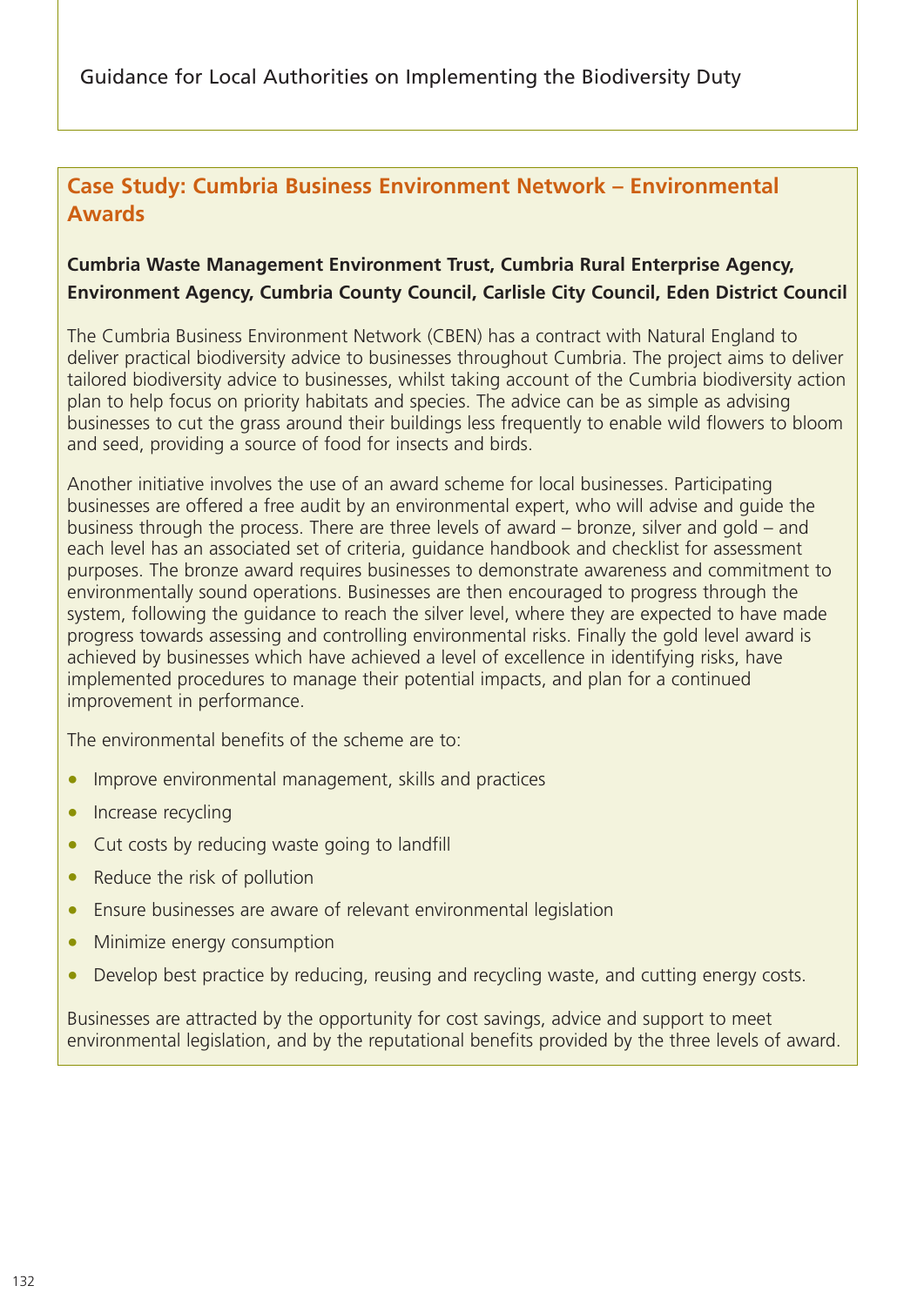## Case Study: Cumbria Business Environment Network – Environmental Awards

**Cumbria Waste Management Environment Trust, Cumbria Rural Enterprise Agency, Environment Agency, Cumbria County Council, Carlisle City Council, Eden District Council**

The Cumbria Business Environment Network (CBEN) has a contract with Natural England to deliver practical biodiversity advice to businesses throughout Cumbria. The project aims to deliver tailored biodiversity advice to businesses, whilst taking account of the Cumbria biodiversity action plan to help focus on priority habitats and species. The advice can be as simple as advising businesses to cut the grass around their buildings less frequently to enable wild flowers to bloom and seed, providing a source of food for insects and birds.

Another initiative involves the use of an award scheme for local businesses. Participating businesses are offered a free audit by an environmental expert, who will advise and guide the business through the process. There are three levels of award – bronze, silver and gold – and each level has an associated set of criteria, guidance handbook and checklist for assessment purposes. The bronze award requires businesses to demonstrate awareness and commitment to environmentally sound operations. Businesses are then encouraged to progress through the system, following the guidance to reach the silver level, where they are expected to have made progress towards assessing and controlling environmental risks. Finally the gold level award is achieved by businesses which have achieved a level of excellence in identifying risks, have implemented procedures to manage their potential impacts, and plan for a continued improvement in performance.

The environmental benefits of the scheme are to:

- Improve environmental management, skills and practices
- Increase recycling
- Cut costs by reducing waste going to landfill
- Reduce the risk of pollution
- Ensure businesses are aware of relevant environmental legislation
- Minimize energy consumption
- Develop best practice by reducing, reusing and recycling waste, and cutting energy costs.

Businesses are attracted by the opportunity for cost savings, advice and support to meet environmental legislation, and by the reputational benefits provided by the three levels of award.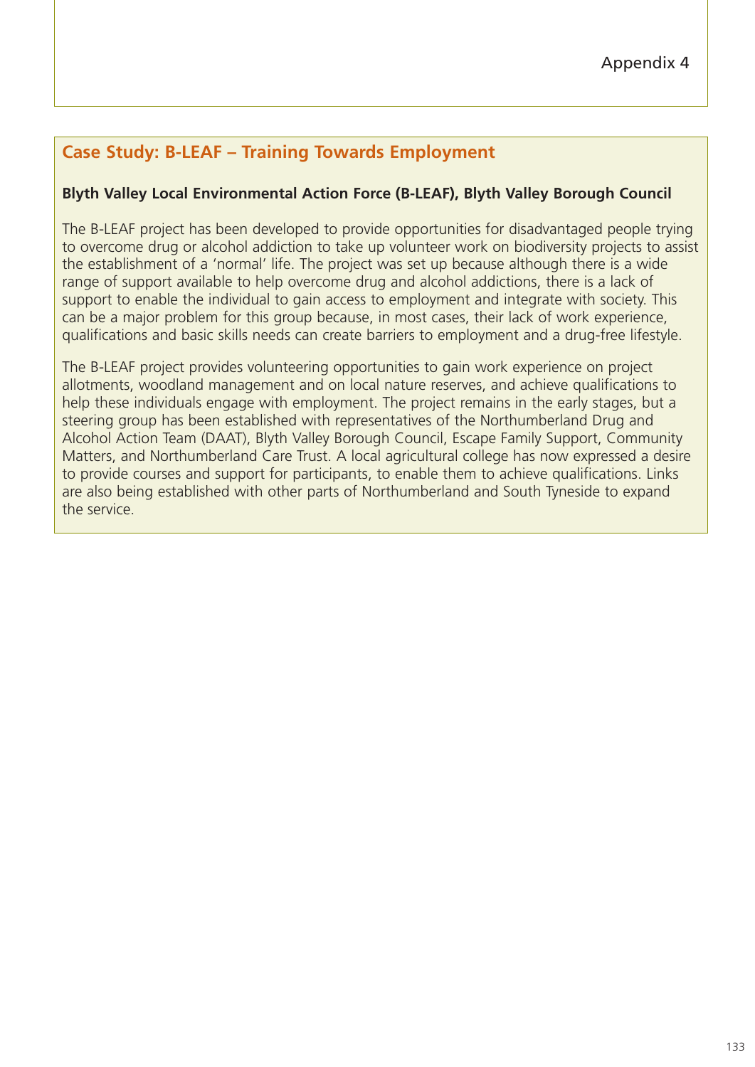Appendix 4

## Case Study: B-LEAF – Training Towards Employment

**Blyth Valley Local Environmental Action Force (B-LEAF), Blyth Valley Borough Council**

The B-LEAF project has been developed to provide opportunities for disadvantaged people trying to overcome drug or alcohol addiction to take up volunteer work on biodiversity projects to assist the establishment of a 'normal' life. The project was set up because although there is a wide range of support available to help overcome drug and alcohol addictions, there is a lack of support to enable the individual to gain access to employment and integrate with society. This can be a major problem for this group because, in most cases, their lack of work experience, qualifications and basic skills needs can create barriers to employment and a drug-free lifestyle.

The B-LEAF project provides volunteering opportunities to gain work experience on project allotments, woodland management and on local nature reserves, and achieve qualifications to help these individuals engage with employment. The project remains in the early stages, but a steering group has been established with representatives of the Northumberland Drug and Alcohol Action Team (DAAT), Blyth Valley Borough Council, Escape Family Support, Community Matters, and Northumberland Care Trust. A local agricultural college has now expressed a desire to provide courses and support for participants, to enable them to achieve qualifications. Links are also being established with other parts of Northumberland and South Tyneside to expand the service.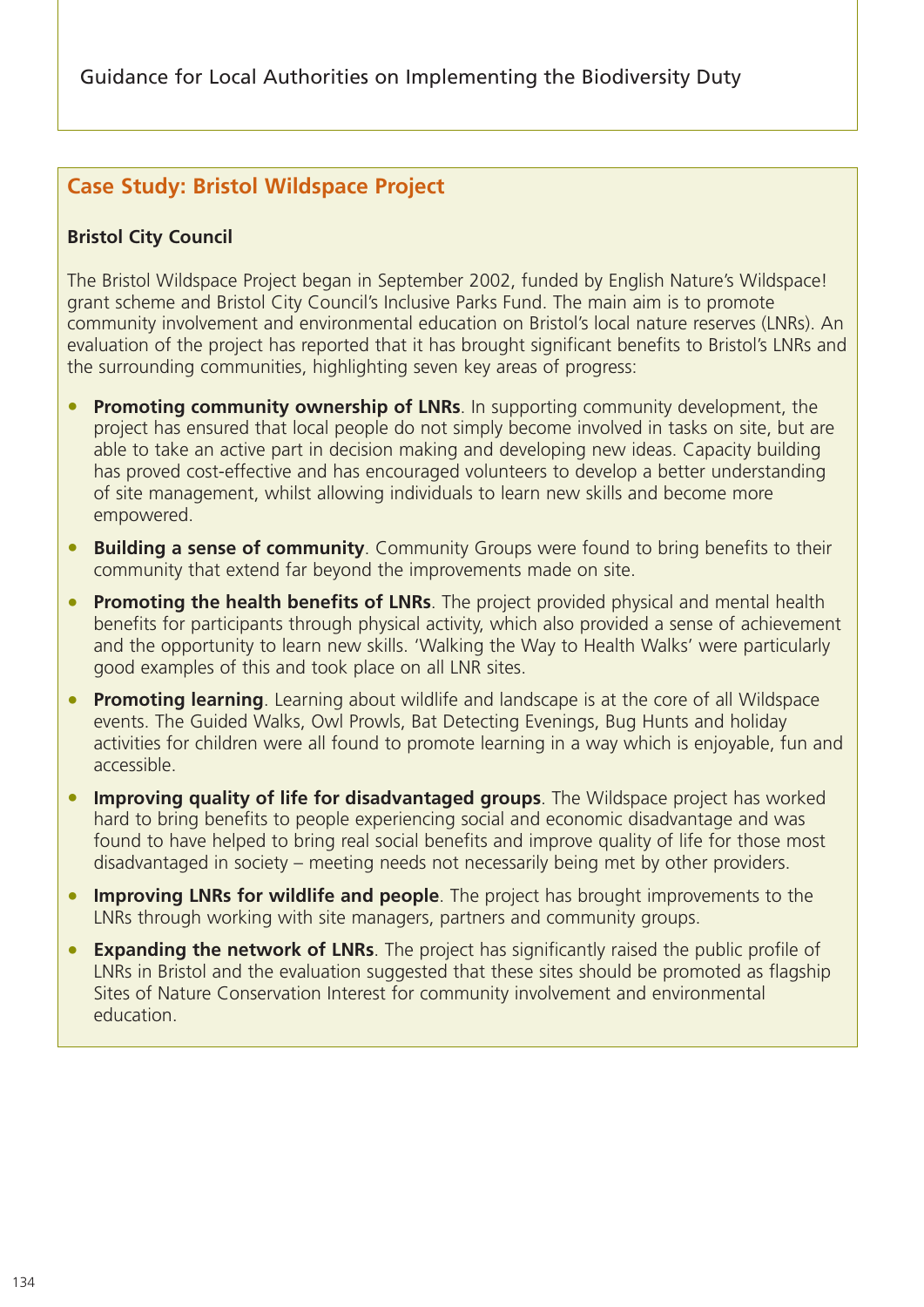## Case Study: Bristol Wildspace Project

**Bristol City Council**

The Bristol Wildspace Project began in September 2002, funded by English Nature's Wildspace! grant scheme and Bristol City Council's Inclusive Parks Fund. The main aim is to promote community involvement and environmental education on Bristol's local nature reserves (LNRs). An evaluation of the project has reported that it has brought significant benefits to Bristol's LNRs and the surrounding communities, highlighting seven key areas of progress:

- **Promoting community ownership of LNRs**. In supporting community development, the project has ensured that local people do not simply become involved in tasks on site, but are able to take an active part in decision making and developing new ideas. Capacity building has proved cost-effective and has encouraged volunteers to develop a better understanding of site management, whilst allowing individuals to learn new skills and become more empowered.
- **Building a sense of community**. Community Groups were found to bring benefits to their community that extend far beyond the improvements made on site.
- **Promoting the health benefits of LNRs**. The project provided physical and mental health benefits for participants through physical activity, which also provided a sense of achievement and the opportunity to learn new skills. 'Walking the Way to Health Walks' were particularly good examples of this and took place on all LNR sites.
- **Promoting learning**. Learning about wildlife and landscape is at the core of all Wildspace events. The Guided Walks, Owl Prowls, Bat Detecting Evenings, Bug Hunts and holiday activities for children were all found to promote learning in a way which is enjoyable, fun and accessible.
- **Improving quality of life for disadvantaged groups**. The Wildspace project has worked hard to bring benefits to people experiencing social and economic disadvantage and was found to have helped to bring real social benefits and improve quality of life for those most disadvantaged in society – meeting needs not necessarily being met by other providers.
- **Improving LNRs for wildlife and people**. The project has brought improvements to the LNRs through working with site managers, partners and community groups.
- **Expanding the network of LNRs**. The project has significantly raised the public profile of LNRs in Bristol and the evaluation suggested that these sites should be promoted as flagship Sites of Nature Conservation Interest for community involvement and environmental education.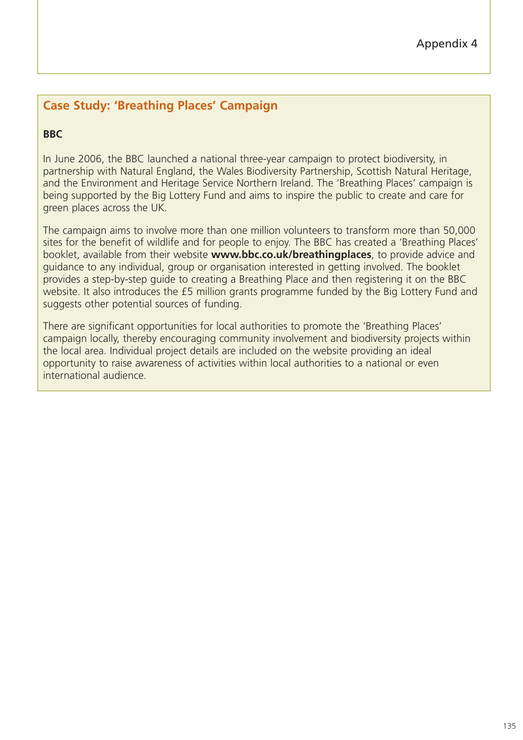## Case Study: 'Breathing Places' Campaign

**BBC**

In June 2006, the BBC launched a national three-year campaign to protect biodiversity, in partnership with Natural England, the Wales Biodiversity Partnership, Scottish Natural Heritage, and the Environment and Heritage Service Northern Ireland. The 'Breathing Places' campaign is being supported by the Big Lottery Fund and aims to inspire the public to create and care for green places across the UK.

The campaign aims to involve more than one million volunteers to transform more than 50,000 sites for the benefit of wildlife and for people to enjoy. The BBC has created a 'Breathing Places' booklet, available from their website **www.bbc.co.uk/breathingplaces**, to provide advice and guidance to any individual, group or organisation interested in getting involved. The booklet provides a step-by-step guide to creating a Breathing Place and then registering it on the BBC website. It also introduces the £5 million grants programme funded by the Big Lottery Fund and suggests other potential sources of funding.

There are significant opportunities for local authorities to promote the 'Breathing Places' campaign locally, thereby encouraging community involvement and biodiversity projects within the local area. Individual project details are included on the website providing an ideal opportunity to raise awareness of activities within local authorities to a national or even international audience.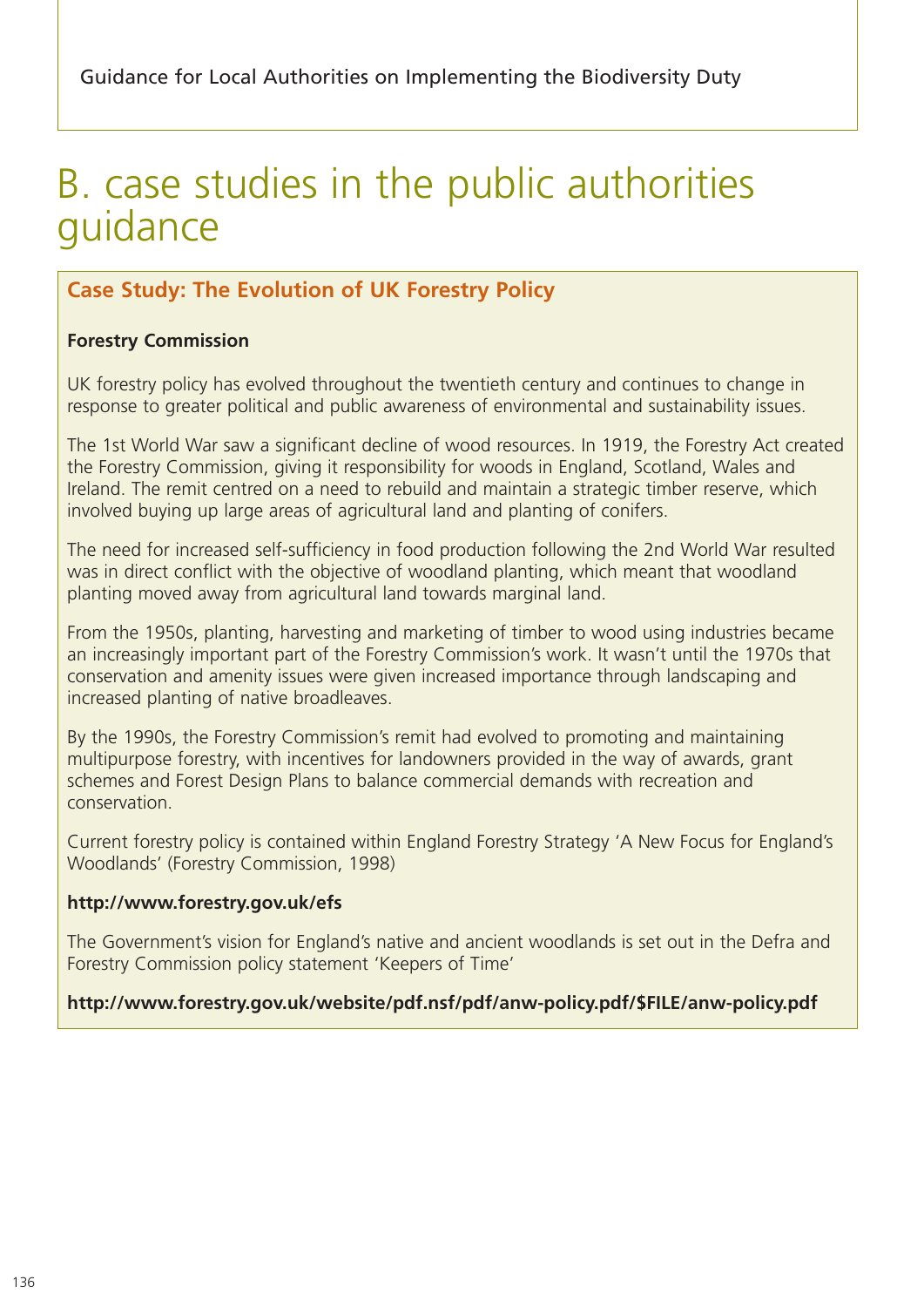# B. case studies in the public authorities guidance

## Case Study: The Evolution of UK Forestry Policy

**Forestry Commission**

UK forestry policy has evolved throughout the twentieth century and continues to change in response to greater political and public awareness of environmental and sustainability issues.

The 1st World War saw a significant decline of wood resources. In 1919, the Forestry Act created the Forestry Commission, giving it responsibility for woods in England, Scotland, Wales and Ireland. The remit centred on a need to rebuild and maintain a strategic timber reserve, which involved buying up large areas of agricultural land and planting of conifers.

The need for increased self-sufficiency in food production following the 2nd World War resulted was in direct conflict with the objective of woodland planting, which meant that woodland planting moved away from agricultural land towards marginal land.

From the 1950s, planting, harvesting and marketing of timber to wood using industries became an increasingly important part of the Forestry Commission's work. It wasn't until the 1970s that conservation and amenity issues were given increased importance through landscaping and increased planting of native broadleaves.

By the 1990s, the Forestry Commission's remit had evolved to promoting and maintaining multipurpose forestry, with incentives for landowners provided in the way of awards, grant schemes and Forest Design Plans to balance commercial demands with recreation and conservation.

Current forestry policy is contained within England Forestry Strategy 'A New Focus for England's Woodlands' (Forestry Commission, 1998)

**http://www.forestry.gov.uk/efs**

The Government's vision for England's native and ancient woodlands is set out in the Defra and Forestry Commission policy statement 'Keepers of Time'

**http://www.forestry.gov.uk/website/pdf.nsf/pdf/anw-policy.pdf/$FILE/anw-policy.pdf**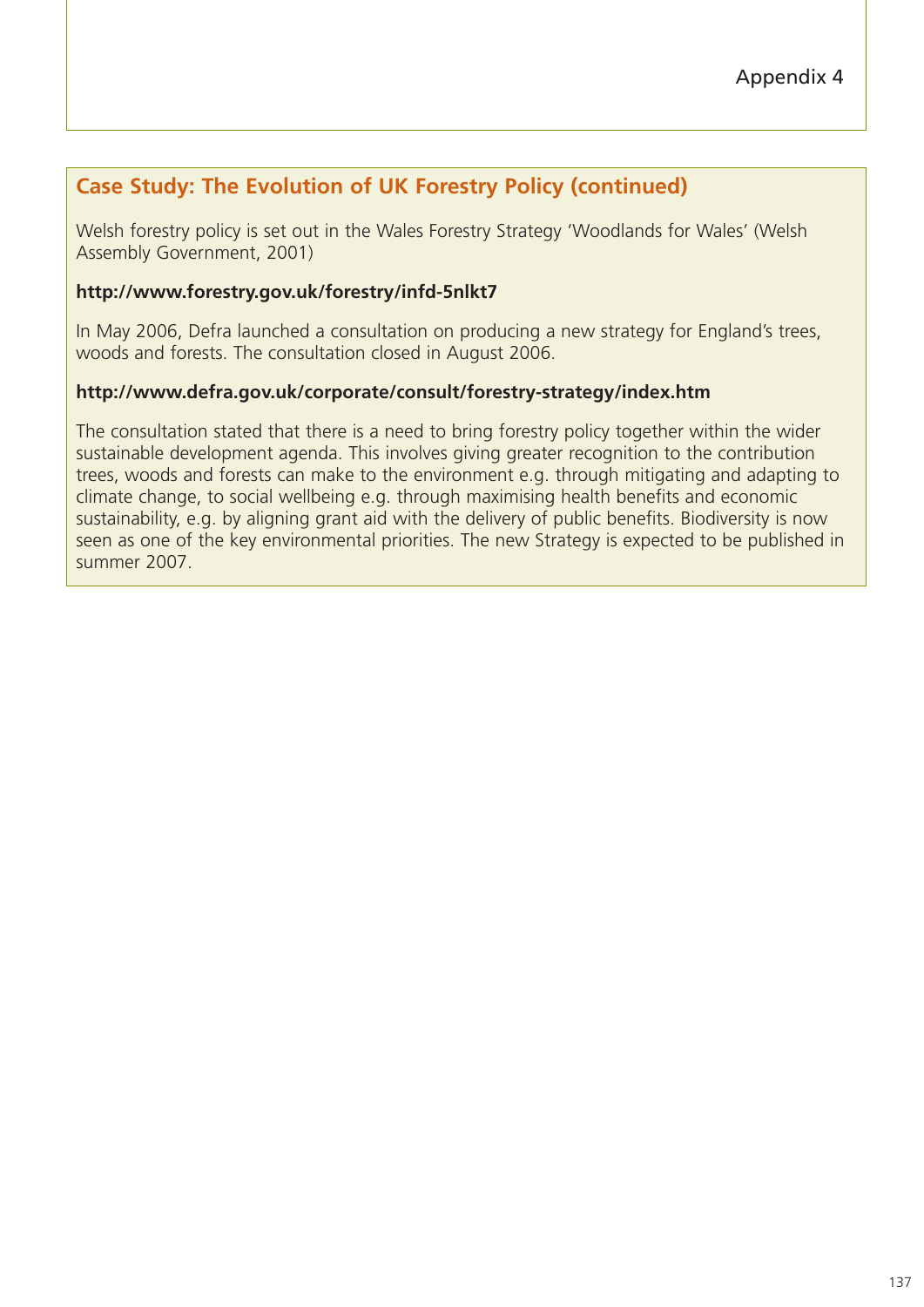## Case Study: The Evolution of UK Forestry Policy (continued)

Welsh forestry policy is set out in the Wales Forestry Strategy 'Woodlands for Wales' (Welsh Assembly Government, 2001)

**http://www.forestry.gov.uk/forestry/infd-5nlkt7**

In May 2006, Defra launched a consultation on producing a new strategy for England's trees, woods and forests. The consultation closed in August 2006.

**http://www.defra.gov.uk/corporate/consult/forestry-strategy/index.htm**

The consultation stated that there is a need to bring forestry policy together within the wider sustainable development agenda. This involves giving greater recognition to the contribution trees, woods and forests can make to the environment e.g. through mitigating and adapting to climate change, to social wellbeing e.g. through maximising health benefits and economic sustainability, e.g. by aligning grant aid with the delivery of public benefits. Biodiversity is now seen as one of the key environmental priorities. The new Strategy is expected to be published in summer 2007.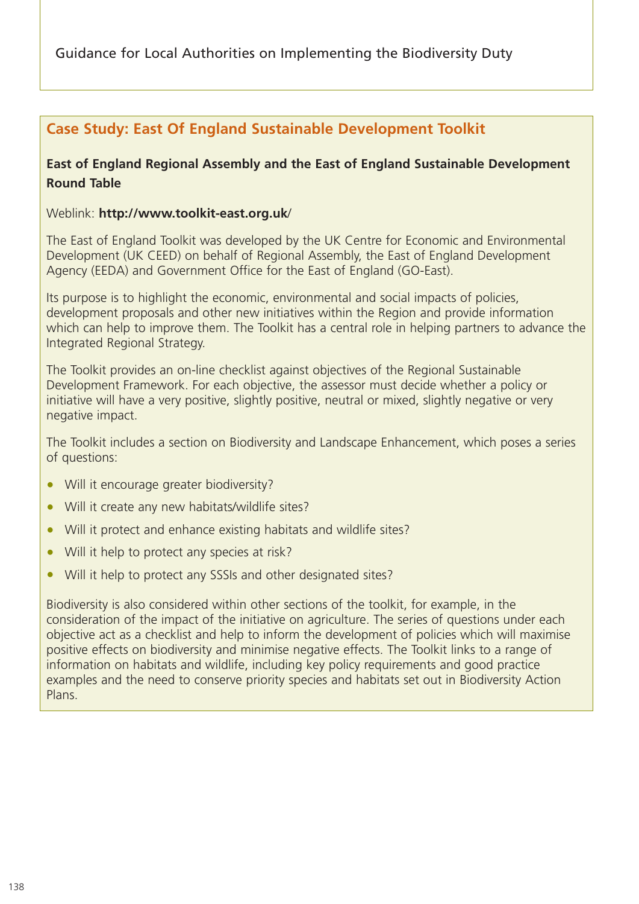## Case Study: East Of England Sustainable Development Toolkit

**East of England Regional Assembly and the East of England Sustainable Development Round Table**

Weblink: **http://www.toolkit-east.org.uk**/

The East of England Toolkit was developed by the UK Centre for Economic and Environmental Development (UK CEED) on behalf of Regional Assembly, the East of England Development Agency (EEDA) and Government Office for the East of England (GO-East).

Its purpose is to highlight the economic, environmental and social impacts of policies, development proposals and other new initiatives within the Region and provide information which can help to improve them. The Toolkit has a central role in helping partners to advance the Integrated Regional Strategy.

The Toolkit provides an on-line checklist against objectives of the Regional Sustainable Development Framework. For each objective, the assessor must decide whether a policy or initiative will have a very positive, slightly positive, neutral or mixed, slightly negative or very negative impact.

The Toolkit includes a section on Biodiversity and Landscape Enhancement, which poses a series of questions:

- Will it encourage greater biodiversity?
- Will it create any new habitats/wildlife sites?
- Will it protect and enhance existing habitats and wildlife sites?
- Will it help to protect any species at risk?
- Will it help to protect any SSSIs and other designated sites?

Biodiversity is also considered within other sections of the toolkit, for example, in the consideration of the impact of the initiative on agriculture. The series of questions under each objective act as a checklist and help to inform the development of policies which will maximise positive effects on biodiversity and minimise negative effects. The Toolkit links to a range of information on habitats and wildlife, including key policy requirements and good practice examples and the need to conserve priority species and habitats set out in Biodiversity Action Plans.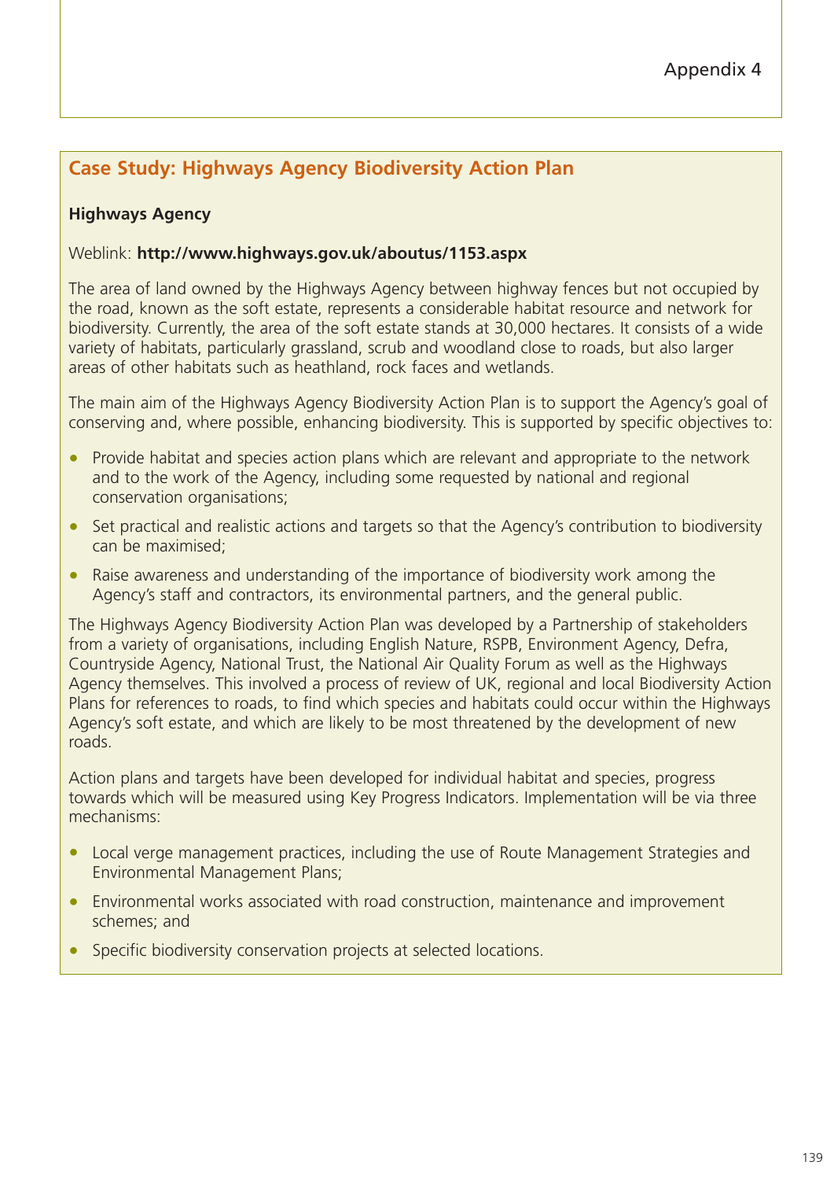Appendix 4

## Case Study: Highways Agency Biodiversity Action Plan

**Highways Agency**

Weblink: **http://www.highways.gov.uk/aboutus/1153.aspx**

The area of land owned by the Highways Agency between highway fences but not occupied by the road, known as the soft estate, represents a considerable habitat resource and network for biodiversity. Currently, the area of the soft estate stands at 30,000 hectares. It consists of a wide variety of habitats, particularly grassland, scrub and woodland close to roads, but also larger areas of other habitats such as heathland, rock faces and wetlands.

The main aim of the Highways Agency Biodiversity Action Plan is to support the Agency's goal of conserving and, where possible, enhancing biodiversity. This is supported by specific objectives to:

- Provide habitat and species action plans which are relevant and appropriate to the network and to the work of the Agency, including some requested by national and regional conservation organisations;
- Set practical and realistic actions and targets so that the Agency's contribution to biodiversity can be maximised;
- Raise awareness and understanding of the importance of biodiversity work among the Agency's staff and contractors, its environmental partners, and the general public.

The Highways Agency Biodiversity Action Plan was developed by a Partnership of stakeholders from a variety of organisations, including English Nature, RSPB, Environment Agency, Defra, Countryside Agency, National Trust, the National Air Quality Forum as well as the Highways Agency themselves. This involved a process of review of UK, regional and local Biodiversity Action Plans for references to roads, to find which species and habitats could occur within the Highways Agency's soft estate, and which are likely to be most threatened by the development of new roads.

Action plans and targets have been developed for individual habitat and species, progress towards which will be measured using Key Progress Indicators. Implementation will be via three mechanisms:

- Local verge management practices, including the use of Route Management Strategies and Environmental Management Plans;
- Environmental works associated with road construction, maintenance and improvement schemes; and
- Specific biodiversity conservation projects at selected locations.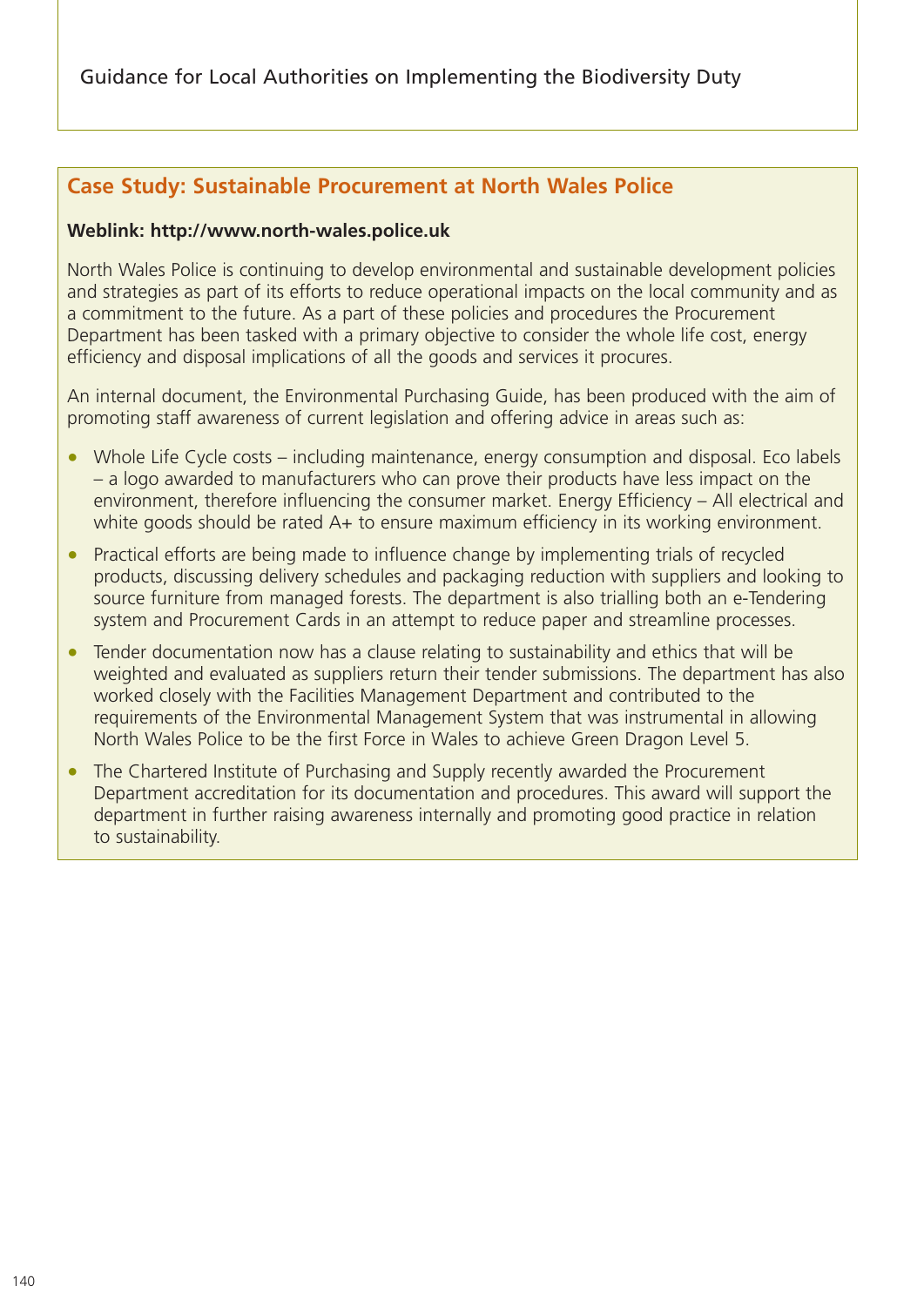## Case Study: Sustainable Procurement at North Wales Police

**Weblink: http://www.north-wales.police.uk**

North Wales Police is continuing to develop environmental and sustainable development policies and strategies as part of its efforts to reduce operational impacts on the local community and as a commitment to the future. As a part of these policies and procedures the Procurement Department has been tasked with a primary objective to consider the whole life cost, energy efficiency and disposal implications of all the goods and services it procures.

An internal document, the Environmental Purchasing Guide, has been produced with the aim of promoting staff awareness of current legislation and offering advice in areas such as:

- Whole Life Cycle costs – including maintenance, energy consumption and disposal. Eco labels – a logo awarded to manufacturers who can prove their products have less impact on the environment, therefore influencing the consumer market. Energy Efficiency – All electrical and white goods should be rated A+ to ensure maximum efficiency in its working environment.
- Practical efforts are being made to influence change by implementing trials of recycled products, discussing delivery schedules and packaging reduction with suppliers and looking to source furniture from managed forests. The department is also trialling both an e-Tendering system and Procurement Cards in an attempt to reduce paper and streamline processes.
- Tender documentation now has a clause relating to sustainability and ethics that will be weighted and evaluated as suppliers return their tender submissions. The department has also worked closely with the Facilities Management Department and contributed to the requirements of the Environmental Management System that was instrumental in allowing North Wales Police to be the first Force in Wales to achieve Green Dragon Level 5.
- The Chartered Institute of Purchasing and Supply recently awarded the Procurement Department accreditation for its documentation and procedures. This award will support the department in further raising awareness internally and promoting good practice in relation to sustainability.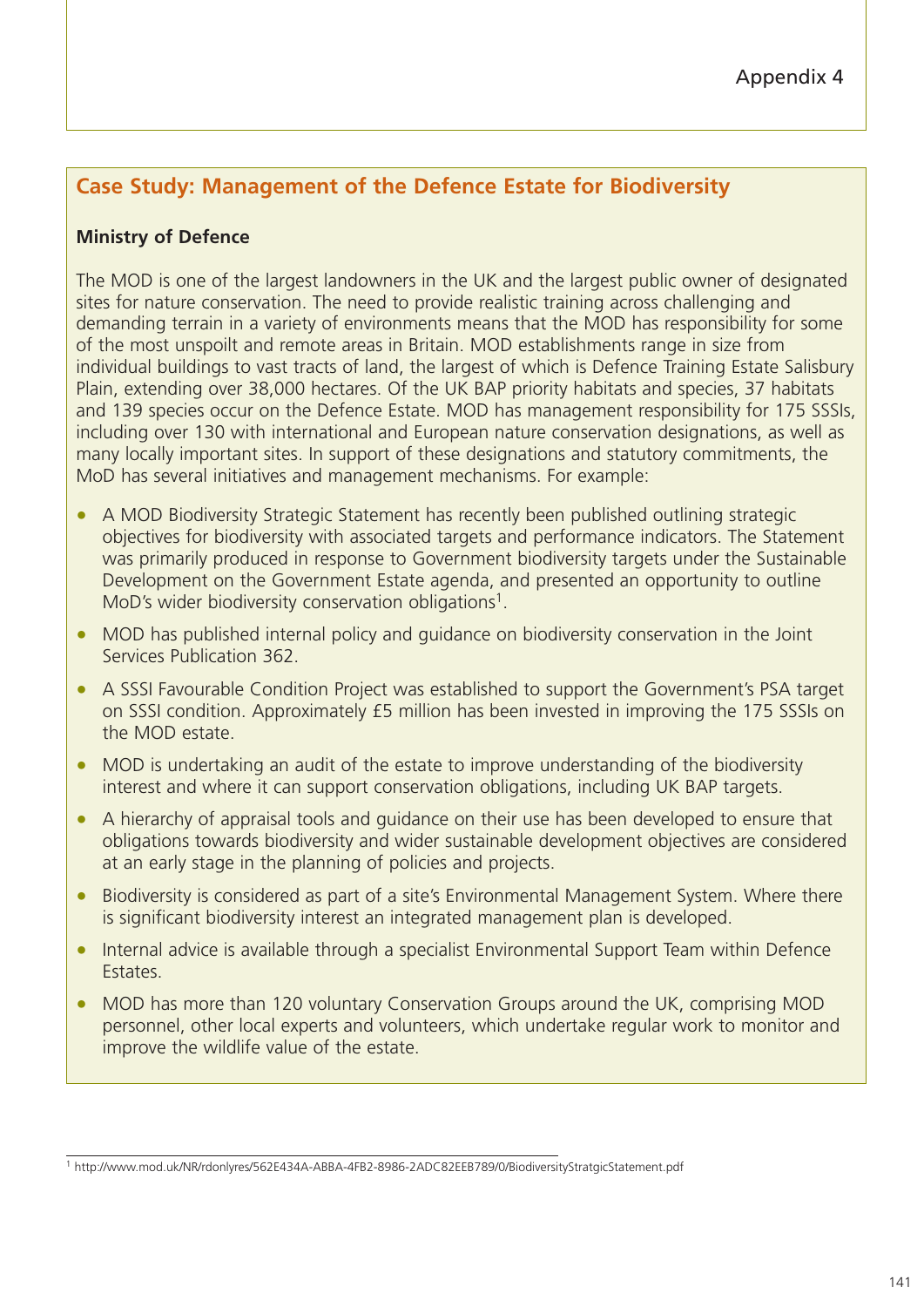Appendix 4

## Case Study: Management of the Defence Estate for Biodiversity

**Ministry of Defence**

The MOD is one of the largest landowners in the UK and the largest public owner of designated sites for nature conservation. The need to provide realistic training across challenging and demanding terrain in a variety of environments means that the MOD has responsibility for some of the most unspoilt and remote areas in Britain. MOD establishments range in size from individual buildings to vast tracts of land, the largest of which is Defence Training Estate Salisbury Plain, extending over 38,000 hectares. Of the UK BAP priority habitats and species, 37 habitats and 139 species occur on the Defence Estate. MOD has management responsibility for 175 SSSIs, including over 130 with international and European nature conservation designations, as well as many locally important sites. In support of these designations and statutory commitments, the MoD has several initiatives and management mechanisms. For example:

- A MOD Biodiversity Strategic Statement has recently been published outlining strategic objectives for biodiversity with associated targets and performance indicators. The Statement was primarily produced in response to Government biodiversity targets under the Sustainable Development on the Government Estate agenda, and presented an opportunity to outline MoD's wider biodiversity conservation obligations[1].
- MOD has published internal policy and guidance on biodiversity conservation in the Joint Services Publication 362.
- A SSSI Favourable Condition Project was established to support the Government's PSA target on SSSI condition. Approximately £5 million has been invested in improving the 175 SSSIs on the MOD estate.
- MOD is undertaking an audit of the estate to improve understanding of the biodiversity interest and where it can support conservation obligations, including UK BAP targets.
- A hierarchy of appraisal tools and guidance on their use has been developed to ensure that obligations towards biodiversity and wider sustainable development objectives are considered at an early stage in the planning of policies and projects.
- Biodiversity is considered as part of a site's Environmental Management System. Where there is significant biodiversity interest an integrated management plan is developed.
- Internal advice is available through a specialist Environmental Support Team within Defence Estates.
- MOD has more than 120 voluntary Conservation Groups around the UK, comprising MOD personnel, other local experts and volunteers, which undertake regular work to monitor and improve the wildlife value of the estate.

[1] http://www.mod.uk/NR/rdonlyres/562E434A-ABBA-4FB2-8986-2ADC82EEB789/0/BiodiversityStratgicStatement.pdf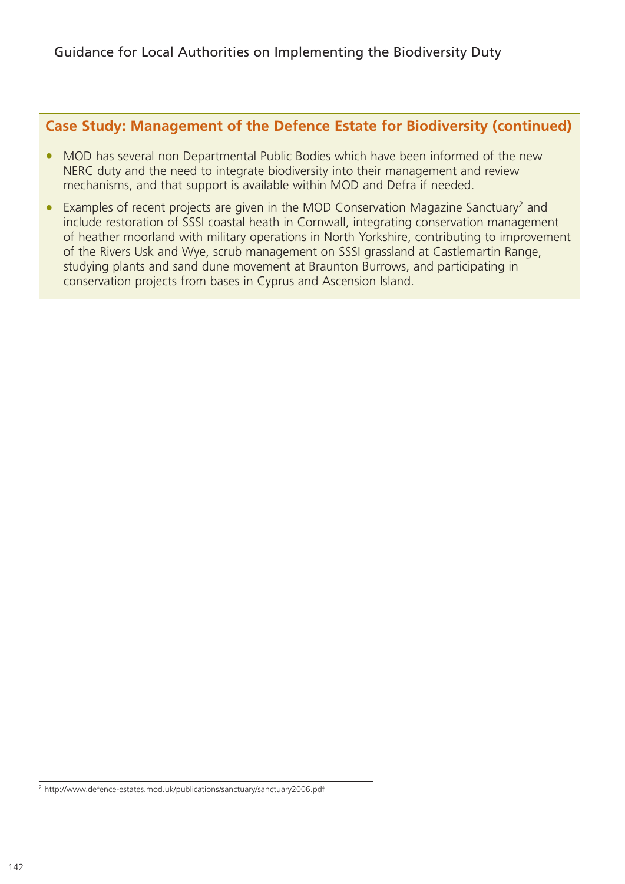## Case Study: Management of the Defence Estate for Biodiversity (continued)

- MOD has several non Departmental Public Bodies which have been informed of the new NERC duty and the need to integrate biodiversity into their management and review mechanisms, and that support is available within MOD and Defra if needed.
- Examples of recent projects are given in the MOD Conservation Magazine Sanctuary[2] and include restoration of SSSI coastal heath in Cornwall, integrating conservation management of heather moorland with military operations in North Yorkshire, contributing to improvement of the Rivers Usk and Wye, scrub management on SSSI grassland at Castlemartin Range, studying plants and sand dune movement at Braunton Burrows, and participating in conservation projects from bases in Cyprus and Ascension Island.

[2] http://www.defence-estates.mod.uk/publications/sanctuary/sanctuary2006.pdf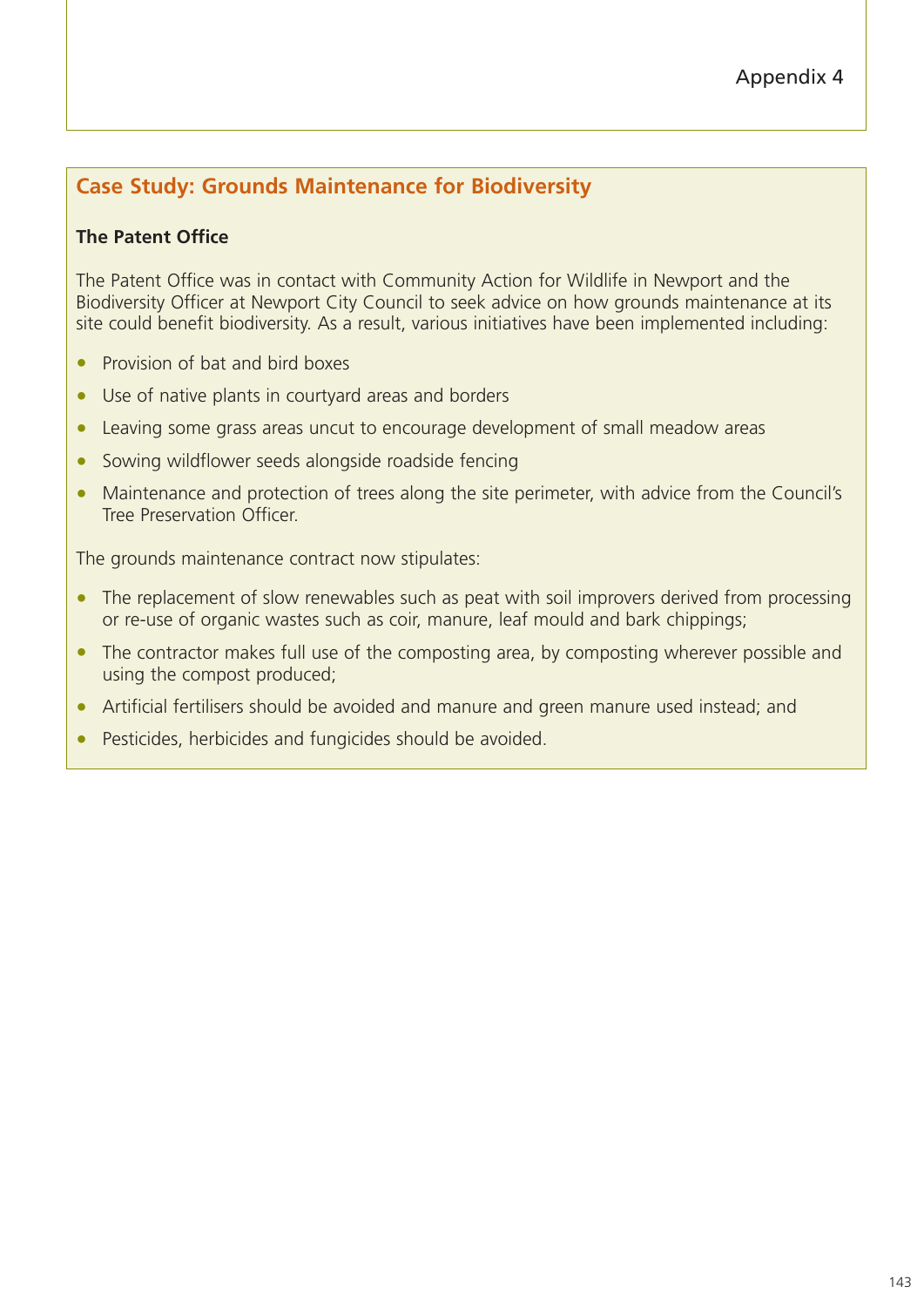Appendix 4

## Case Study: Grounds Maintenance for Biodiversity

**The Patent Office**

The Patent Office was in contact with Community Action for Wildlife in Newport and the Biodiversity Officer at Newport City Council to seek advice on how grounds maintenance at its site could benefit biodiversity. As a result, various initiatives have been implemented including:

- Provision of bat and bird boxes
- Use of native plants in courtyard areas and borders
- Leaving some grass areas uncut to encourage development of small meadow areas
- Sowing wildflower seeds alongside roadside fencing
- Maintenance and protection of trees along the site perimeter, with advice from the Council's Tree Preservation Officer.

The grounds maintenance contract now stipulates:

- The replacement of slow renewables such as peat with soil improvers derived from processing or re-use of organic wastes such as coir, manure, leaf mould and bark chippings;
- The contractor makes full use of the composting area, by composting wherever possible and using the compost produced;
- Artificial fertilisers should be avoided and manure and green manure used instead; and
- Pesticides, herbicides and fungicides should be avoided.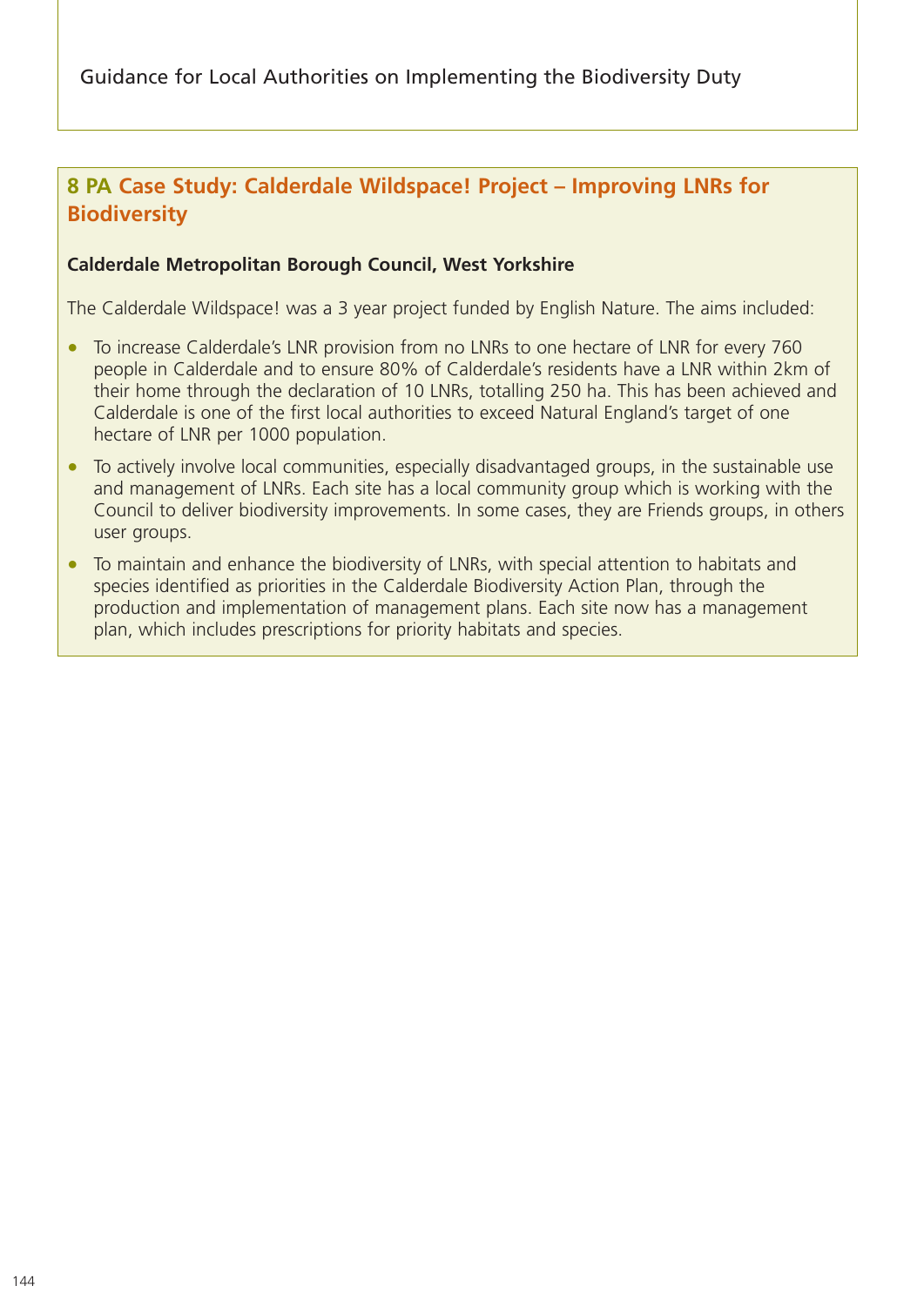## 8 PA Case Study: Calderdale Wildspace! Project – Improving LNRs for Biodiversity

**Calderdale Metropolitan Borough Council, West Yorkshire**

The Calderdale Wildspace! was a 3 year project funded by English Nature. The aims included:

- To increase Calderdale's LNR provision from no LNRs to one hectare of LNR for every 760 people in Calderdale and to ensure 80% of Calderdale's residents have a LNR within 2km of their home through the declaration of 10 LNRs, totalling 250 ha. This has been achieved and Calderdale is one of the first local authorities to exceed Natural England's target of one hectare of LNR per 1000 population.
- To actively involve local communities, especially disadvantaged groups, in the sustainable use and management of LNRs. Each site has a local community group which is working with the Council to deliver biodiversity improvements. In some cases, they are Friends groups, in others user groups.
- To maintain and enhance the biodiversity of LNRs, with special attention to habitats and species identified as priorities in the Calderdale Biodiversity Action Plan, through the production and implementation of management plans. Each site now has a management plan, which includes prescriptions for priority habitats and species.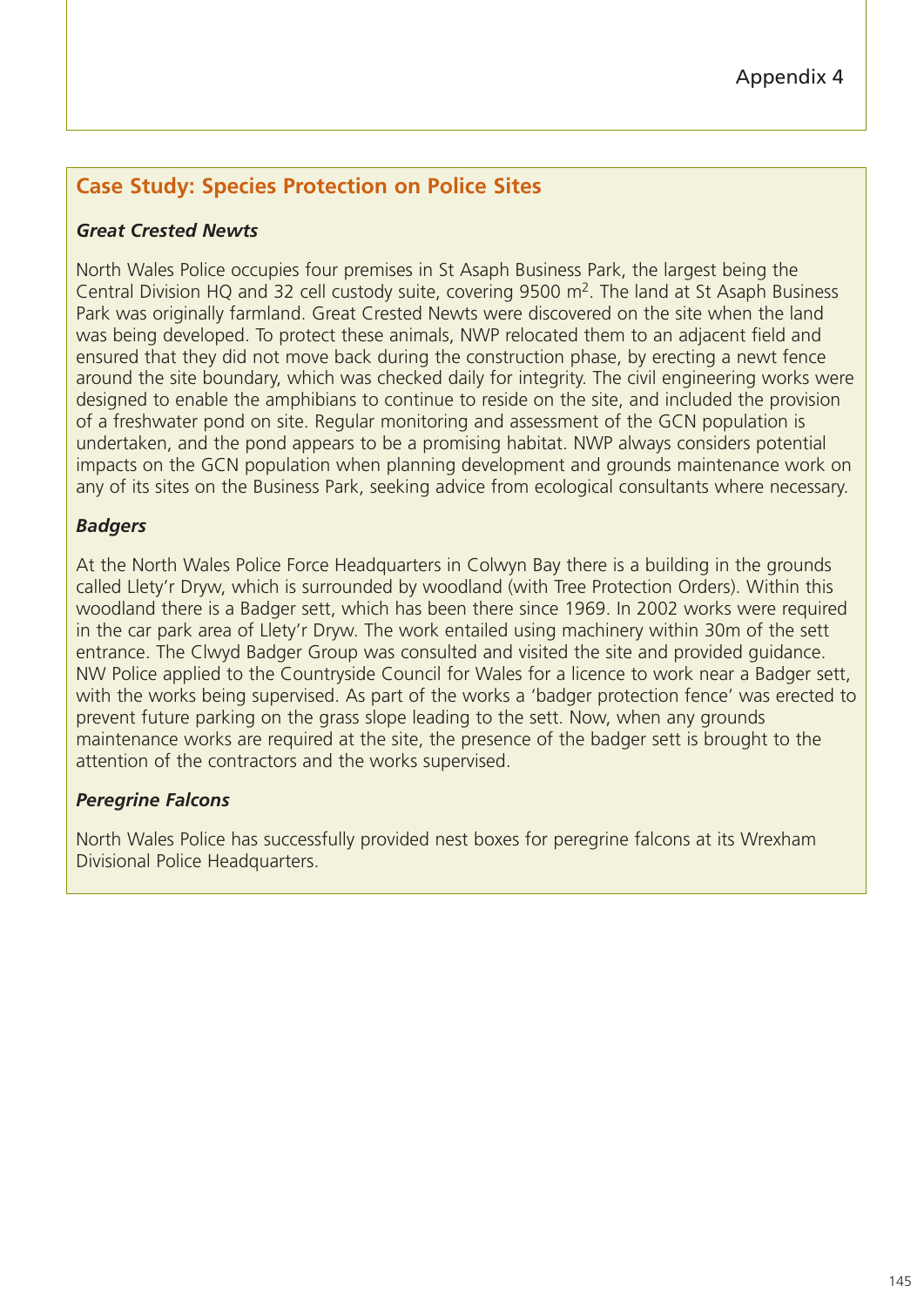Appendix 4

## Case Study: Species Protection on Police Sites

### *Great Crested Newts*

North Wales Police occupies four premises in St Asaph Business Park, the largest being the Central Division HQ and 32 cell custody suite, covering 9500 $m^2$. The land at St Asaph Business Park was originally farmland. Great Crested Newts were discovered on the site when the land was being developed. To protect these animals, NWP relocated them to an adjacent field and ensured that they did not move back during the construction phase, by erecting a newt fence around the site boundary, which was checked daily for integrity. The civil engineering works were designed to enable the amphibians to continue to reside on the site, and included the provision of a freshwater pond on site. Regular monitoring and assessment of the GCN population is undertaken, and the pond appears to be a promising habitat. NWP always considers potential impacts on the GCN population when planning development and grounds maintenance work on any of its sites on the Business Park, seeking advice from ecological consultants where necessary.

### *Badgers*

At the North Wales Police Force Headquarters in Colwyn Bay there is a building in the grounds called Llety'r Dryw, which is surrounded by woodland (with Tree Protection Orders). Within this woodland there is a Badger sett, which has been there since 1969. In 2002 works were required in the car park area of Llety'r Dryw. The work entailed using machinery within 30m of the sett entrance. The Clwyd Badger Group was consulted and visited the site and provided guidance. NW Police applied to the Countryside Council for Wales for a licence to work near a Badger sett, with the works being supervised. As part of the works a 'badger protection fence' was erected to prevent future parking on the grass slope leading to the sett. Now, when any grounds maintenance works are required at the site, the presence of the badger sett is brought to the attention of the contractors and the works supervised.

### *Peregrine Falcons*

North Wales Police has successfully provided nest boxes for peregrine falcons at its Wrexham Divisional Police Headquarters.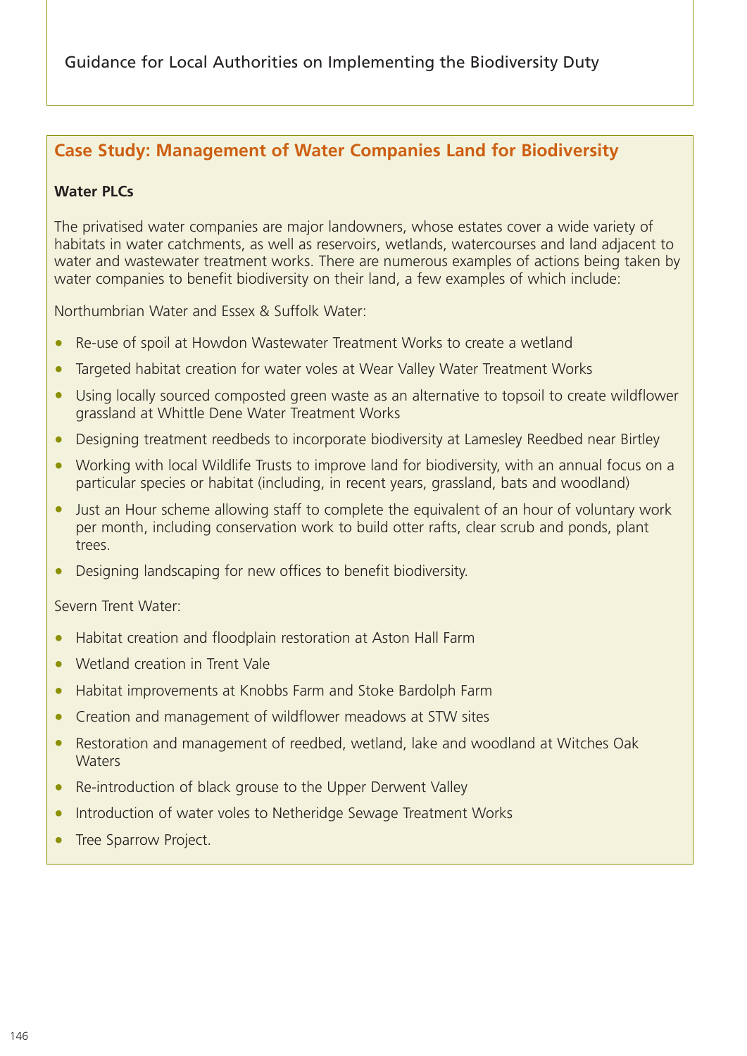## Case Study: Management of Water Companies Land for Biodiversity

**Water PLCs**

The privatised water companies are major landowners, whose estates cover a wide variety of habitats in water catchments, as well as reservoirs, wetlands, watercourses and land adjacent to water and wastewater treatment works. There are numerous examples of actions being taken by water companies to benefit biodiversity on their land, a few examples of which include:

Northumbrian Water and Essex & Suffolk Water:

- Re-use of spoil at Howdon Wastewater Treatment Works to create a wetland
- Targeted habitat creation for water voles at Wear Valley Water Treatment Works
- Using locally sourced composted green waste as an alternative to topsoil to create wildflower grassland at Whittle Dene Water Treatment Works
- Designing treatment reedbeds to incorporate biodiversity at Lamesley Reedbed near Birtley
- Working with local Wildlife Trusts to improve land for biodiversity, with an annual focus on a particular species or habitat (including, in recent years, grassland, bats and woodland)
- Just an Hour scheme allowing staff to complete the equivalent of an hour of voluntary work per month, including conservation work to build otter rafts, clear scrub and ponds, plant trees.
- Designing landscaping for new offices to benefit biodiversity.

Severn Trent Water:

- Habitat creation and floodplain restoration at Aston Hall Farm
- Wetland creation in Trent Vale
- Habitat improvements at Knobbs Farm and Stoke Bardolph Farm
- Creation and management of wildflower meadows at STW sites
- Restoration and management of reedbed, wetland, lake and woodland at Witches Oak Waters
- Re-introduction of black grouse to the Upper Derwent Valley
- Introduction of water voles to Netheridge Sewage Treatment Works
- Tree Sparrow Project.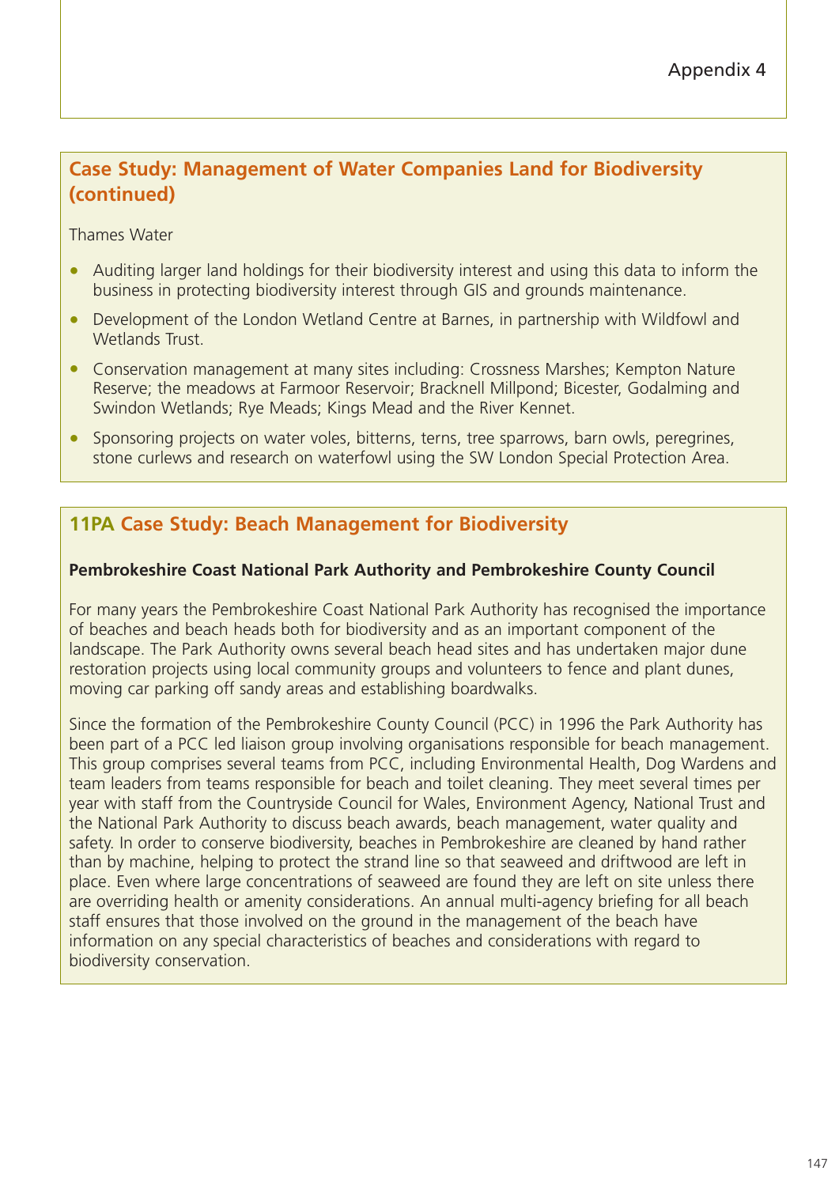## Case Study: Management of Water Companies Land for Biodiversity (continued)

Thames Water

- Auditing larger land holdings for their biodiversity interest and using this data to inform the business in protecting biodiversity interest through GIS and grounds maintenance.
- Development of the London Wetland Centre at Barnes, in partnership with Wildfowl and Wetlands Trust.
- Conservation management at many sites including: Crossness Marshes; Kempton Nature Reserve; the meadows at Farmoor Reservoir; Bracknell Millpond; Bicester, Godalming and Swindon Wetlands; Rye Meads; Kings Mead and the River Kennet.
- Sponsoring projects on water voles, bitterns, terns, tree sparrows, barn owls, peregrines, stone curlews and research on waterfowl using the SW London Special Protection Area.

## 11PA Case Study: Beach Management for Biodiversity

**Pembrokeshire Coast National Park Authority and Pembrokeshire County Council**

For many years the Pembrokeshire Coast National Park Authority has recognised the importance of beaches and beach heads both for biodiversity and as an important component of the landscape. The Park Authority owns several beach head sites and has undertaken major dune restoration projects using local community groups and volunteers to fence and plant dunes, moving car parking off sandy areas and establishing boardwalks.

Since the formation of the Pembrokeshire County Council (PCC) in 1996 the Park Authority has been part of a PCC led liaison group involving organisations responsible for beach management. This group comprises several teams from PCC, including Environmental Health, Dog Wardens and team leaders from teams responsible for beach and toilet cleaning. They meet several times per year with staff from the Countryside Council for Wales, Environment Agency, National Trust and the National Park Authority to discuss beach awards, beach management, water quality and safety. In order to conserve biodiversity, beaches in Pembrokeshire are cleaned by hand rather than by machine, helping to protect the strand line so that seaweed and driftwood are left in place. Even where large concentrations of seaweed are found they are left on site unless there are overriding health or amenity considerations. An annual multi-agency briefing for all beach staff ensures that those involved on the ground in the management of the beach have information on any special characteristics of beaches and considerations with regard to biodiversity conservation.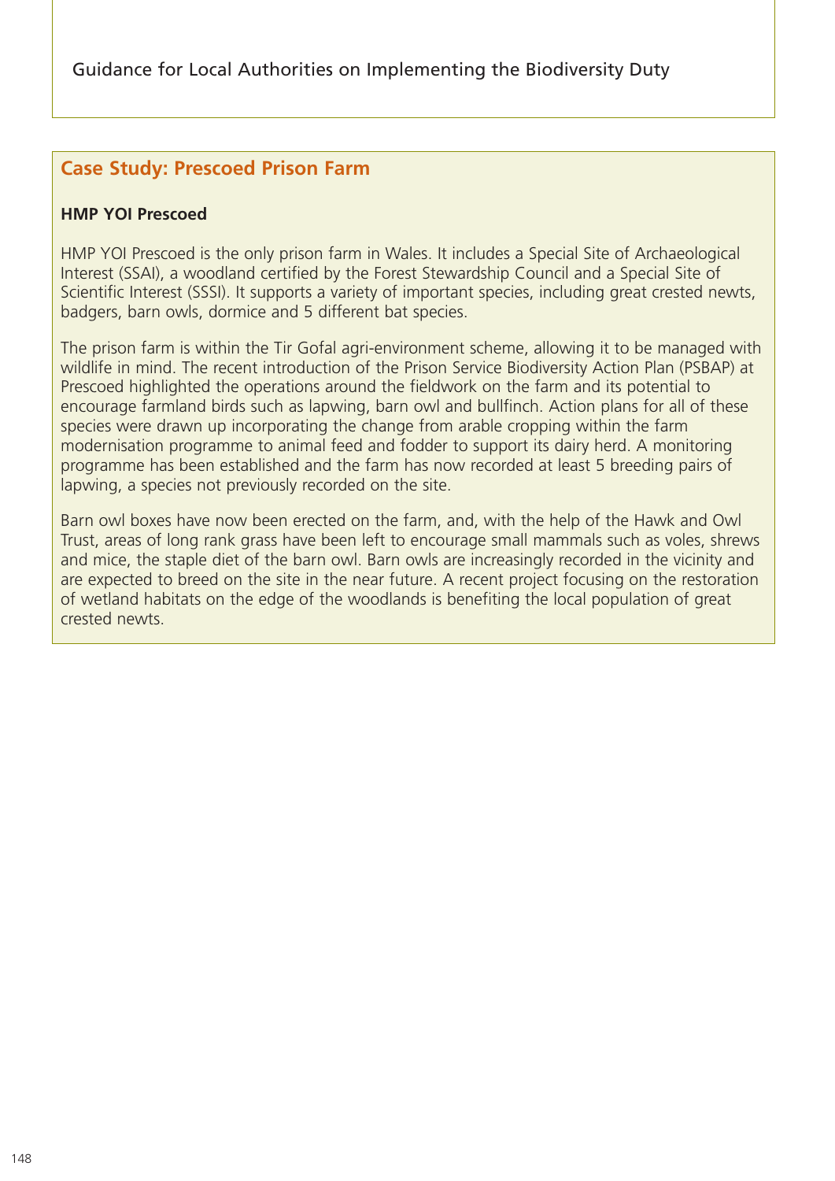## Case Study: Prescoed Prison Farm

**HMP YOI Prescoed**

HMP YOI Prescoed is the only prison farm in Wales. It includes a Special Site of Archaeological Interest (SSAI), a woodland certified by the Forest Stewardship Council and a Special Site of Scientific Interest (SSSI). It supports a variety of important species, including great crested newts, badgers, barn owls, dormice and 5 different bat species.

The prison farm is within the Tir Gofal agri-environment scheme, allowing it to be managed with wildlife in mind. The recent introduction of the Prison Service Biodiversity Action Plan (PSBAP) at Prescoed highlighted the operations around the fieldwork on the farm and its potential to encourage farmland birds such as lapwing, barn owl and bullfinch. Action plans for all of these species were drawn up incorporating the change from arable cropping within the farm modernisation programme to animal feed and fodder to support its dairy herd. A monitoring programme has been established and the farm has now recorded at least 5 breeding pairs of lapwing, a species not previously recorded on the site.

Barn owl boxes have now been erected on the farm, and, with the help of the Hawk and Owl Trust, areas of long rank grass have been left to encourage small mammals such as voles, shrews and mice, the staple diet of the barn owl. Barn owls are increasingly recorded in the vicinity and are expected to breed on the site in the near future. A recent project focusing on the restoration of wetland habitats on the edge of the woodlands is benefiting the local population of great crested newts.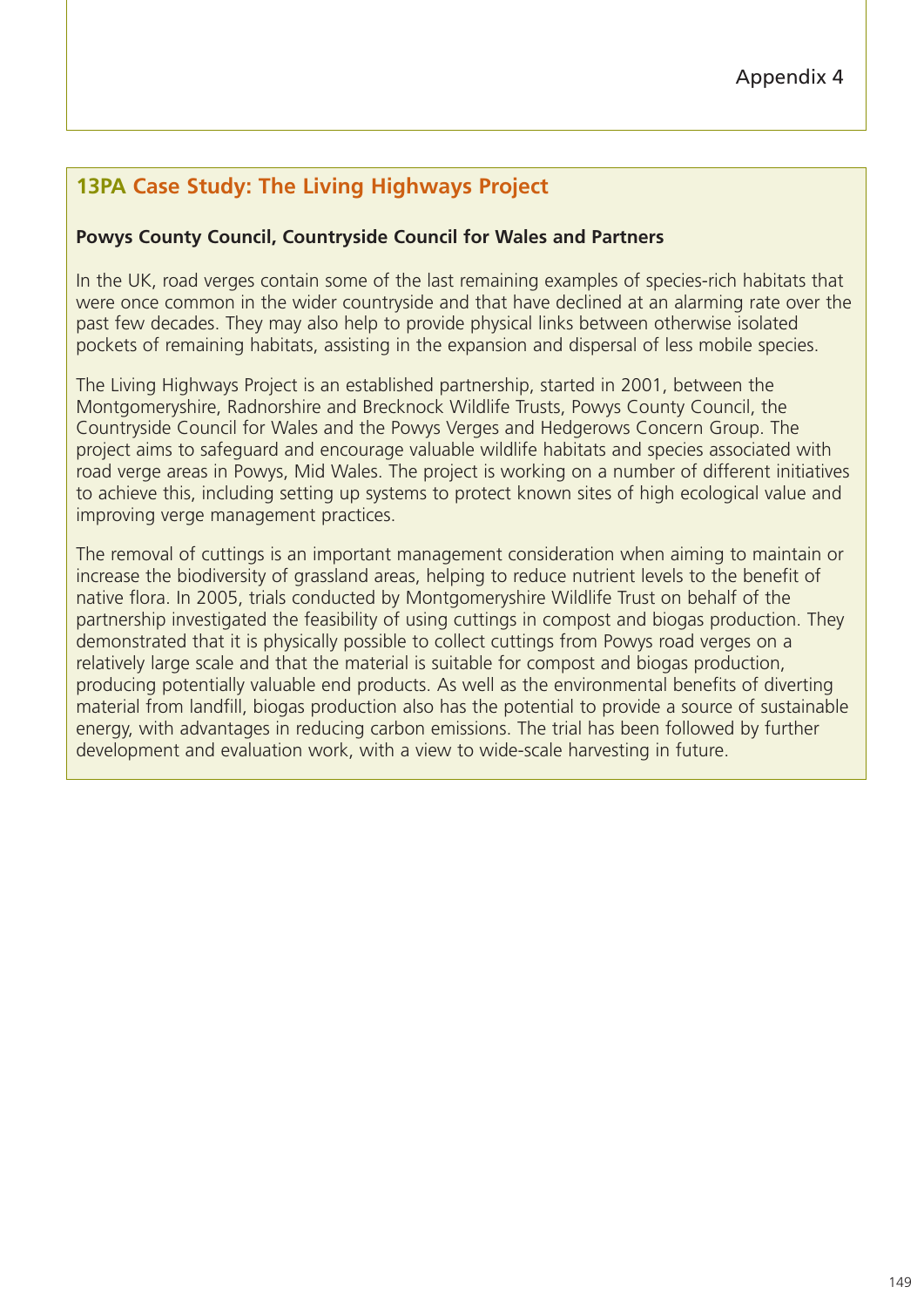## 13PA Case Study: The Living Highways Project

**Powys County Council, Countryside Council for Wales and Partners**

In the UK, road verges contain some of the last remaining examples of species-rich habitats that were once common in the wider countryside and that have declined at an alarming rate over the past few decades. They may also help to provide physical links between otherwise isolated pockets of remaining habitats, assisting in the expansion and dispersal of less mobile species.

The Living Highways Project is an established partnership, started in 2001, between the Montgomeryshire, Radnorshire and Brecknock Wildlife Trusts, Powys County Council, the Countryside Council for Wales and the Powys Verges and Hedgerows Concern Group. The project aims to safeguard and encourage valuable wildlife habitats and species associated with road verge areas in Powys, Mid Wales. The project is working on a number of different initiatives to achieve this, including setting up systems to protect known sites of high ecological value and improving verge management practices.

The removal of cuttings is an important management consideration when aiming to maintain or increase the biodiversity of grassland areas, helping to reduce nutrient levels to the benefit of native flora. In 2005, trials conducted by Montgomeryshire Wildlife Trust on behalf of the partnership investigated the feasibility of using cuttings in compost and biogas production. They demonstrated that it is physically possible to collect cuttings from Powys road verges on a relatively large scale and that the material is suitable for compost and biogas production, producing potentially valuable end products. As well as the environmental benefits of diverting material from landfill, biogas production also has the potential to provide a source of sustainable energy, with advantages in reducing carbon emissions. The trial has been followed by further development and evaluation work, with a view to wide-scale harvesting in future.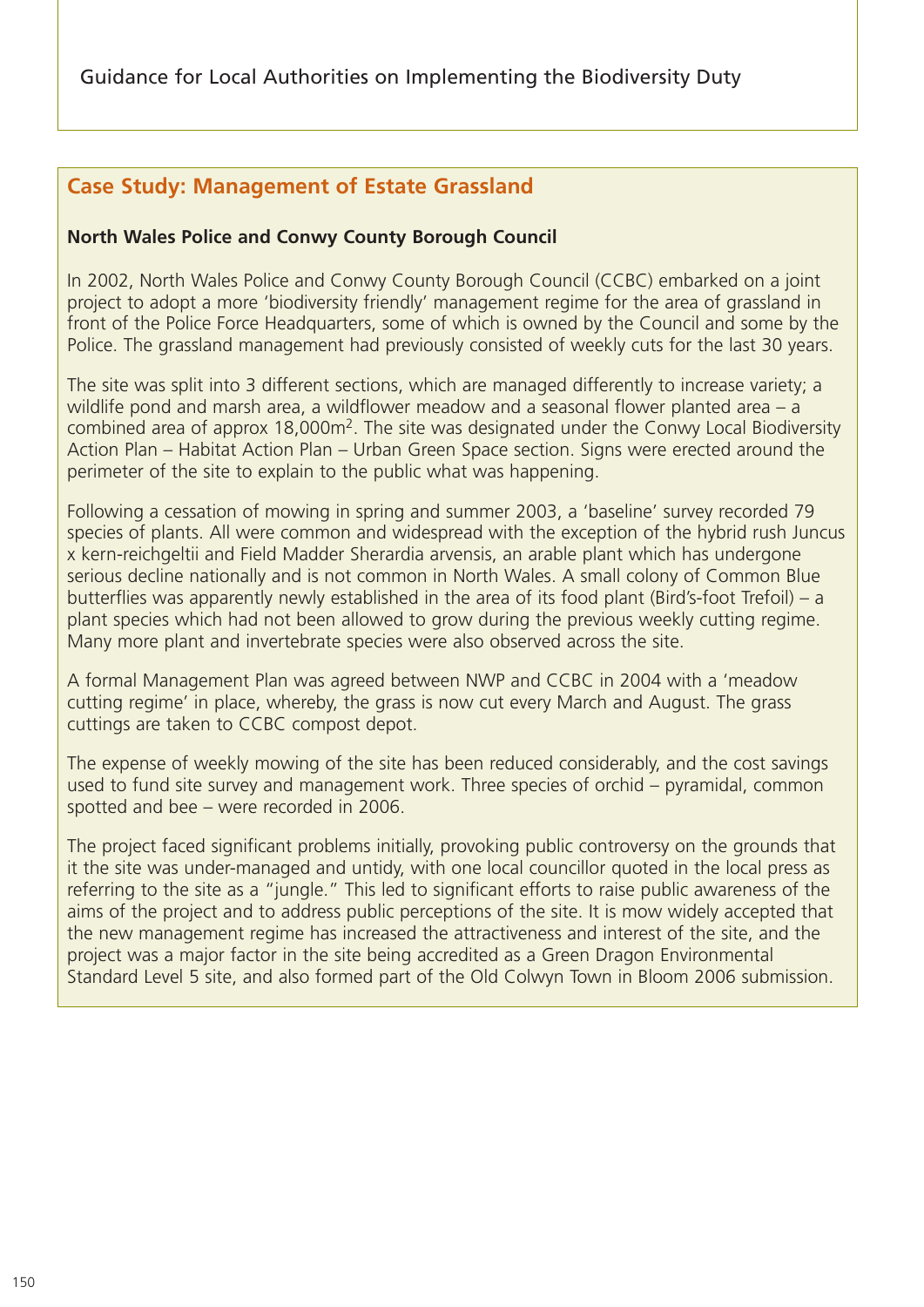## Case Study: Management of Estate Grassland

**North Wales Police and Conwy County Borough Council**

In 2002, North Wales Police and Conwy County Borough Council (CCBC) embarked on a joint project to adopt a more 'biodiversity friendly' management regime for the area of grassland in front of the Police Force Headquarters, some of which is owned by the Council and some by the Police. The grassland management had previously consisted of weekly cuts for the last 30 years.

The site was split into 3 different sections, which are managed differently to increase variety; a wildlife pond and marsh area, a wildflower meadow and a seasonal flower planted area – a combined area of approx 18,000m$^2$. The site was designated under the Conwy Local Biodiversity Action Plan – Habitat Action Plan – Urban Green Space section. Signs were erected around the perimeter of the site to explain to the public what was happening.

Following a cessation of mowing in spring and summer 2003, a 'baseline' survey recorded 79 species of plants. All were common and widespread with the exception of the hybrid rush Juncus x kern-reichgeltii and Field Madder Sherardia arvensis, an arable plant which has undergone serious decline nationally and is not common in North Wales. A small colony of Common Blue butterflies was apparently newly established in the area of its food plant (Bird's-foot Trefoil) – a plant species which had not been allowed to grow during the previous weekly cutting regime. Many more plant and invertebrate species were also observed across the site.

A formal Management Plan was agreed between NWP and CCBC in 2004 with a 'meadow cutting regime' in place, whereby, the grass is now cut every March and August. The grass cuttings are taken to CCBC compost depot.

The expense of weekly mowing of the site has been reduced considerably, and the cost savings used to fund site survey and management work. Three species of orchid – pyramidal, common spotted and bee – were recorded in 2006.

The project faced significant problems initially, provoking public controversy on the grounds that it the site was under-managed and untidy, with one local councillor quoted in the local press as referring to the site as a "jungle." This led to significant efforts to raise public awareness of the aims of the project and to address public perceptions of the site. It is mow widely accepted that the new management regime has increased the attractiveness and interest of the site, and the project was a major factor in the site being accredited as a Green Dragon Environmental Standard Level 5 site, and also formed part of the Old Colwyn Town in Bloom 2006 submission.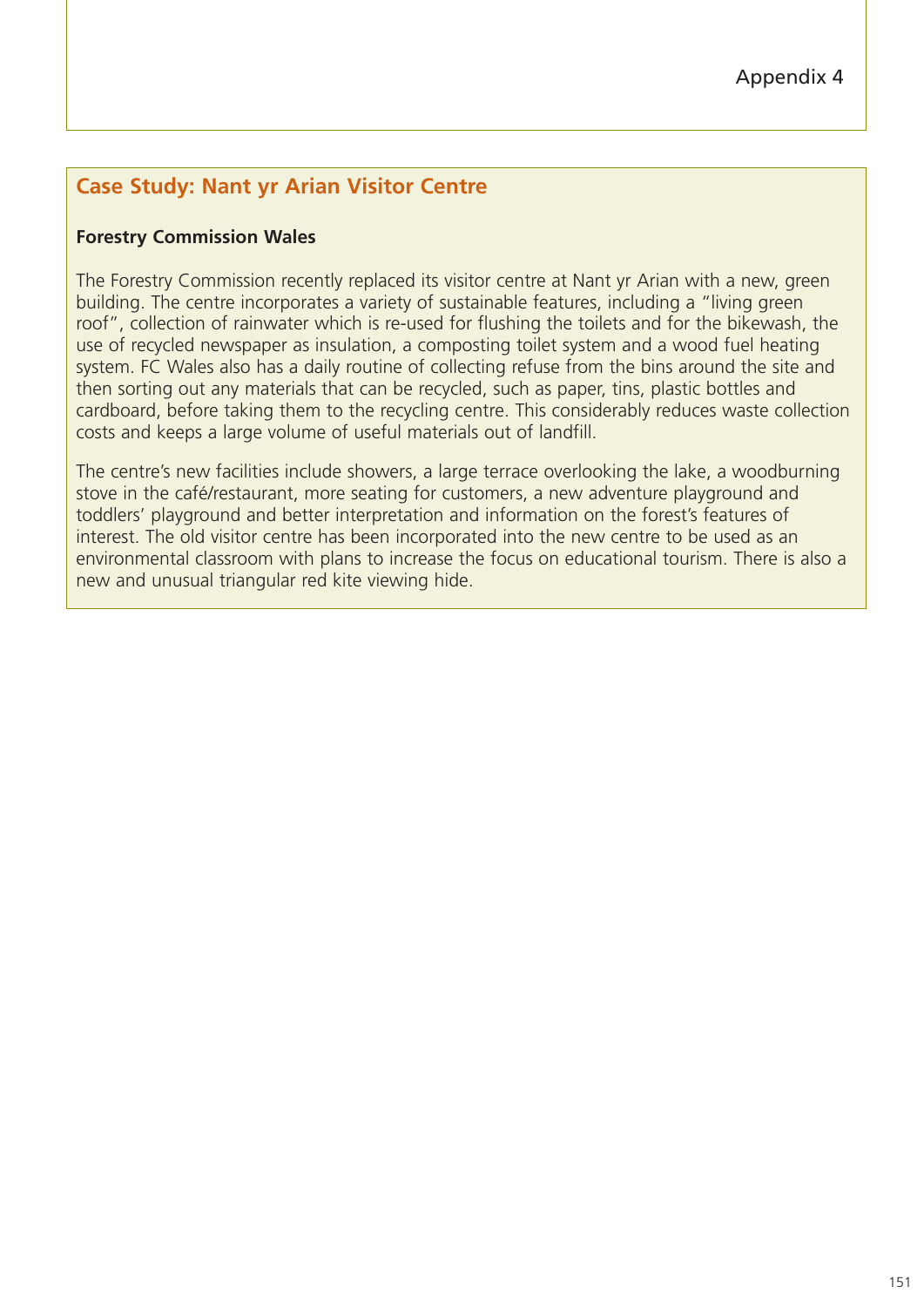Appendix 4

## Case Study: Nant yr Arian Visitor Centre

**Forestry Commission Wales**

The Forestry Commission recently replaced its visitor centre at Nant yr Arian with a new, green building. The centre incorporates a variety of sustainable features, including a "living green roof", collection of rainwater which is re-used for flushing the toilets and for the bikewash, the use of recycled newspaper as insulation, a composting toilet system and a wood fuel heating system. FC Wales also has a daily routine of collecting refuse from the bins around the site and then sorting out any materials that can be recycled, such as paper, tins, plastic bottles and cardboard, before taking them to the recycling centre. This considerably reduces waste collection costs and keeps a large volume of useful materials out of landfill.

The centre's new facilities include showers, a large terrace overlooking the lake, a woodburning stove in the café/restaurant, more seating for customers, a new adventure playground and toddlers' playground and better interpretation and information on the forest's features of interest. The old visitor centre has been incorporated into the new centre to be used as an environmental classroom with plans to increase the focus on educational tourism. There is also a new and unusual triangular red kite viewing hide.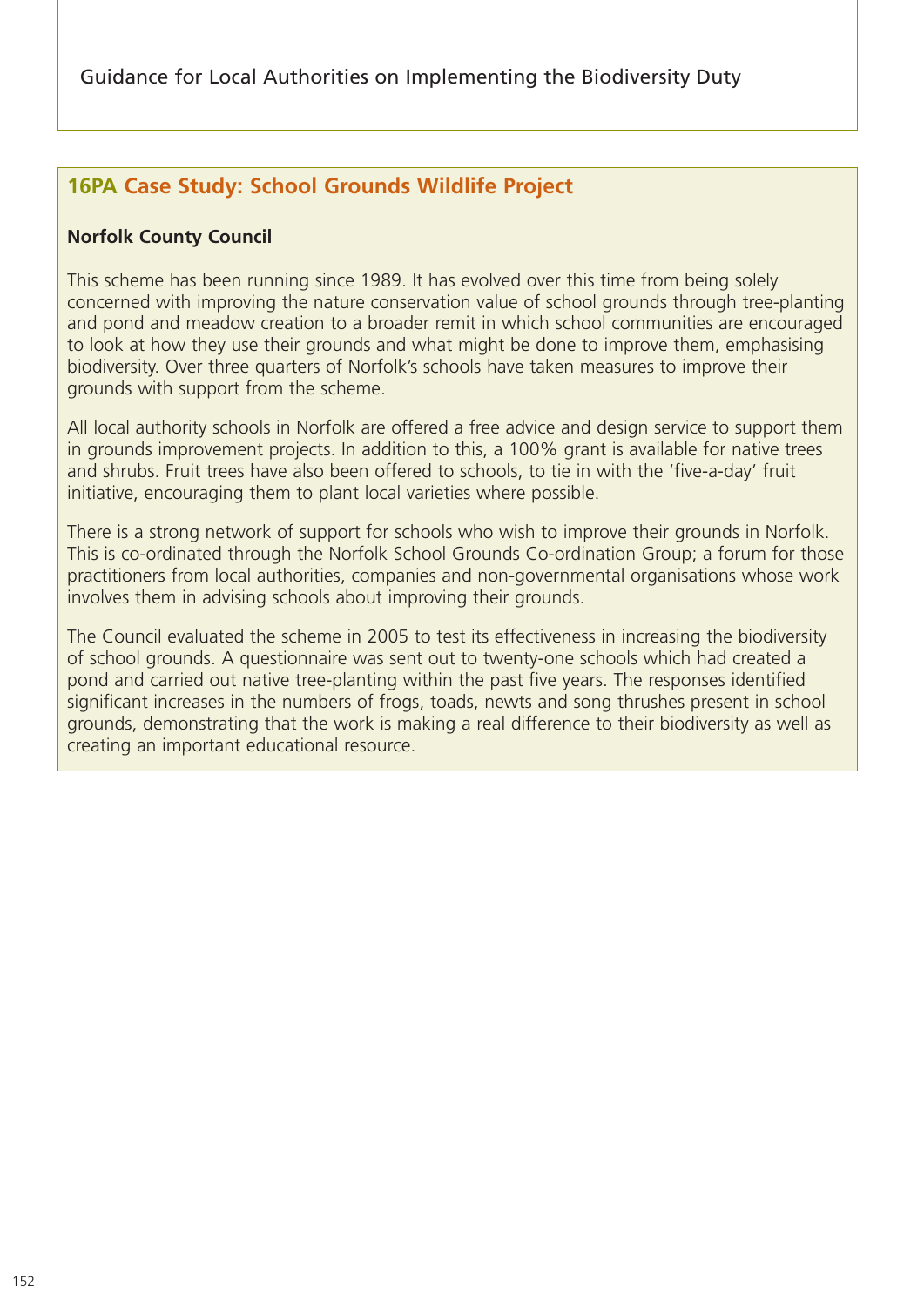## 16PA Case Study: School Grounds Wildlife Project

**Norfolk County Council**

This scheme has been running since 1989. It has evolved over this time from being solely concerned with improving the nature conservation value of school grounds through tree-planting and pond and meadow creation to a broader remit in which school communities are encouraged to look at how they use their grounds and what might be done to improve them, emphasising biodiversity. Over three quarters of Norfolk's schools have taken measures to improve their grounds with support from the scheme.

All local authority schools in Norfolk are offered a free advice and design service to support them in grounds improvement projects. In addition to this, a 100% grant is available for native trees and shrubs. Fruit trees have also been offered to schools, to tie in with the 'five-a-day' fruit initiative, encouraging them to plant local varieties where possible.

There is a strong network of support for schools who wish to improve their grounds in Norfolk. This is co-ordinated through the Norfolk School Grounds Co-ordination Group; a forum for those practitioners from local authorities, companies and non-governmental organisations whose work involves them in advising schools about improving their grounds.

The Council evaluated the scheme in 2005 to test its effectiveness in increasing the biodiversity of school grounds. A questionnaire was sent out to twenty-one schools which had created a pond and carried out native tree-planting within the past five years. The responses identified significant increases in the numbers of frogs, toads, newts and song thrushes present in school grounds, demonstrating that the work is making a real difference to their biodiversity as well as creating an important educational resource.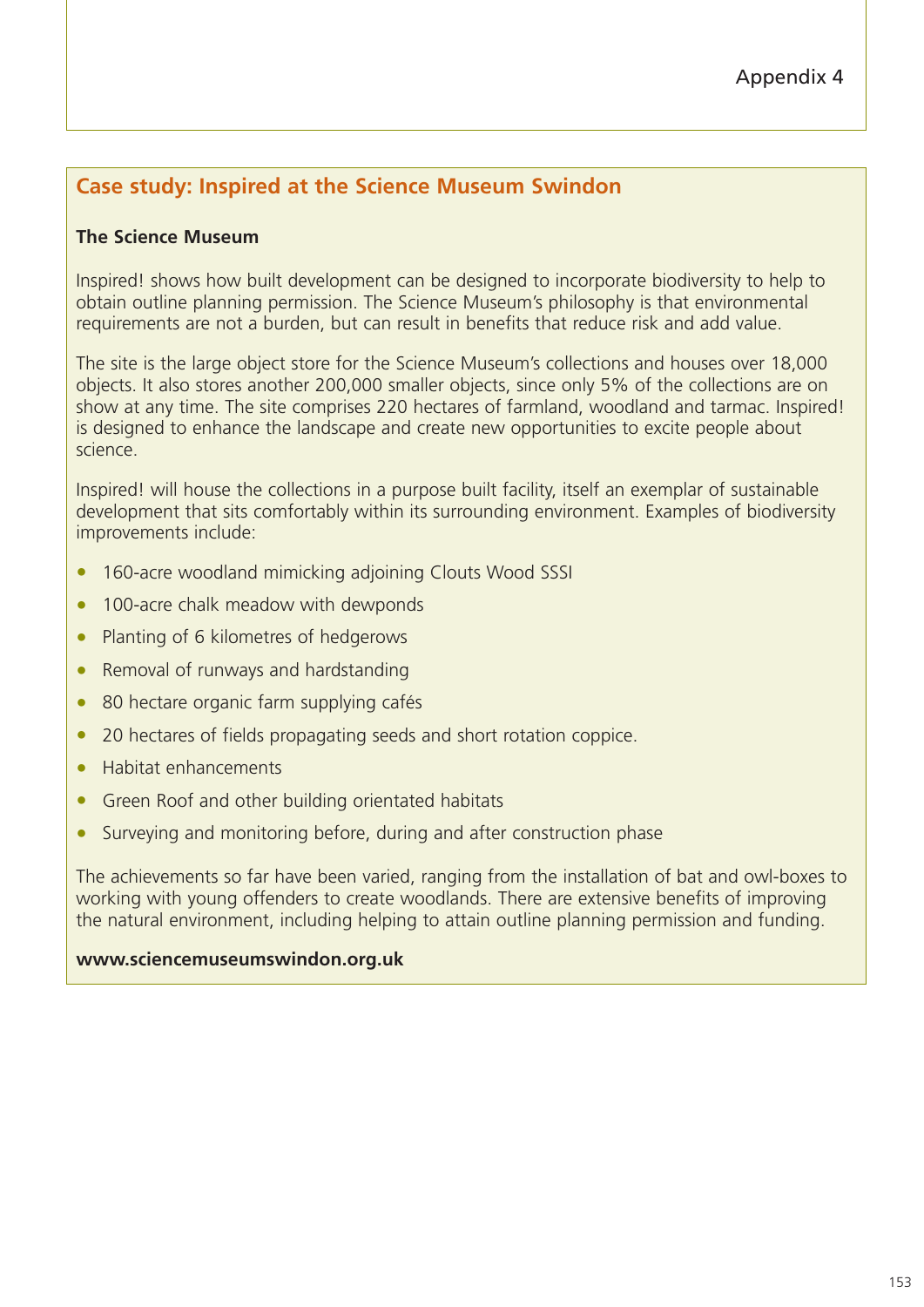## Case study: Inspired at the Science Museum Swindon

**The Science Museum**

Inspired! shows how built development can be designed to incorporate biodiversity to help to obtain outline planning permission. The Science Museum's philosophy is that environmental requirements are not a burden, but can result in benefits that reduce risk and add value.

The site is the large object store for the Science Museum's collections and houses over 18,000 objects. It also stores another 200,000 smaller objects, since only 5% of the collections are on show at any time. The site comprises 220 hectares of farmland, woodland and tarmac. Inspired! is designed to enhance the landscape and create new opportunities to excite people about science.

Inspired! will house the collections in a purpose built facility, itself an exemplar of sustainable development that sits comfortably within its surrounding environment. Examples of biodiversity improvements include:

- 160-acre woodland mimicking adjoining Clouts Wood SSSI
- 100-acre chalk meadow with dewponds
- Planting of 6 kilometres of hedgerows
- Removal of runways and hardstanding
- 80 hectare organic farm supplying cafés
- 20 hectares of fields propagating seeds and short rotation coppice.
- Habitat enhancements
- Green Roof and other building orientated habitats
- Surveying and monitoring before, during and after construction phase

The achievements so far have been varied, ranging from the installation of bat and owl-boxes to working with young offenders to create woodlands. There are extensive benefits of improving the natural environment, including helping to attain outline planning permission and funding.

**www.sciencemuseumswindon.org.uk**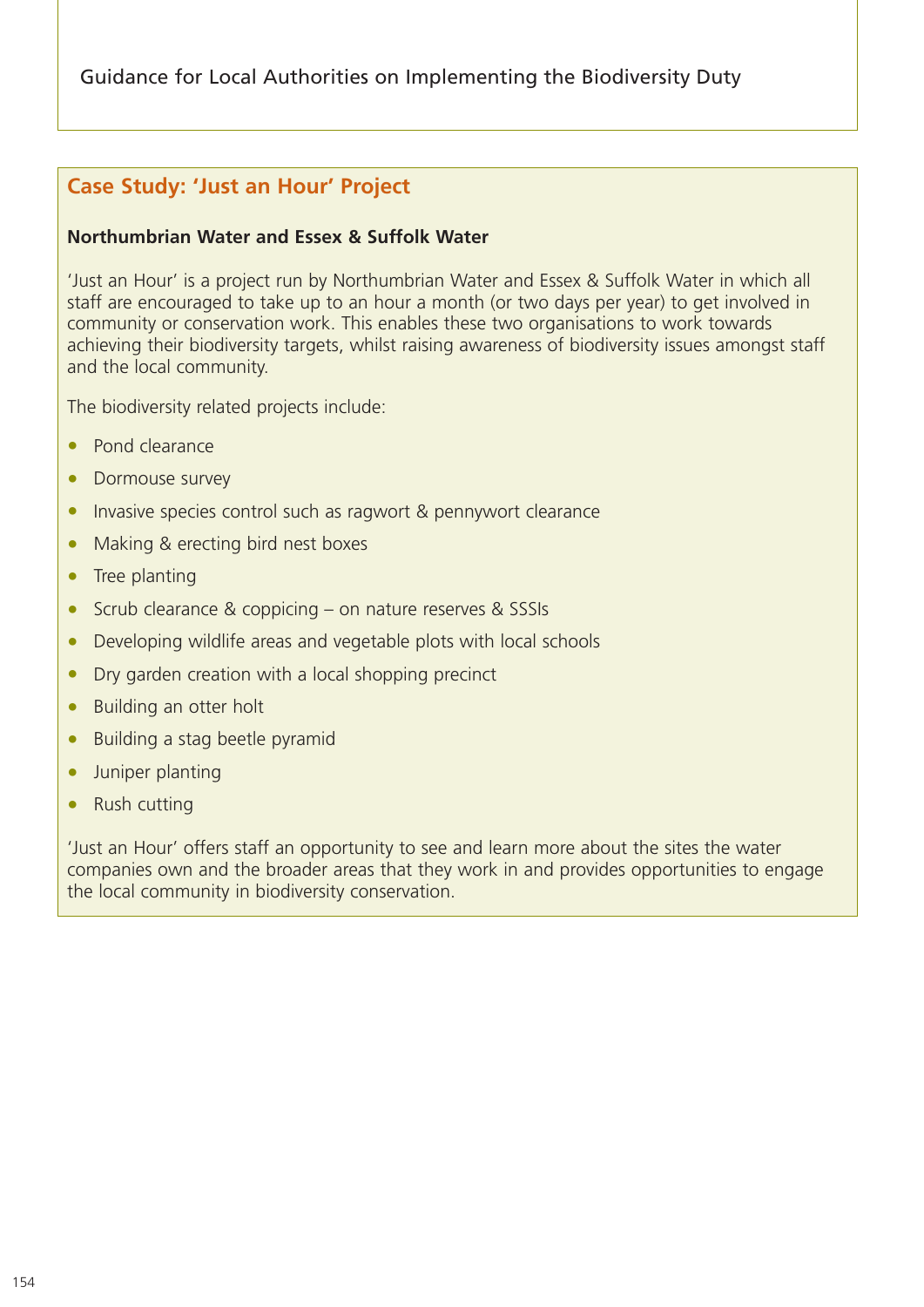## Case Study: 'Just an Hour' Project

**Northumbrian Water and Essex & Suffolk Water**

'Just an Hour' is a project run by Northumbrian Water and Essex & Suffolk Water in which all staff are encouraged to take up to an hour a month (or two days per year) to get involved in community or conservation work. This enables these two organisations to work towards achieving their biodiversity targets, whilst raising awareness of biodiversity issues amongst staff and the local community.

The biodiversity related projects include:

- Pond clearance
- Dormouse survey
- Invasive species control such as ragwort & pennywort clearance
- Making & erecting bird nest boxes
- Tree planting
- Scrub clearance & coppicing – on nature reserves & SSSIs
- Developing wildlife areas and vegetable plots with local schools
- Dry garden creation with a local shopping precinct
- Building an otter holt
- Building a stag beetle pyramid
- Juniper planting
- Rush cutting

'Just an Hour' offers staff an opportunity to see and learn more about the sites the water companies own and the broader areas that they work in and provides opportunities to engage the local community in biodiversity conservation.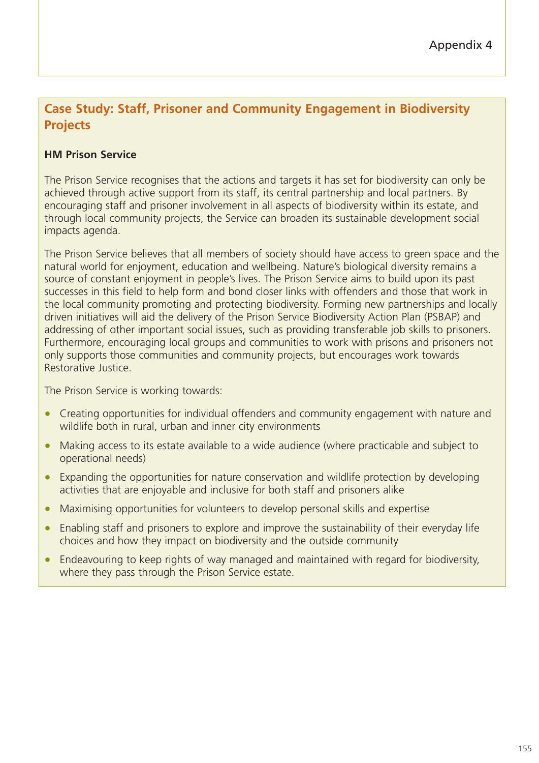## Case Study: Staff, Prisoner and Community Engagement in Biodiversity Projects

**HM Prison Service**

The Prison Service recognises that the actions and targets it has set for biodiversity can only be achieved through active support from its staff, its central partnership and local partners. By encouraging staff and prisoner involvement in all aspects of biodiversity within its estate, and through local community projects, the Service can broaden its sustainable development social impacts agenda.

The Prison Service believes that all members of society should have access to green space and the natural world for enjoyment, education and wellbeing. Nature's biological diversity remains a source of constant enjoyment in people's lives. The Prison Service aims to build upon its past successes in this field to help form and bond closer links with offenders and those that work in the local community promoting and protecting biodiversity. Forming new partnerships and locally driven initiatives will aid the delivery of the Prison Service Biodiversity Action Plan (PSBAP) and addressing of other important social issues, such as providing transferable job skills to prisoners. Furthermore, encouraging local groups and communities to work with prisons and prisoners not only supports those communities and community projects, but encourages work towards Restorative Justice.

The Prison Service is working towards:

- Creating opportunities for individual offenders and community engagement with nature and wildlife both in rural, urban and inner city environments
- Making access to its estate available to a wide audience (where practicable and subject to operational needs)
- Expanding the opportunities for nature conservation and wildlife protection by developing activities that are enjoyable and inclusive for both staff and prisoners alike
- Maximising opportunities for volunteers to develop personal skills and expertise
- Enabling staff and prisoners to explore and improve the sustainability of their everyday life choices and how they impact on biodiversity and the outside community
- Endeavouring to keep rights of way managed and maintained with regard for biodiversity, where they pass through the Prison Service estate.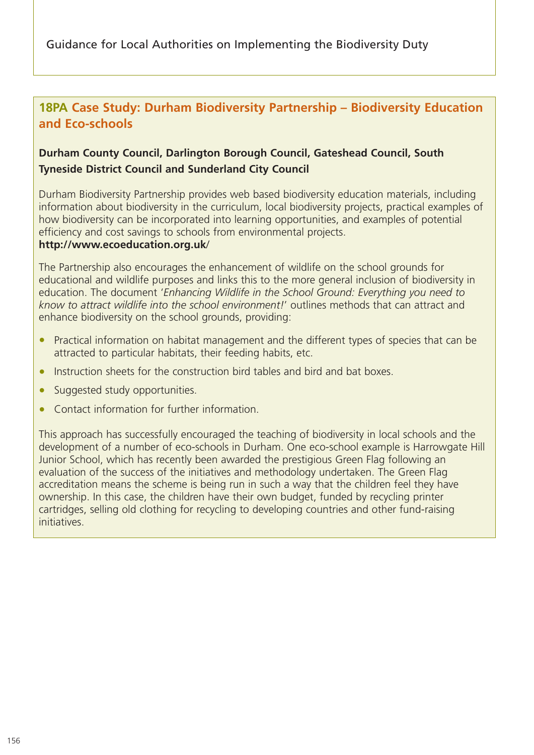## 18PA Case Study: Durham Biodiversity Partnership – Biodiversity Education and Eco-schools

**Durham County Council, Darlington Borough Council, Gateshead Council, South Tyneside District Council and Sunderland City Council**

Durham Biodiversity Partnership provides web based biodiversity education materials, including information about biodiversity in the curriculum, local biodiversity projects, practical examples of how biodiversity can be incorporated into learning opportunities, and examples of potential efficiency and cost savings to schools from environmental projects.
**http://www.ecoeducation.org.uk**/

The Partnership also encourages the enhancement of wildlife on the school grounds for educational and wildlife purposes and links this to the more general inclusion of biodiversity in education. The document '*Enhancing Wildlife in the School Ground: Everything you need to know to attract wildlife into the school environment!*' outlines methods that can attract and enhance biodiversity on the school grounds, providing:

- Practical information on habitat management and the different types of species that can be attracted to particular habitats, their feeding habits, etc.
- Instruction sheets for the construction bird tables and bird and bat boxes.
- Suggested study opportunities.
- Contact information for further information.

This approach has successfully encouraged the teaching of biodiversity in local schools and the development of a number of eco-schools in Durham. One eco-school example is Harrowgate Hill Junior School, which has recently been awarded the prestigious Green Flag following an evaluation of the success of the initiatives and methodology undertaken. The Green Flag accreditation means the scheme is being run in such a way that the children feel they have ownership. In this case, the children have their own budget, funded by recycling printer cartridges, selling old clothing for recycling to developing countries and other fund-raising initiatives.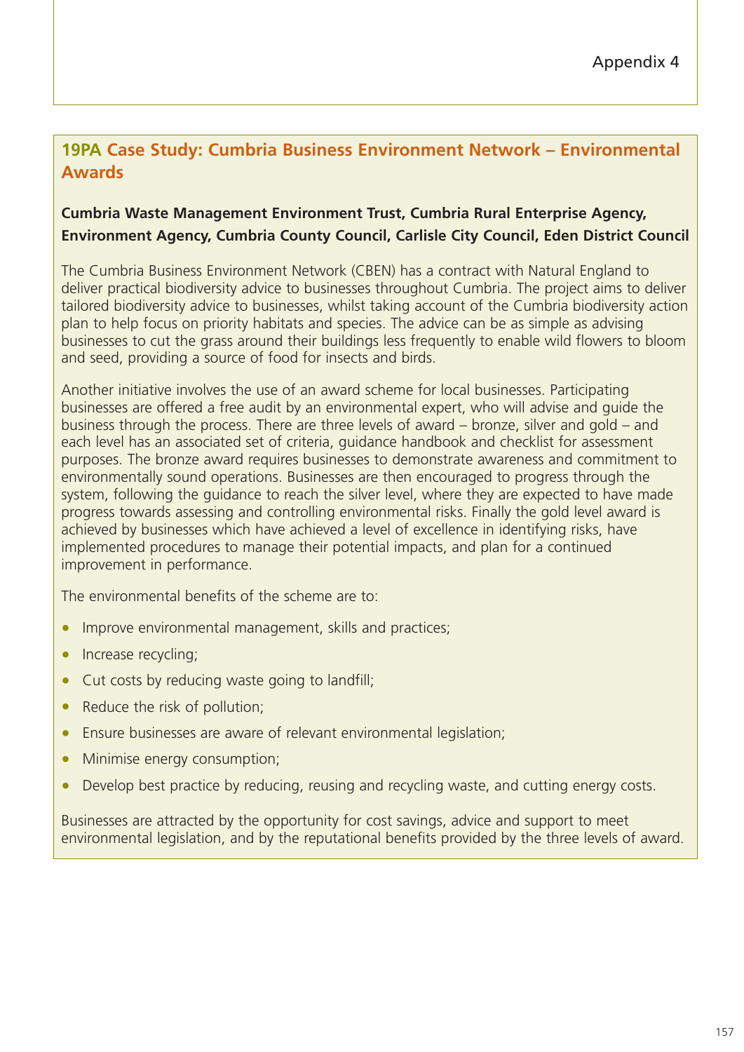## 19PA Case Study: Cumbria Business Environment Network – Environmental Awards

**Cumbria Waste Management Environment Trust, Cumbria Rural Enterprise Agency, Environment Agency, Cumbria County Council, Carlisle City Council, Eden District Council**

The Cumbria Business Environment Network (CBEN) has a contract with Natural England to deliver practical biodiversity advice to businesses throughout Cumbria. The project aims to deliver tailored biodiversity advice to businesses, whilst taking account of the Cumbria biodiversity action plan to help focus on priority habitats and species. The advice can be as simple as advising businesses to cut the grass around their buildings less frequently to enable wild flowers to bloom and seed, providing a source of food for insects and birds.

Another initiative involves the use of an award scheme for local businesses. Participating businesses are offered a free audit by an environmental expert, who will advise and guide the business through the process. There are three levels of award – bronze, silver and gold – and each level has an associated set of criteria, guidance handbook and checklist for assessment purposes. The bronze award requires businesses to demonstrate awareness and commitment to environmentally sound operations. Businesses are then encouraged to progress through the system, following the guidance to reach the silver level, where they are expected to have made progress towards assessing and controlling environmental risks. Finally the gold level award is achieved by businesses which have achieved a level of excellence in identifying risks, have implemented procedures to manage their potential impacts, and plan for a continued improvement in performance.

The environmental benefits of the scheme are to:

- Improve environmental management, skills and practices;
- Increase recycling;
- Cut costs by reducing waste going to landfill;
- Reduce the risk of pollution;
- Ensure businesses are aware of relevant environmental legislation;
- Minimise energy consumption;
- Develop best practice by reducing, reusing and recycling waste, and cutting energy costs.

Businesses are attracted by the opportunity for cost savings, advice and support to meet environmental legislation, and by the reputational benefits provided by the three levels of award.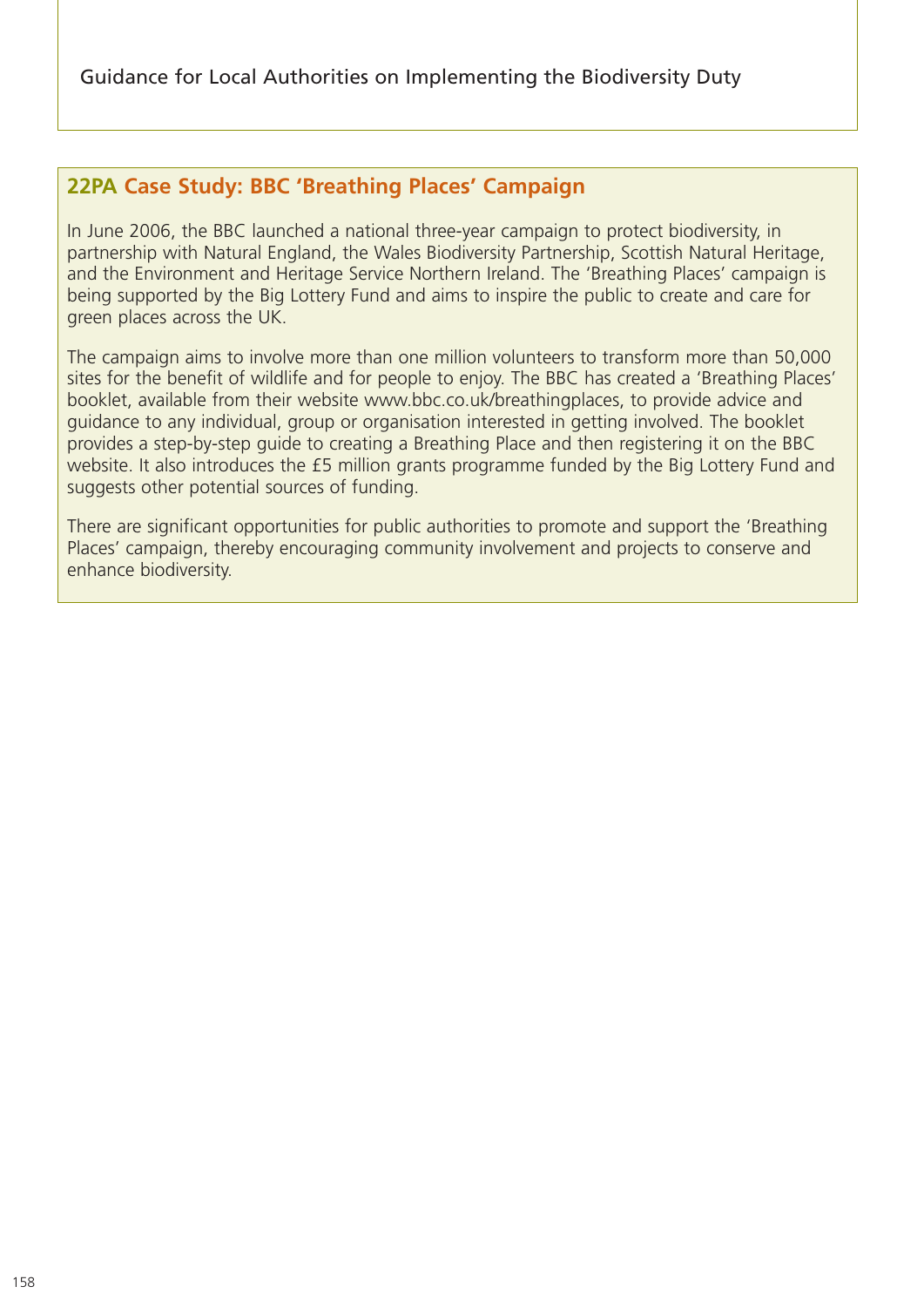## 22PA Case Study: BBC 'Breathing Places' Campaign

In June 2006, the BBC launched a national three-year campaign to protect biodiversity, in partnership with Natural England, the Wales Biodiversity Partnership, Scottish Natural Heritage, and the Environment and Heritage Service Northern Ireland. The 'Breathing Places' campaign is being supported by the Big Lottery Fund and aims to inspire the public to create and care for green places across the UK.

The campaign aims to involve more than one million volunteers to transform more than 50,000 sites for the benefit of wildlife and for people to enjoy. The BBC has created a 'Breathing Places' booklet, available from their website www.bbc.co.uk/breathingplaces, to provide advice and guidance to any individual, group or organisation interested in getting involved. The booklet provides a step-by-step guide to creating a Breathing Place and then registering it on the BBC website. It also introduces the £5 million grants programme funded by the Big Lottery Fund and suggests other potential sources of funding.

There are significant opportunities for public authorities to promote and support the 'Breathing Places' campaign, thereby encouraging community involvement and projects to conserve and enhance biodiversity.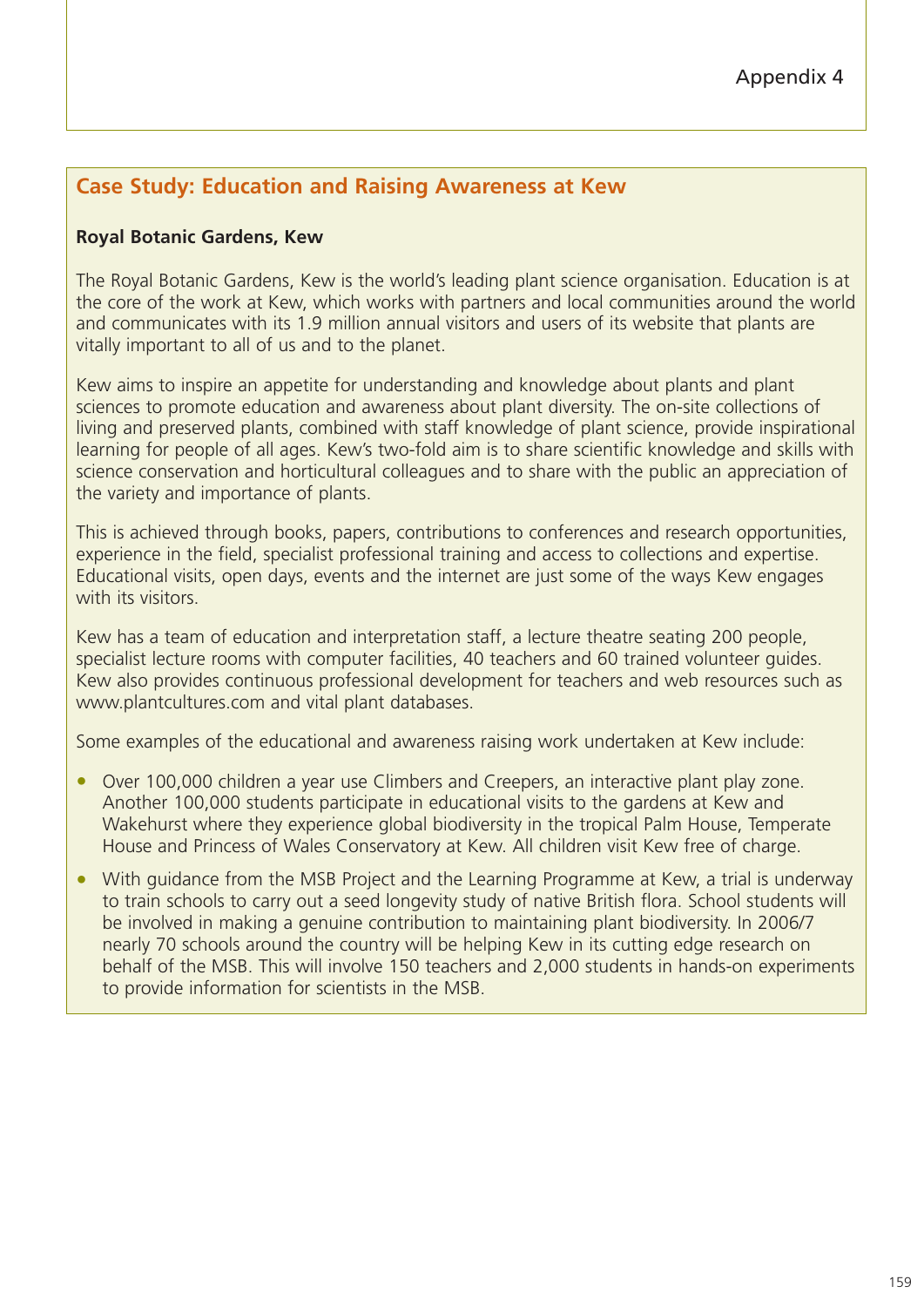## Case Study: Education and Raising Awareness at Kew

**Royal Botanic Gardens, Kew**

The Royal Botanic Gardens, Kew is the world's leading plant science organisation. Education is at the core of the work at Kew, which works with partners and local communities around the world and communicates with its 1.9 million annual visitors and users of its website that plants are vitally important to all of us and to the planet.

Kew aims to inspire an appetite for understanding and knowledge about plants and plant sciences to promote education and awareness about plant diversity. The on-site collections of living and preserved plants, combined with staff knowledge of plant science, provide inspirational learning for people of all ages. Kew's two-fold aim is to share scientific knowledge and skills with science conservation and horticultural colleagues and to share with the public an appreciation of the variety and importance of plants.

This is achieved through books, papers, contributions to conferences and research opportunities, experience in the field, specialist professional training and access to collections and expertise. Educational visits, open days, events and the internet are just some of the ways Kew engages with its visitors.

Kew has a team of education and interpretation staff, a lecture theatre seating 200 people, specialist lecture rooms with computer facilities, 40 teachers and 60 trained volunteer guides. Kew also provides continuous professional development for teachers and web resources such as www.plantcultures.com and vital plant databases.

Some examples of the educational and awareness raising work undertaken at Kew include:

- Over 100,000 children a year use Climbers and Creepers, an interactive plant play zone. Another 100,000 students participate in educational visits to the gardens at Kew and Wakehurst where they experience global biodiversity in the tropical Palm House, Temperate House and Princess of Wales Conservatory at Kew. All children visit Kew free of charge.
- With guidance from the MSB Project and the Learning Programme at Kew, a trial is underway to train schools to carry out a seed longevity study of native British flora. School students will be involved in making a genuine contribution to maintaining plant biodiversity. In 2006/7 nearly 70 schools around the country will be helping Kew in its cutting edge research on behalf of the MSB. This will involve 150 teachers and 2,000 students in hands-on experiments to provide information for scientists in the MSB.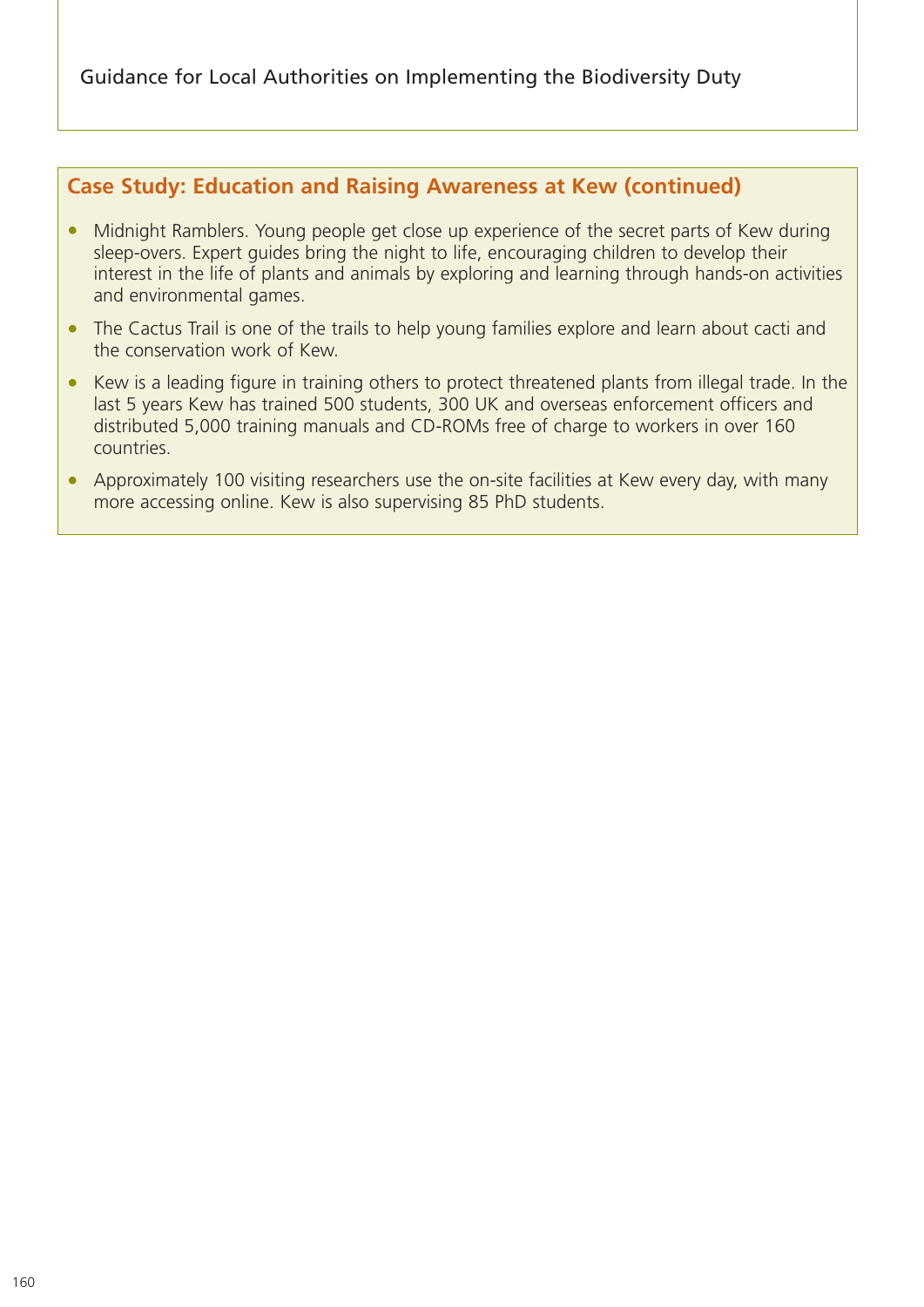## Case Study: Education and Raising Awareness at Kew (continued)

- Midnight Ramblers. Young people get close up experience of the secret parts of Kew during sleep-overs. Expert guides bring the night to life, encouraging children to develop their interest in the life of plants and animals by exploring and learning through hands-on activities and environmental games.
- The Cactus Trail is one of the trails to help young families explore and learn about cacti and the conservation work of Kew.
- Kew is a leading figure in training others to protect threatened plants from illegal trade. In the last 5 years Kew has trained 500 students, 300 UK and overseas enforcement officers and distributed 5,000 training manuals and CD-ROMs free of charge to workers in over 160 countries.
- Approximately 100 visiting researchers use the on-site facilities at Kew every day, with many more accessing online. Kew is also supervising 85 PhD students.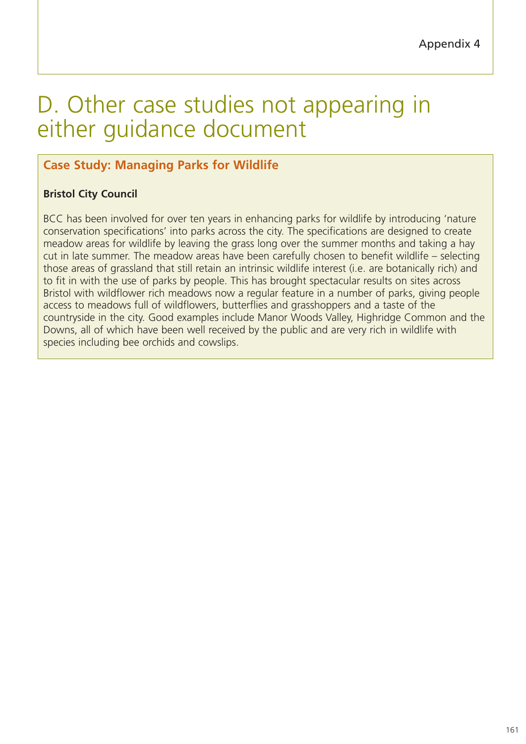# D. Other case studies not appearing in either guidance document

### Case Study: Managing Parks for Wildlife

**Bristol City Council**

BCC has been involved for over ten years in enhancing parks for wildlife by introducing 'nature conservation specifications' into parks across the city. The specifications are designed to create meadow areas for wildlife by leaving the grass long over the summer months and taking a hay cut in late summer. The meadow areas have been carefully chosen to benefit wildlife – selecting those areas of grassland that still retain an intrinsic wildlife interest (i.e. are botanically rich) and to fit in with the use of parks by people. This has brought spectacular results on sites across Bristol with wildflower rich meadows now a regular feature in a number of parks, giving people access to meadows full of wildflowers, butterflies and grasshoppers and a taste of the countryside in the city. Good examples include Manor Woods Valley, Highridge Common and the Downs, all of which have been well received by the public and are very rich in wildlife with species including bee orchids and cowslips.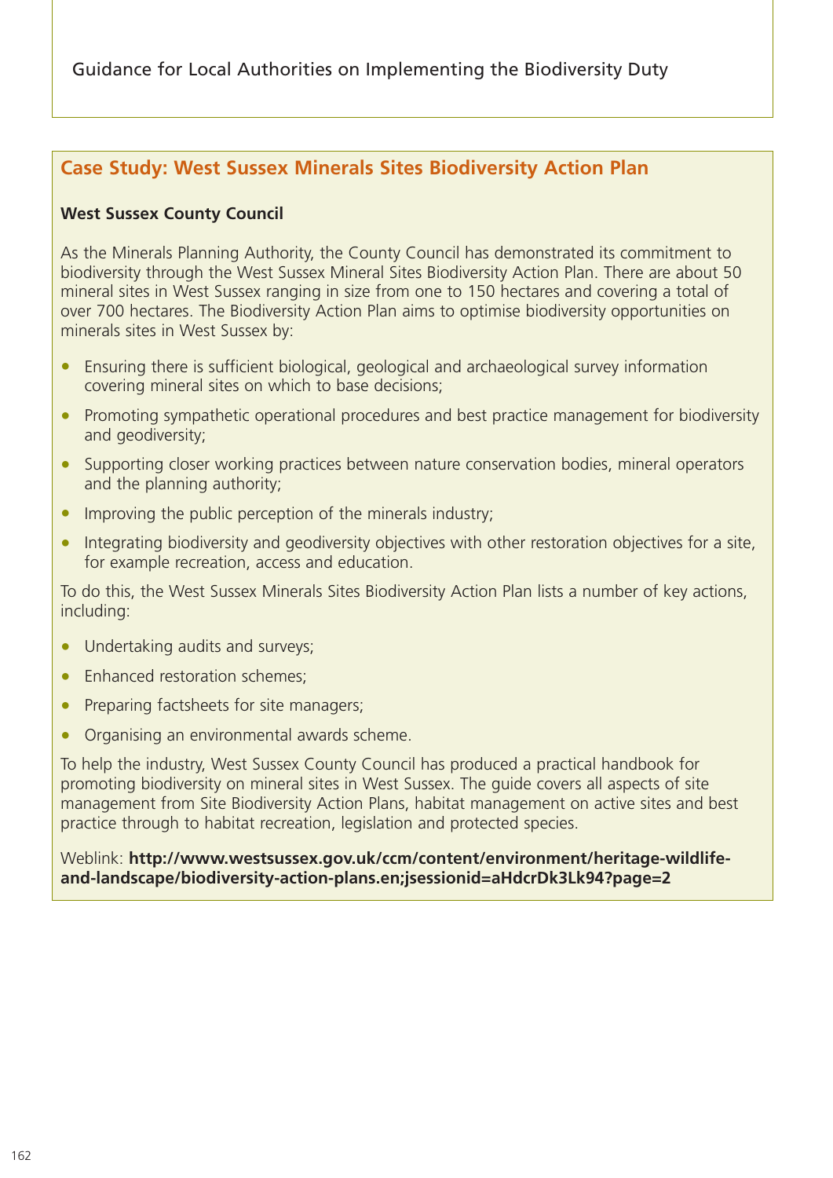## Case Study: West Sussex Minerals Sites Biodiversity Action Plan

**West Sussex County Council**

As the Minerals Planning Authority, the County Council has demonstrated its commitment to biodiversity through the West Sussex Mineral Sites Biodiversity Action Plan. There are about 50 mineral sites in West Sussex ranging in size from one to 150 hectares and covering a total of over 700 hectares. The Biodiversity Action Plan aims to optimise biodiversity opportunities on minerals sites in West Sussex by:

- Ensuring there is sufficient biological, geological and archaeological survey information covering mineral sites on which to base decisions;
- Promoting sympathetic operational procedures and best practice management for biodiversity and geodiversity;
- Supporting closer working practices between nature conservation bodies, mineral operators and the planning authority;
- Improving the public perception of the minerals industry;
- Integrating biodiversity and geodiversity objectives with other restoration objectives for a site, for example recreation, access and education.

To do this, the West Sussex Minerals Sites Biodiversity Action Plan lists a number of key actions, including:

- Undertaking audits and surveys;
- Enhanced restoration schemes;
- Preparing factsheets for site managers;
- Organising an environmental awards scheme.

To help the industry, West Sussex County Council has produced a practical handbook for promoting biodiversity on mineral sites in West Sussex. The guide covers all aspects of site management from Site Biodiversity Action Plans, habitat management on active sites and best practice through to habitat recreation, legislation and protected species.

Weblink: **http://www.westsussex.gov.uk/ccm/content/environment/heritage-wildlife-and-landscape/biodiversity-action-plans.en;jsessionid=aHdcrDk3Lk94?page=2**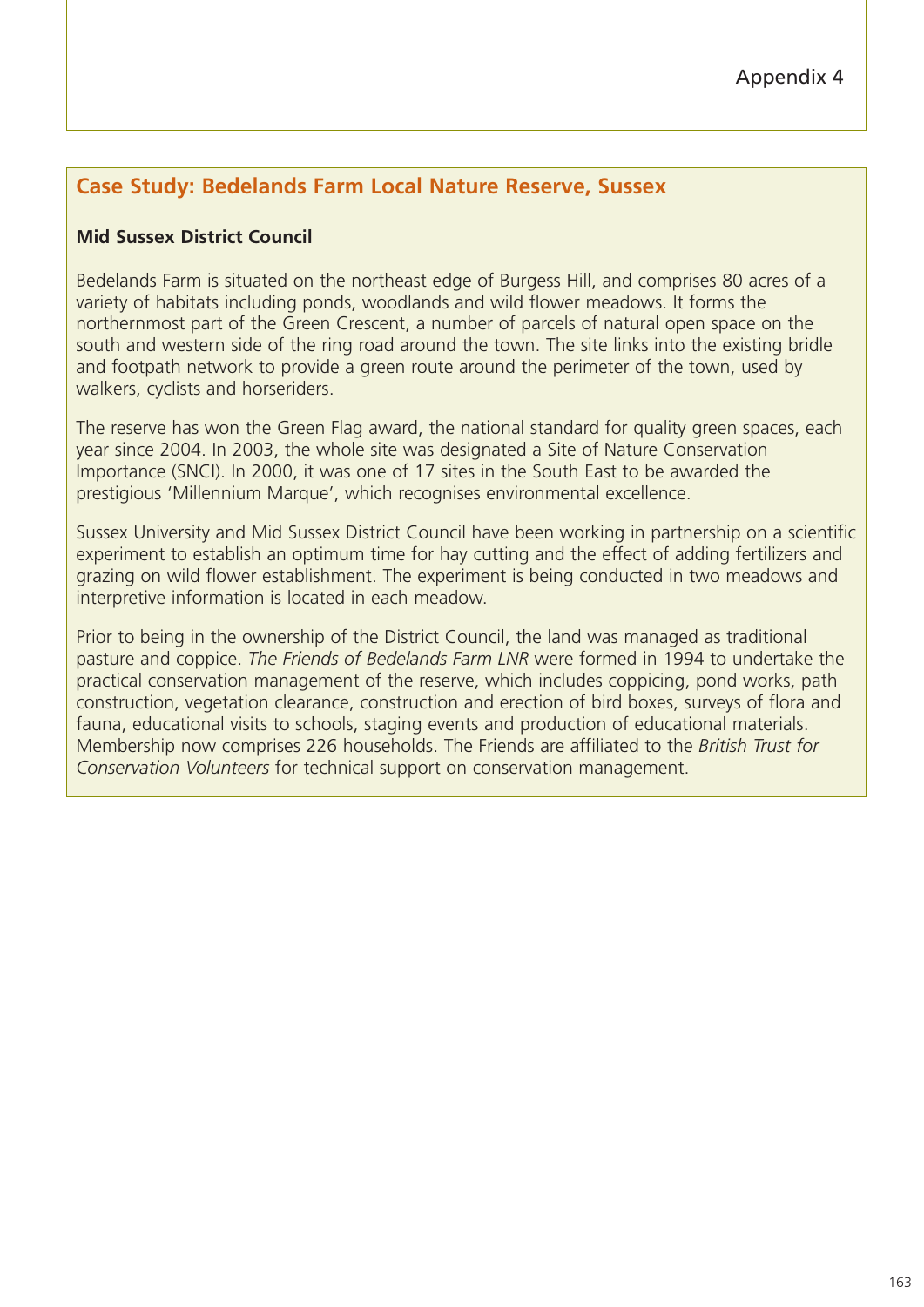Appendix 4

## Case Study: Bedelands Farm Local Nature Reserve, Sussex

**Mid Sussex District Council**

Bedelands Farm is situated on the northeast edge of Burgess Hill, and comprises 80 acres of a variety of habitats including ponds, woodlands and wild flower meadows. It forms the northernmost part of the Green Crescent, a number of parcels of natural open space on the south and western side of the ring road around the town. The site links into the existing bridle and footpath network to provide a green route around the perimeter of the town, used by walkers, cyclists and horseriders.

The reserve has won the Green Flag award, the national standard for quality green spaces, each year since 2004. In 2003, the whole site was designated a Site of Nature Conservation Importance (SNCI). In 2000, it was one of 17 sites in the South East to be awarded the prestigious 'Millennium Marque', which recognises environmental excellence.

Sussex University and Mid Sussex District Council have been working in partnership on a scientific experiment to establish an optimum time for hay cutting and the effect of adding fertilizers and grazing on wild flower establishment. The experiment is being conducted in two meadows and interpretive information is located in each meadow.

Prior to being in the ownership of the District Council, the land was managed as traditional pasture and coppice. *The Friends of Bedelands Farm LNR* were formed in 1994 to undertake the practical conservation management of the reserve, which includes coppicing, pond works, path construction, vegetation clearance, construction and erection of bird boxes, surveys of flora and fauna, educational visits to schools, staging events and production of educational materials. Membership now comprises 226 households. The Friends are affiliated to the *British Trust for Conservation Volunteers* for technical support on conservation management.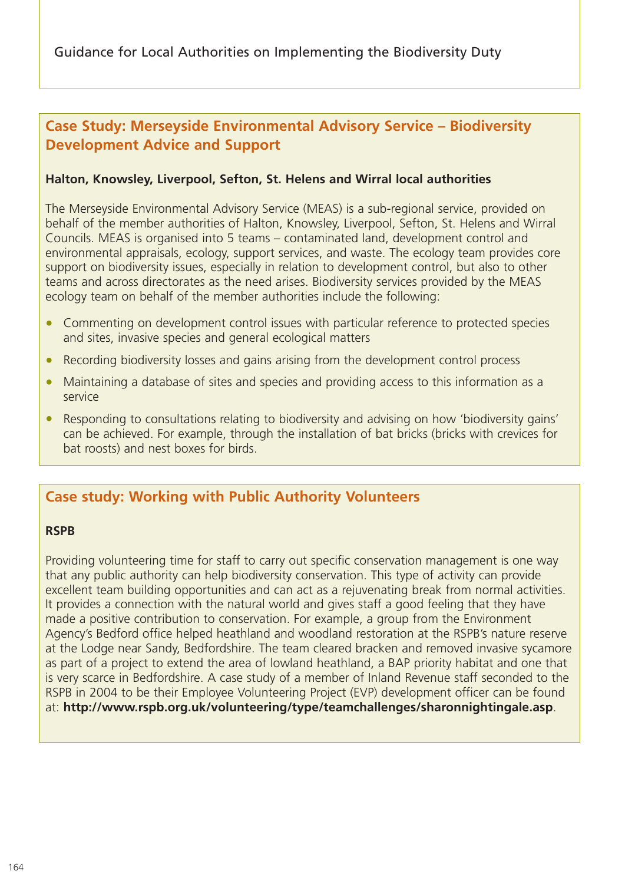## Case Study: Merseyside Environmental Advisory Service – Biodiversity Development Advice and Support

**Halton, Knowsley, Liverpool, Sefton, St. Helens and Wirral local authorities**

The Merseyside Environmental Advisory Service (MEAS) is a sub-regional service, provided on behalf of the member authorities of Halton, Knowsley, Liverpool, Sefton, St. Helens and Wirral Councils. MEAS is organised into 5 teams – contaminated land, development control and environmental appraisals, ecology, support services, and waste. The ecology team provides core support on biodiversity issues, especially in relation to development control, but also to other teams and across directorates as the need arises. Biodiversity services provided by the MEAS ecology team on behalf of the member authorities include the following:

- Commenting on development control issues with particular reference to protected species and sites, invasive species and general ecological matters
- Recording biodiversity losses and gains arising from the development control process
- Maintaining a database of sites and species and providing access to this information as a service
- Responding to consultations relating to biodiversity and advising on how 'biodiversity gains' can be achieved. For example, through the installation of bat bricks (bricks with crevices for bat roosts) and nest boxes for birds.

## Case study: Working with Public Authority Volunteers

**RSPB**

Providing volunteering time for staff to carry out specific conservation management is one way that any public authority can help biodiversity conservation. This type of activity can provide excellent team building opportunities and can act as a rejuvenating break from normal activities. It provides a connection with the natural world and gives staff a good feeling that they have made a positive contribution to conservation. For example, a group from the Environment Agency's Bedford office helped heathland and woodland restoration at the RSPB's nature reserve at the Lodge near Sandy, Bedfordshire. The team cleared bracken and removed invasive sycamore as part of a project to extend the area of lowland heathland, a BAP priority habitat and one that is very scarce in Bedfordshire. A case study of a member of Inland Revenue staff seconded to the RSPB in 2004 to be their Employee Volunteering Project (EVP) development officer can be found at: **http://www.rspb.org.uk/volunteering/type/teamchallenges/sharonnightingale.asp**.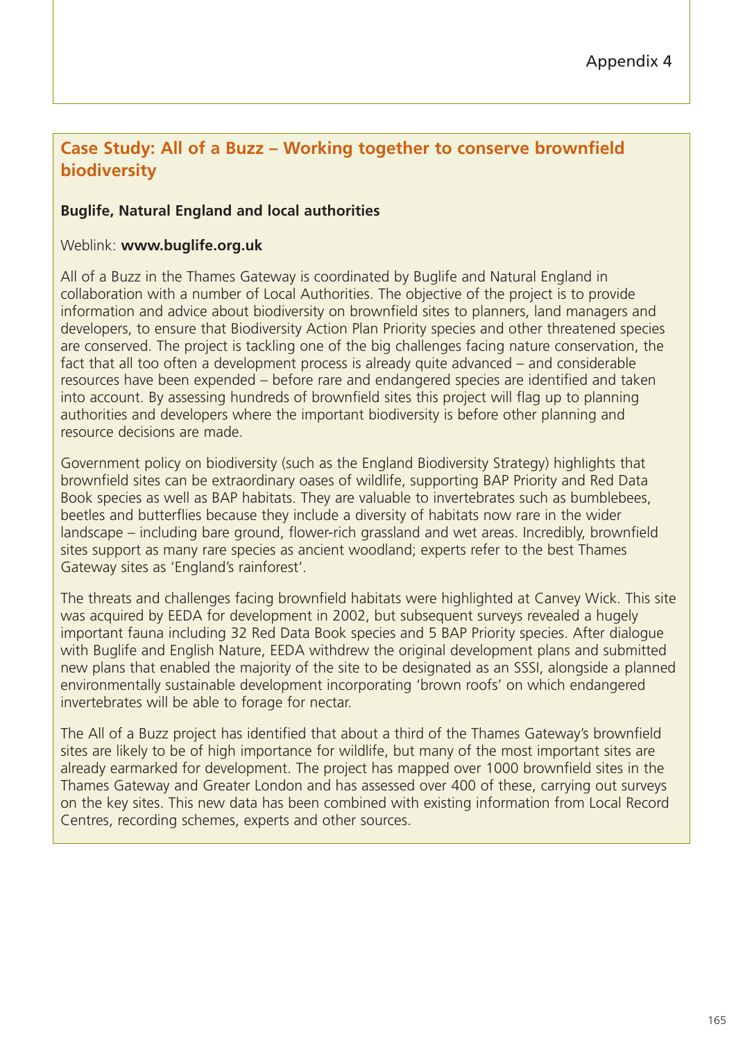Appendix 4

## Case Study: All of a Buzz – Working together to conserve brownfield biodiversity

**Buglife, Natural England and local authorities**

Weblink: **www.buglife.org.uk**

All of a Buzz in the Thames Gateway is coordinated by Buglife and Natural England in collaboration with a number of Local Authorities. The objective of the project is to provide information and advice about biodiversity on brownfield sites to planners, land managers and developers, to ensure that Biodiversity Action Plan Priority species and other threatened species are conserved. The project is tackling one of the big challenges facing nature conservation, the fact that all too often a development process is already quite advanced – and considerable resources have been expended – before rare and endangered species are identified and taken into account. By assessing hundreds of brownfield sites this project will flag up to planning authorities and developers where the important biodiversity is before other planning and resource decisions are made.

Government policy on biodiversity (such as the England Biodiversity Strategy) highlights that brownfield sites can be extraordinary oases of wildlife, supporting BAP Priority and Red Data Book species as well as BAP habitats. They are valuable to invertebrates such as bumblebees, beetles and butterflies because they include a diversity of habitats now rare in the wider landscape – including bare ground, flower-rich grassland and wet areas. Incredibly, brownfield sites support as many rare species as ancient woodland; experts refer to the best Thames Gateway sites as 'England's rainforest'.

The threats and challenges facing brownfield habitats were highlighted at Canvey Wick. This site was acquired by EEDA for development in 2002, but subsequent surveys revealed a hugely important fauna including 32 Red Data Book species and 5 BAP Priority species. After dialogue with Buglife and English Nature, EEDA withdrew the original development plans and submitted new plans that enabled the majority of the site to be designated as an SSSI, alongside a planned environmentally sustainable development incorporating 'brown roofs' on which endangered invertebrates will be able to forage for nectar.

The All of a Buzz project has identified that about a third of the Thames Gateway's brownfield sites are likely to be of high importance for wildlife, but many of the most important sites are already earmarked for development. The project has mapped over 1000 brownfield sites in the Thames Gateway and Greater London and has assessed over 400 of these, carrying out surveys on the key sites. This new data has been combined with existing information from Local Record Centres, recording schemes, experts and other sources.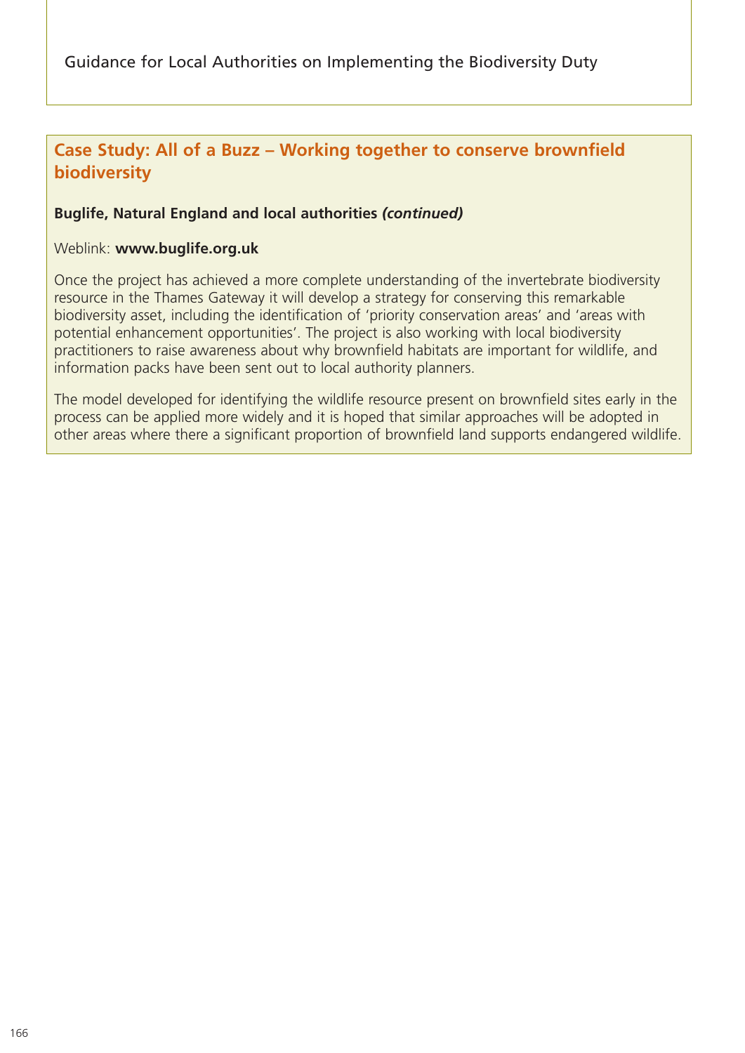## Case Study: All of a Buzz – Working together to conserve brownfield biodiversity

**Buglife, Natural England and local authorities *(continued)***

Weblink: **www.buglife.org.uk**

Once the project has achieved a more complete understanding of the invertebrate biodiversity resource in the Thames Gateway it will develop a strategy for conserving this remarkable biodiversity asset, including the identification of 'priority conservation areas' and 'areas with potential enhancement opportunities'. The project is also working with local biodiversity practitioners to raise awareness about why brownfield habitats are important for wildlife, and information packs have been sent out to local authority planners.

The model developed for identifying the wildlife resource present on brownfield sites early in the process can be applied more widely and it is hoped that similar approaches will be adopted in other areas where there a significant proportion of brownfield land supports endangered wildlife.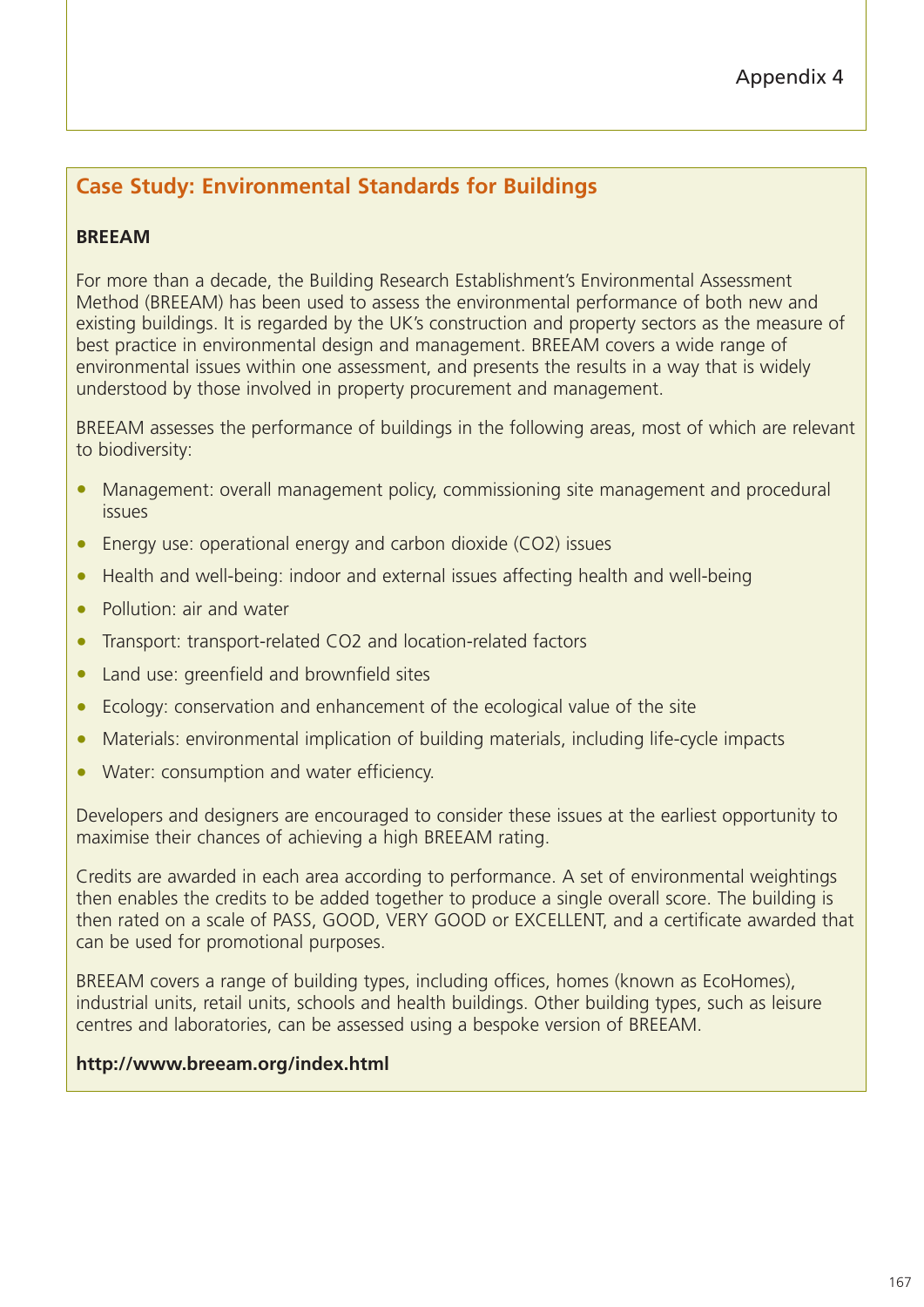Appendix 4

## Case Study: Environmental Standards for Buildings

**BREEAM**

For more than a decade, the Building Research Establishment's Environmental Assessment Method (BREEAM) has been used to assess the environmental performance of both new and existing buildings. It is regarded by the UK's construction and property sectors as the measure of best practice in environmental design and management. BREEAM covers a wide range of environmental issues within one assessment, and presents the results in a way that is widely understood by those involved in property procurement and management.

BREEAM assesses the performance of buildings in the following areas, most of which are relevant to biodiversity:

- Management: overall management policy, commissioning site management and procedural issues
- Energy use: operational energy and carbon dioxide ($CO_2$) issues
- Health and well-being: indoor and external issues affecting health and well-being
- Pollution: air and water
- Transport: transport-related $CO_2$ and location-related factors
- Land use: greenfield and brownfield sites
- Ecology: conservation and enhancement of the ecological value of the site
- Materials: environmental implication of building materials, including life-cycle impacts
- Water: consumption and water efficiency.

Developers and designers are encouraged to consider these issues at the earliest opportunity to maximise their chances of achieving a high BREEAM rating.

Credits are awarded in each area according to performance. A set of environmental weightings then enables the credits to be added together to produce a single overall score. The building is then rated on a scale of PASS, GOOD, VERY GOOD or EXCELLENT, and a certificate awarded that can be used for promotional purposes.

BREEAM covers a range of building types, including offices, homes (known as EcoHomes), industrial units, retail units, schools and health buildings. Other building types, such as leisure centres and laboratories, can be assessed using a bespoke version of BREEAM.

**http://www.breeam.org/index.html**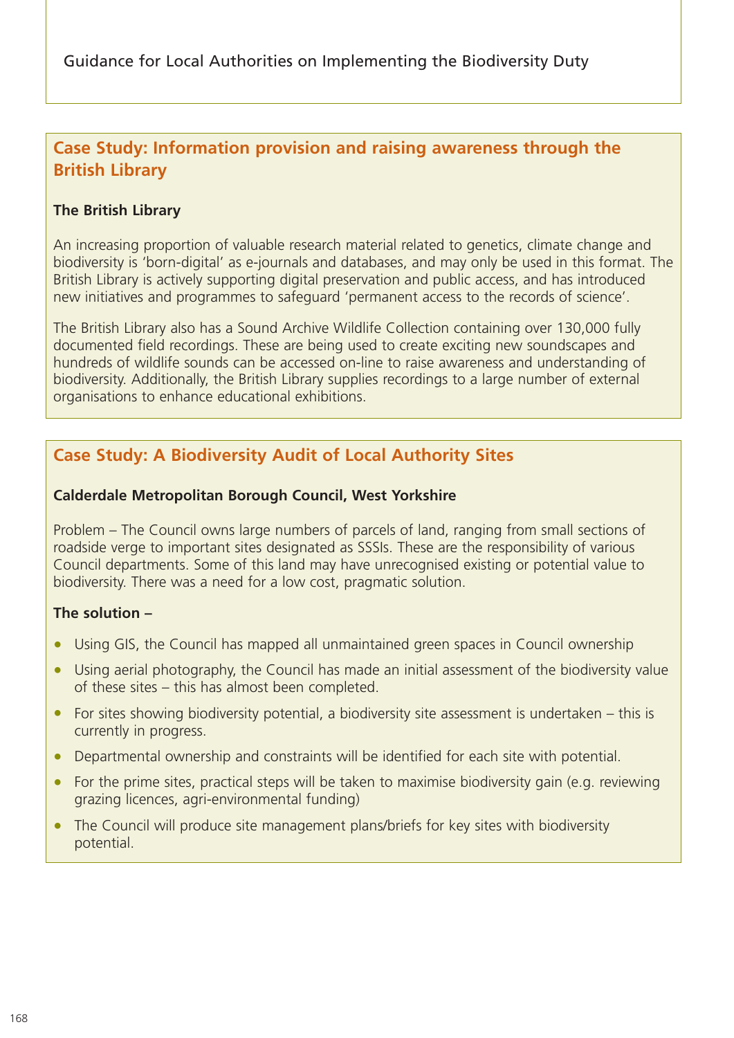## Case Study: Information provision and raising awareness through the British Library

**The British Library**

An increasing proportion of valuable research material related to genetics, climate change and biodiversity is 'born-digital' as e-journals and databases, and may only be used in this format. The British Library is actively supporting digital preservation and public access, and has introduced new initiatives and programmes to safeguard 'permanent access to the records of science'.

The British Library also has a Sound Archive Wildlife Collection containing over 130,000 fully documented field recordings. These are being used to create exciting new soundscapes and hundreds of wildlife sounds can be accessed on-line to raise awareness and understanding of biodiversity. Additionally, the British Library supplies recordings to a large number of external organisations to enhance educational exhibitions.

## Case Study: A Biodiversity Audit of Local Authority Sites

**Calderdale Metropolitan Borough Council, West Yorkshire**

Problem – The Council owns large numbers of parcels of land, ranging from small sections of roadside verge to important sites designated as SSSIs. These are the responsibility of various Council departments. Some of this land may have unrecognised existing or potential value to biodiversity. There was a need for a low cost, pragmatic solution.

**The solution –**

- Using GIS, the Council has mapped all unmaintained green spaces in Council ownership
- Using aerial photography, the Council has made an initial assessment of the biodiversity value of these sites – this has almost been completed.
- For sites showing biodiversity potential, a biodiversity site assessment is undertaken – this is currently in progress.
- Departmental ownership and constraints will be identified for each site with potential.
- For the prime sites, practical steps will be taken to maximise biodiversity gain (e.g. reviewing grazing licences, agri-environmental funding)
- The Council will produce site management plans/briefs for key sites with biodiversity potential.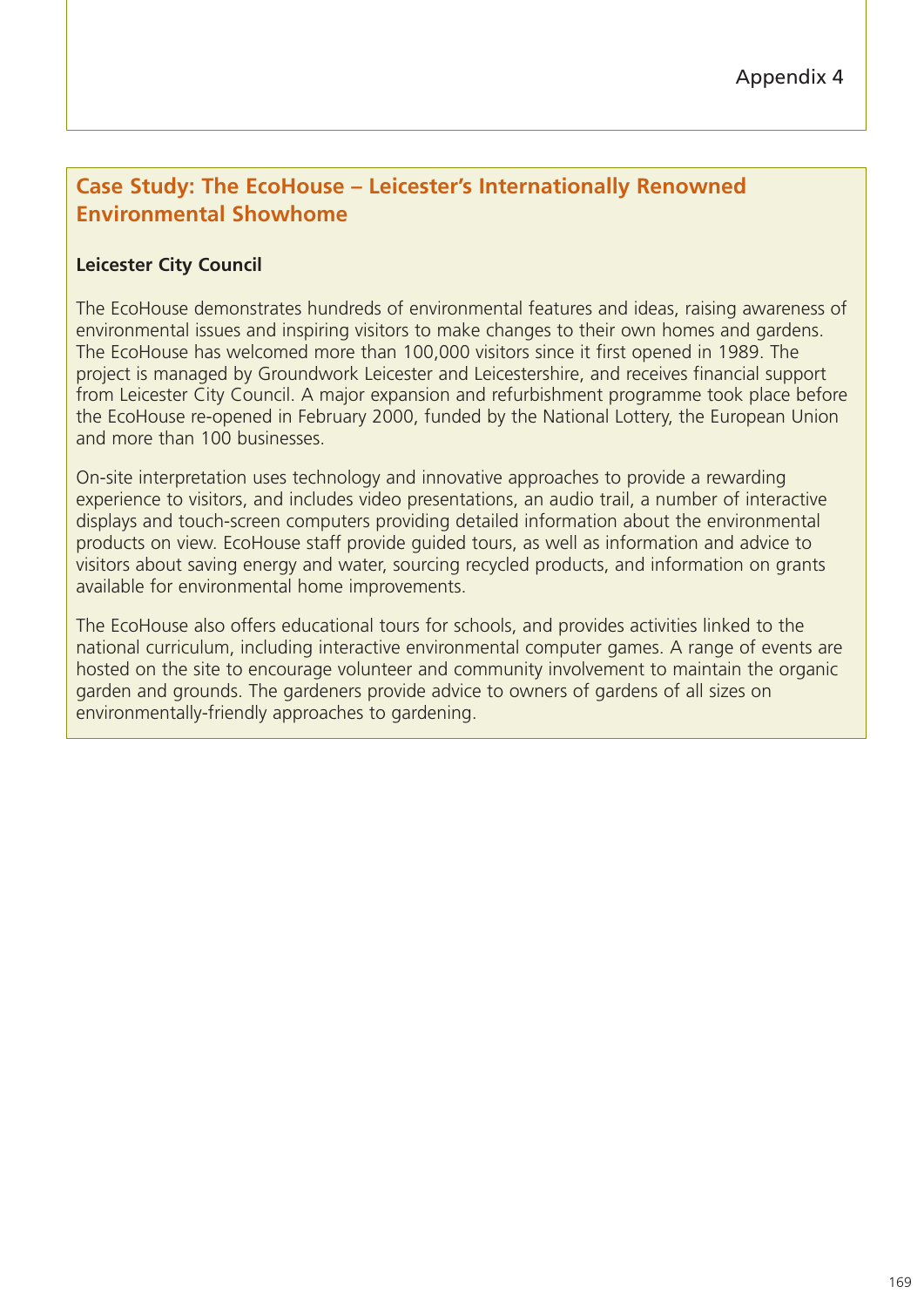Appendix 4

## Case Study: The EcoHouse – Leicester's Internationally Renowned Environmental Showhome

**Leicester City Council**

The EcoHouse demonstrates hundreds of environmental features and ideas, raising awareness of environmental issues and inspiring visitors to make changes to their own homes and gardens. The EcoHouse has welcomed more than 100,000 visitors since it first opened in 1989. The project is managed by Groundwork Leicester and Leicestershire, and receives financial support from Leicester City Council. A major expansion and refurbishment programme took place before the EcoHouse re-opened in February 2000, funded by the National Lottery, the European Union and more than 100 businesses.

On-site interpretation uses technology and innovative approaches to provide a rewarding experience to visitors, and includes video presentations, an audio trail, a number of interactive displays and touch-screen computers providing detailed information about the environmental products on view. EcoHouse staff provide guided tours, as well as information and advice to visitors about saving energy and water, sourcing recycled products, and information on grants available for environmental home improvements.

The EcoHouse also offers educational tours for schools, and provides activities linked to the national curriculum, including interactive environmental computer games. A range of events are hosted on the site to encourage volunteer and community involvement to maintain the organic garden and grounds. The gardeners provide advice to owners of gardens of all sizes on environmentally-friendly approaches to gardening.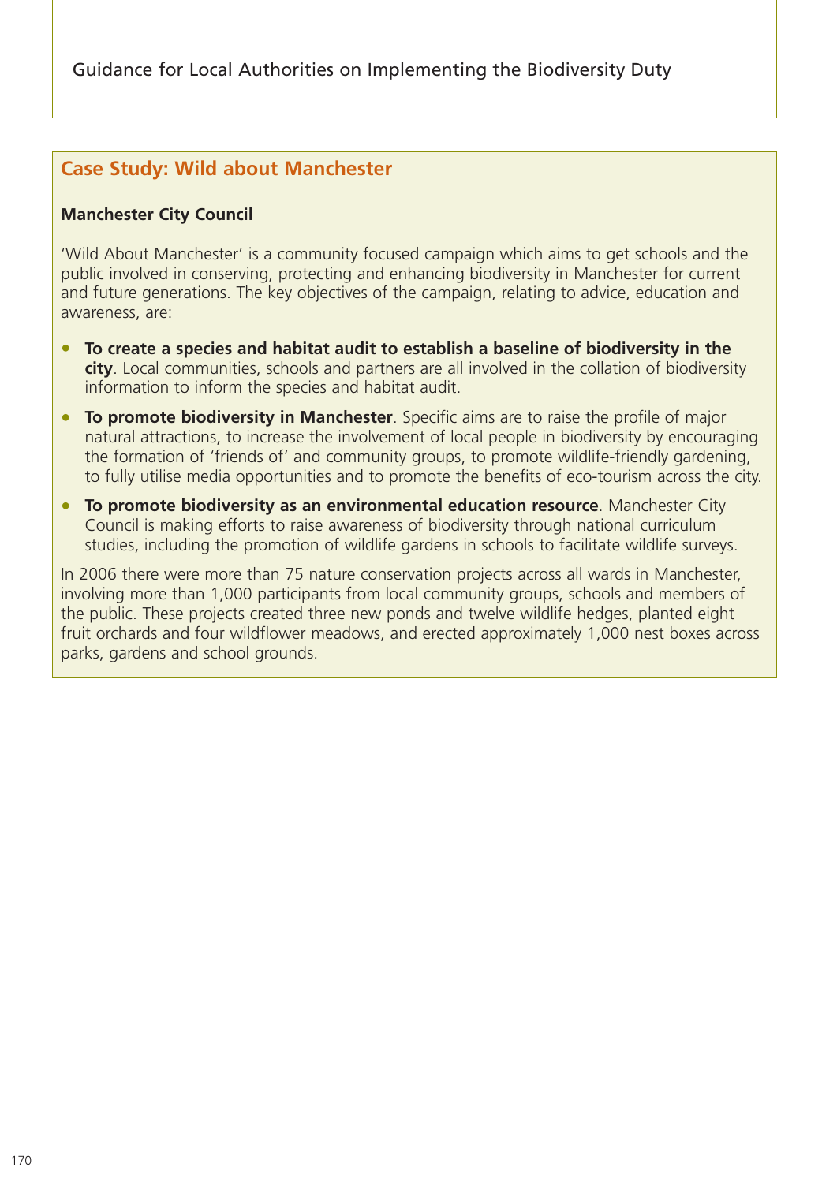## Case Study: Wild about Manchester

**Manchester City Council**

'Wild About Manchester' is a community focused campaign which aims to get schools and the public involved in conserving, protecting and enhancing biodiversity in Manchester for current and future generations. The key objectives of the campaign, relating to advice, education and awareness, are:

- **To create a species and habitat audit to establish a baseline of biodiversity in the city**. Local communities, schools and partners are all involved in the collation of biodiversity information to inform the species and habitat audit.
- **To promote biodiversity in Manchester**. Specific aims are to raise the profile of major natural attractions, to increase the involvement of local people in biodiversity by encouraging the formation of 'friends of' and community groups, to promote wildlife-friendly gardening, to fully utilise media opportunities and to promote the benefits of eco-tourism across the city.
- **To promote biodiversity as an environmental education resource**. Manchester City Council is making efforts to raise awareness of biodiversity through national curriculum studies, including the promotion of wildlife gardens in schools to facilitate wildlife surveys.

In 2006 there were more than 75 nature conservation projects across all wards in Manchester, involving more than 1,000 participants from local community groups, schools and members of the public. These projects created three new ponds and twelve wildlife hedges, planted eight fruit orchards and four wildflower meadows, and erected approximately 1,000 nest boxes across parks, gardens and school grounds.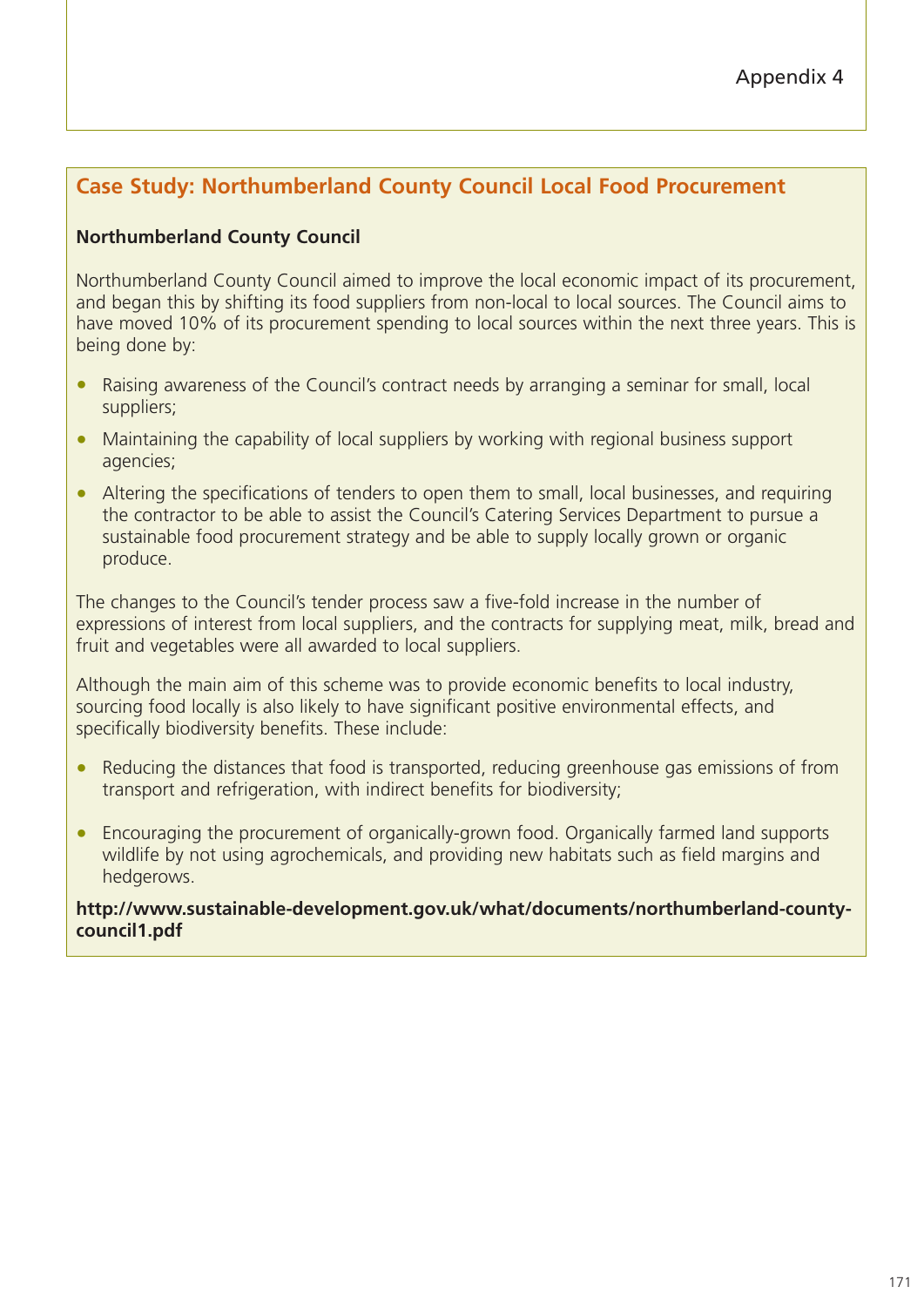Appendix 4

## Case Study: Northumberland County Council Local Food Procurement

**Northumberland County Council**

Northumberland County Council aimed to improve the local economic impact of its procurement, and began this by shifting its food suppliers from non-local to local sources. The Council aims to have moved 10% of its procurement spending to local sources within the next three years. This is being done by:

- Raising awareness of the Council's contract needs by arranging a seminar for small, local suppliers;
- Maintaining the capability of local suppliers by working with regional business support agencies;
- Altering the specifications of tenders to open them to small, local businesses, and requiring the contractor to be able to assist the Council's Catering Services Department to pursue a sustainable food procurement strategy and be able to supply locally grown or organic produce.

The changes to the Council's tender process saw a five-fold increase in the number of expressions of interest from local suppliers, and the contracts for supplying meat, milk, bread and fruit and vegetables were all awarded to local suppliers.

Although the main aim of this scheme was to provide economic benefits to local industry, sourcing food locally is also likely to have significant positive environmental effects, and specifically biodiversity benefits. These include:

- Reducing the distances that food is transported, reducing greenhouse gas emissions of from transport and refrigeration, with indirect benefits for biodiversity;
- Encouraging the procurement of organically-grown food. Organically farmed land supports wildlife by not using agrochemicals, and providing new habitats such as field margins and hedgerows.

**http://www.sustainable-development.gov.uk/what/documents/northumberland-county-council1.pdf**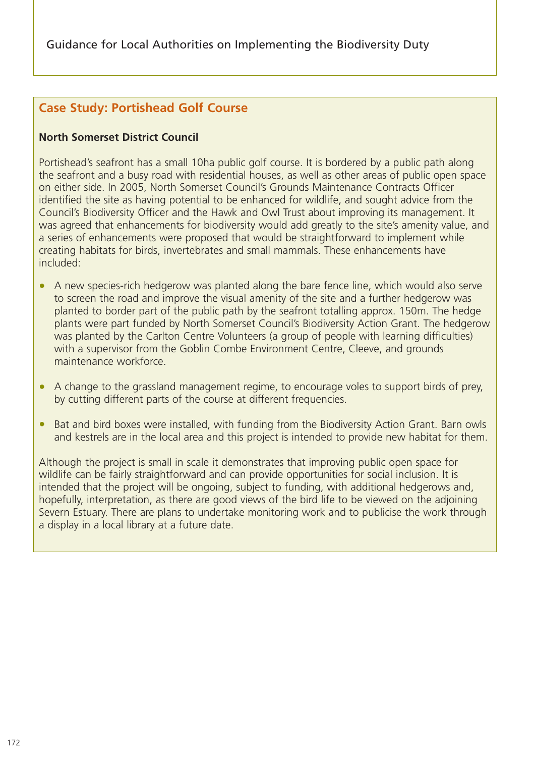## Case Study: Portishead Golf Course

**North Somerset District Council**

Portishead's seafront has a small 10ha public golf course. It is bordered by a public path along the seafront and a busy road with residential houses, as well as other areas of public open space on either side. In 2005, North Somerset Council's Grounds Maintenance Contracts Officer identified the site as having potential to be enhanced for wildlife, and sought advice from the Council's Biodiversity Officer and the Hawk and Owl Trust about improving its management. It was agreed that enhancements for biodiversity would add greatly to the site's amenity value, and a series of enhancements were proposed that would be straightforward to implement while creating habitats for birds, invertebrates and small mammals. These enhancements have included:

- A new species-rich hedgerow was planted along the bare fence line, which would also serve to screen the road and improve the visual amenity of the site and a further hedgerow was planted to border part of the public path by the seafront totalling approx. 150m. The hedge plants were part funded by North Somerset Council's Biodiversity Action Grant. The hedgerow was planted by the Carlton Centre Volunteers (a group of people with learning difficulties) with a supervisor from the Goblin Combe Environment Centre, Cleeve, and grounds maintenance workforce.

- A change to the grassland management regime, to encourage voles to support birds of prey, by cutting different parts of the course at different frequencies.

- Bat and bird boxes were installed, with funding from the Biodiversity Action Grant. Barn owls and kestrels are in the local area and this project is intended to provide new habitat for them.

Although the project is small in scale it demonstrates that improving public open space for wildlife can be fairly straightforward and can provide opportunities for social inclusion. It is intended that the project will be ongoing, subject to funding, with additional hedgerows and, hopefully, interpretation, as there are good views of the bird life to be viewed on the adjoining Severn Estuary. There are plans to undertake monitoring work and to publicise the work through a display in a local library at a future date.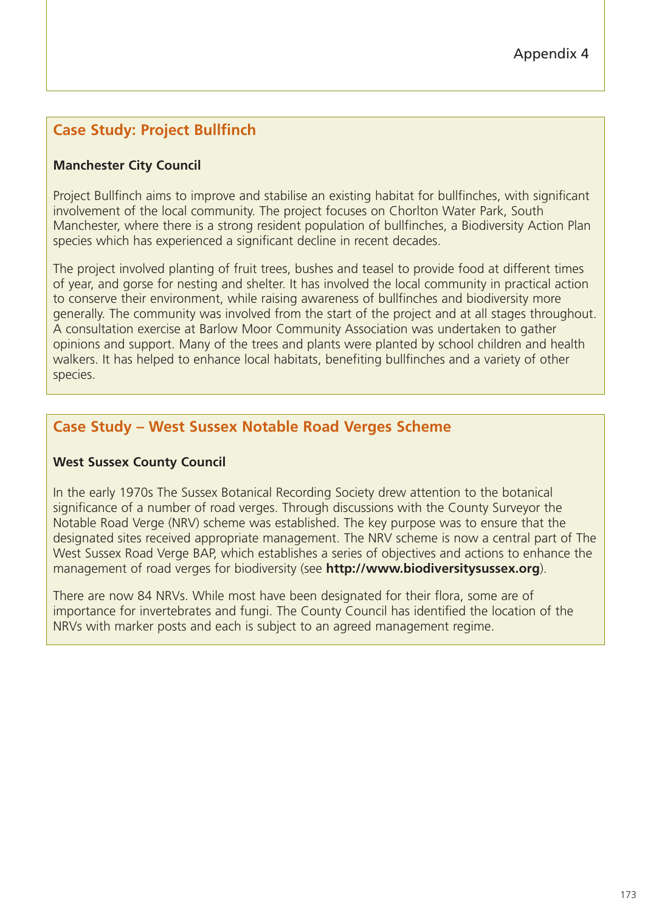Appendix 4

## Case Study: Project Bullfinch

**Manchester City Council**

Project Bullfinch aims to improve and stabilise an existing habitat for bullfinches, with significant involvement of the local community. The project focuses on Chorlton Water Park, South Manchester, where there is a strong resident population of bullfinches, a Biodiversity Action Plan species which has experienced a significant decline in recent decades.

The project involved planting of fruit trees, bushes and teasel to provide food at different times of year, and gorse for nesting and shelter. It has involved the local community in practical action to conserve their environment, while raising awareness of bullfinches and biodiversity more generally. The community was involved from the start of the project and at all stages throughout. A consultation exercise at Barlow Moor Community Association was undertaken to gather opinions and support. Many of the trees and plants were planted by school children and health walkers. It has helped to enhance local habitats, benefiting bullfinches and a variety of other species.

## Case Study – West Sussex Notable Road Verges Scheme

**West Sussex County Council**

In the early 1970s The Sussex Botanical Recording Society drew attention to the botanical significance of a number of road verges. Through discussions with the County Surveyor the Notable Road Verge (NRV) scheme was established. The key purpose was to ensure that the designated sites received appropriate management. The NRV scheme is now a central part of The West Sussex Road Verge BAP, which establishes a series of objectives and actions to enhance the management of road verges for biodiversity (see **http://www.biodiversitysussex.org**).

There are now 84 NRVs. While most have been designated for their flora, some are of importance for invertebrates and fungi. The County Council has identified the location of the NRVs with marker posts and each is subject to an agreed management regime.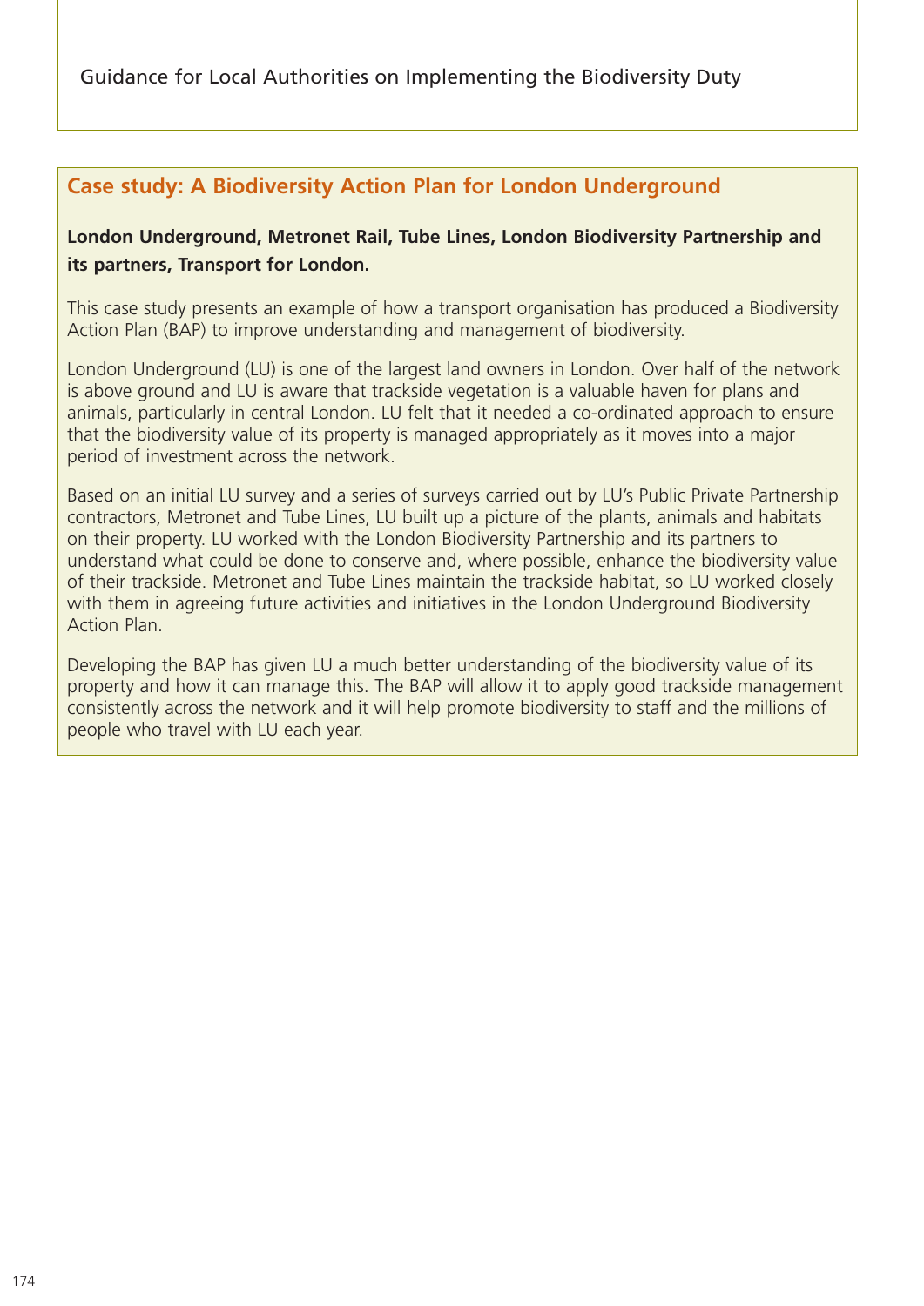## Case study: A Biodiversity Action Plan for London Underground

**London Underground, Metronet Rail, Tube Lines, London Biodiversity Partnership and its partners, Transport for London.**

This case study presents an example of how a transport organisation has produced a Biodiversity Action Plan (BAP) to improve understanding and management of biodiversity.

London Underground (LU) is one of the largest land owners in London. Over half of the network is above ground and LU is aware that trackside vegetation is a valuable haven for plans and animals, particularly in central London. LU felt that it needed a co-ordinated approach to ensure that the biodiversity value of its property is managed appropriately as it moves into a major period of investment across the network.

Based on an initial LU survey and a series of surveys carried out by LU's Public Private Partnership contractors, Metronet and Tube Lines, LU built up a picture of the plants, animals and habitats on their property. LU worked with the London Biodiversity Partnership and its partners to understand what could be done to conserve and, where possible, enhance the biodiversity value of their trackside. Metronet and Tube Lines maintain the trackside habitat, so LU worked closely with them in agreeing future activities and initiatives in the London Underground Biodiversity Action Plan.

Developing the BAP has given LU a much better understanding of the biodiversity value of its property and how it can manage this. The BAP will allow it to apply good trackside management consistently across the network and it will help promote biodiversity to staff and the millions of people who travel with LU each year.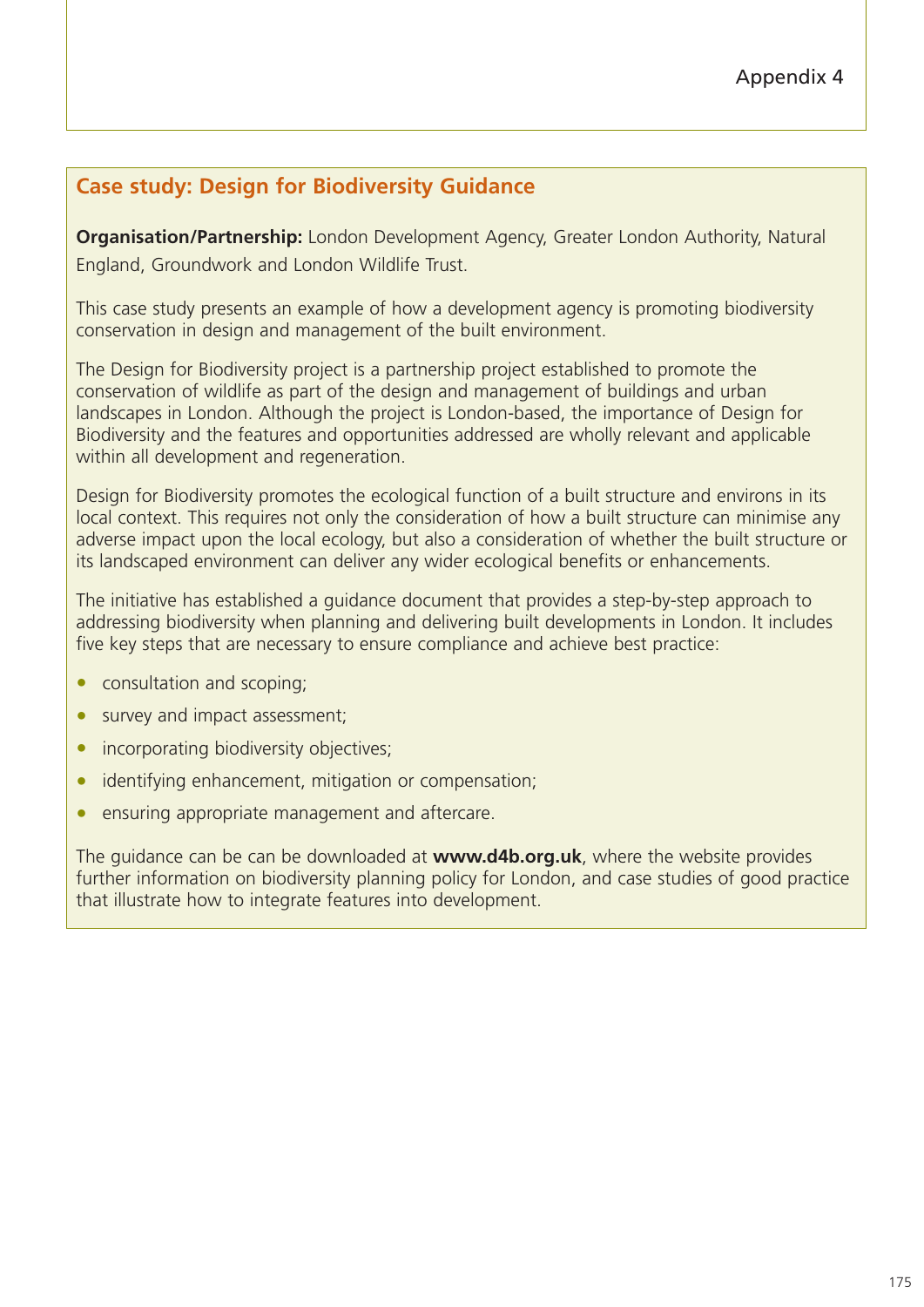## Case study: Design for Biodiversity Guidance

**Organisation/Partnership:** London Development Agency, Greater London Authority, Natural England, Groundwork and London Wildlife Trust.

This case study presents an example of how a development agency is promoting biodiversity conservation in design and management of the built environment.

The Design for Biodiversity project is a partnership project established to promote the conservation of wildlife as part of the design and management of buildings and urban landscapes in London. Although the project is London-based, the importance of Design for Biodiversity and the features and opportunities addressed are wholly relevant and applicable within all development and regeneration.

Design for Biodiversity promotes the ecological function of a built structure and environs in its local context. This requires not only the consideration of how a built structure can minimise any adverse impact upon the local ecology, but also a consideration of whether the built structure or its landscaped environment can deliver any wider ecological benefits or enhancements.

The initiative has established a guidance document that provides a step-by-step approach to addressing biodiversity when planning and delivering built developments in London. It includes five key steps that are necessary to ensure compliance and achieve best practice:

- consultation and scoping;
- survey and impact assessment;
- incorporating biodiversity objectives;
- identifying enhancement, mitigation or compensation;
- ensuring appropriate management and aftercare.

The guidance can be can be downloaded at **www.d4b.org.uk**, where the website provides further information on biodiversity planning policy for London, and case studies of good practice that illustrate how to integrate features into development.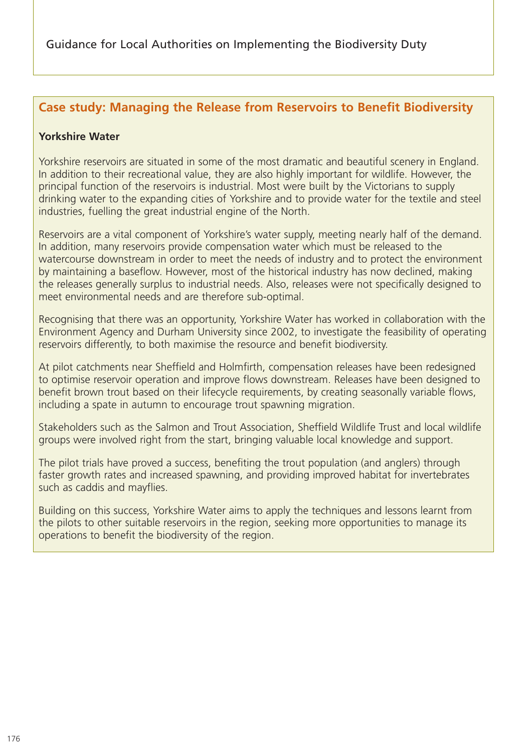## Case study: Managing the Release from Reservoirs to Benefit Biodiversity

**Yorkshire Water**

Yorkshire reservoirs are situated in some of the most dramatic and beautiful scenery in England. In addition to their recreational value, they are also highly important for wildlife. However, the principal function of the reservoirs is industrial. Most were built by the Victorians to supply drinking water to the expanding cities of Yorkshire and to provide water for the textile and steel industries, fuelling the great industrial engine of the North.

Reservoirs are a vital component of Yorkshire's water supply, meeting nearly half of the demand. In addition, many reservoirs provide compensation water which must be released to the watercourse downstream in order to meet the needs of industry and to protect the environment by maintaining a baseflow. However, most of the historical industry has now declined, making the releases generally surplus to industrial needs. Also, releases were not specifically designed to meet environmental needs and are therefore sub-optimal.

Recognising that there was an opportunity, Yorkshire Water has worked in collaboration with the Environment Agency and Durham University since 2002, to investigate the feasibility of operating reservoirs differently, to both maximise the resource and benefit biodiversity.

At pilot catchments near Sheffield and Holmfirth, compensation releases have been redesigned to optimise reservoir operation and improve flows downstream. Releases have been designed to benefit brown trout based on their lifecycle requirements, by creating seasonally variable flows, including a spate in autumn to encourage trout spawning migration.

Stakeholders such as the Salmon and Trout Association, Sheffield Wildlife Trust and local wildlife groups were involved right from the start, bringing valuable local knowledge and support.

The pilot trials have proved a success, benefiting the trout population (and anglers) through faster growth rates and increased spawning, and providing improved habitat for invertebrates such as caddis and mayflies.

Building on this success, Yorkshire Water aims to apply the techniques and lessons learnt from the pilots to other suitable reservoirs in the region, seeking more opportunities to manage its operations to benefit the biodiversity of the region.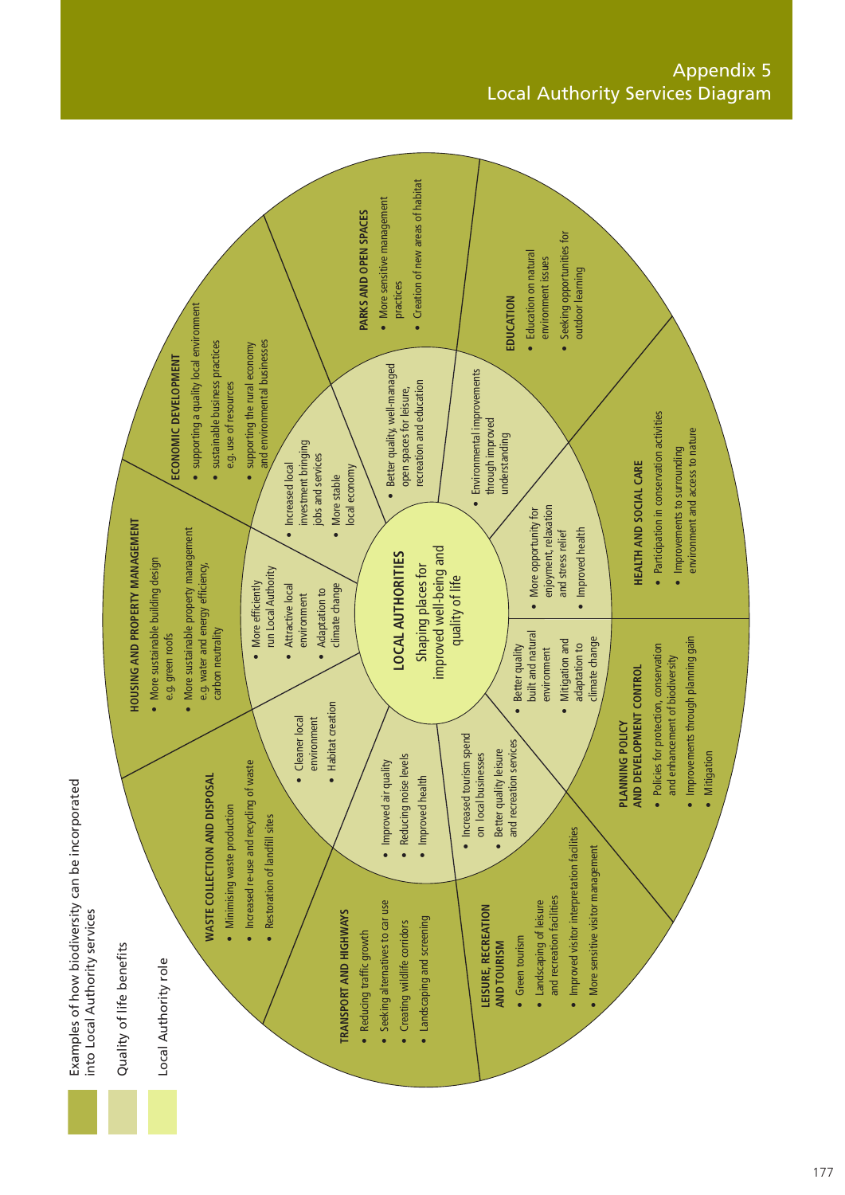# Appendix 5
## Local Authority Services Diagram

Examples of how biodiversity can be incorporated into Local Authority services

- Quality of life benefits
- Local Authority role

**LOCAL AUTHORITIES**
Shaping places for improved well-being and quality of life

**HOUSING AND PROPERTY MANAGEMENT**
- More sustainable building design e.g. green roofs
- More sustainable property management e.g. water and energy efficiency, carbon neutrality

Quality of life benefits:
- More efficiently run Local Authority
- Attractive local environment
- Adaptation to climate change

**ECONOMIC DEVELOPMENT**
- supporting a quality local environment
- sustainable business practices e.g. use of resources
- supporting the rural economy and environmental businesses

Quality of life benefits:
- Increased local investment bringing jobs and services
- More stable local economy

**PARKS AND OPEN SPACES**
- More sensitive management practices
- Creation of new areas of habitat

Quality of life benefits:
- Better quality, well-managed open spaces for leisure, recreation and education

**EDUCATION**
- Education on natural environment issues
- Seeking opportunities for outdoor learning

Quality of life benefits:
- Environmental improvements through improved understanding

**HEALTH AND SOCIAL CARE**
- Participation in conservation activities
- Improvements to surrounding environment and access to nature

Quality of life benefits:
- More opportunity for enjoyment, relaxation and stress relief
- Improved health

**PLANNING POLICY AND DEVELOPMENT CONTROL**
- Policies for protection, conservation and enhancement of biodiversity
- Improvements through planning gain
- Mitigation

Quality of life benefits:
- Better quality built and natural environment
- Mitigation and adaptation to climate change

**LEISURE, RECREATION AND TOURISM**
- Green tourism
- Landscaping of leisure and recreation facilities
- Improved visitor interpretation facilities
- More sensitive visitor management

Quality of life benefits:
- Increased tourism spend on local businesses
- Better quality leisure and recreation services

**TRANSPORT AND HIGHWAYS**
- Reducing traffic growth
- Seeking alternatives to car use
- Creating wildlife corridors
- Landscaping and screening

Quality of life benefits:
- Improved air quality
- Reducing noise levels
- Improved health

**WASTE COLLECTION AND DISPOSAL**
- Minimising waste production
- Increased re-use and recycling of waste
- Restoration of landfill sites

Quality of life benefits:
- Cleaner local environment
- Habitat creation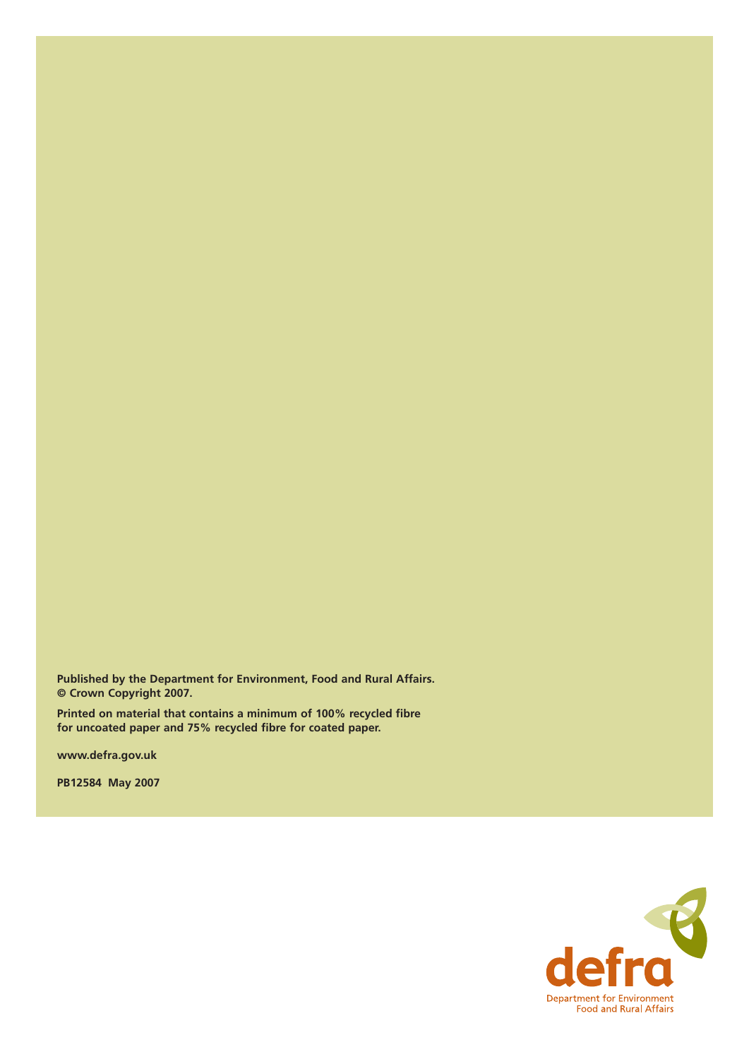**Published by the Department for Environment, Food and Rural Affairs.**
**© Crown Copyright 2007.**

**Printed on material that contains a minimum of 100% recycled fibre for uncoated paper and 75% recycled fibre for coated paper.**

**www.defra.gov.uk**

**PB12584 May 2007**

defra

Department for Environment Food and Rural Affairs